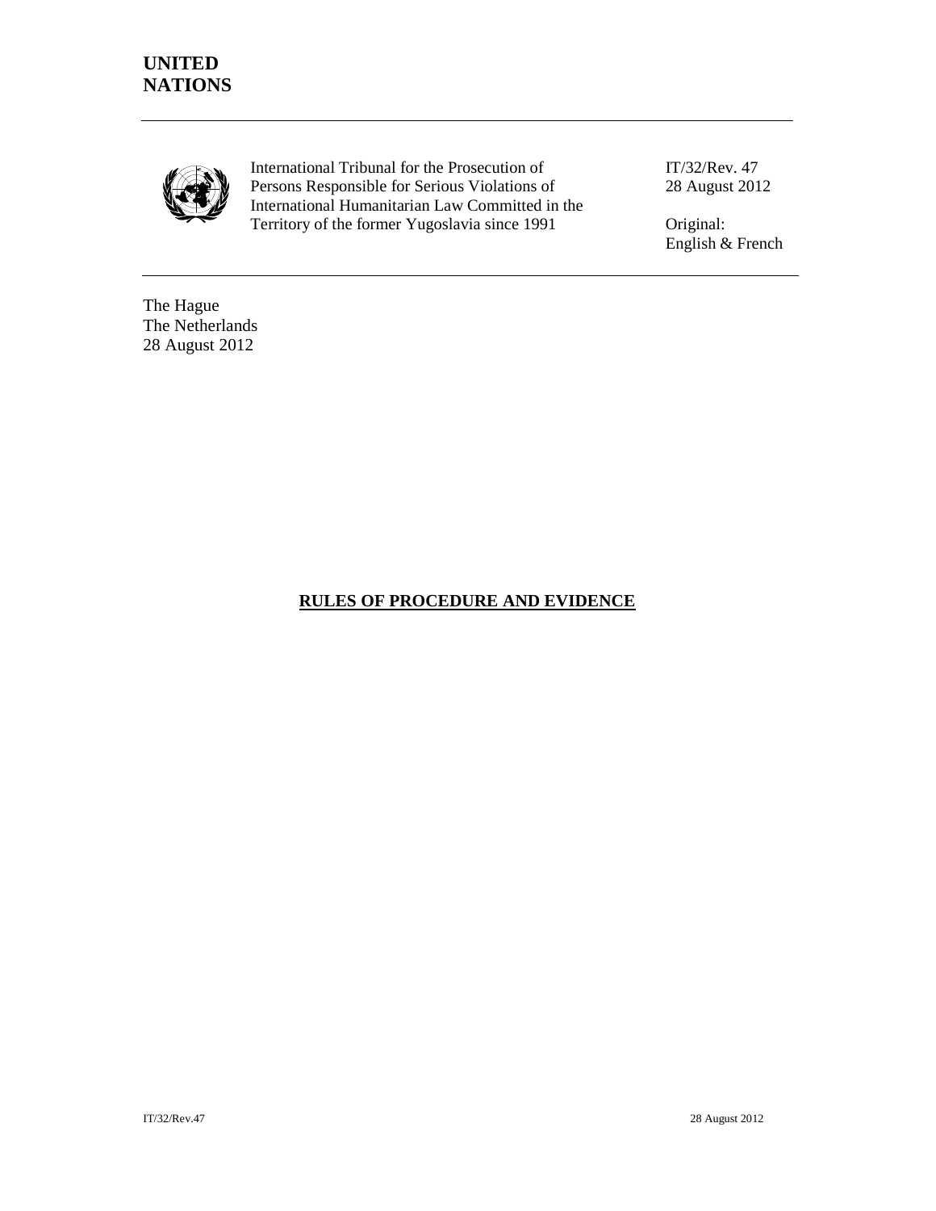**UNITED NATIONS**

International Tribunal for the Prosecution of Persons Responsible for Serious Violations of International Humanitarian Law Committed in the Territory of the former Yugoslavia since 1991

IT/32/Rev. 47
28 August 2012

Original:
English & French

The Hague
The Netherlands
28 August 2012

# RULES OF PROCEDURE AND EVIDENCE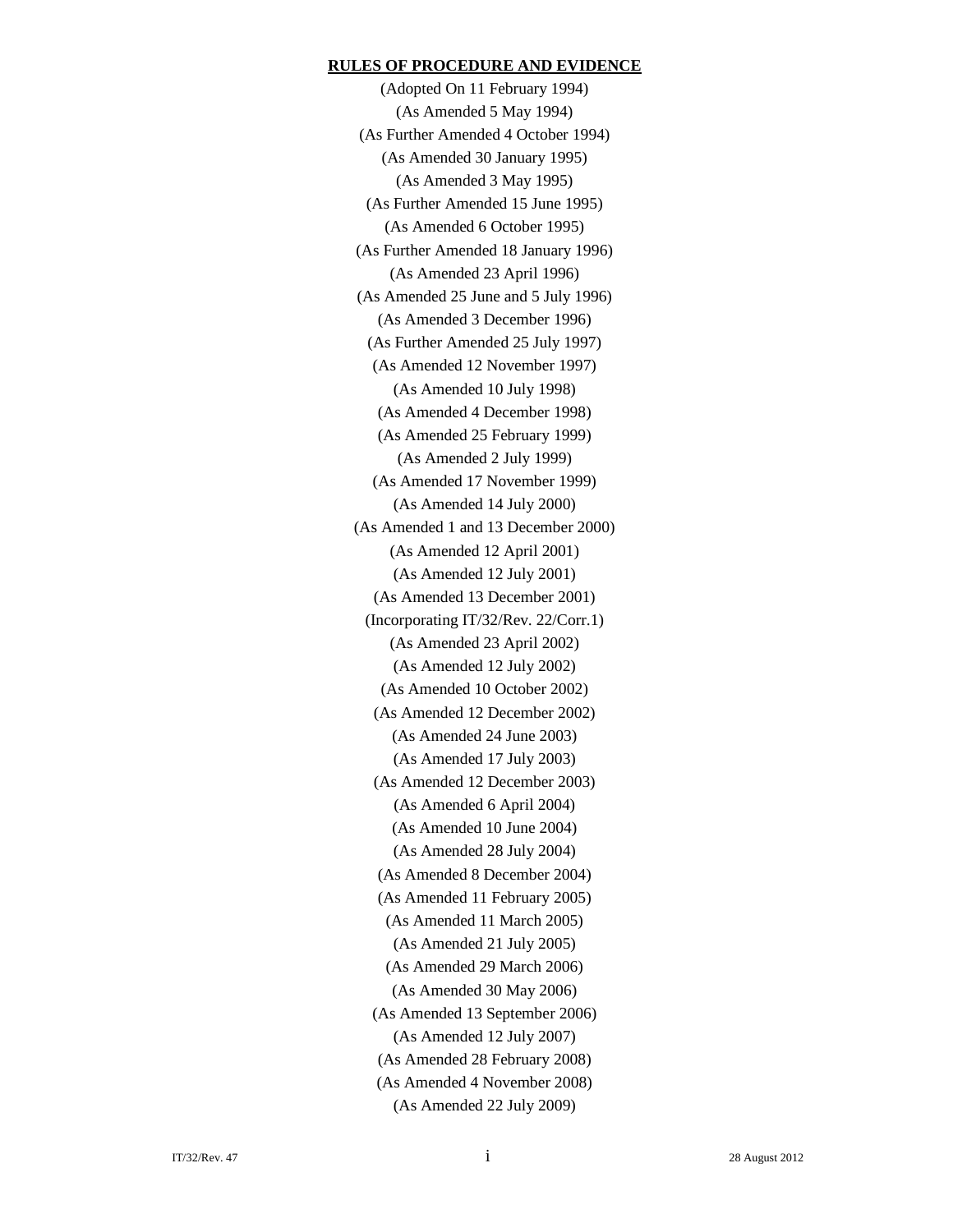**RULES OF PROCEDURE AND EVIDENCE**

(Adopted On 11 February 1994)

(As Amended 5 May 1994)

(As Further Amended 4 October 1994)

(As Amended 30 January 1995)

(As Amended 3 May 1995)

(As Further Amended 15 June 1995)

(As Amended 6 October 1995)

(As Further Amended 18 January 1996)

(As Amended 23 April 1996)

(As Amended 25 June and 5 July 1996)

(As Amended 3 December 1996)

(As Further Amended 25 July 1997)

(As Amended 12 November 1997)

(As Amended 10 July 1998)

(As Amended 4 December 1998)

(As Amended 25 February 1999)

(As Amended 2 July 1999)

(As Amended 17 November 1999)

(As Amended 14 July 2000)

(As Amended 1 and 13 December 2000)

(As Amended 12 April 2001)

(As Amended 12 July 2001)

(As Amended 13 December 2001)

(Incorporating IT/32/Rev. 22/Corr.1)

(As Amended 23 April 2002)

(As Amended 12 July 2002)

(As Amended 10 October 2002)

(As Amended 12 December 2002)

(As Amended 24 June 2003)

(As Amended 17 July 2003)

(As Amended 12 December 2003)

(As Amended 6 April 2004)

(As Amended 10 June 2004)

(As Amended 28 July 2004)

(As Amended 8 December 2004)

(As Amended 11 February 2005)

(As Amended 11 March 2005)

(As Amended 21 July 2005)

(As Amended 29 March 2006)

(As Amended 30 May 2006)

(As Amended 13 September 2006)

(As Amended 12 July 2007)

(As Amended 28 February 2008)

(As Amended 4 November 2008)

(As Amended 22 July 2009)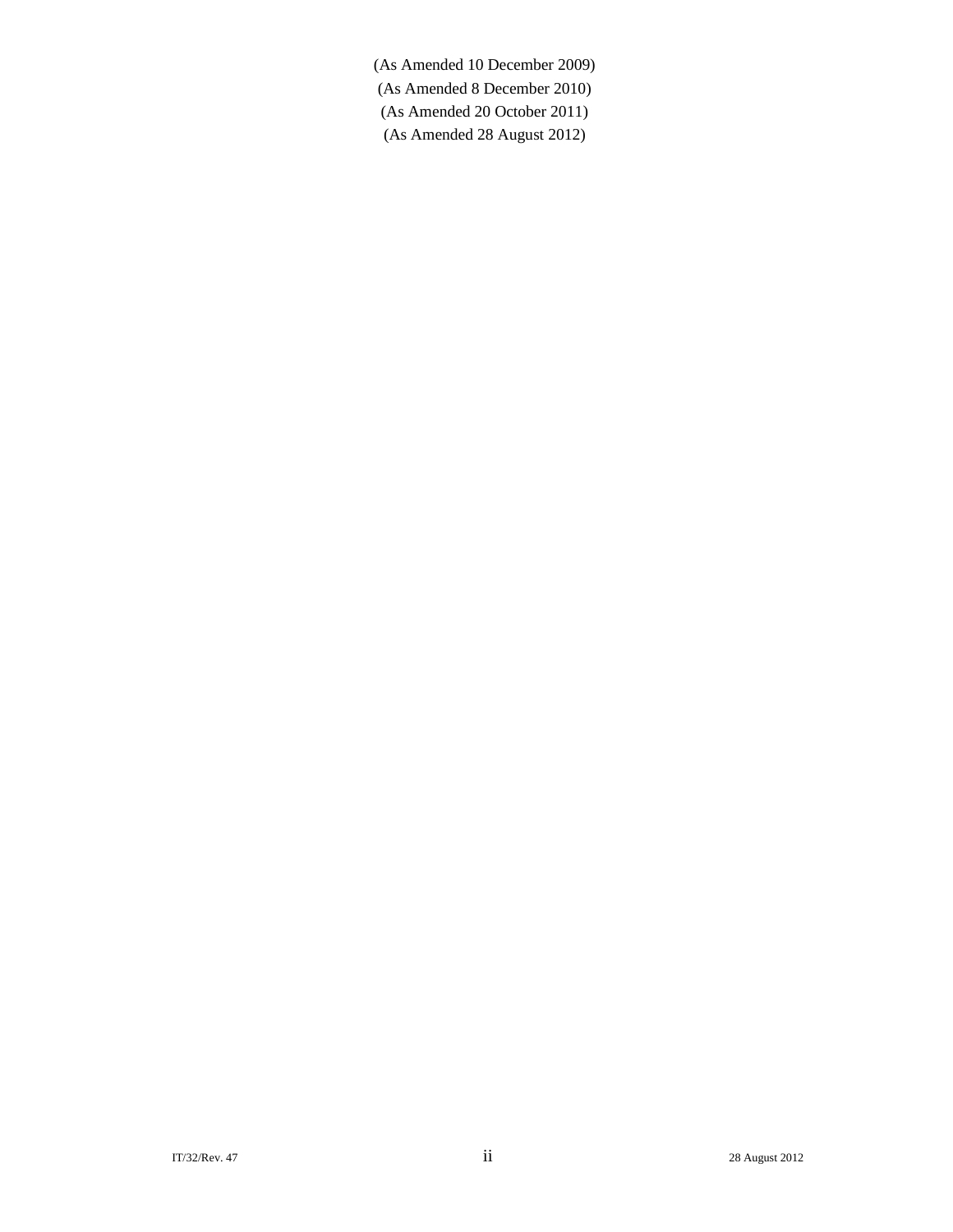(As Amended 10 December 2009)

(As Amended 8 December 2010)

(As Amended 20 October 2011)

(As Amended 28 August 2012)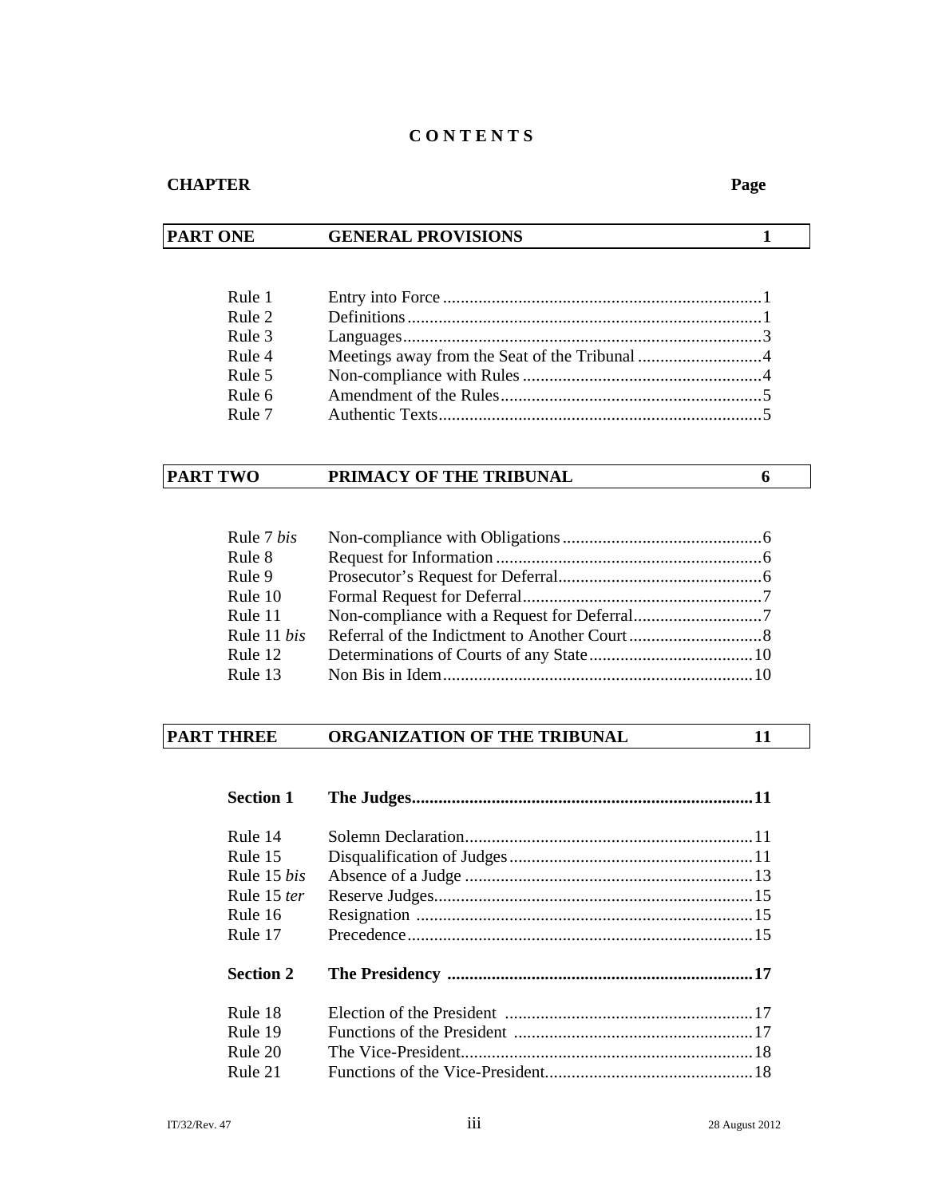# CONTENTS

| CHAPTER | | Page |
|---|---|---|
| **PART ONE** | **GENERAL PROVISIONS** | **1** |
| Rule 1 | Entry into Force | 1 |
| Rule 2 | Definitions | 1 |
| Rule 3 | Languages | 3 |
| Rule 4 | Meetings away from the Seat of the Tribunal | 4 |
| Rule 5 | Non-compliance with Rules | 4 |
| Rule 6 | Amendment of the Rules | 5 |
| Rule 7 | Authentic Texts | 5 |
| **PART TWO** | **PRIMACY OF THE TRIBUNAL** | **6** |
| Rule 7 *bis* | Non-compliance with Obligations | 6 |
| Rule 8 | Request for Information | 6 |
| Rule 9 | Prosecutor's Request for Deferral | 6 |
| Rule 10 | Formal Request for Deferral | 7 |
| Rule 11 | Non-compliance with a Request for Deferral | 7 |
| Rule 11 *bis* | Referral of the Indictment to Another Court | 8 |
| Rule 12 | Determinations of Courts of any State | 10 |
| Rule 13 | Non Bis in Idem | 10 |
| **PART THREE** | **ORGANIZATION OF THE TRIBUNAL** | **11** |
| **Section 1** | **The Judges** | **11** |
| Rule 14 | Solemn Declaration | 11 |
| Rule 15 | Disqualification of Judges | 11 |
| Rule 15 *bis* | Absence of a Judge | 13 |
| Rule 15 *ter* | Reserve Judges | 15 |
| Rule 16 | Resignation | 15 |
| Rule 17 | Precedence | 15 |
| **Section 2** | **The Presidency** | **17** |
| Rule 18 | Election of the President | 17 |
| Rule 19 | Functions of the President | 17 |
| Rule 20 | The Vice-President | 18 |
| Rule 21 | Functions of the Vice-President | 18 |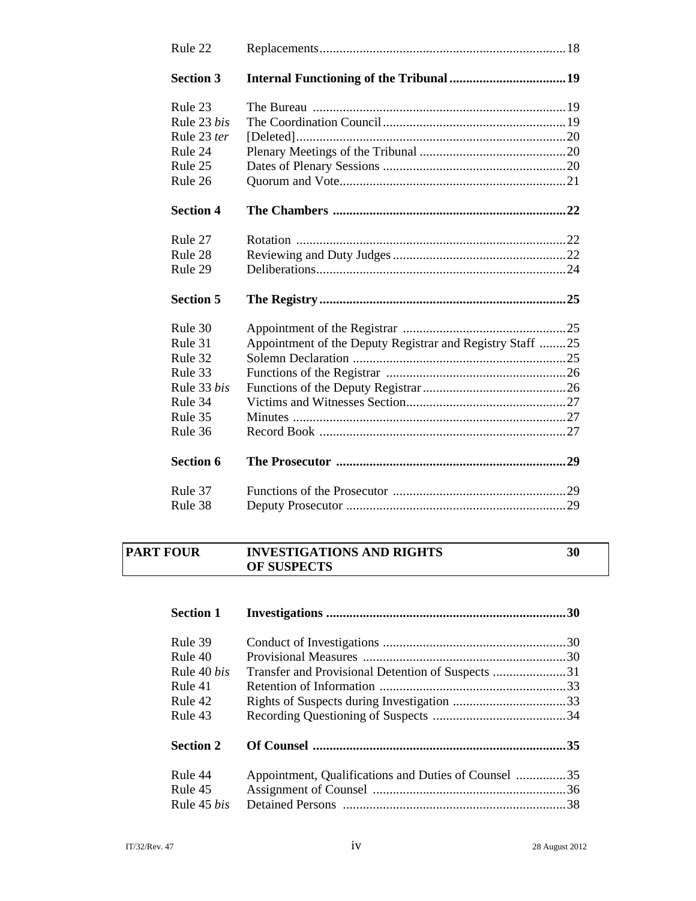| | | |
|---|---|---|
| Rule 22 | Replacements | 18 |
| **Section 3** | **Internal Functioning of the Tribunal** | **19** |
| Rule 23 | The Bureau | 19 |
| Rule 23 *bis* | The Coordination Council | 19 |
| Rule 23 *ter* | [Deleted] | 20 |
| Rule 24 | Plenary Meetings of the Tribunal | 20 |
| Rule 25 | Dates of Plenary Sessions | 20 |
| Rule 26 | Quorum and Vote | 21 |
| **Section 4** | **The Chambers** | **22** |
| Rule 27 | Rotation | 22 |
| Rule 28 | Reviewing and Duty Judges | 22 |
| Rule 29 | Deliberations | 24 |
| **Section 5** | **The Registry** | **25** |
| Rule 30 | Appointment of the Registrar | 25 |
| Rule 31 | Appointment of the Deputy Registrar and Registry Staff | 25 |
| Rule 32 | Solemn Declaration | 25 |
| Rule 33 | Functions of the Registrar | 26 |
| Rule 33 *bis* | Functions of the Deputy Registrar | 26 |
| Rule 34 | Victims and Witnesses Section | 27 |
| Rule 35 | Minutes | 27 |
| Rule 36 | Record Book | 27 |
| **Section 6** | **The Prosecutor** | **29** |
| Rule 37 | Functions of the Prosecutor | 29 |
| Rule 38 | Deputy Prosecutor | 29 |

| | | |
|---|---|---|
| **PART FOUR** | **INVESTIGATIONS AND RIGHTS OF SUSPECTS** | **30** |

| | | |
|---|---|---|
| **Section 1** | **Investigations** | **30** |
| Rule 39 | Conduct of Investigations | 30 |
| Rule 40 | Provisional Measures | 30 |
| Rule 40 *bis* | Transfer and Provisional Detention of Suspects | 31 |
| Rule 41 | Retention of Information | 33 |
| Rule 42 | Rights of Suspects during Investigation | 33 |
| Rule 43 | Recording Questioning of Suspects | 34 |
| **Section 2** | **Of Counsel** | **35** |
| Rule 44 | Appointment, Qualifications and Duties of Counsel | 35 |
| Rule 45 | Assignment of Counsel | 36 |
| Rule 45 *bis* | Detained Persons | 38 |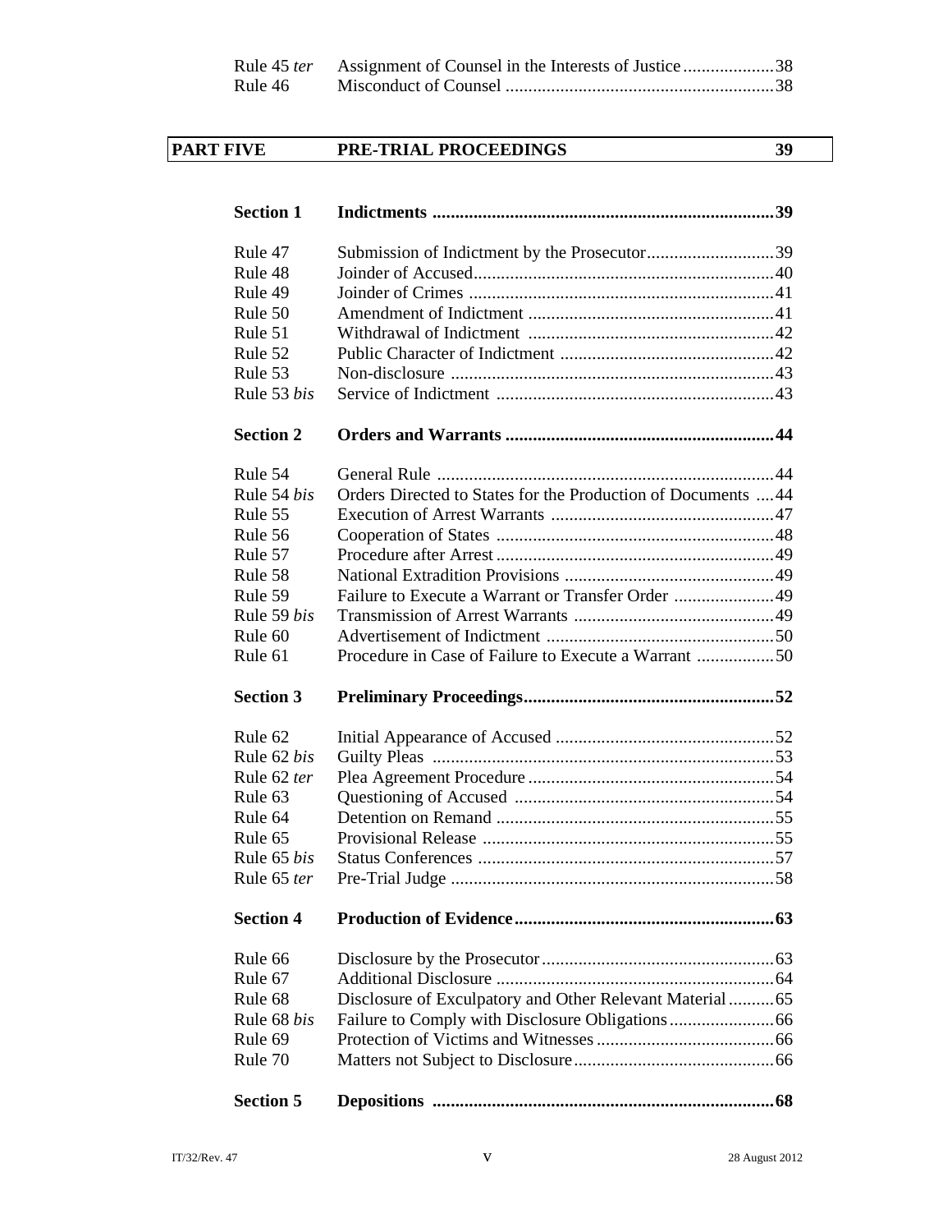| | | |
|---|---|---|
| Rule 45 *ter* | Assignment of Counsel in the Interests of Justice | 38 |
| Rule 46 | Misconduct of Counsel | 38 |

| **PART FIVE** | **PRE-TRIAL PROCEEDINGS** | **39** |
|---|---|---|

| | | |
|---|---|---|
| **Section 1** | **Indictments** | **39** |
| Rule 47 | Submission of Indictment by the Prosecutor | 39 |
| Rule 48 | Joinder of Accused | 40 |
| Rule 49 | Joinder of Crimes | 41 |
| Rule 50 | Amendment of Indictment | 41 |
| Rule 51 | Withdrawal of Indictment | 42 |
| Rule 52 | Public Character of Indictment | 42 |
| Rule 53 | Non-disclosure | 43 |
| Rule 53 *bis* | Service of Indictment | 43 |
| **Section 2** | **Orders and Warrants** | **44** |
| Rule 54 | General Rule | 44 |
| Rule 54 *bis* | Orders Directed to States for the Production of Documents | 44 |
| Rule 55 | Execution of Arrest Warrants | 47 |
| Rule 56 | Cooperation of States | 48 |
| Rule 57 | Procedure after Arrest | 49 |
| Rule 58 | National Extradition Provisions | 49 |
| Rule 59 | Failure to Execute a Warrant or Transfer Order | 49 |
| Rule 59 *bis* | Transmission of Arrest Warrants | 49 |
| Rule 60 | Advertisement of Indictment | 50 |
| Rule 61 | Procedure in Case of Failure to Execute a Warrant | 50 |
| **Section 3** | **Preliminary Proceedings** | **52** |
| Rule 62 | Initial Appearance of Accused | 52 |
| Rule 62 *bis* | Guilty Pleas | 53 |
| Rule 62 *ter* | Plea Agreement Procedure | 54 |
| Rule 63 | Questioning of Accused | 54 |
| Rule 64 | Detention on Remand | 55 |
| Rule 65 | Provisional Release | 55 |
| Rule 65 *bis* | Status Conferences | 57 |
| Rule 65 *ter* | Pre-Trial Judge | 58 |
| **Section 4** | **Production of Evidence** | **63** |
| Rule 66 | Disclosure by the Prosecutor | 63 |
| Rule 67 | Additional Disclosure | 64 |
| Rule 68 | Disclosure of Exculpatory and Other Relevant Material | 65 |
| Rule 68 *bis* | Failure to Comply with Disclosure Obligations | 66 |
| Rule 69 | Protection of Victims and Witnesses | 66 |
| Rule 70 | Matters not Subject to Disclosure | 66 |
| **Section 5** | **Depositions** | **68** |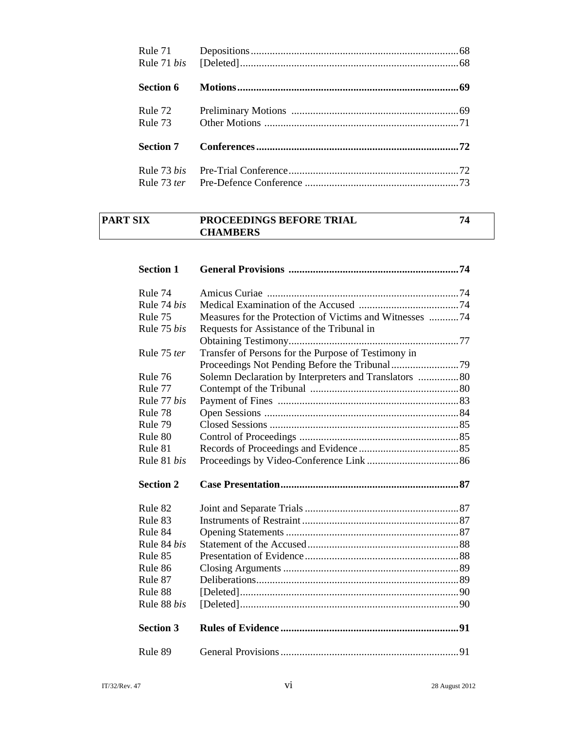| | | |
|---|---|---|
| Rule 71 | Depositions | 68 |
| Rule 71 *bis* | [Deleted] | 68 |
| **Section 6** | **Motions** | **69** |
| Rule 72 | Preliminary Motions | 69 |
| Rule 73 | Other Motions | 71 |
| **Section 7** | **Conferences** | **72** |
| Rule 73 *bis* | Pre-Trial Conference | 72 |
| Rule 73 *ter* | Pre-Defence Conference | 73 |

| **PART SIX** | **PROCEEDINGS BEFORE TRIAL CHAMBERS** | **74** |
|---|---|---|

| | | |
|---|---|---|
| **Section 1** | **General Provisions** | **74** |
| Rule 74 | Amicus Curiae | 74 |
| Rule 74 *bis* | Medical Examination of the Accused | 74 |
| Rule 75 | Measures for the Protection of Victims and Witnesses | 74 |
| Rule 75 *bis* | Requests for Assistance of the Tribunal in Obtaining Testimony | 77 |
| Rule 75 *ter* | Transfer of Persons for the Purpose of Testimony in Proceedings Not Pending Before the Tribunal | 79 |
| Rule 76 | Solemn Declaration by Interpreters and Translators | 80 |
| Rule 77 | Contempt of the Tribunal | 80 |
| Rule 77 *bis* | Payment of Fines | 83 |
| Rule 78 | Open Sessions | 84 |
| Rule 79 | Closed Sessions | 85 |
| Rule 80 | Control of Proceedings | 85 |
| Rule 81 | Records of Proceedings and Evidence | 85 |
| Rule 81 *bis* | Proceedings by Video-Conference Link | 86 |
| **Section 2** | **Case Presentation** | **87** |
| Rule 82 | Joint and Separate Trials | 87 |
| Rule 83 | Instruments of Restraint | 87 |
| Rule 84 | Opening Statements | 87 |
| Rule 84 *bis* | Statement of the Accused | 88 |
| Rule 85 | Presentation of Evidence | 88 |
| Rule 86 | Closing Arguments | 89 |
| Rule 87 | Deliberations | 89 |
| Rule 88 | [Deleted] | 90 |
| Rule 88 *bis* | [Deleted] | 90 |
| **Section 3** | **Rules of Evidence** | **91** |
| Rule 89 | General Provisions | 91 |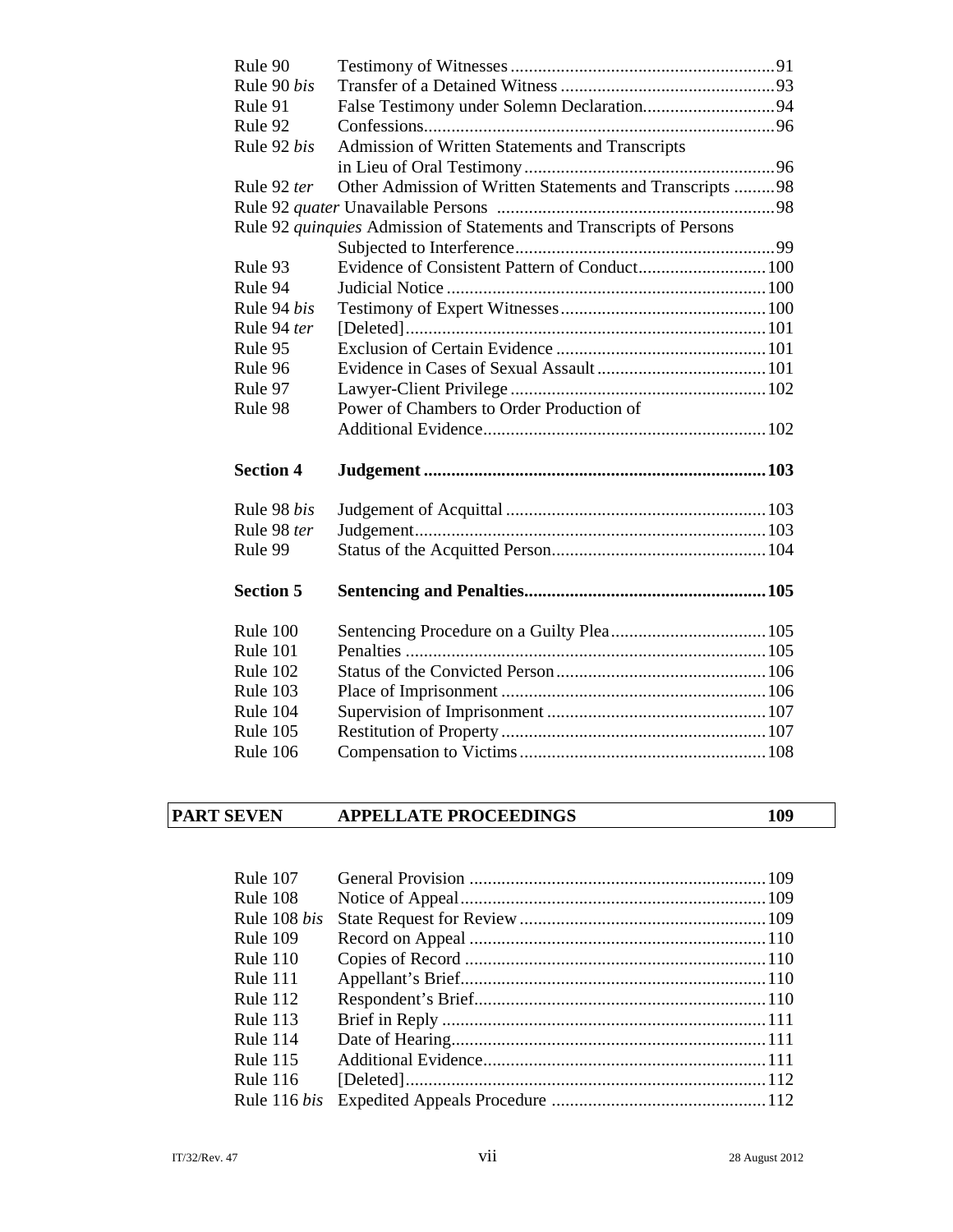| | | |
|---|---|---|
| Rule 90 | Testimony of Witnesses | 91 |
| Rule 90 *bis* | Transfer of a Detained Witness | 93 |
| Rule 91 | False Testimony under Solemn Declaration | 94 |
| Rule 92 | Confessions | 96 |
| Rule 92 *bis* | Admission of Written Statements and Transcripts in Lieu of Oral Testimony | 96 |
| Rule 92 *ter* | Other Admission of Written Statements and Transcripts | 98 |
| Rule 92 *quater* | Unavailable Persons | 98 |
| Rule 92 *quinquies* | Admission of Statements and Transcripts of Persons Subjected to Interference | 99 |
| Rule 93 | Evidence of Consistent Pattern of Conduct | 100 |
| Rule 94 | Judicial Notice | 100 |
| Rule 94 *bis* | Testimony of Expert Witnesses | 100 |
| Rule 94 *ter* | [Deleted] | 101 |
| Rule 95 | Exclusion of Certain Evidence | 101 |
| Rule 96 | Evidence in Cases of Sexual Assault | 101 |
| Rule 97 | Lawyer-Client Privilege | 102 |
| Rule 98 | Power of Chambers to Order Production of Additional Evidence | 102 |
| **Section 4** | **Judgement** | **103** |
| Rule 98 *bis* | Judgement of Acquittal | 103 |
| Rule 98 *ter* | Judgement | 103 |
| Rule 99 | Status of the Acquitted Person | 104 |
| **Section 5** | **Sentencing and Penalties** | **105** |
| Rule 100 | Sentencing Procedure on a Guilty Plea | 105 |
| Rule 101 | Penalties | 105 |
| Rule 102 | Status of the Convicted Person | 106 |
| Rule 103 | Place of Imprisonment | 106 |
| Rule 104 | Supervision of Imprisonment | 107 |
| Rule 105 | Restitution of Property | 107 |
| Rule 106 | Compensation to Victims | 108 |

| **PART SEVEN** | **APPELLATE PROCEEDINGS** | **109** |
|---|---|---|

| | | |
|---|---|---|
| Rule 107 | General Provision | 109 |
| Rule 108 | Notice of Appeal | 109 |
| Rule 108 *bis* | State Request for Review | 109 |
| Rule 109 | Record on Appeal | 110 |
| Rule 110 | Copies of Record | 110 |
| Rule 111 | Appellant's Brief | 110 |
| Rule 112 | Respondent's Brief | 110 |
| Rule 113 | Brief in Reply | 111 |
| Rule 114 | Date of Hearing | 111 |
| Rule 115 | Additional Evidence | 111 |
| Rule 116 | [Deleted] | 112 |
| Rule 116 *bis* | Expedited Appeals Procedure | 112 |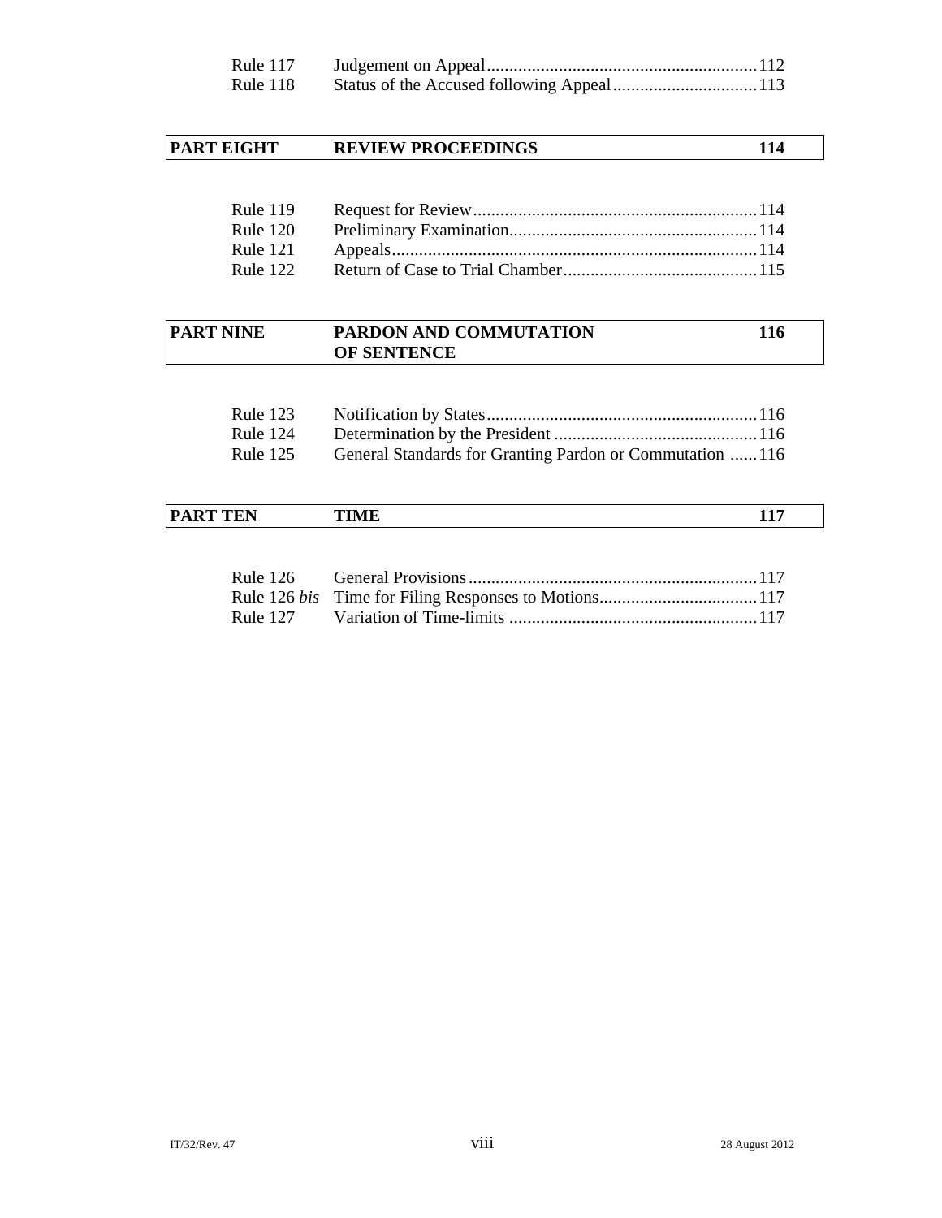| | | |
|---|---|---|
| Rule 117 | Judgement on Appeal | 112 |
| Rule 118 | Status of the Accused following Appeal | 113 |

| **PART EIGHT** | **REVIEW PROCEEDINGS** | **114** |
|---|---|---|

| | | |
|---|---|---|
| Rule 119 | Request for Review | 114 |
| Rule 120 | Preliminary Examination | 114 |
| Rule 121 | Appeals | 114 |
| Rule 122 | Return of Case to Trial Chamber | 115 |

| **PART NINE** | **PARDON AND COMMUTATION OF SENTENCE** | **116** |
|---|---|---|

| | | |
|---|---|---|
| Rule 123 | Notification by States | 116 |
| Rule 124 | Determination by the President | 116 |
| Rule 125 | General Standards for Granting Pardon or Commutation | 116 |

| **PART TEN** | **TIME** | **117** |
|---|---|---|

| | | |
|---|---|---|
| Rule 126 | General Provisions | 117 |
| Rule 126 *bis* | Time for Filing Responses to Motions | 117 |
| Rule 127 | Variation of Time-limits | 117 |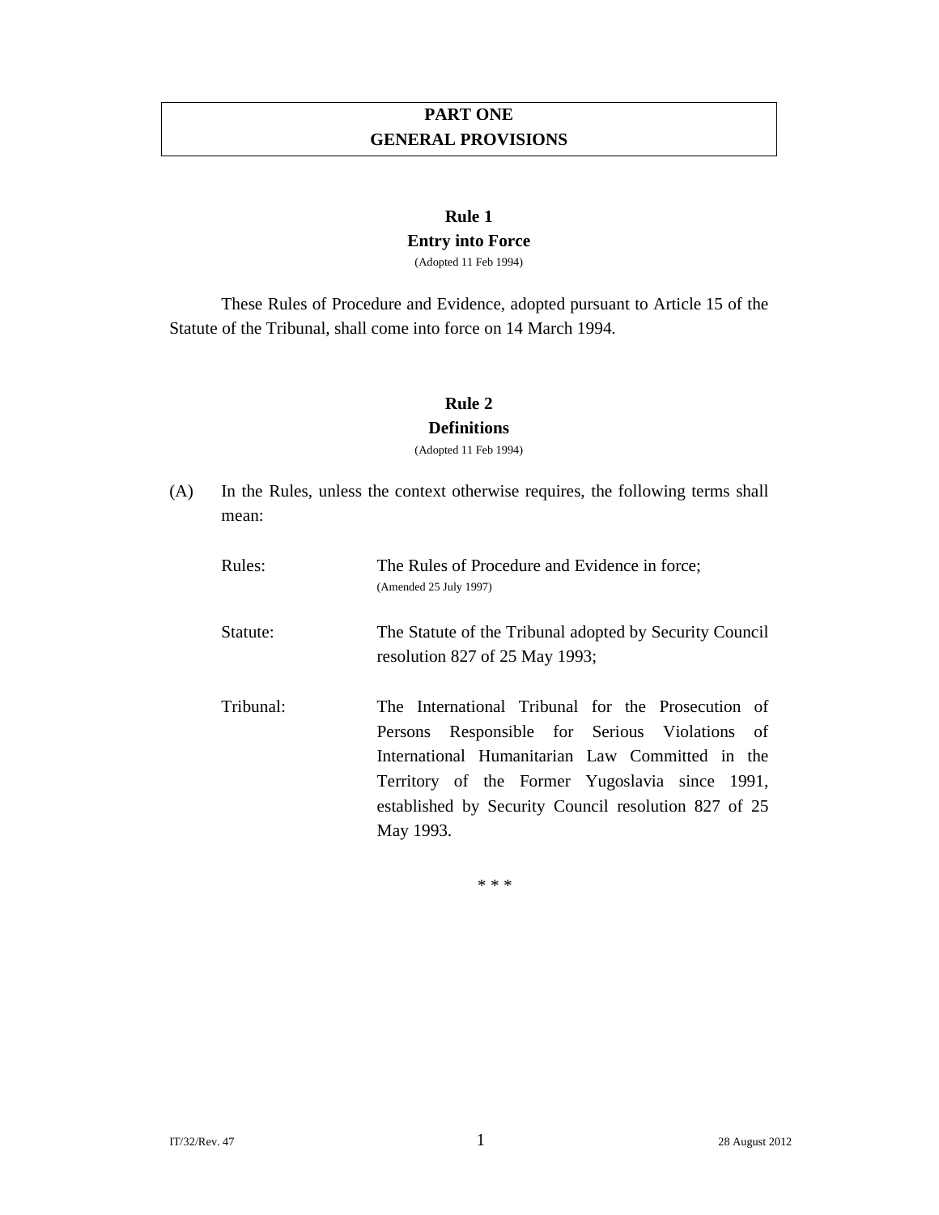# PART ONE
# GENERAL PROVISIONS

## Rule 1
## Entry into Force

(Adopted 11 Feb 1994)

These Rules of Procedure and Evidence, adopted pursuant to Article 15 of the Statute of the Tribunal, shall come into force on 14 March 1994.

## Rule 2
## Definitions

(Adopted 11 Feb 1994)

(A) In the Rules, unless the context otherwise requires, the following terms shall mean:

Rules: The Rules of Procedure and Evidence in force;
(Amended 25 July 1997)

Statute: The Statute of the Tribunal adopted by Security Council resolution 827 of 25 May 1993;

Tribunal: The International Tribunal for the Prosecution of Persons Responsible for Serious Violations of International Humanitarian Law Committed in the Territory of the Former Yugoslavia since 1991, established by Security Council resolution 827 of 25 May 1993.

* * *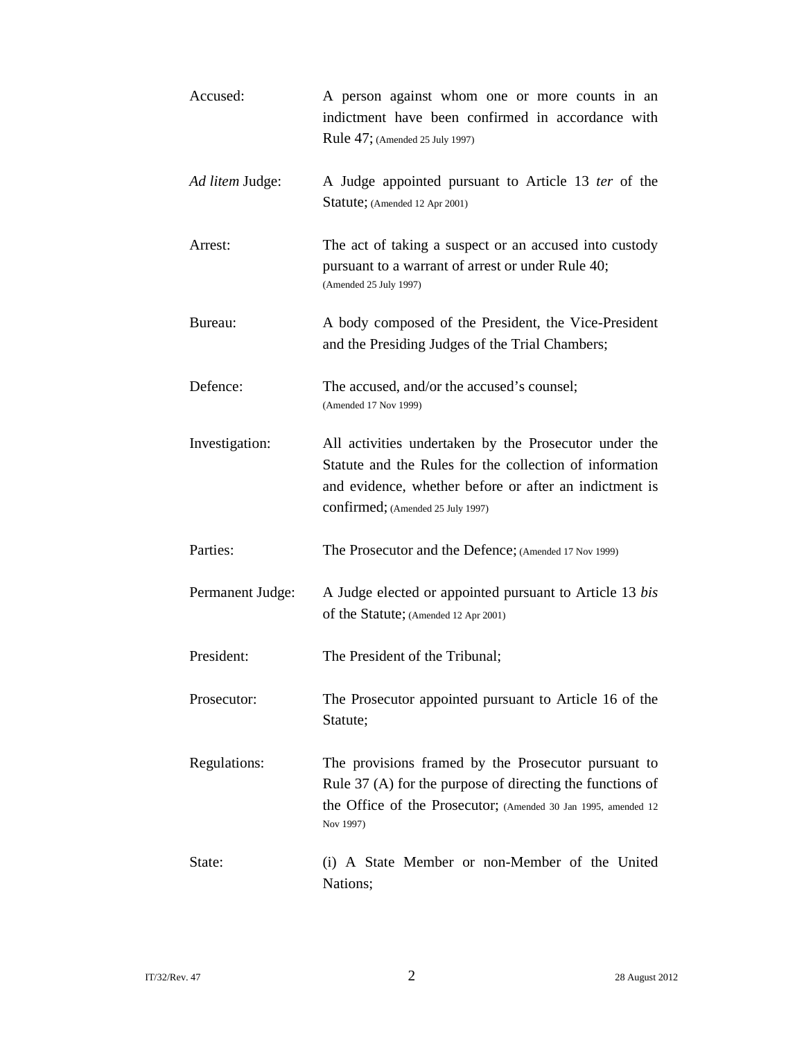Accused: A person against whom one or more counts in an indictment have been confirmed in accordance with Rule 47; (Amended 25 July 1997)

*Ad litem* Judge: A Judge appointed pursuant to Article 13 *ter* of the Statute; (Amended 12 Apr 2001)

Arrest: The act of taking a suspect or an accused into custody pursuant to a warrant of arrest or under Rule 40; (Amended 25 July 1997)

Bureau: A body composed of the President, the Vice-President and the Presiding Judges of the Trial Chambers;

Defence: The accused, and/or the accused's counsel; (Amended 17 Nov 1999)

Investigation: All activities undertaken by the Prosecutor under the Statute and the Rules for the collection of information and evidence, whether before or after an indictment is confirmed; (Amended 25 July 1997)

Parties: The Prosecutor and the Defence; (Amended 17 Nov 1999)

Permanent Judge: A Judge elected or appointed pursuant to Article 13 *bis* of the Statute; (Amended 12 Apr 2001)

President: The President of the Tribunal;

Prosecutor: The Prosecutor appointed pursuant to Article 16 of the Statute;

Regulations: The provisions framed by the Prosecutor pursuant to Rule 37 (A) for the purpose of directing the functions of the Office of the Prosecutor; (Amended 30 Jan 1995, amended 12 Nov 1997)

State: (i) A State Member or non-Member of the United Nations;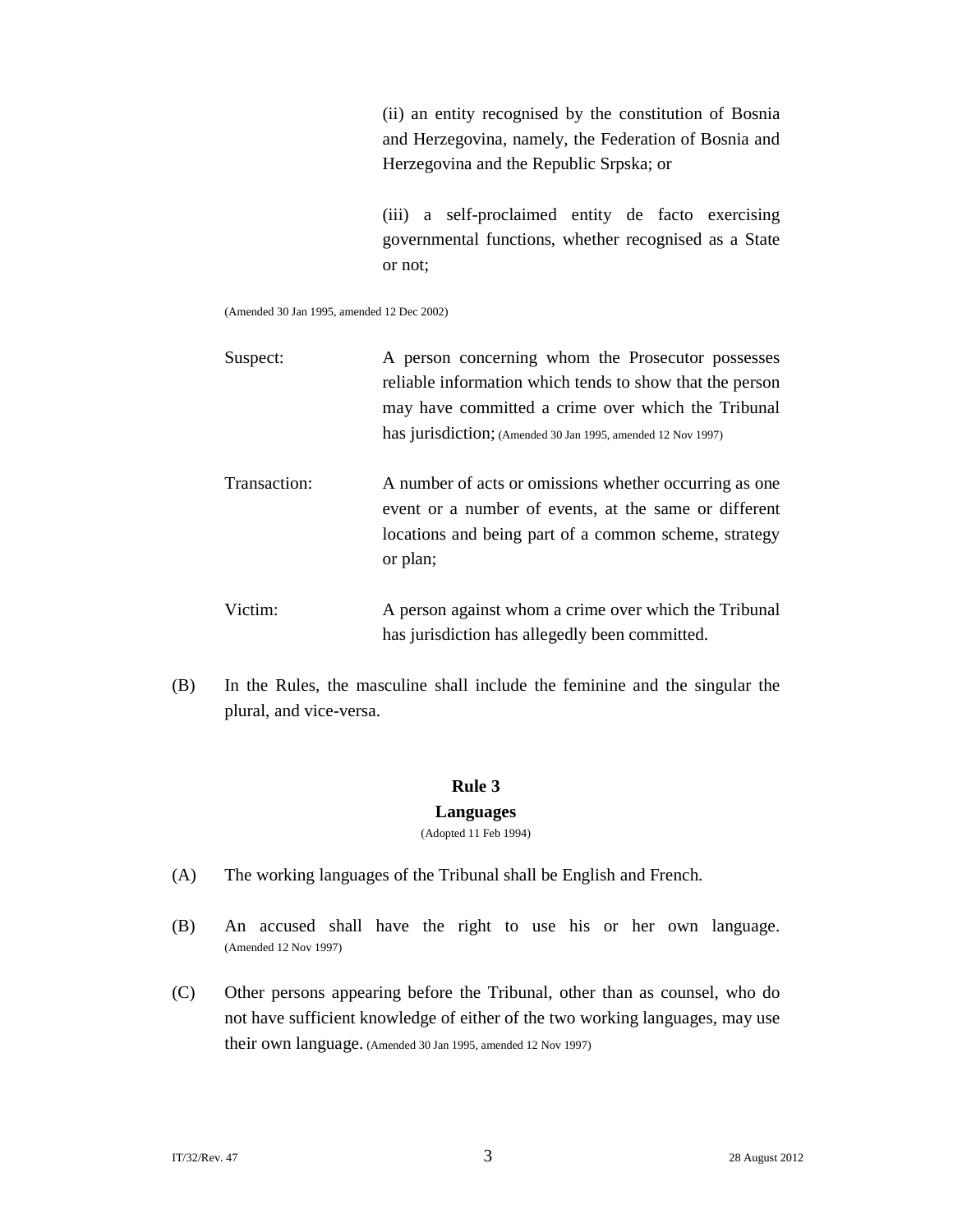(ii) an entity recognised by the constitution of Bosnia and Herzegovina, namely, the Federation of Bosnia and Herzegovina and the Republic Srpska; or

(iii) a self-proclaimed entity de facto exercising governmental functions, whether recognised as a State or not;

(Amended 30 Jan 1995, amended 12 Dec 2002)

Suspect: A person concerning whom the Prosecutor possesses reliable information which tends to show that the person may have committed a crime over which the Tribunal has jurisdiction; (Amended 30 Jan 1995, amended 12 Nov 1997)

Transaction: A number of acts or omissions whether occurring as one event or a number of events, at the same or different locations and being part of a common scheme, strategy or plan;

Victim: A person against whom a crime over which the Tribunal has jurisdiction has allegedly been committed.

(B) In the Rules, the masculine shall include the feminine and the singular the plural, and vice-versa.

## Rule 3
## Languages

(Adopted 11 Feb 1994)

(A) The working languages of the Tribunal shall be English and French.

(B) An accused shall have the right to use his or her own language. (Amended 12 Nov 1997)

(C) Other persons appearing before the Tribunal, other than as counsel, who do not have sufficient knowledge of either of the two working languages, may use their own language. (Amended 30 Jan 1995, amended 12 Nov 1997)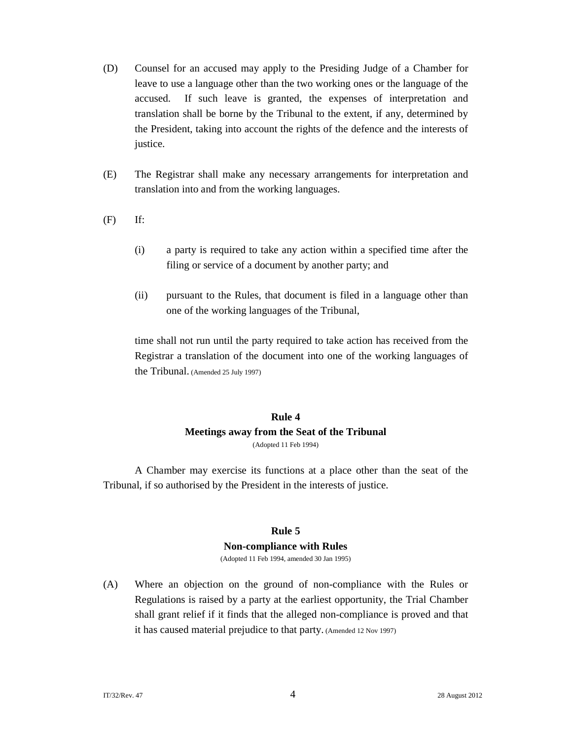(D) Counsel for an accused may apply to the Presiding Judge of a Chamber for leave to use a language other than the two working ones or the language of the accused. If such leave is granted, the expenses of interpretation and translation shall be borne by the Tribunal to the extent, if any, determined by the President, taking into account the rights of the defence and the interests of justice.

(E) The Registrar shall make any necessary arrangements for interpretation and translation into and from the working languages.

(F) If:

(i) a party is required to take any action within a specified time after the filing or service of a document by another party; and

(ii) pursuant to the Rules, that document is filed in a language other than one of the working languages of the Tribunal,

time shall not run until the party required to take action has received from the Registrar a translation of the document into one of the working languages of the Tribunal. (Amended 25 July 1997)

### Rule 4
### Meetings away from the Seat of the Tribunal

(Adopted 11 Feb 1994)

A Chamber may exercise its functions at a place other than the seat of the Tribunal, if so authorised by the President in the interests of justice.

### Rule 5
### Non-compliance with Rules

(Adopted 11 Feb 1994, amended 30 Jan 1995)

(A) Where an objection on the ground of non-compliance with the Rules or Regulations is raised by a party at the earliest opportunity, the Trial Chamber shall grant relief if it finds that the alleged non-compliance is proved and that it has caused material prejudice to that party. (Amended 12 Nov 1997)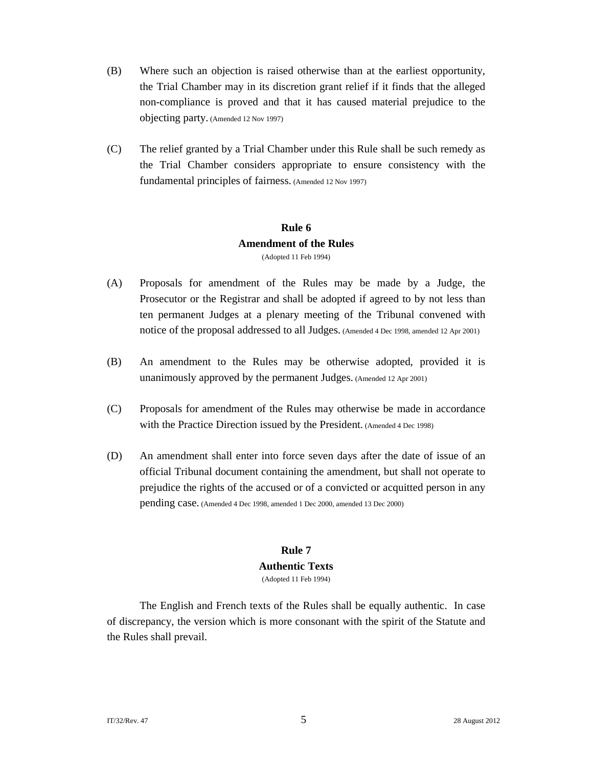(B) Where such an objection is raised otherwise than at the earliest opportunity, the Trial Chamber may in its discretion grant relief if it finds that the alleged non-compliance is proved and that it has caused material prejudice to the objecting party. (Amended 12 Nov 1997)

(C) The relief granted by a Trial Chamber under this Rule shall be such remedy as the Trial Chamber considers appropriate to ensure consistency with the fundamental principles of fairness. (Amended 12 Nov 1997)

### Rule 6
### Amendment of the Rules

(Adopted 11 Feb 1994)

(A) Proposals for amendment of the Rules may be made by a Judge, the Prosecutor or the Registrar and shall be adopted if agreed to by not less than ten permanent Judges at a plenary meeting of the Tribunal convened with notice of the proposal addressed to all Judges. (Amended 4 Dec 1998, amended 12 Apr 2001)

(B) An amendment to the Rules may be otherwise adopted, provided it is unanimously approved by the permanent Judges. (Amended 12 Apr 2001)

(C) Proposals for amendment of the Rules may otherwise be made in accordance with the Practice Direction issued by the President. (Amended 4 Dec 1998)

(D) An amendment shall enter into force seven days after the date of issue of an official Tribunal document containing the amendment, but shall not operate to prejudice the rights of the accused or of a convicted or acquitted person in any pending case. (Amended 4 Dec 1998, amended 1 Dec 2000, amended 13 Dec 2000)

### Rule 7
### Authentic Texts

(Adopted 11 Feb 1994)

The English and French texts of the Rules shall be equally authentic. In case of discrepancy, the version which is more consonant with the spirit of the Statute and the Rules shall prevail.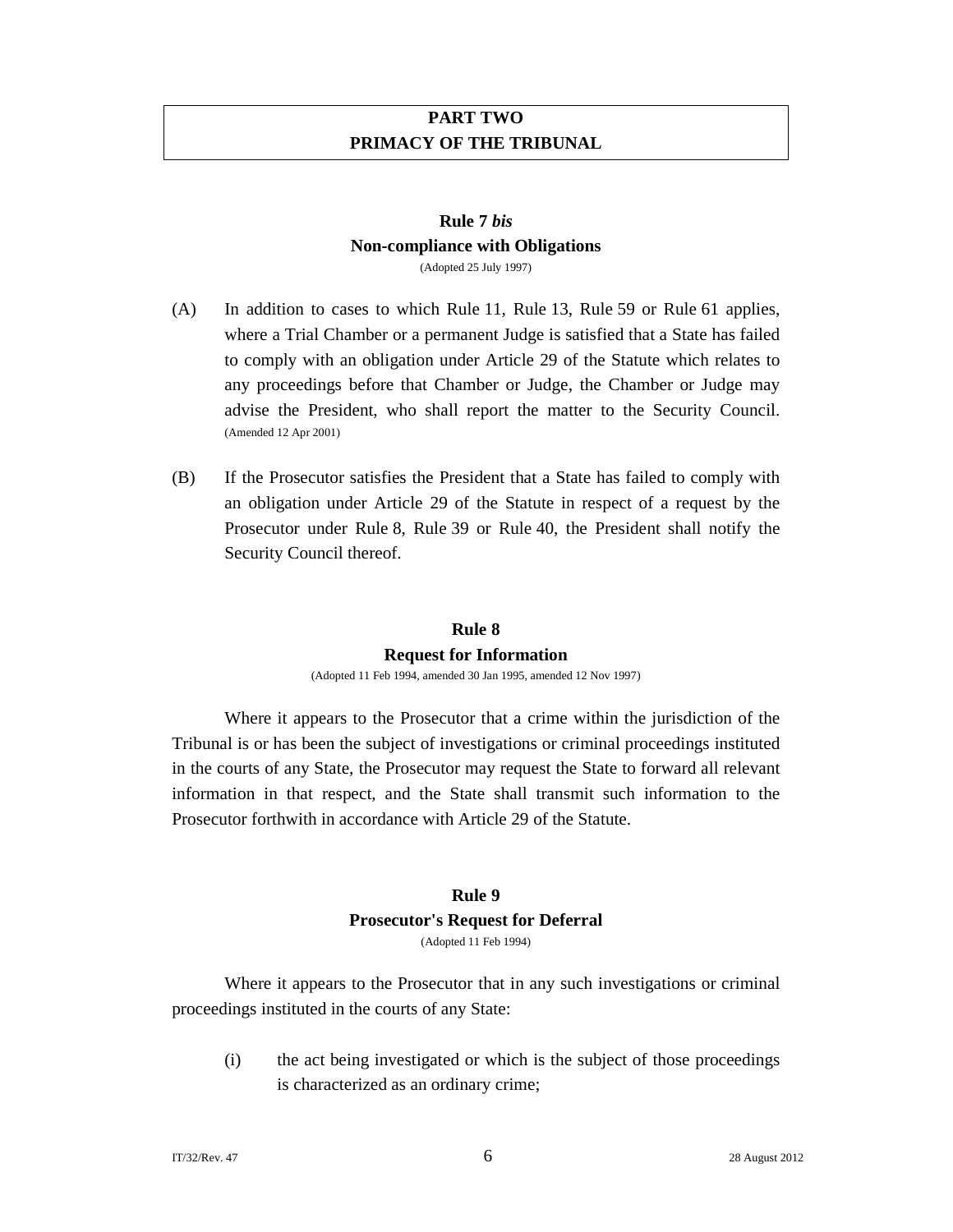## PART TWO
## PRIMACY OF THE TRIBUNAL

### Rule 7 *bis*
### Non-compliance with Obligations

(Adopted 25 July 1997)

(A) In addition to cases to which Rule 11, Rule 13, Rule 59 or Rule 61 applies, where a Trial Chamber or a permanent Judge is satisfied that a State has failed to comply with an obligation under Article 29 of the Statute which relates to any proceedings before that Chamber or Judge, the Chamber or Judge may advise the President, who shall report the matter to the Security Council. (Amended 12 Apr 2001)

(B) If the Prosecutor satisfies the President that a State has failed to comply with an obligation under Article 29 of the Statute in respect of a request by the Prosecutor under Rule 8, Rule 39 or Rule 40, the President shall notify the Security Council thereof.

### Rule 8
### Request for Information

(Adopted 11 Feb 1994, amended 30 Jan 1995, amended 12 Nov 1997)

Where it appears to the Prosecutor that a crime within the jurisdiction of the Tribunal is or has been the subject of investigations or criminal proceedings instituted in the courts of any State, the Prosecutor may request the State to forward all relevant information in that respect, and the State shall transmit such information to the Prosecutor forthwith in accordance with Article 29 of the Statute.

### Rule 9
### Prosecutor's Request for Deferral

(Adopted 11 Feb 1994)

Where it appears to the Prosecutor that in any such investigations or criminal proceedings instituted in the courts of any State:

(i) the act being investigated or which is the subject of those proceedings is characterized as an ordinary crime;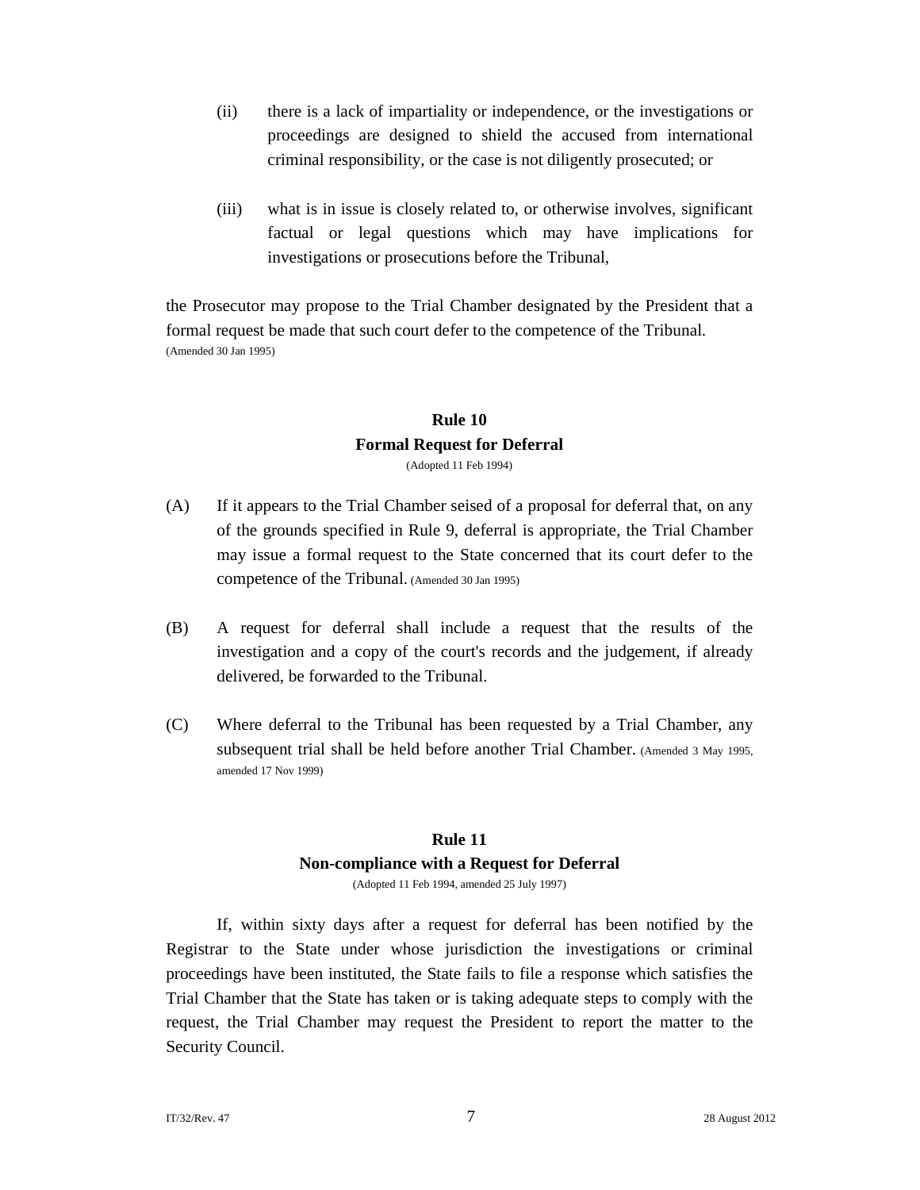(ii) there is a lack of impartiality or independence, or the investigations or proceedings are designed to shield the accused from international criminal responsibility, or the case is not diligently prosecuted; or

(iii) what is in issue is closely related to, or otherwise involves, significant factual or legal questions which may have implications for investigations or prosecutions before the Tribunal,

the Prosecutor may propose to the Trial Chamber designated by the President that a formal request be made that such court defer to the competence of the Tribunal. (Amended 30 Jan 1995)

## Rule 10
## Formal Request for Deferral

(Adopted 11 Feb 1994)

(A) If it appears to the Trial Chamber seised of a proposal for deferral that, on any of the grounds specified in Rule 9, deferral is appropriate, the Trial Chamber may issue a formal request to the State concerned that its court defer to the competence of the Tribunal. (Amended 30 Jan 1995)

(B) A request for deferral shall include a request that the results of the investigation and a copy of the court's records and the judgement, if already delivered, be forwarded to the Tribunal.

(C) Where deferral to the Tribunal has been requested by a Trial Chamber, any subsequent trial shall be held before another Trial Chamber. (Amended 3 May 1995, amended 17 Nov 1999)

## Rule 11
## Non-compliance with a Request for Deferral

(Adopted 11 Feb 1994, amended 25 July 1997)

If, within sixty days after a request for deferral has been notified by the Registrar to the State under whose jurisdiction the investigations or criminal proceedings have been instituted, the State fails to file a response which satisfies the Trial Chamber that the State has taken or is taking adequate steps to comply with the request, the Trial Chamber may request the President to report the matter to the Security Council.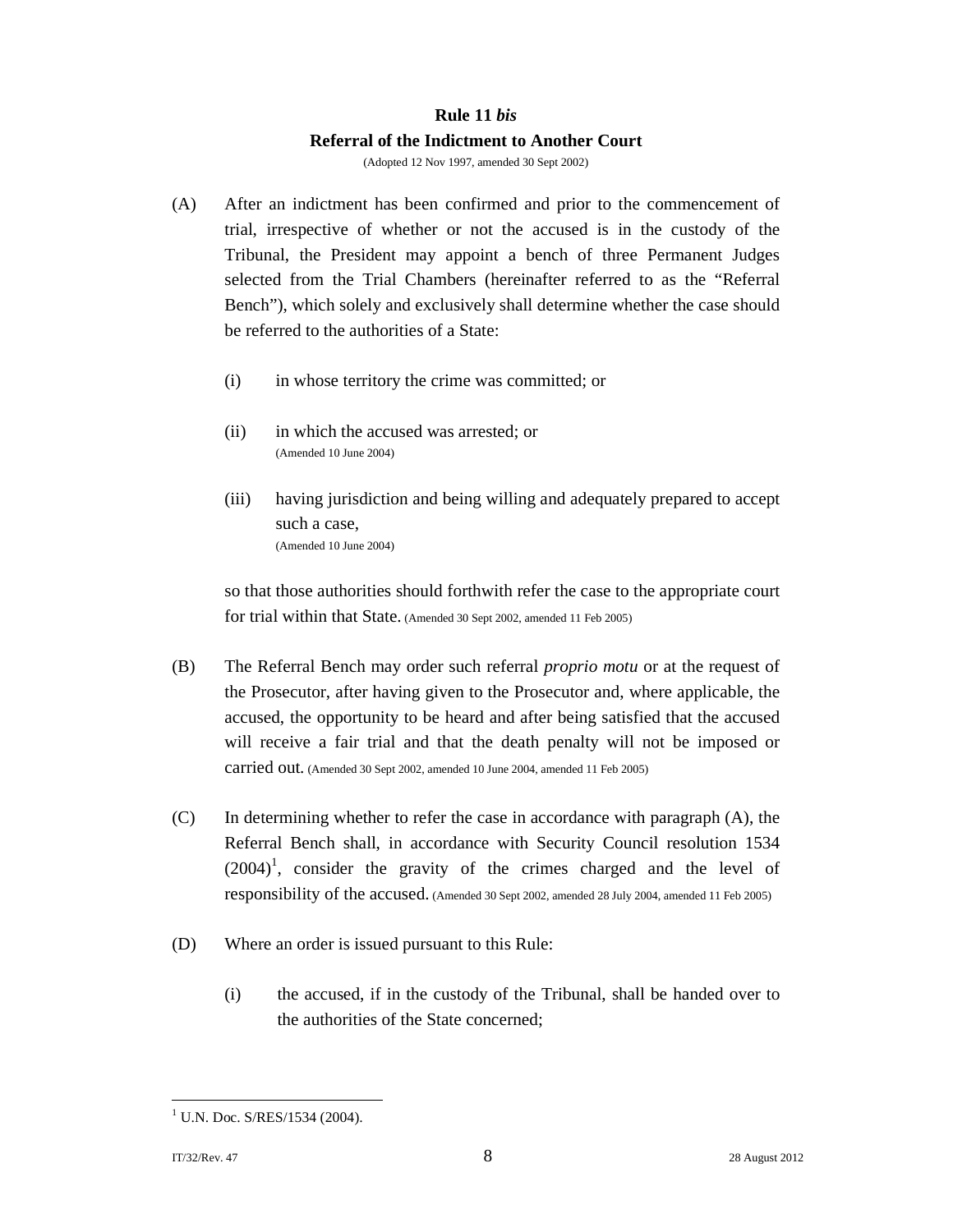## Rule 11 *bis*
## Referral of the Indictment to Another Court

(Adopted 12 Nov 1997, amended 30 Sept 2002)

(A) After an indictment has been confirmed and prior to the commencement of trial, irrespective of whether or not the accused is in the custody of the Tribunal, the President may appoint a bench of three Permanent Judges selected from the Trial Chambers (hereinafter referred to as the "Referral Bench"), which solely and exclusively shall determine whether the case should be referred to the authorities of a State:

(i) in whose territory the crime was committed; or

(ii) in which the accused was arrested; or (Amended 10 June 2004)

(iii) having jurisdiction and being willing and adequately prepared to accept such a case, (Amended 10 June 2004)

so that those authorities should forthwith refer the case to the appropriate court for trial within that State. (Amended 30 Sept 2002, amended 11 Feb 2005)

(B) The Referral Bench may order such referral *proprio motu* or at the request of the Prosecutor, after having given to the Prosecutor and, where applicable, the accused, the opportunity to be heard and after being satisfied that the accused will receive a fair trial and that the death penalty will not be imposed or carried out. (Amended 30 Sept 2002, amended 10 June 2004, amended 11 Feb 2005)

(C) In determining whether to refer the case in accordance with paragraph (A), the Referral Bench shall, in accordance with Security Council resolution 1534 (2004)[1], consider the gravity of the crimes charged and the level of responsibility of the accused. (Amended 30 Sept 2002, amended 28 July 2004, amended 11 Feb 2005)

(D) Where an order is issued pursuant to this Rule:

(i) the accused, if in the custody of the Tribunal, shall be handed over to the authorities of the State concerned;

[1] U.N. Doc. S/RES/1534 (2004).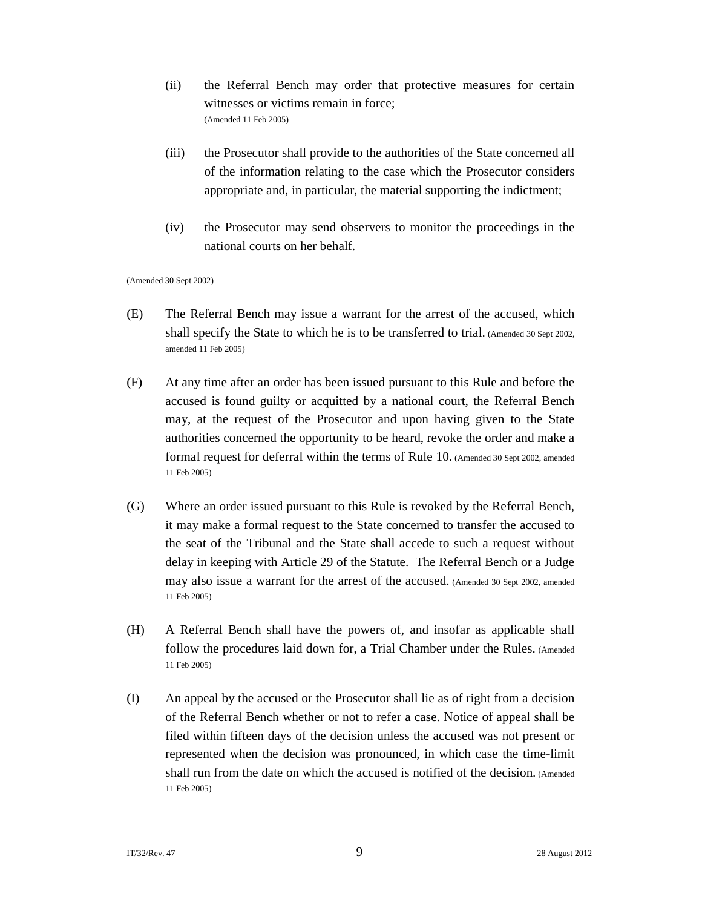(ii) the Referral Bench may order that protective measures for certain witnesses or victims remain in force;
(Amended 11 Feb 2005)

(iii) the Prosecutor shall provide to the authorities of the State concerned all of the information relating to the case which the Prosecutor considers appropriate and, in particular, the material supporting the indictment;

(iv) the Prosecutor may send observers to monitor the proceedings in the national courts on her behalf.

(Amended 30 Sept 2002)

(E) The Referral Bench may issue a warrant for the arrest of the accused, which shall specify the State to which he is to be transferred to trial. (Amended 30 Sept 2002, amended 11 Feb 2005)

(F) At any time after an order has been issued pursuant to this Rule and before the accused is found guilty or acquitted by a national court, the Referral Bench may, at the request of the Prosecutor and upon having given to the State authorities concerned the opportunity to be heard, revoke the order and make a formal request for deferral within the terms of Rule 10. (Amended 30 Sept 2002, amended 11 Feb 2005)

(G) Where an order issued pursuant to this Rule is revoked by the Referral Bench, it may make a formal request to the State concerned to transfer the accused to the seat of the Tribunal and the State shall accede to such a request without delay in keeping with Article 29 of the Statute. The Referral Bench or a Judge may also issue a warrant for the arrest of the accused. (Amended 30 Sept 2002, amended 11 Feb 2005)

(H) A Referral Bench shall have the powers of, and insofar as applicable shall follow the procedures laid down for, a Trial Chamber under the Rules. (Amended 11 Feb 2005)

(I) An appeal by the accused or the Prosecutor shall lie as of right from a decision of the Referral Bench whether or not to refer a case. Notice of appeal shall be filed within fifteen days of the decision unless the accused was not present or represented when the decision was pronounced, in which case the time-limit shall run from the date on which the accused is notified of the decision. (Amended 11 Feb 2005)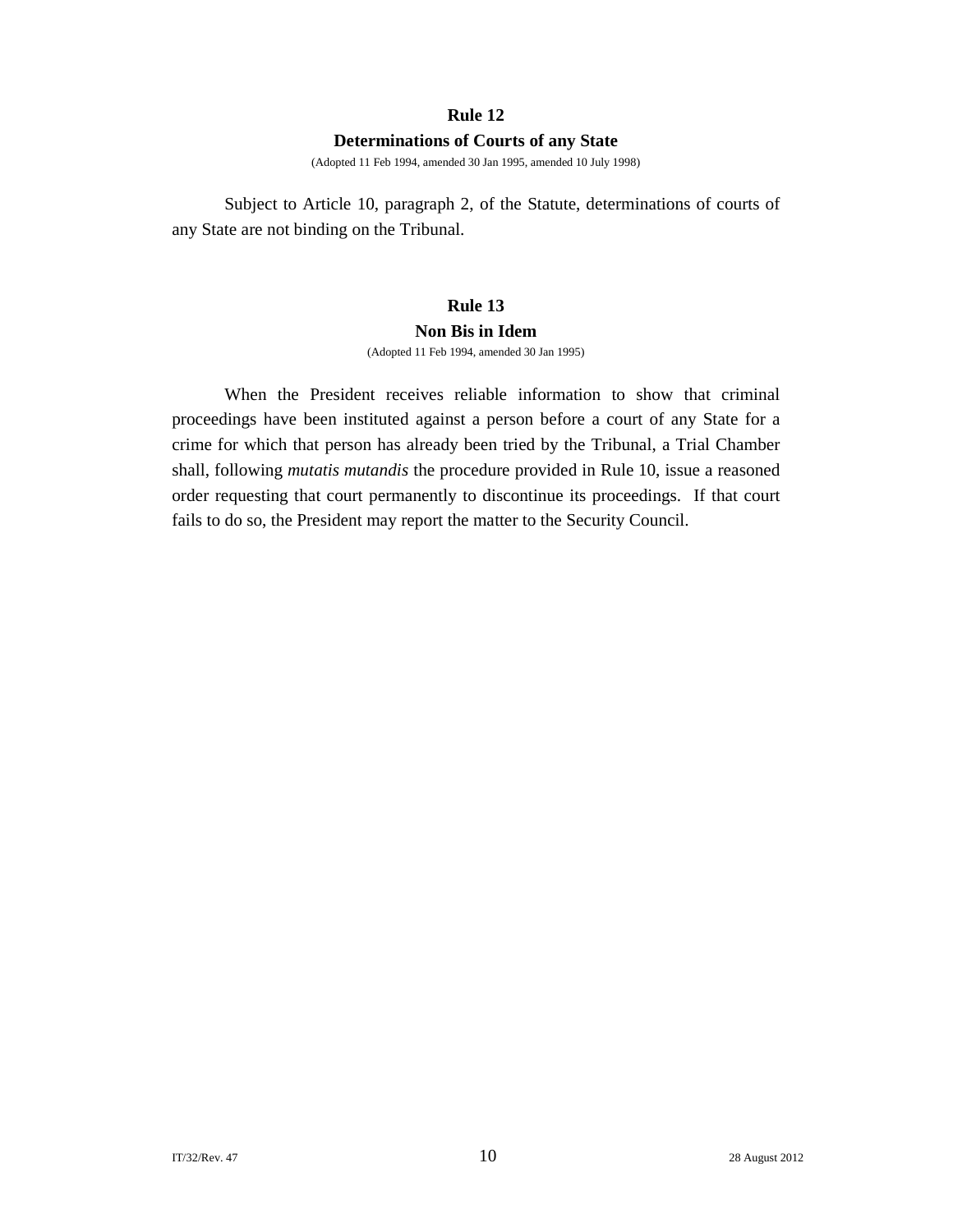## Rule 12

### Determinations of Courts of any State

(Adopted 11 Feb 1994, amended 30 Jan 1995, amended 10 July 1998)

Subject to Article 10, paragraph 2, of the Statute, determinations of courts of any State are not binding on the Tribunal.

## Rule 13

### Non Bis in Idem

(Adopted 11 Feb 1994, amended 30 Jan 1995)

When the President receives reliable information to show that criminal proceedings have been instituted against a person before a court of any State for a crime for which that person has already been tried by the Tribunal, a Trial Chamber shall, following *mutatis mutandis* the procedure provided in Rule 10, issue a reasoned order requesting that court permanently to discontinue its proceedings. If that court fails to do so, the President may report the matter to the Security Council.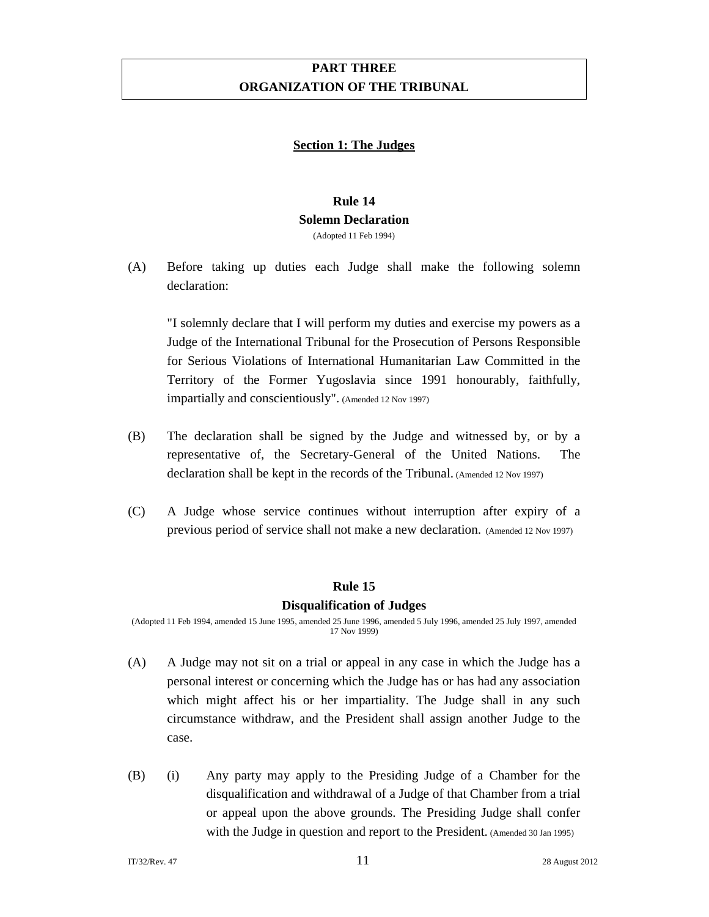# PART THREE
# ORGANIZATION OF THE TRIBUNAL

## Section 1: The Judges

### Rule 14
### Solemn Declaration

(Adopted 11 Feb 1994)

(A) Before taking up duties each Judge shall make the following solemn declaration:

"I solemnly declare that I will perform my duties and exercise my powers as a Judge of the International Tribunal for the Prosecution of Persons Responsible for Serious Violations of International Humanitarian Law Committed in the Territory of the Former Yugoslavia since 1991 honourably, faithfully, impartially and conscientiously". (Amended 12 Nov 1997)

(B) The declaration shall be signed by the Judge and witnessed by, or by a representative of, the Secretary-General of the United Nations. The declaration shall be kept in the records of the Tribunal. (Amended 12 Nov 1997)

(C) A Judge whose service continues without interruption after expiry of a previous period of service shall not make a new declaration. (Amended 12 Nov 1997)

### Rule 15
### Disqualification of Judges

(Adopted 11 Feb 1994, amended 15 June 1995, amended 25 June 1996, amended 5 July 1996, amended 25 July 1997, amended 17 Nov 1999)

(A) A Judge may not sit on a trial or appeal in any case in which the Judge has a personal interest or concerning which the Judge has or has had any association which might affect his or her impartiality. The Judge shall in any such circumstance withdraw, and the President shall assign another Judge to the case.

(B) (i) Any party may apply to the Presiding Judge of a Chamber for the disqualification and withdrawal of a Judge of that Chamber from a trial or appeal upon the above grounds. The Presiding Judge shall confer with the Judge in question and report to the President. (Amended 30 Jan 1995)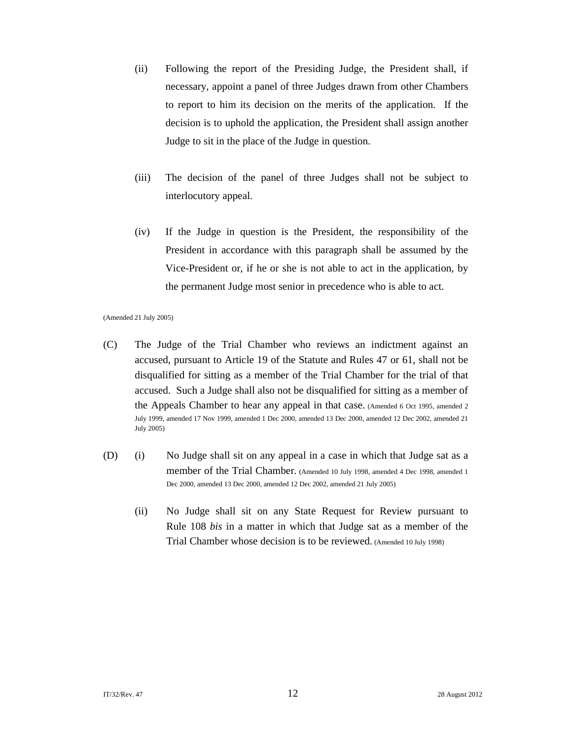(ii) Following the report of the Presiding Judge, the President shall, if necessary, appoint a panel of three Judges drawn from other Chambers to report to him its decision on the merits of the application. If the decision is to uphold the application, the President shall assign another Judge to sit in the place of the Judge in question.

(iii) The decision of the panel of three Judges shall not be subject to interlocutory appeal.

(iv) If the Judge in question is the President, the responsibility of the President in accordance with this paragraph shall be assumed by the Vice-President or, if he or she is not able to act in the application, by the permanent Judge most senior in precedence who is able to act.

(Amended 21 July 2005)

(C) The Judge of the Trial Chamber who reviews an indictment against an accused, pursuant to Article 19 of the Statute and Rules 47 or 61, shall not be disqualified for sitting as a member of the Trial Chamber for the trial of that accused. Such a Judge shall also not be disqualified for sitting as a member of the Appeals Chamber to hear any appeal in that case. (Amended 6 Oct 1995, amended 2 July 1999, amended 17 Nov 1999, amended 1 Dec 2000, amended 13 Dec 2000, amended 12 Dec 2002, amended 21 July 2005)

(D) (i) No Judge shall sit on any appeal in a case in which that Judge sat as a member of the Trial Chamber. (Amended 10 July 1998, amended 4 Dec 1998, amended 1 Dec 2000, amended 13 Dec 2000, amended 12 Dec 2002, amended 21 July 2005)

(ii) No Judge shall sit on any State Request for Review pursuant to Rule 108 *bis* in a matter in which that Judge sat as a member of the Trial Chamber whose decision is to be reviewed. (Amended 10 July 1998)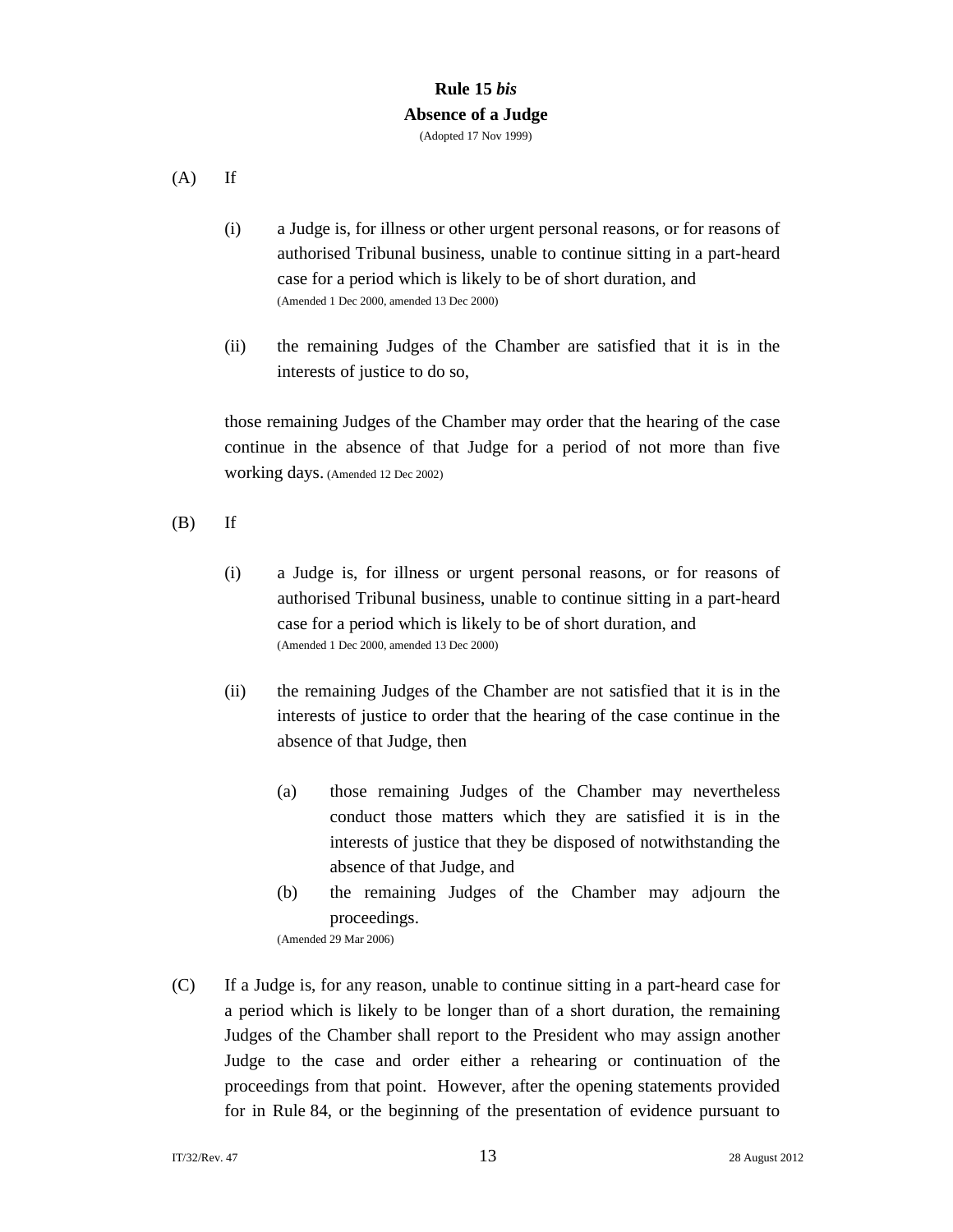### Rule 15 *bis*

### Absence of a Judge

(Adopted 17 Nov 1999)

(A) If

(i) a Judge is, for illness or other urgent personal reasons, or for reasons of authorised Tribunal business, unable to continue sitting in a part-heard case for a period which is likely to be of short duration, and
(Amended 1 Dec 2000, amended 13 Dec 2000)

(ii) the remaining Judges of the Chamber are satisfied that it is in the interests of justice to do so,

those remaining Judges of the Chamber may order that the hearing of the case continue in the absence of that Judge for a period of not more than five working days. (Amended 12 Dec 2002)

(B) If

(i) a Judge is, for illness or urgent personal reasons, or for reasons of authorised Tribunal business, unable to continue sitting in a part-heard case for a period which is likely to be of short duration, and
(Amended 1 Dec 2000, amended 13 Dec 2000)

(ii) the remaining Judges of the Chamber are not satisfied that it is in the interests of justice to order that the hearing of the case continue in the absence of that Judge, then

(a) those remaining Judges of the Chamber may nevertheless conduct those matters which they are satisfied it is in the interests of justice that they be disposed of notwithstanding the absence of that Judge, and

(b) the remaining Judges of the Chamber may adjourn the proceedings.

(Amended 29 Mar 2006)

(C) If a Judge is, for any reason, unable to continue sitting in a part-heard case for a period which is likely to be longer than of a short duration, the remaining Judges of the Chamber shall report to the President who may assign another Judge to the case and order either a rehearing or continuation of the proceedings from that point. However, after the opening statements provided for in Rule 84, or the beginning of the presentation of evidence pursuant to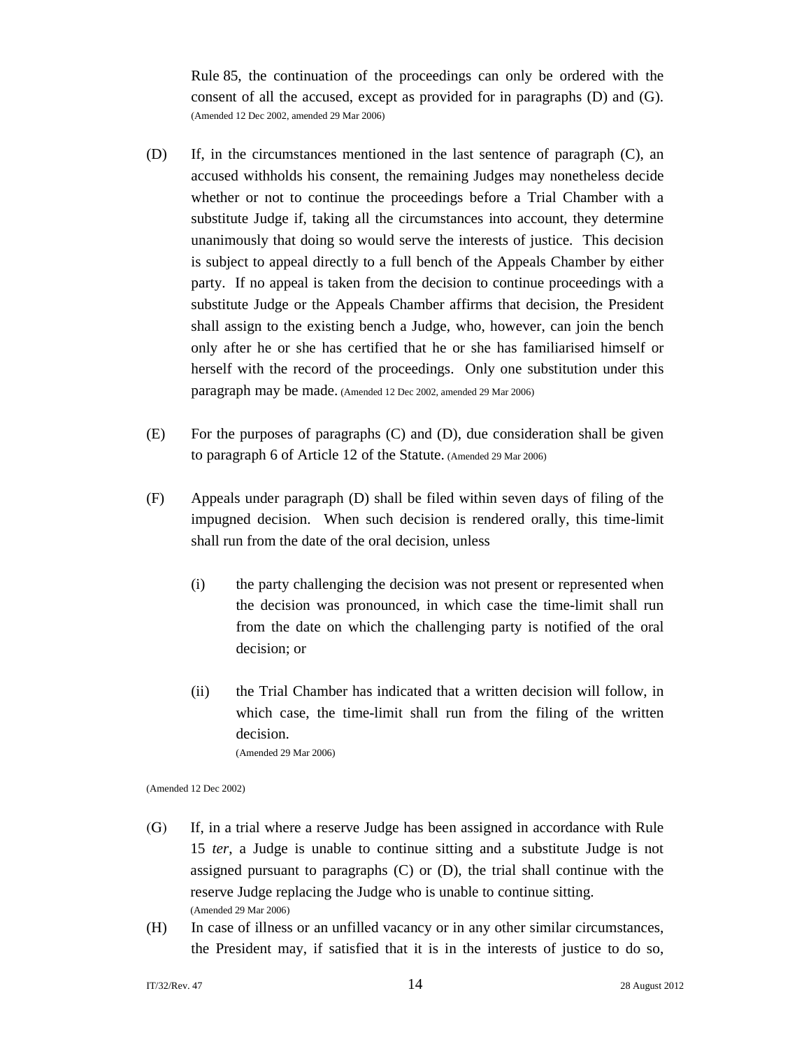Rule 85, the continuation of the proceedings can only be ordered with the consent of all the accused, except as provided for in paragraphs (D) and (G). (Amended 12 Dec 2002, amended 29 Mar 2006)

(D) If, in the circumstances mentioned in the last sentence of paragraph (C), an accused withholds his consent, the remaining Judges may nonetheless decide whether or not to continue the proceedings before a Trial Chamber with a substitute Judge if, taking all the circumstances into account, they determine unanimously that doing so would serve the interests of justice. This decision is subject to appeal directly to a full bench of the Appeals Chamber by either party. If no appeal is taken from the decision to continue proceedings with a substitute Judge or the Appeals Chamber affirms that decision, the President shall assign to the existing bench a Judge, who, however, can join the bench only after he or she has certified that he or she has familiarised himself or herself with the record of the proceedings. Only one substitution under this paragraph may be made. (Amended 12 Dec 2002, amended 29 Mar 2006)

(E) For the purposes of paragraphs (C) and (D), due consideration shall be given to paragraph 6 of Article 12 of the Statute. (Amended 29 Mar 2006)

(F) Appeals under paragraph (D) shall be filed within seven days of filing of the impugned decision. When such decision is rendered orally, this time-limit shall run from the date of the oral decision, unless

(i) the party challenging the decision was not present or represented when the decision was pronounced, in which case the time-limit shall run from the date on which the challenging party is notified of the oral decision; or

(ii) the Trial Chamber has indicated that a written decision will follow, in which case, the time-limit shall run from the filing of the written decision.
(Amended 29 Mar 2006)

(Amended 12 Dec 2002)

(G) If, in a trial where a reserve Judge has been assigned in accordance with Rule 15 *ter*, a Judge is unable to continue sitting and a substitute Judge is not assigned pursuant to paragraphs (C) or (D), the trial shall continue with the reserve Judge replacing the Judge who is unable to continue sitting.
(Amended 29 Mar 2006)

(H) In case of illness or an unfilled vacancy or in any other similar circumstances, the President may, if satisfied that it is in the interests of justice to do so,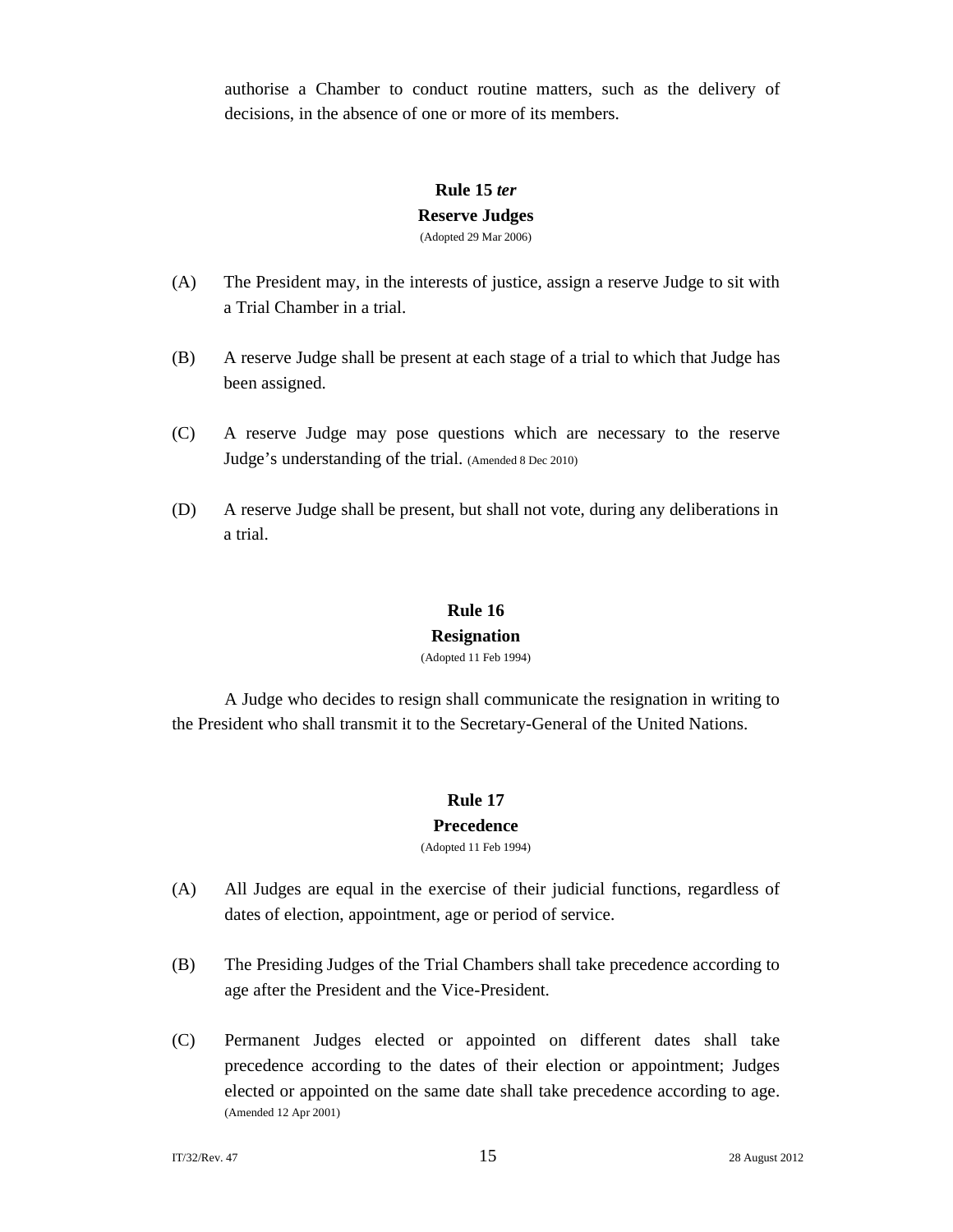authorise a Chamber to conduct routine matters, such as the delivery of decisions, in the absence of one or more of its members.

## Rule 15 *ter*
## Reserve Judges
(Adopted 29 Mar 2006)

(A) The President may, in the interests of justice, assign a reserve Judge to sit with a Trial Chamber in a trial.

(B) A reserve Judge shall be present at each stage of a trial to which that Judge has been assigned.

(C) A reserve Judge may pose questions which are necessary to the reserve Judge's understanding of the trial. (Amended 8 Dec 2010)

(D) A reserve Judge shall be present, but shall not vote, during any deliberations in a trial.

## Rule 16
## Resignation
(Adopted 11 Feb 1994)

A Judge who decides to resign shall communicate the resignation in writing to the President who shall transmit it to the Secretary-General of the United Nations.

## Rule 17
## Precedence
(Adopted 11 Feb 1994)

(A) All Judges are equal in the exercise of their judicial functions, regardless of dates of election, appointment, age or period of service.

(B) The Presiding Judges of the Trial Chambers shall take precedence according to age after the President and the Vice-President.

(C) Permanent Judges elected or appointed on different dates shall take precedence according to the dates of their election or appointment; Judges elected or appointed on the same date shall take precedence according to age. (Amended 12 Apr 2001)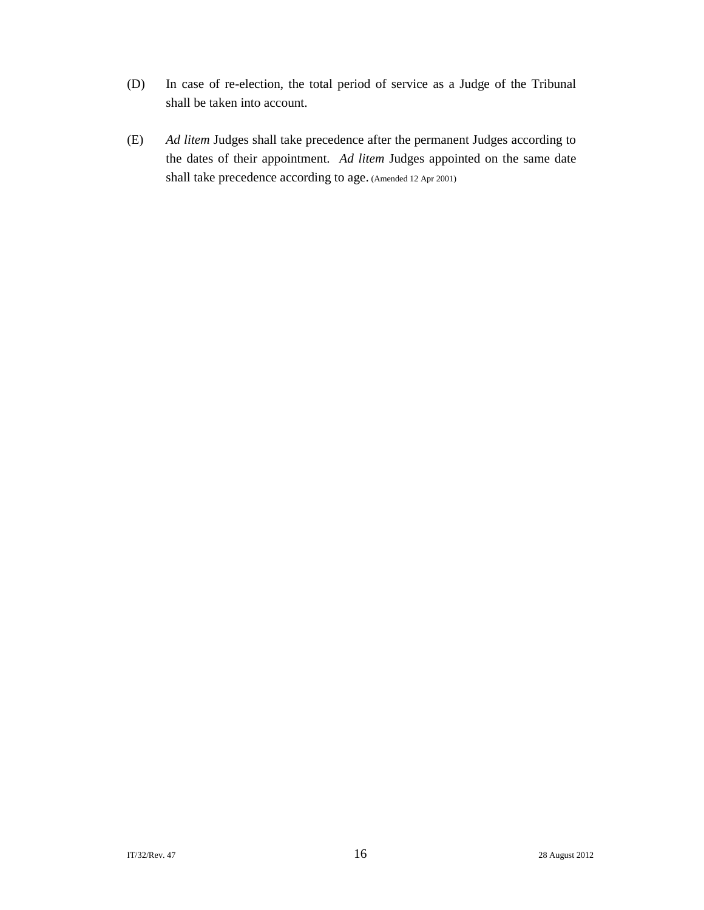(D) In case of re-election, the total period of service as a Judge of the Tribunal shall be taken into account.

(E) *Ad litem* Judges shall take precedence after the permanent Judges according to the dates of their appointment. *Ad litem* Judges appointed on the same date shall take precedence according to age. (Amended 12 Apr 2001)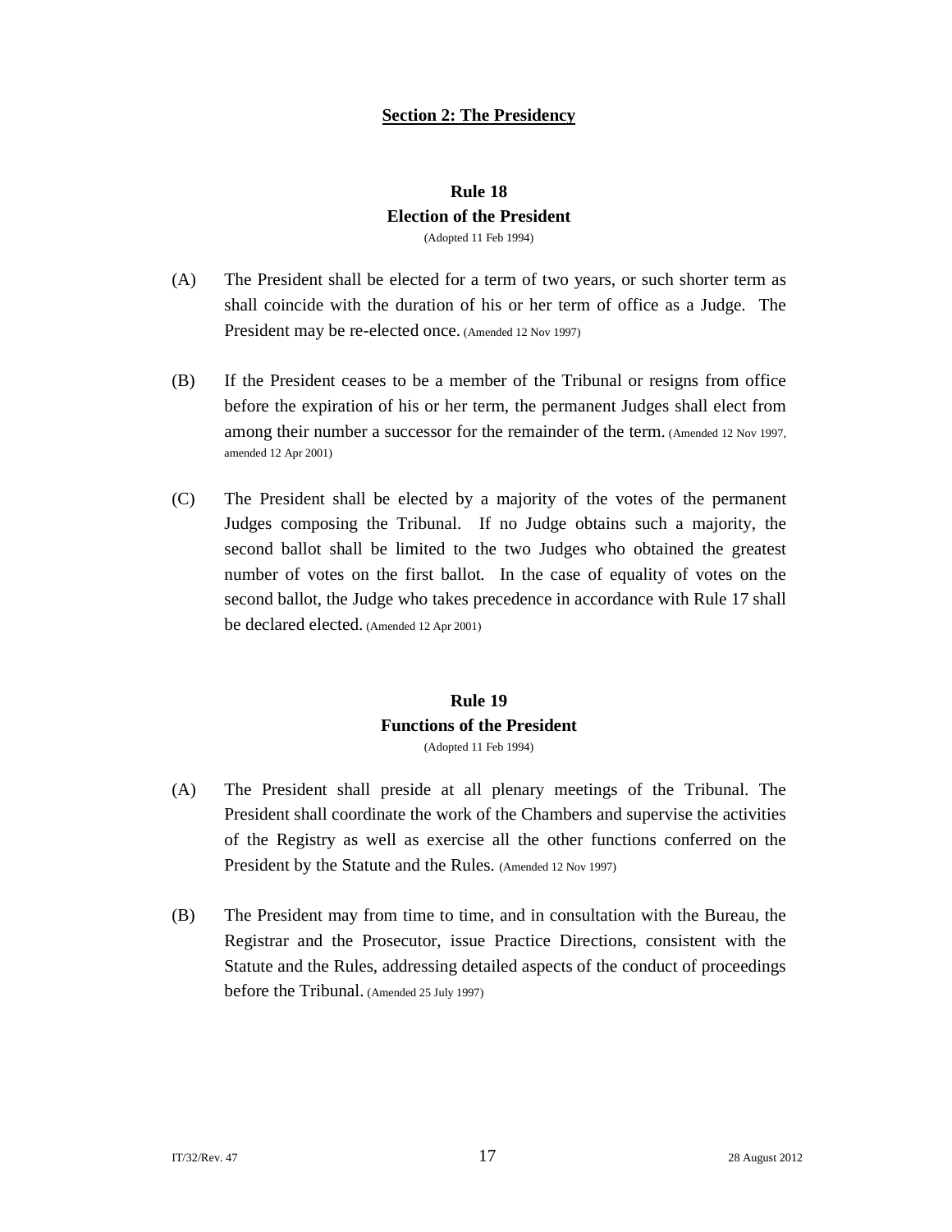## Section 2: The Presidency

### Rule 18
### Election of the President
(Adopted 11 Feb 1994)

(A) The President shall be elected for a term of two years, or such shorter term as shall coincide with the duration of his or her term of office as a Judge. The President may be re-elected once. (Amended 12 Nov 1997)

(B) If the President ceases to be a member of the Tribunal or resigns from office before the expiration of his or her term, the permanent Judges shall elect from among their number a successor for the remainder of the term. (Amended 12 Nov 1997, amended 12 Apr 2001)

(C) The President shall be elected by a majority of the votes of the permanent Judges composing the Tribunal. If no Judge obtains such a majority, the second ballot shall be limited to the two Judges who obtained the greatest number of votes on the first ballot. In the case of equality of votes on the second ballot, the Judge who takes precedence in accordance with Rule 17 shall be declared elected. (Amended 12 Apr 2001)

### Rule 19
### Functions of the President
(Adopted 11 Feb 1994)

(A) The President shall preside at all plenary meetings of the Tribunal. The President shall coordinate the work of the Chambers and supervise the activities of the Registry as well as exercise all the other functions conferred on the President by the Statute and the Rules. (Amended 12 Nov 1997)

(B) The President may from time to time, and in consultation with the Bureau, the Registrar and the Prosecutor, issue Practice Directions, consistent with the Statute and the Rules, addressing detailed aspects of the conduct of proceedings before the Tribunal. (Amended 25 July 1997)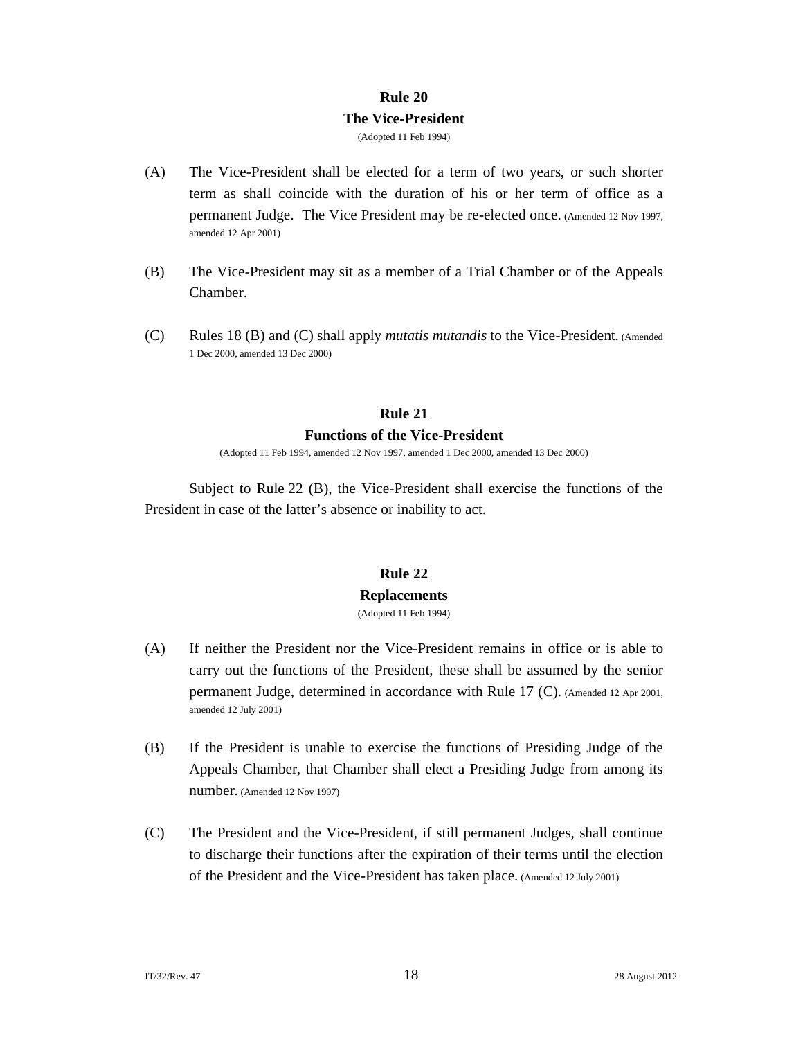## Rule 20
## The Vice-President
(Adopted 11 Feb 1994)

(A) The Vice-President shall be elected for a term of two years, or such shorter term as shall coincide with the duration of his or her term of office as a permanent Judge. The Vice President may be re-elected once. (Amended 12 Nov 1997, amended 12 Apr 2001)

(B) The Vice-President may sit as a member of a Trial Chamber or of the Appeals Chamber.

(C) Rules 18 (B) and (C) shall apply *mutatis mutandis* to the Vice-President. (Amended 1 Dec 2000, amended 13 Dec 2000)

## Rule 21
## Functions of the Vice-President
(Adopted 11 Feb 1994, amended 12 Nov 1997, amended 1 Dec 2000, amended 13 Dec 2000)

Subject to Rule 22 (B), the Vice-President shall exercise the functions of the President in case of the latter's absence or inability to act.

## Rule 22
## Replacements
(Adopted 11 Feb 1994)

(A) If neither the President nor the Vice-President remains in office or is able to carry out the functions of the President, these shall be assumed by the senior permanent Judge, determined in accordance with Rule 17 (C). (Amended 12 Apr 2001, amended 12 July 2001)

(B) If the President is unable to exercise the functions of Presiding Judge of the Appeals Chamber, that Chamber shall elect a Presiding Judge from among its number. (Amended 12 Nov 1997)

(C) The President and the Vice-President, if still permanent Judges, shall continue to discharge their functions after the expiration of their terms until the election of the President and the Vice-President has taken place. (Amended 12 July 2001)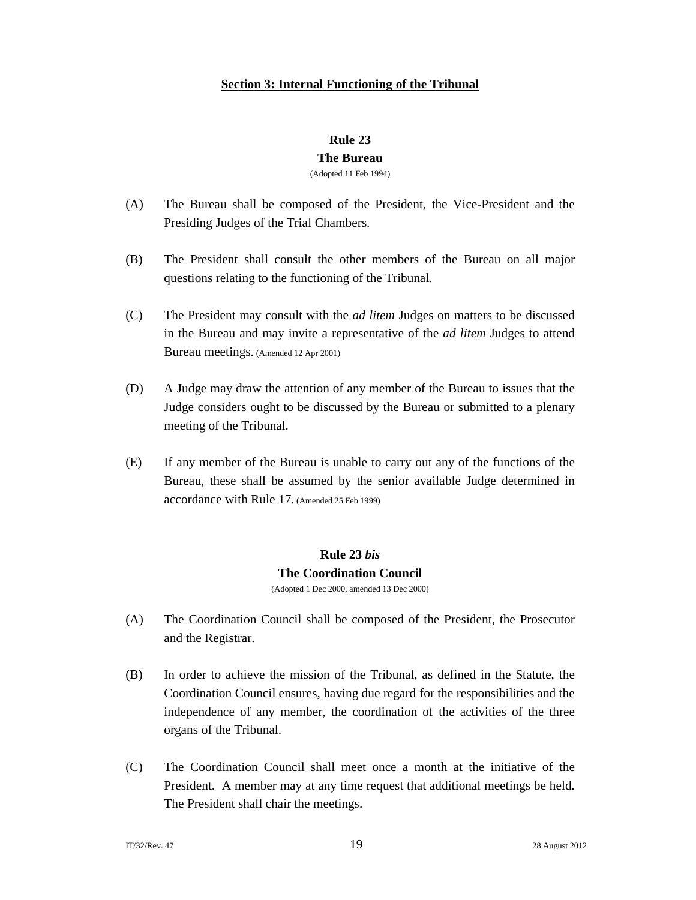## Section 3: Internal Functioning of the Tribunal

### Rule 23
### The Bureau

(Adopted 11 Feb 1994)

(A) The Bureau shall be composed of the President, the Vice-President and the Presiding Judges of the Trial Chambers.

(B) The President shall consult the other members of the Bureau on all major questions relating to the functioning of the Tribunal.

(C) The President may consult with the *ad litem* Judges on matters to be discussed in the Bureau and may invite a representative of the *ad litem* Judges to attend Bureau meetings. (Amended 12 Apr 2001)

(D) A Judge may draw the attention of any member of the Bureau to issues that the Judge considers ought to be discussed by the Bureau or submitted to a plenary meeting of the Tribunal.

(E) If any member of the Bureau is unable to carry out any of the functions of the Bureau, these shall be assumed by the senior available Judge determined in accordance with Rule 17. (Amended 25 Feb 1999)

### Rule 23 *bis*
### The Coordination Council

(Adopted 1 Dec 2000, amended 13 Dec 2000)

(A) The Coordination Council shall be composed of the President, the Prosecutor and the Registrar.

(B) In order to achieve the mission of the Tribunal, as defined in the Statute, the Coordination Council ensures, having due regard for the responsibilities and the independence of any member, the coordination of the activities of the three organs of the Tribunal.

(C) The Coordination Council shall meet once a month at the initiative of the President. A member may at any time request that additional meetings be held. The President shall chair the meetings.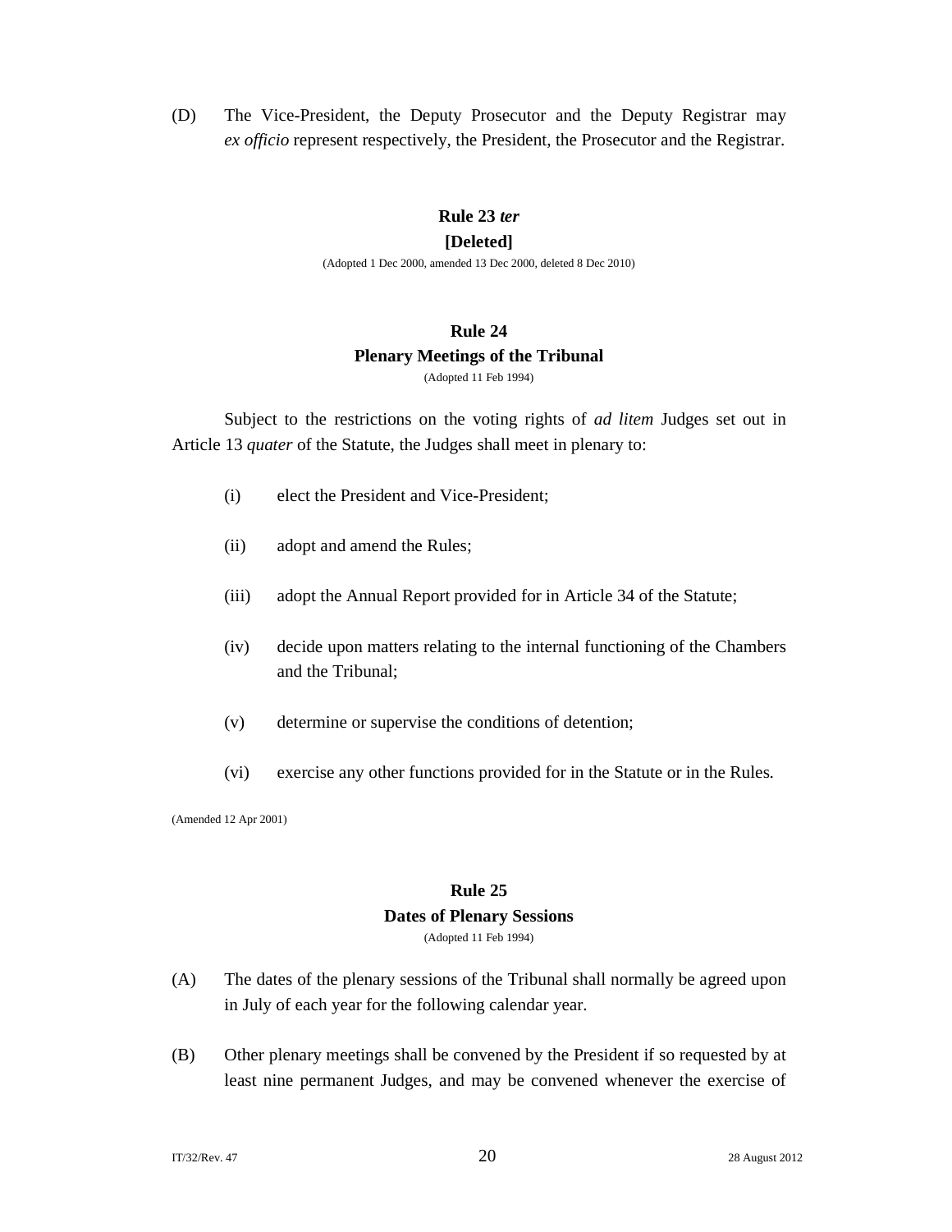(D) The Vice-President, the Deputy Prosecutor and the Deputy Registrar may *ex officio* represent respectively, the President, the Prosecutor and the Registrar.

### Rule 23 *ter*
### [Deleted]

(Adopted 1 Dec 2000, amended 13 Dec 2000, deleted 8 Dec 2010)

### Rule 24
### Plenary Meetings of the Tribunal

(Adopted 11 Feb 1994)

Subject to the restrictions on the voting rights of *ad litem* Judges set out in Article 13 *quater* of the Statute, the Judges shall meet in plenary to:

(i) elect the President and Vice-President;

(ii) adopt and amend the Rules;

(iii) adopt the Annual Report provided for in Article 34 of the Statute;

(iv) decide upon matters relating to the internal functioning of the Chambers and the Tribunal;

(v) determine or supervise the conditions of detention;

(vi) exercise any other functions provided for in the Statute or in the Rules.

(Amended 12 Apr 2001)

### Rule 25
### Dates of Plenary Sessions

(Adopted 11 Feb 1994)

(A) The dates of the plenary sessions of the Tribunal shall normally be agreed upon in July of each year for the following calendar year.

(B) Other plenary meetings shall be convened by the President if so requested by at least nine permanent Judges, and may be convened whenever the exercise of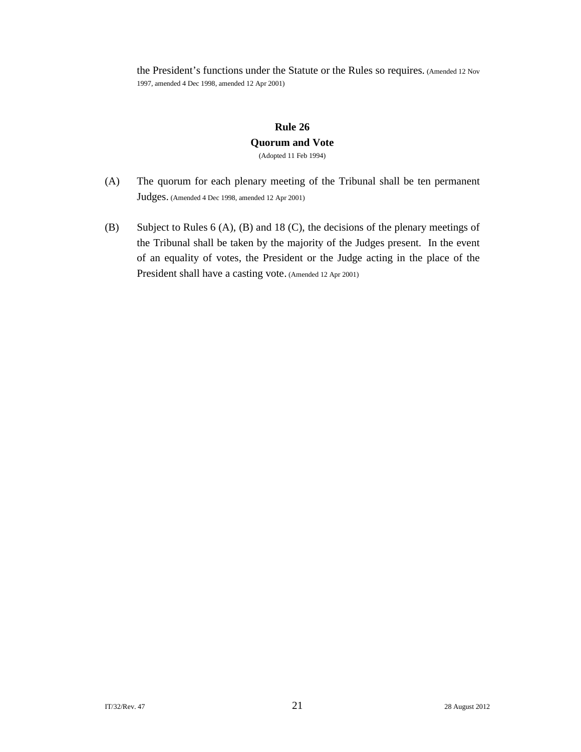the President's functions under the Statute or the Rules so requires. (Amended 12 Nov 1997, amended 4 Dec 1998, amended 12 Apr 2001)

## Rule 26
## Quorum and Vote

(Adopted 11 Feb 1994)

(A) The quorum for each plenary meeting of the Tribunal shall be ten permanent Judges. (Amended 4 Dec 1998, amended 12 Apr 2001)

(B) Subject to Rules 6 (A), (B) and 18 (C), the decisions of the plenary meetings of the Tribunal shall be taken by the majority of the Judges present. In the event of an equality of votes, the President or the Judge acting in the place of the President shall have a casting vote. (Amended 12 Apr 2001)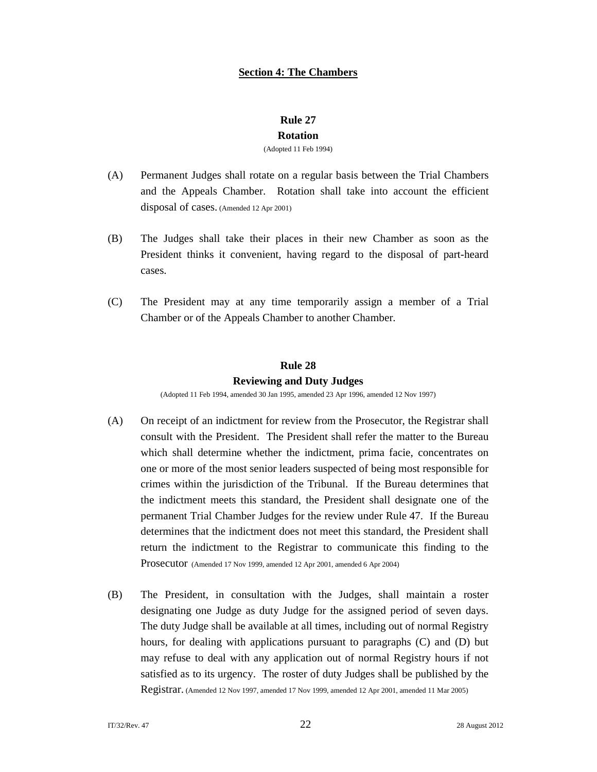## Section 4: The Chambers

### Rule 27
### Rotation

(Adopted 11 Feb 1994)

(A) Permanent Judges shall rotate on a regular basis between the Trial Chambers and the Appeals Chamber. Rotation shall take into account the efficient disposal of cases. (Amended 12 Apr 2001)

(B) The Judges shall take their places in their new Chamber as soon as the President thinks it convenient, having regard to the disposal of part-heard cases.

(C) The President may at any time temporarily assign a member of a Trial Chamber or of the Appeals Chamber to another Chamber.

### Rule 28
### Reviewing and Duty Judges

(Adopted 11 Feb 1994, amended 30 Jan 1995, amended 23 Apr 1996, amended 12 Nov 1997)

(A) On receipt of an indictment for review from the Prosecutor, the Registrar shall consult with the President. The President shall refer the matter to the Bureau which shall determine whether the indictment, prima facie, concentrates on one or more of the most senior leaders suspected of being most responsible for crimes within the jurisdiction of the Tribunal. If the Bureau determines that the indictment meets this standard, the President shall designate one of the permanent Trial Chamber Judges for the review under Rule 47. If the Bureau determines that the indictment does not meet this standard, the President shall return the indictment to the Registrar to communicate this finding to the Prosecutor (Amended 17 Nov 1999, amended 12 Apr 2001, amended 6 Apr 2004)

(B) The President, in consultation with the Judges, shall maintain a roster designating one Judge as duty Judge for the assigned period of seven days. The duty Judge shall be available at all times, including out of normal Registry hours, for dealing with applications pursuant to paragraphs (C) and (D) but may refuse to deal with any application out of normal Registry hours if not satisfied as to its urgency. The roster of duty Judges shall be published by the Registrar. (Amended 12 Nov 1997, amended 17 Nov 1999, amended 12 Apr 2001, amended 11 Mar 2005)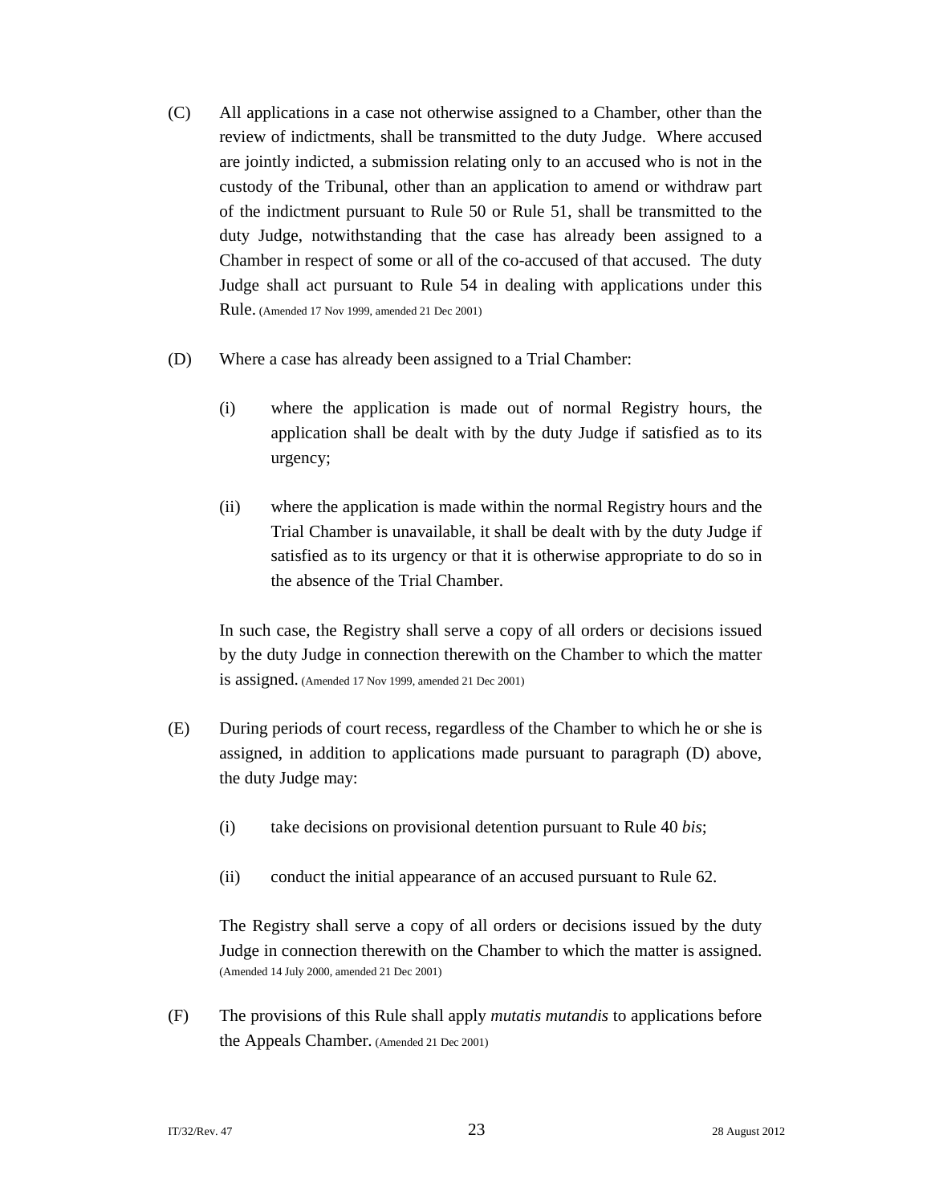(C) All applications in a case not otherwise assigned to a Chamber, other than the review of indictments, shall be transmitted to the duty Judge. Where accused are jointly indicted, a submission relating only to an accused who is not in the custody of the Tribunal, other than an application to amend or withdraw part of the indictment pursuant to Rule 50 or Rule 51, shall be transmitted to the duty Judge, notwithstanding that the case has already been assigned to a Chamber in respect of some or all of the co-accused of that accused. The duty Judge shall act pursuant to Rule 54 in dealing with applications under this Rule. (Amended 17 Nov 1999, amended 21 Dec 2001)

(D) Where a case has already been assigned to a Trial Chamber:

(i) where the application is made out of normal Registry hours, the application shall be dealt with by the duty Judge if satisfied as to its urgency;

(ii) where the application is made within the normal Registry hours and the Trial Chamber is unavailable, it shall be dealt with by the duty Judge if satisfied as to its urgency or that it is otherwise appropriate to do so in the absence of the Trial Chamber.

In such case, the Registry shall serve a copy of all orders or decisions issued by the duty Judge in connection therewith on the Chamber to which the matter is assigned. (Amended 17 Nov 1999, amended 21 Dec 2001)

(E) During periods of court recess, regardless of the Chamber to which he or she is assigned, in addition to applications made pursuant to paragraph (D) above, the duty Judge may:

(i) take decisions on provisional detention pursuant to Rule 40 *bis*;

(ii) conduct the initial appearance of an accused pursuant to Rule 62.

The Registry shall serve a copy of all orders or decisions issued by the duty Judge in connection therewith on the Chamber to which the matter is assigned. (Amended 14 July 2000, amended 21 Dec 2001)

(F) The provisions of this Rule shall apply *mutatis mutandis* to applications before the Appeals Chamber. (Amended 21 Dec 2001)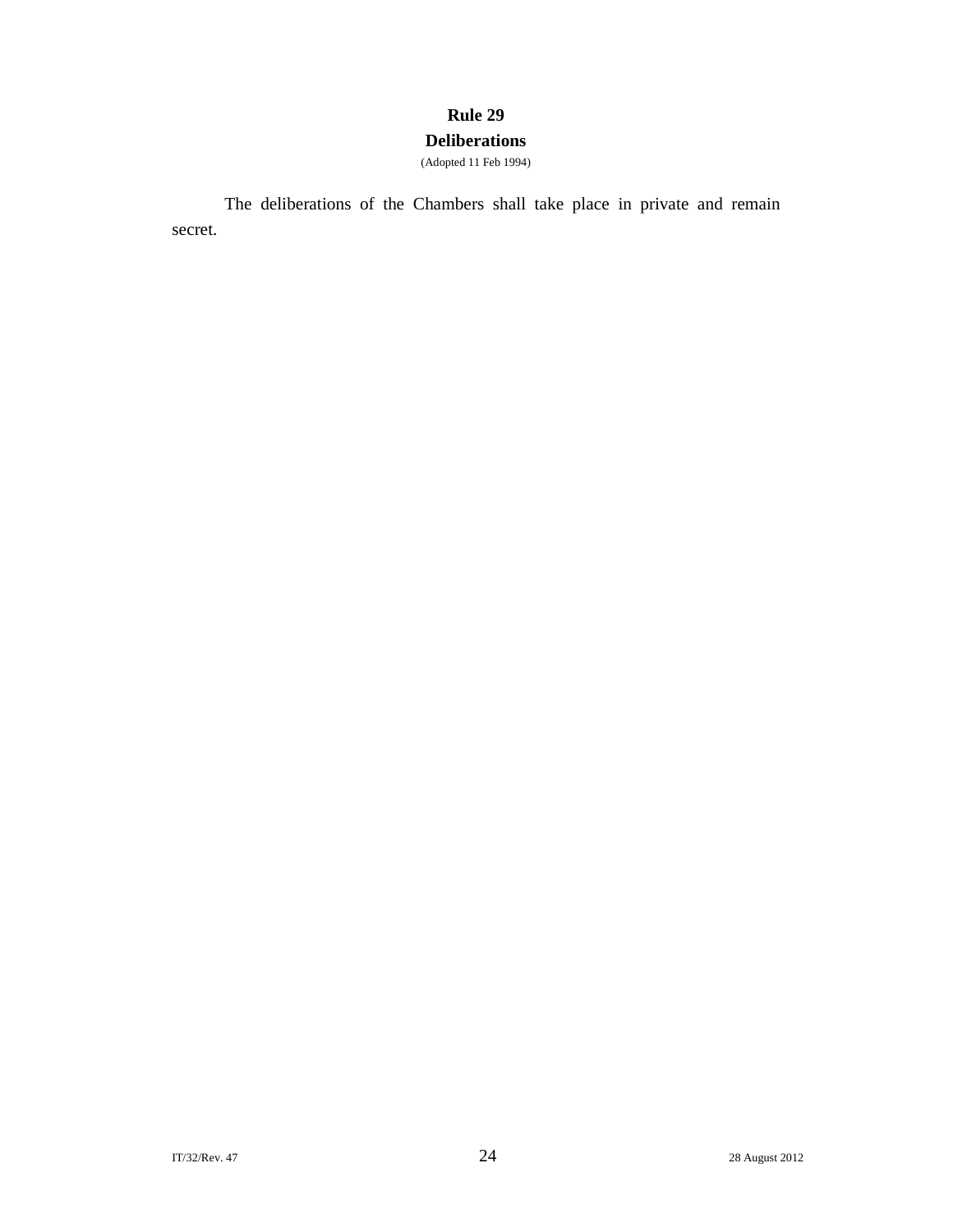## Rule 29
## Deliberations

(Adopted 11 Feb 1994)

The deliberations of the Chambers shall take place in private and remain secret.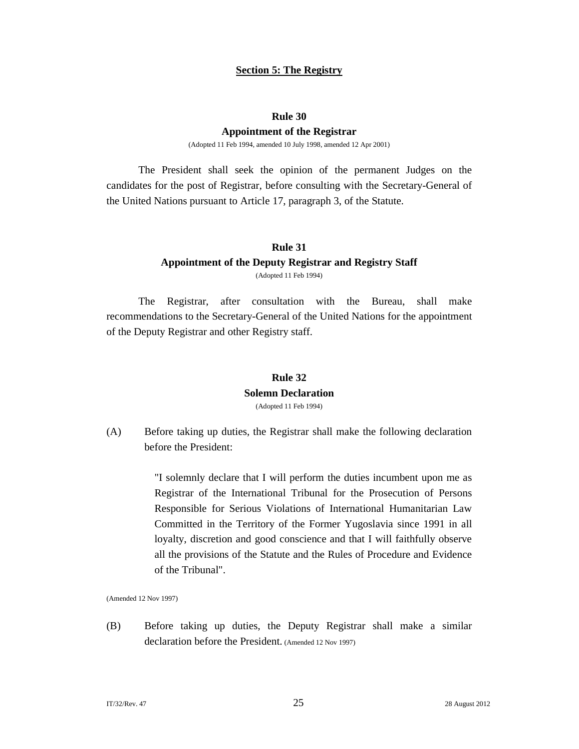## Section 5: The Registry

### Rule 30
### Appointment of the Registrar

(Adopted 11 Feb 1994, amended 10 July 1998, amended 12 Apr 2001)

The President shall seek the opinion of the permanent Judges on the candidates for the post of Registrar, before consulting with the Secretary-General of the United Nations pursuant to Article 17, paragraph 3, of the Statute.

### Rule 31
### Appointment of the Deputy Registrar and Registry Staff

(Adopted 11 Feb 1994)

The Registrar, after consultation with the Bureau, shall make recommendations to the Secretary-General of the United Nations for the appointment of the Deputy Registrar and other Registry staff.

### Rule 32
### Solemn Declaration

(Adopted 11 Feb 1994)

(A) Before taking up duties, the Registrar shall make the following declaration before the President:

> "I solemnly declare that I will perform the duties incumbent upon me as Registrar of the International Tribunal for the Prosecution of Persons Responsible for Serious Violations of International Humanitarian Law Committed in the Territory of the Former Yugoslavia since 1991 in all loyalty, discretion and good conscience and that I will faithfully observe all the provisions of the Statute and the Rules of Procedure and Evidence of the Tribunal".

(Amended 12 Nov 1997)

(B) Before taking up duties, the Deputy Registrar shall make a similar declaration before the President. (Amended 12 Nov 1997)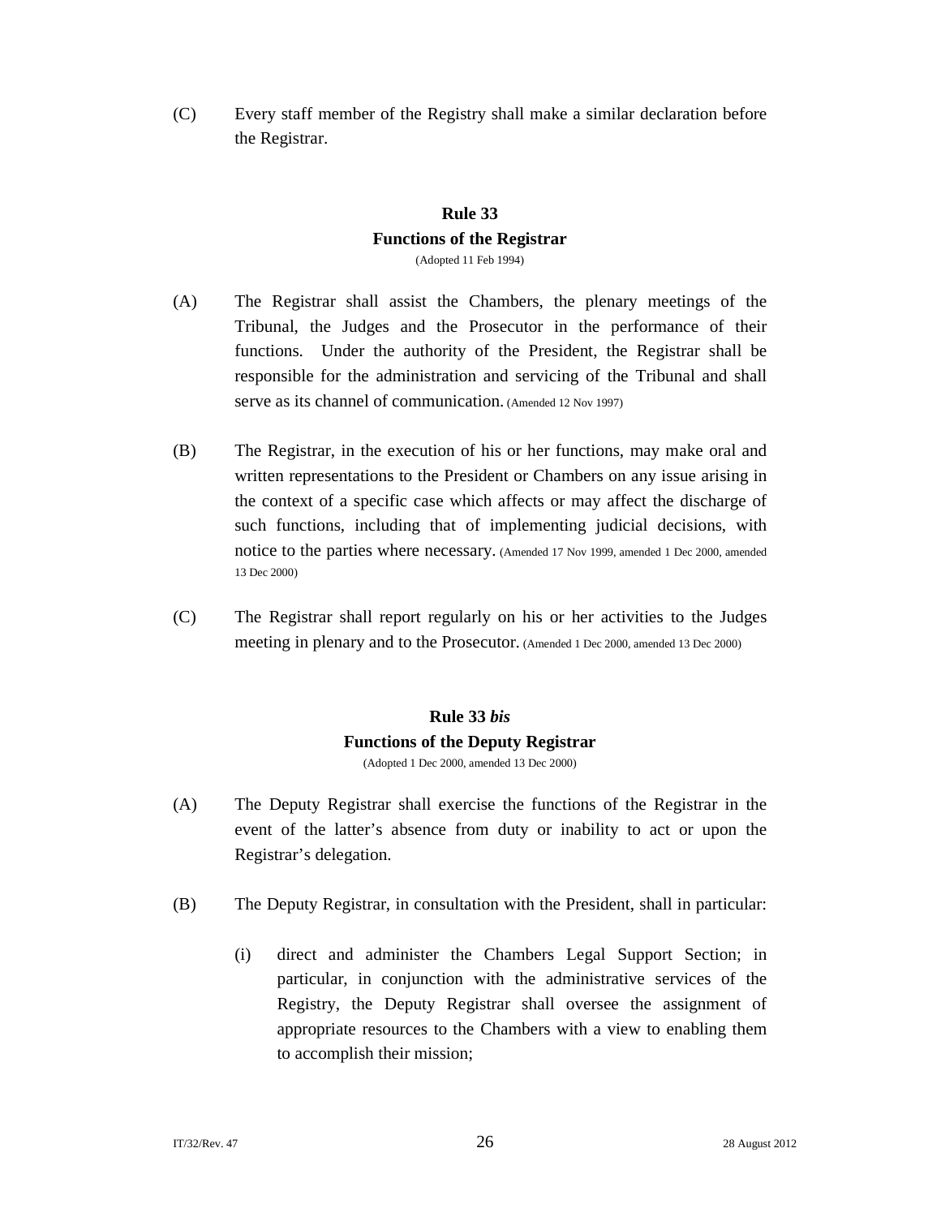(C) Every staff member of the Registry shall make a similar declaration before the Registrar.

## Rule 33
## Functions of the Registrar

(Adopted 11 Feb 1994)

(A) The Registrar shall assist the Chambers, the plenary meetings of the Tribunal, the Judges and the Prosecutor in the performance of their functions. Under the authority of the President, the Registrar shall be responsible for the administration and servicing of the Tribunal and shall serve as its channel of communication. (Amended 12 Nov 1997)

(B) The Registrar, in the execution of his or her functions, may make oral and written representations to the President or Chambers on any issue arising in the context of a specific case which affects or may affect the discharge of such functions, including that of implementing judicial decisions, with notice to the parties where necessary. (Amended 17 Nov 1999, amended 1 Dec 2000, amended 13 Dec 2000)

(C) The Registrar shall report regularly on his or her activities to the Judges meeting in plenary and to the Prosecutor. (Amended 1 Dec 2000, amended 13 Dec 2000)

## Rule 33 *bis*
## Functions of the Deputy Registrar

(Adopted 1 Dec 2000, amended 13 Dec 2000)

(A) The Deputy Registrar shall exercise the functions of the Registrar in the event of the latter's absence from duty or inability to act or upon the Registrar's delegation.

(B) The Deputy Registrar, in consultation with the President, shall in particular:

(i) direct and administer the Chambers Legal Support Section; in particular, in conjunction with the administrative services of the Registry, the Deputy Registrar shall oversee the assignment of appropriate resources to the Chambers with a view to enabling them to accomplish their mission;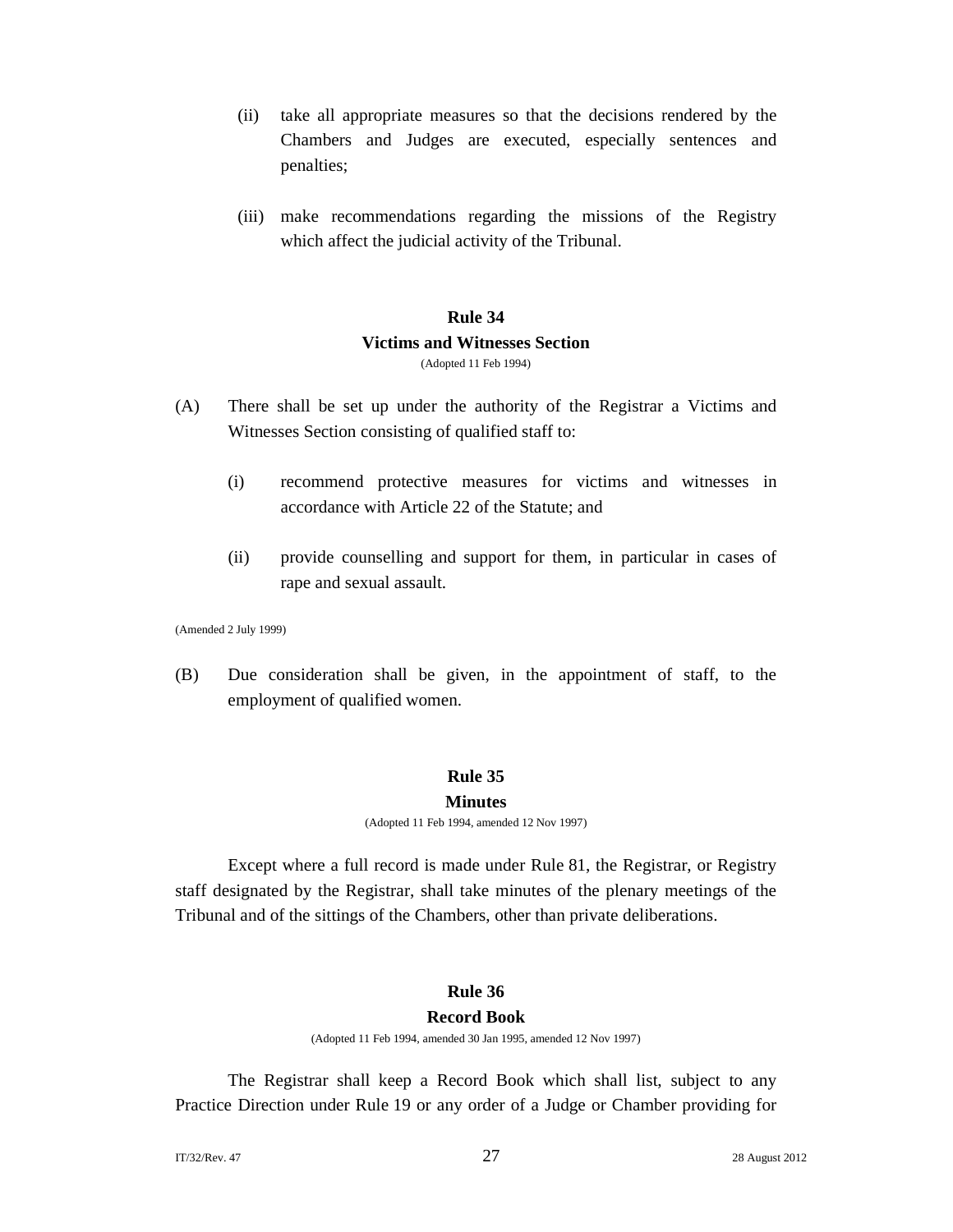(ii) take all appropriate measures so that the decisions rendered by the Chambers and Judges are executed, especially sentences and penalties;

(iii) make recommendations regarding the missions of the Registry which affect the judicial activity of the Tribunal.

## Rule 34
## Victims and Witnesses Section
(Adopted 11 Feb 1994)

(A) There shall be set up under the authority of the Registrar a Victims and Witnesses Section consisting of qualified staff to:

(i) recommend protective measures for victims and witnesses in accordance with Article 22 of the Statute; and

(ii) provide counselling and support for them, in particular in cases of rape and sexual assault.

(Amended 2 July 1999)

(B) Due consideration shall be given, in the appointment of staff, to the employment of qualified women.

## Rule 35
## Minutes
(Adopted 11 Feb 1994, amended 12 Nov 1997)

Except where a full record is made under Rule 81, the Registrar, or Registry staff designated by the Registrar, shall take minutes of the plenary meetings of the Tribunal and of the sittings of the Chambers, other than private deliberations.

## Rule 36
## Record Book
(Adopted 11 Feb 1994, amended 30 Jan 1995, amended 12 Nov 1997)

The Registrar shall keep a Record Book which shall list, subject to any Practice Direction under Rule 19 or any order of a Judge or Chamber providing for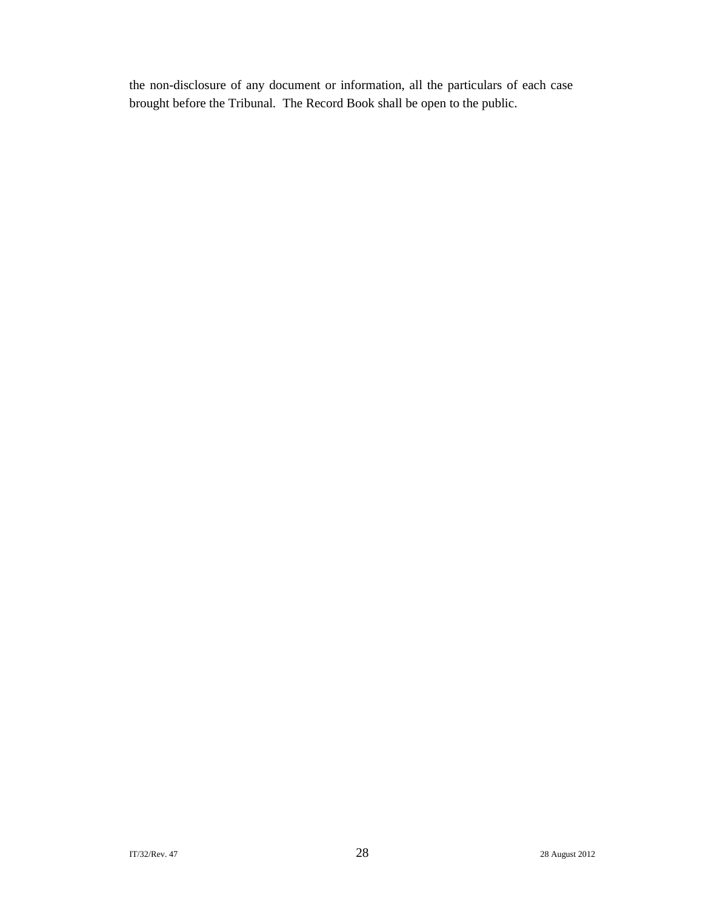the non-disclosure of any document or information, all the particulars of each case brought before the Tribunal. The Record Book shall be open to the public.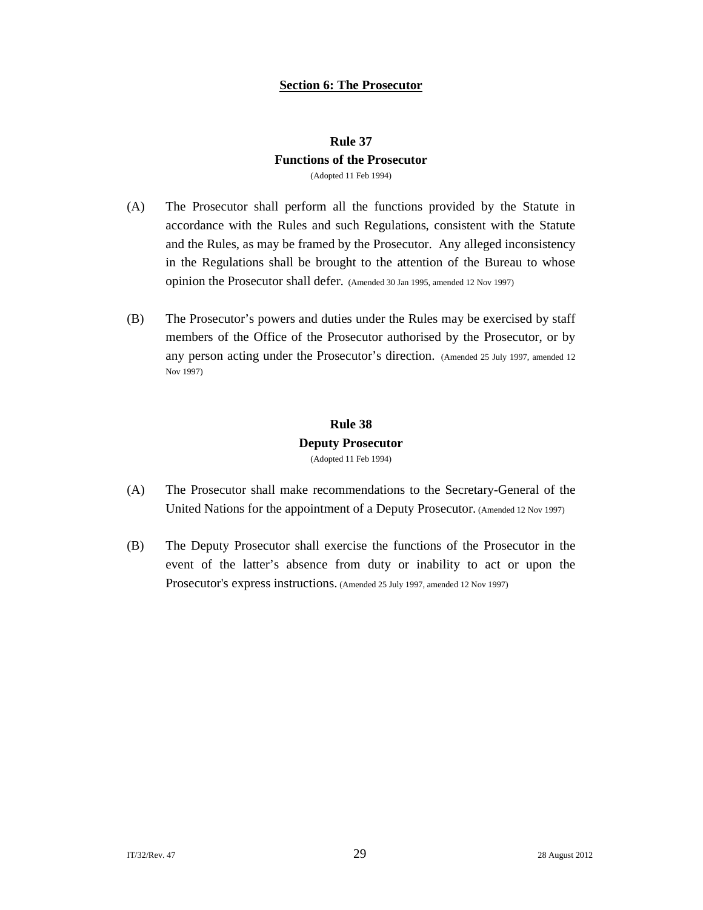## Section 6: The Prosecutor

### Rule 37
### Functions of the Prosecutor

(Adopted 11 Feb 1994)

(A) The Prosecutor shall perform all the functions provided by the Statute in accordance with the Rules and such Regulations, consistent with the Statute and the Rules, as may be framed by the Prosecutor. Any alleged inconsistency in the Regulations shall be brought to the attention of the Bureau to whose opinion the Prosecutor shall defer. (Amended 30 Jan 1995, amended 12 Nov 1997)

(B) The Prosecutor's powers and duties under the Rules may be exercised by staff members of the Office of the Prosecutor authorised by the Prosecutor, or by any person acting under the Prosecutor's direction. (Amended 25 July 1997, amended 12 Nov 1997)

### Rule 38
### Deputy Prosecutor

(Adopted 11 Feb 1994)

(A) The Prosecutor shall make recommendations to the Secretary-General of the United Nations for the appointment of a Deputy Prosecutor. (Amended 12 Nov 1997)

(B) The Deputy Prosecutor shall exercise the functions of the Prosecutor in the event of the latter's absence from duty or inability to act or upon the Prosecutor's express instructions. (Amended 25 July 1997, amended 12 Nov 1997)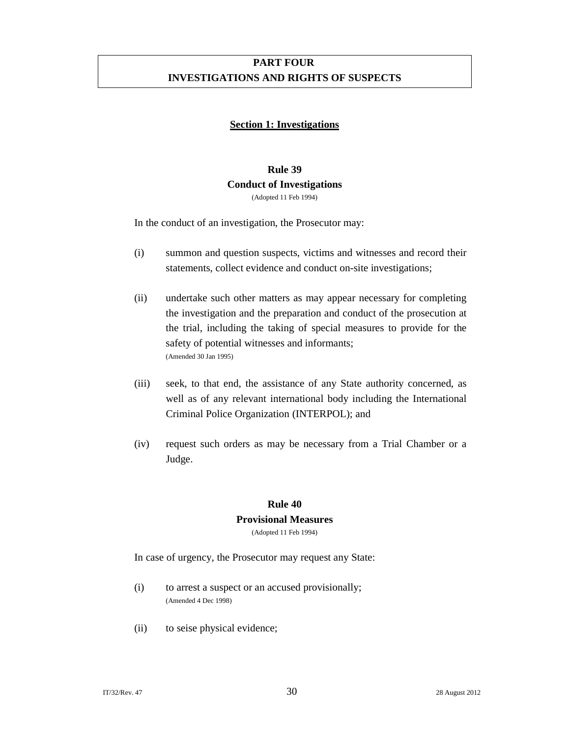# PART FOUR
# INVESTIGATIONS AND RIGHTS OF SUSPECTS

## Section 1: Investigations

### Rule 39
### Conduct of Investigations

(Adopted 11 Feb 1994)

In the conduct of an investigation, the Prosecutor may:

(i) summon and question suspects, victims and witnesses and record their statements, collect evidence and conduct on-site investigations;

(ii) undertake such other matters as may appear necessary for completing the investigation and the preparation and conduct of the prosecution at the trial, including the taking of special measures to provide for the safety of potential witnesses and informants;
(Amended 30 Jan 1995)

(iii) seek, to that end, the assistance of any State authority concerned, as well as of any relevant international body including the International Criminal Police Organization (INTERPOL); and

(iv) request such orders as may be necessary from a Trial Chamber or a Judge.

### Rule 40
### Provisional Measures

(Adopted 11 Feb 1994)

In case of urgency, the Prosecutor may request any State:

(i) to arrest a suspect or an accused provisionally;
(Amended 4 Dec 1998)

(ii) to seise physical evidence;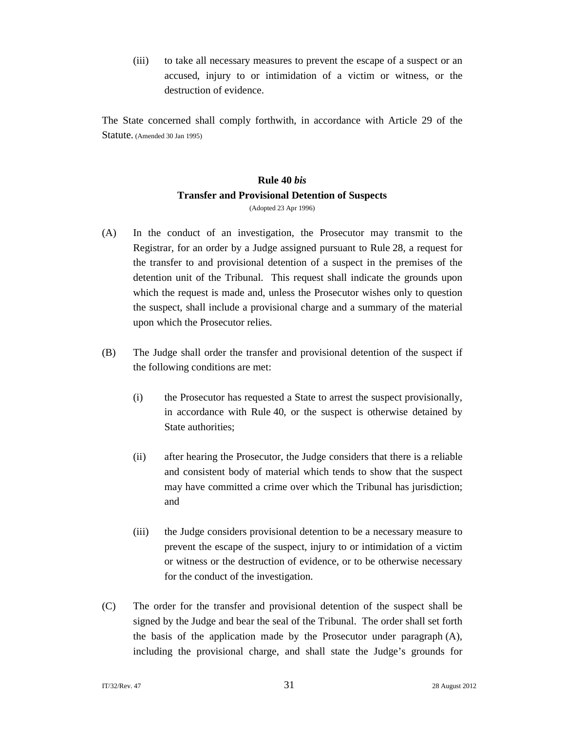(iii) to take all necessary measures to prevent the escape of a suspect or an accused, injury to or intimidation of a victim or witness, or the destruction of evidence.

The State concerned shall comply forthwith, in accordance with Article 29 of the Statute. (Amended 30 Jan 1995)

## Rule 40 *bis*
## Transfer and Provisional Detention of Suspects

(Adopted 23 Apr 1996)

(A) In the conduct of an investigation, the Prosecutor may transmit to the Registrar, for an order by a Judge assigned pursuant to Rule 28, a request for the transfer to and provisional detention of a suspect in the premises of the detention unit of the Tribunal. This request shall indicate the grounds upon which the request is made and, unless the Prosecutor wishes only to question the suspect, shall include a provisional charge and a summary of the material upon which the Prosecutor relies.

(B) The Judge shall order the transfer and provisional detention of the suspect if the following conditions are met:

(i) the Prosecutor has requested a State to arrest the suspect provisionally, in accordance with Rule 40, or the suspect is otherwise detained by State authorities;

(ii) after hearing the Prosecutor, the Judge considers that there is a reliable and consistent body of material which tends to show that the suspect may have committed a crime over which the Tribunal has jurisdiction; and

(iii) the Judge considers provisional detention to be a necessary measure to prevent the escape of the suspect, injury to or intimidation of a victim or witness or the destruction of evidence, or to be otherwise necessary for the conduct of the investigation.

(C) The order for the transfer and provisional detention of the suspect shall be signed by the Judge and bear the seal of the Tribunal. The order shall set forth the basis of the application made by the Prosecutor under paragraph (A), including the provisional charge, and shall state the Judge's grounds for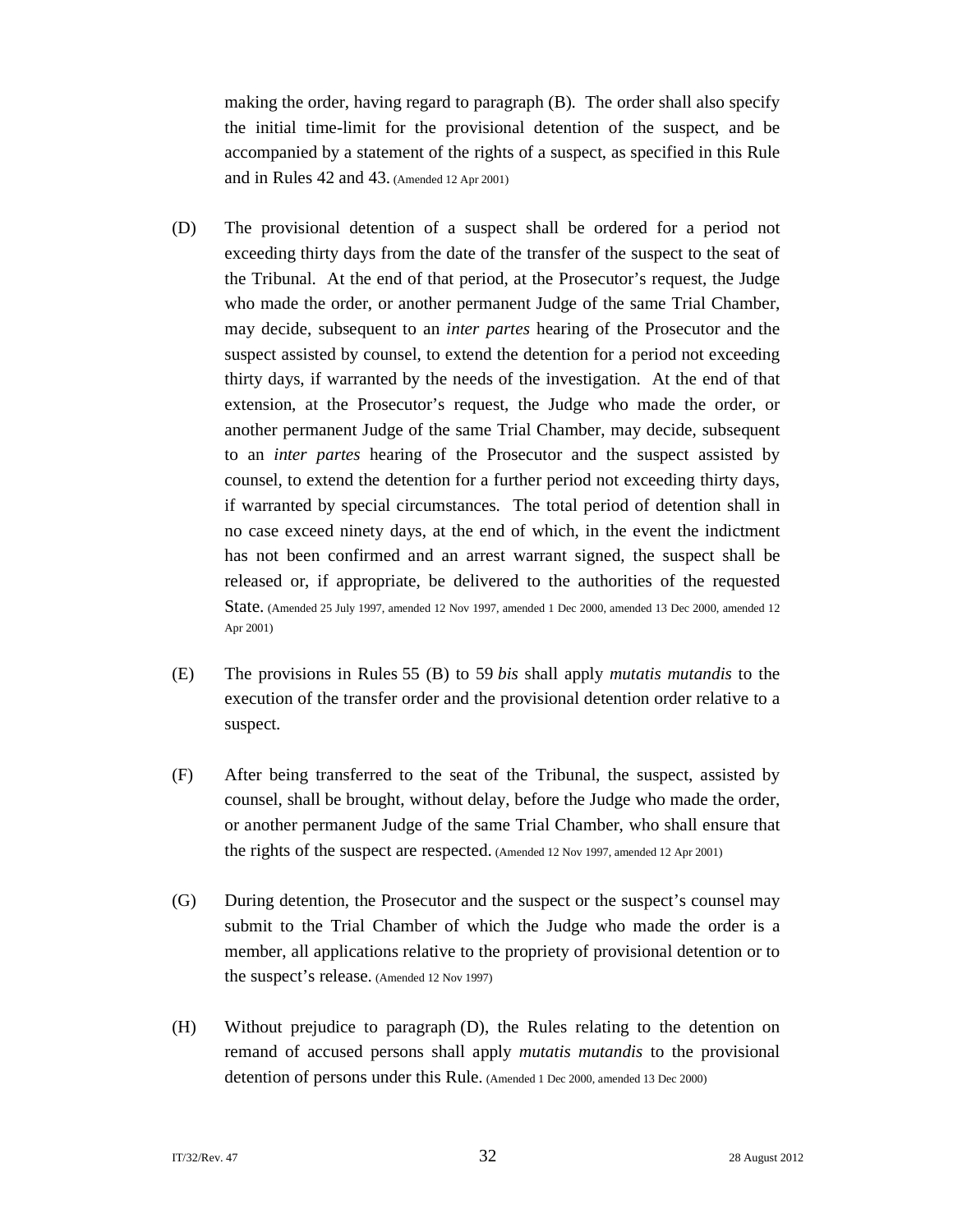making the order, having regard to paragraph (B). The order shall also specify the initial time-limit for the provisional detention of the suspect, and be accompanied by a statement of the rights of a suspect, as specified in this Rule and in Rules 42 and 43. (Amended 12 Apr 2001)

(D) The provisional detention of a suspect shall be ordered for a period not exceeding thirty days from the date of the transfer of the suspect to the seat of the Tribunal. At the end of that period, at the Prosecutor's request, the Judge who made the order, or another permanent Judge of the same Trial Chamber, may decide, subsequent to an *inter partes* hearing of the Prosecutor and the suspect assisted by counsel, to extend the detention for a period not exceeding thirty days, if warranted by the needs of the investigation. At the end of that extension, at the Prosecutor's request, the Judge who made the order, or another permanent Judge of the same Trial Chamber, may decide, subsequent to an *inter partes* hearing of the Prosecutor and the suspect assisted by counsel, to extend the detention for a further period not exceeding thirty days, if warranted by special circumstances. The total period of detention shall in no case exceed ninety days, at the end of which, in the event the indictment has not been confirmed and an arrest warrant signed, the suspect shall be released or, if appropriate, be delivered to the authorities of the requested State. (Amended 25 July 1997, amended 12 Nov 1997, amended 1 Dec 2000, amended 13 Dec 2000, amended 12 Apr 2001)

(E) The provisions in Rules 55 (B) to 59 *bis* shall apply *mutatis mutandis* to the execution of the transfer order and the provisional detention order relative to a suspect.

(F) After being transferred to the seat of the Tribunal, the suspect, assisted by counsel, shall be brought, without delay, before the Judge who made the order, or another permanent Judge of the same Trial Chamber, who shall ensure that the rights of the suspect are respected. (Amended 12 Nov 1997, amended 12 Apr 2001)

(G) During detention, the Prosecutor and the suspect or the suspect's counsel may submit to the Trial Chamber of which the Judge who made the order is a member, all applications relative to the propriety of provisional detention or to the suspect's release. (Amended 12 Nov 1997)

(H) Without prejudice to paragraph (D), the Rules relating to the detention on remand of accused persons shall apply *mutatis mutandis* to the provisional detention of persons under this Rule. (Amended 1 Dec 2000, amended 13 Dec 2000)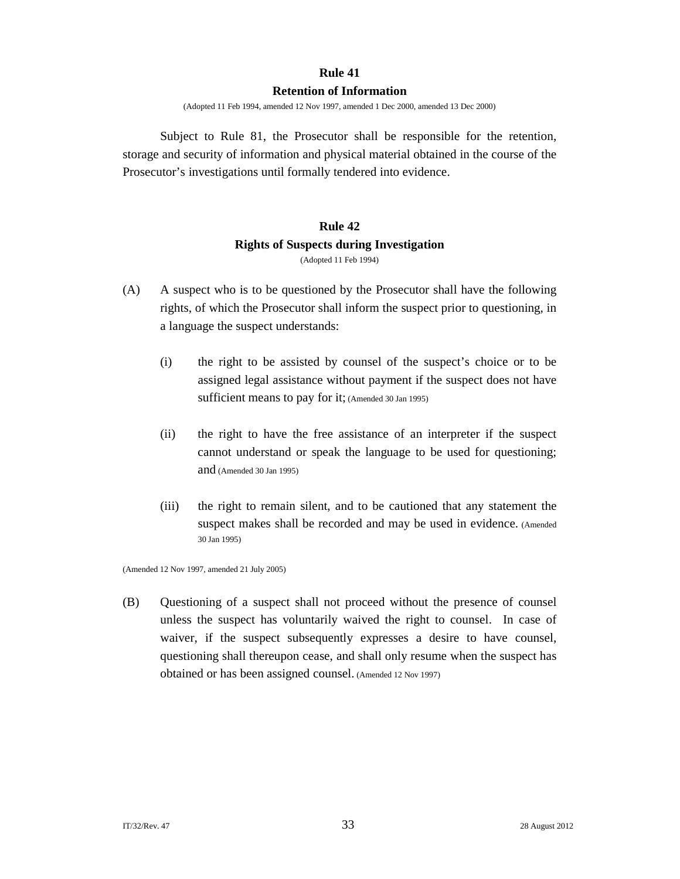## Rule 41

### Retention of Information

(Adopted 11 Feb 1994, amended 12 Nov 1997, amended 1 Dec 2000, amended 13 Dec 2000)

Subject to Rule 81, the Prosecutor shall be responsible for the retention, storage and security of information and physical material obtained in the course of the Prosecutor's investigations until formally tendered into evidence.

## Rule 42

### Rights of Suspects during Investigation

(Adopted 11 Feb 1994)

(A) A suspect who is to be questioned by the Prosecutor shall have the following rights, of which the Prosecutor shall inform the suspect prior to questioning, in a language the suspect understands:

(i) the right to be assisted by counsel of the suspect's choice or to be assigned legal assistance without payment if the suspect does not have sufficient means to pay for it; (Amended 30 Jan 1995)

(ii) the right to have the free assistance of an interpreter if the suspect cannot understand or speak the language to be used for questioning; and (Amended 30 Jan 1995)

(iii) the right to remain silent, and to be cautioned that any statement the suspect makes shall be recorded and may be used in evidence. (Amended 30 Jan 1995)

(Amended 12 Nov 1997, amended 21 July 2005)

(B) Questioning of a suspect shall not proceed without the presence of counsel unless the suspect has voluntarily waived the right to counsel. In case of waiver, if the suspect subsequently expresses a desire to have counsel, questioning shall thereupon cease, and shall only resume when the suspect has obtained or has been assigned counsel. (Amended 12 Nov 1997)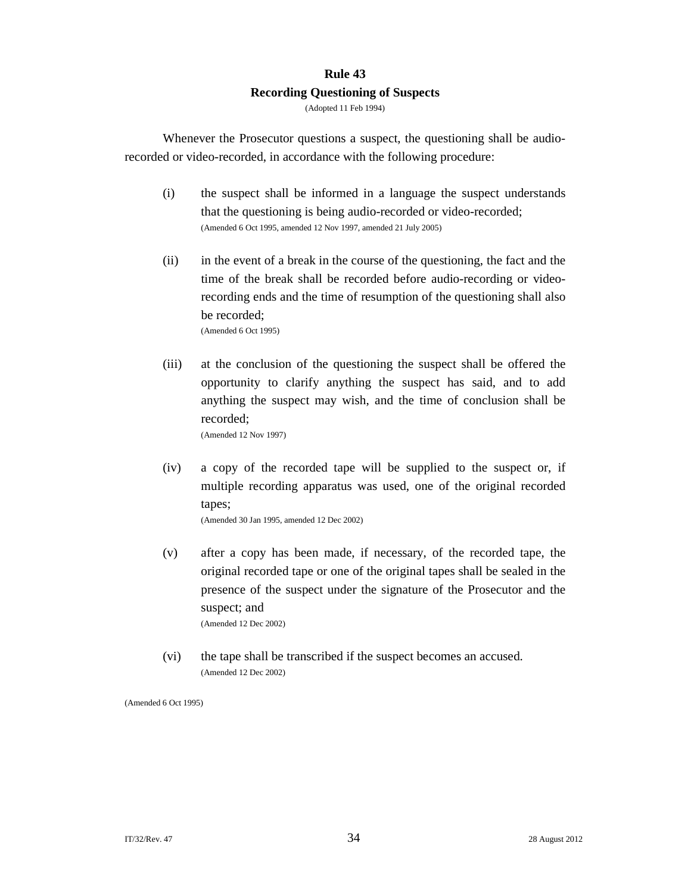## Rule 43
## Recording Questioning of Suspects

(Adopted 11 Feb 1994)

Whenever the Prosecutor questions a suspect, the questioning shall be audio-recorded or video-recorded, in accordance with the following procedure:

(i) the suspect shall be informed in a language the suspect understands that the questioning is being audio-recorded or video-recorded;
(Amended 6 Oct 1995, amended 12 Nov 1997, amended 21 July 2005)

(ii) in the event of a break in the course of the questioning, the fact and the time of the break shall be recorded before audio-recording or video-recording ends and the time of resumption of the questioning shall also be recorded;
(Amended 6 Oct 1995)

(iii) at the conclusion of the questioning the suspect shall be offered the opportunity to clarify anything the suspect has said, and to add anything the suspect may wish, and the time of conclusion shall be recorded;
(Amended 12 Nov 1997)

(iv) a copy of the recorded tape will be supplied to the suspect or, if multiple recording apparatus was used, one of the original recorded tapes;
(Amended 30 Jan 1995, amended 12 Dec 2002)

(v) after a copy has been made, if necessary, of the recorded tape, the original recorded tape or one of the original tapes shall be sealed in the presence of the suspect under the signature of the Prosecutor and the suspect; and
(Amended 12 Dec 2002)

(vi) the tape shall be transcribed if the suspect becomes an accused.
(Amended 12 Dec 2002)

(Amended 6 Oct 1995)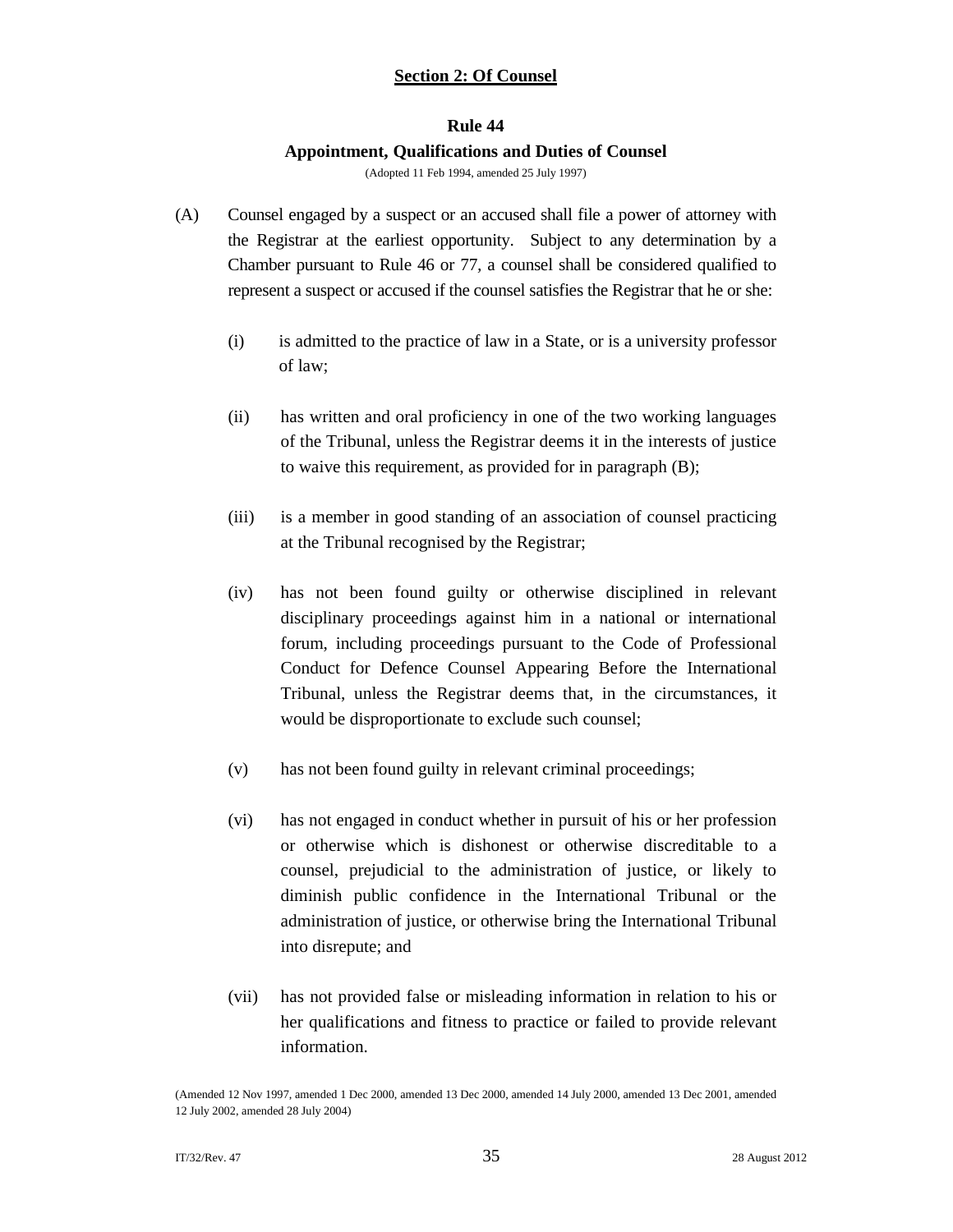## Section 2: Of Counsel

### Rule 44

### Appointment, Qualifications and Duties of Counsel

(Adopted 11 Feb 1994, amended 25 July 1997)

(A) Counsel engaged by a suspect or an accused shall file a power of attorney with the Registrar at the earliest opportunity. Subject to any determination by a Chamber pursuant to Rule 46 or 77, a counsel shall be considered qualified to represent a suspect or accused if the counsel satisfies the Registrar that he or she:

(i) is admitted to the practice of law in a State, or is a university professor of law;

(ii) has written and oral proficiency in one of the two working languages of the Tribunal, unless the Registrar deems it in the interests of justice to waive this requirement, as provided for in paragraph (B);

(iii) is a member in good standing of an association of counsel practicing at the Tribunal recognised by the Registrar;

(iv) has not been found guilty or otherwise disciplined in relevant disciplinary proceedings against him in a national or international forum, including proceedings pursuant to the Code of Professional Conduct for Defence Counsel Appearing Before the International Tribunal, unless the Registrar deems that, in the circumstances, it would be disproportionate to exclude such counsel;

(v) has not been found guilty in relevant criminal proceedings;

(vi) has not engaged in conduct whether in pursuit of his or her profession or otherwise which is dishonest or otherwise discreditable to a counsel, prejudicial to the administration of justice, or likely to diminish public confidence in the International Tribunal or the administration of justice, or otherwise bring the International Tribunal into disrepute; and

(vii) has not provided false or misleading information in relation to his or her qualifications and fitness to practice or failed to provide relevant information.

(Amended 12 Nov 1997, amended 1 Dec 2000, amended 13 Dec 2000, amended 14 July 2000, amended 13 Dec 2001, amended 12 July 2002, amended 28 July 2004)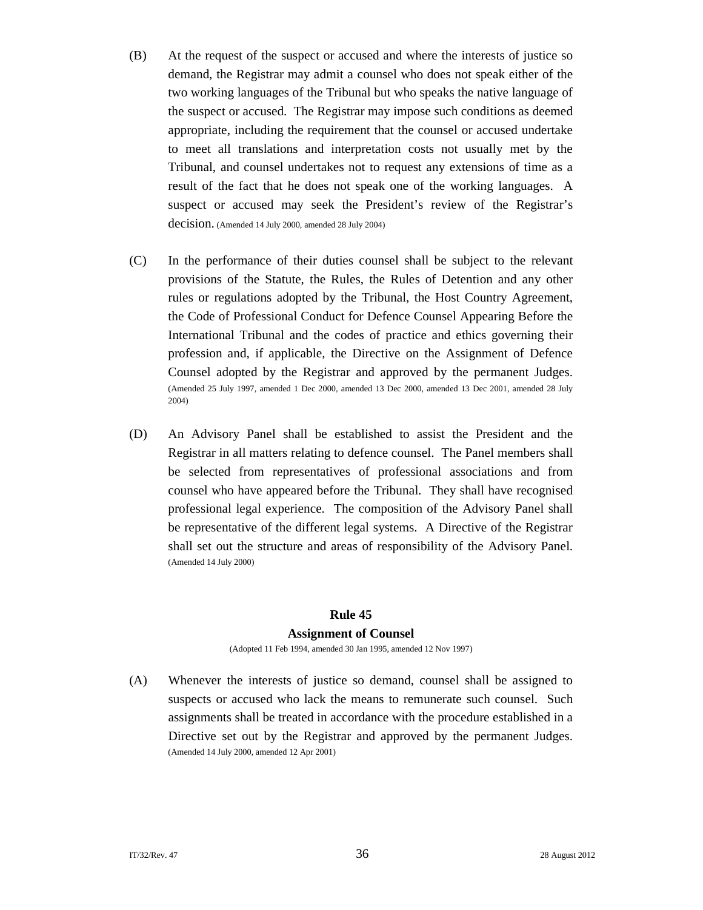(B) At the request of the suspect or accused and where the interests of justice so demand, the Registrar may admit a counsel who does not speak either of the two working languages of the Tribunal but who speaks the native language of the suspect or accused. The Registrar may impose such conditions as deemed appropriate, including the requirement that the counsel or accused undertake to meet all translations and interpretation costs not usually met by the Tribunal, and counsel undertakes not to request any extensions of time as a result of the fact that he does not speak one of the working languages. A suspect or accused may seek the President's review of the Registrar's decision. (Amended 14 July 2000, amended 28 July 2004)

(C) In the performance of their duties counsel shall be subject to the relevant provisions of the Statute, the Rules, the Rules of Detention and any other rules or regulations adopted by the Tribunal, the Host Country Agreement, the Code of Professional Conduct for Defence Counsel Appearing Before the International Tribunal and the codes of practice and ethics governing their profession and, if applicable, the Directive on the Assignment of Defence Counsel adopted by the Registrar and approved by the permanent Judges. (Amended 25 July 1997, amended 1 Dec 2000, amended 13 Dec 2000, amended 13 Dec 2001, amended 28 July 2004)

(D) An Advisory Panel shall be established to assist the President and the Registrar in all matters relating to defence counsel. The Panel members shall be selected from representatives of professional associations and from counsel who have appeared before the Tribunal. They shall have recognised professional legal experience. The composition of the Advisory Panel shall be representative of the different legal systems. A Directive of the Registrar shall set out the structure and areas of responsibility of the Advisory Panel. (Amended 14 July 2000)

## Rule 45
### Assignment of Counsel

(Adopted 11 Feb 1994, amended 30 Jan 1995, amended 12 Nov 1997)

(A) Whenever the interests of justice so demand, counsel shall be assigned to suspects or accused who lack the means to remunerate such counsel. Such assignments shall be treated in accordance with the procedure established in a Directive set out by the Registrar and approved by the permanent Judges. (Amended 14 July 2000, amended 12 Apr 2001)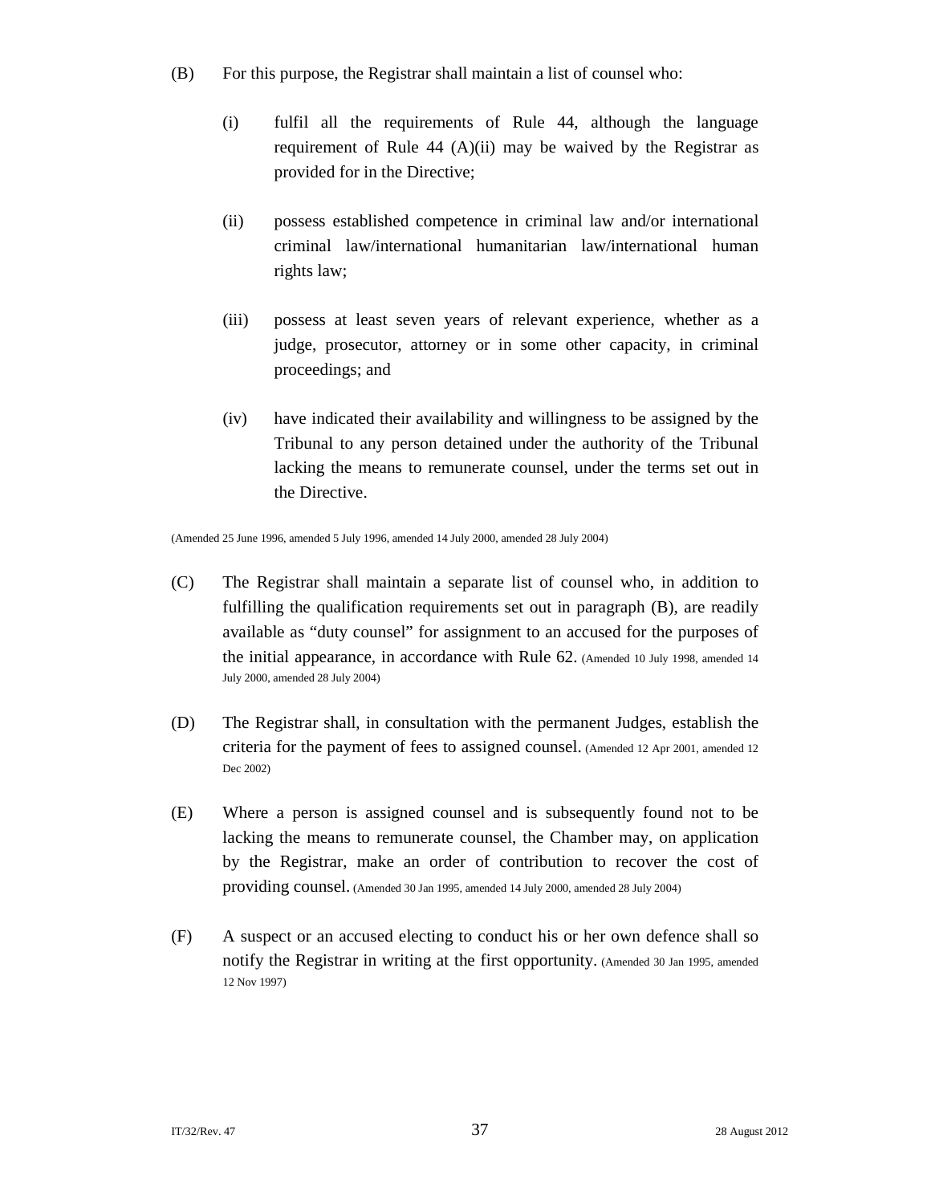(B) For this purpose, the Registrar shall maintain a list of counsel who:

(i) fulfil all the requirements of Rule 44, although the language requirement of Rule 44 (A)(ii) may be waived by the Registrar as provided for in the Directive;

(ii) possess established competence in criminal law and/or international criminal law/international humanitarian law/international human rights law;

(iii) possess at least seven years of relevant experience, whether as a judge, prosecutor, attorney or in some other capacity, in criminal proceedings; and

(iv) have indicated their availability and willingness to be assigned by the Tribunal to any person detained under the authority of the Tribunal lacking the means to remunerate counsel, under the terms set out in the Directive.

(Amended 25 June 1996, amended 5 July 1996, amended 14 July 2000, amended 28 July 2004)

(C) The Registrar shall maintain a separate list of counsel who, in addition to fulfilling the qualification requirements set out in paragraph (B), are readily available as "duty counsel" for assignment to an accused for the purposes of the initial appearance, in accordance with Rule 62. (Amended 10 July 1998, amended 14 July 2000, amended 28 July 2004)

(D) The Registrar shall, in consultation with the permanent Judges, establish the criteria for the payment of fees to assigned counsel. (Amended 12 Apr 2001, amended 12 Dec 2002)

(E) Where a person is assigned counsel and is subsequently found not to be lacking the means to remunerate counsel, the Chamber may, on application by the Registrar, make an order of contribution to recover the cost of providing counsel. (Amended 30 Jan 1995, amended 14 July 2000, amended 28 July 2004)

(F) A suspect or an accused electing to conduct his or her own defence shall so notify the Registrar in writing at the first opportunity. (Amended 30 Jan 1995, amended 12 Nov 1997)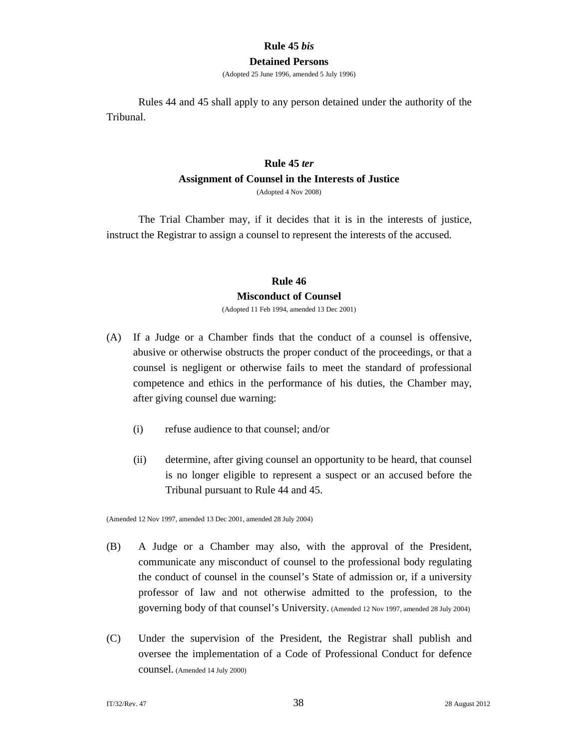**Rule 45 *bis***

**Detained Persons**

(Adopted 25 June 1996, amended 5 July 1996)

Rules 44 and 45 shall apply to any person detained under the authority of the Tribunal.

**Rule 45 *ter***

**Assignment of Counsel in the Interests of Justice**

(Adopted 4 Nov 2008)

The Trial Chamber may, if it decides that it is in the interests of justice, instruct the Registrar to assign a counsel to represent the interests of the accused.

**Rule 46**

**Misconduct of Counsel**

(Adopted 11 Feb 1994, amended 13 Dec 2001)

(A) If a Judge or a Chamber finds that the conduct of a counsel is offensive, abusive or otherwise obstructs the proper conduct of the proceedings, or that a counsel is negligent or otherwise fails to meet the standard of professional competence and ethics in the performance of his duties, the Chamber may, after giving counsel due warning:

   (i) refuse audience to that counsel; and/or

   (ii) determine, after giving counsel an opportunity to be heard, that counsel is no longer eligible to represent a suspect or an accused before the Tribunal pursuant to Rule 44 and 45.

(Amended 12 Nov 1997, amended 13 Dec 2001, amended 28 July 2004)

(B) A Judge or a Chamber may also, with the approval of the President, communicate any misconduct of counsel to the professional body regulating the conduct of counsel in the counsel's State of admission or, if a university professor of law and not otherwise admitted to the profession, to the governing body of that counsel's University. (Amended 12 Nov 1997, amended 28 July 2004)

(C) Under the supervision of the President, the Registrar shall publish and oversee the implementation of a Code of Professional Conduct for defence counsel. (Amended 14 July 2000)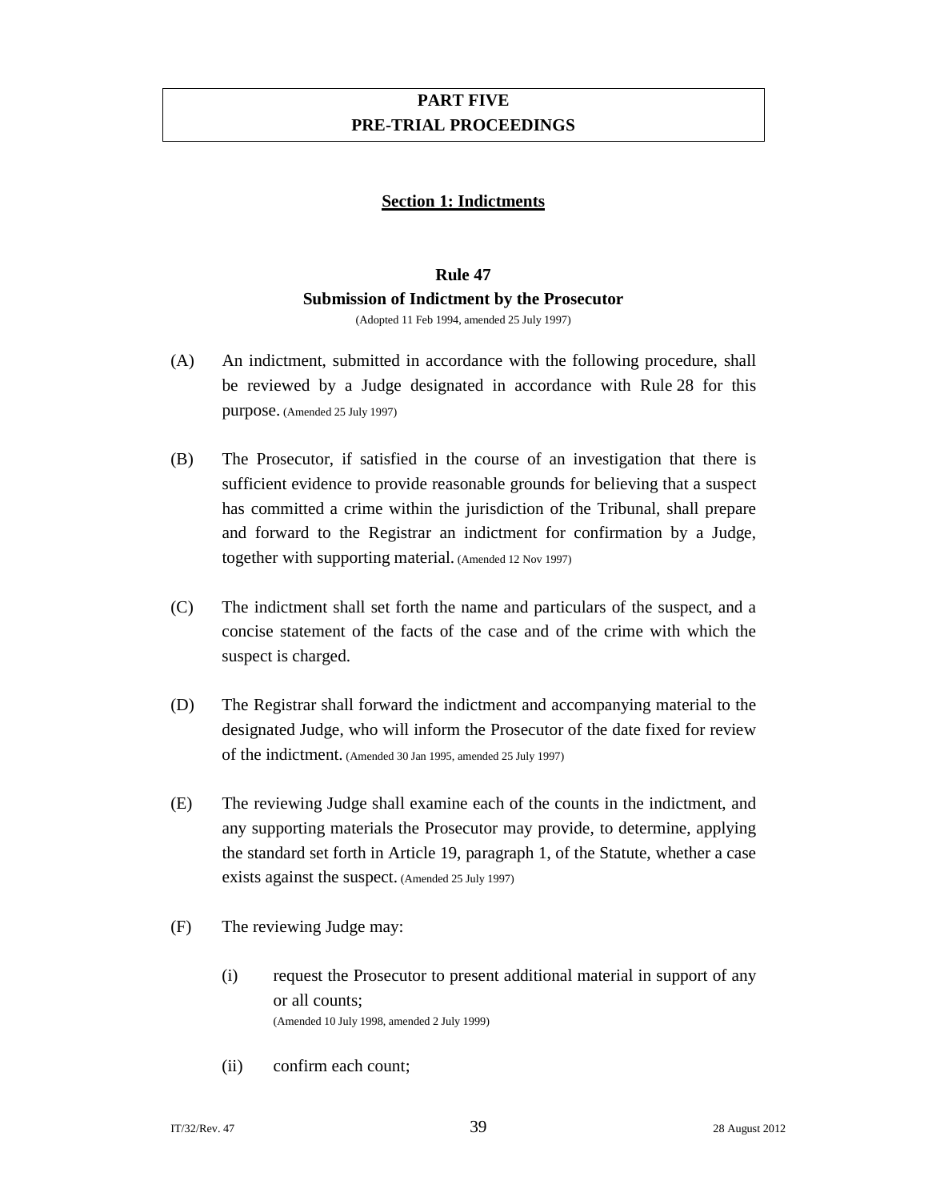# PART FIVE
# PRE-TRIAL PROCEEDINGS

## Section 1: Indictments

### Rule 47
### Submission of Indictment by the Prosecutor

(Adopted 11 Feb 1994, amended 25 July 1997)

(A) An indictment, submitted in accordance with the following procedure, shall be reviewed by a Judge designated in accordance with Rule 28 for this purpose. (Amended 25 July 1997)

(B) The Prosecutor, if satisfied in the course of an investigation that there is sufficient evidence to provide reasonable grounds for believing that a suspect has committed a crime within the jurisdiction of the Tribunal, shall prepare and forward to the Registrar an indictment for confirmation by a Judge, together with supporting material. (Amended 12 Nov 1997)

(C) The indictment shall set forth the name and particulars of the suspect, and a concise statement of the facts of the case and of the crime with which the suspect is charged.

(D) The Registrar shall forward the indictment and accompanying material to the designated Judge, who will inform the Prosecutor of the date fixed for review of the indictment. (Amended 30 Jan 1995, amended 25 July 1997)

(E) The reviewing Judge shall examine each of the counts in the indictment, and any supporting materials the Prosecutor may provide, to determine, applying the standard set forth in Article 19, paragraph 1, of the Statute, whether a case exists against the suspect. (Amended 25 July 1997)

(F) The reviewing Judge may:

 (i) request the Prosecutor to present additional material in support of any or all counts;
 (Amended 10 July 1998, amended 2 July 1999)

 (ii) confirm each count;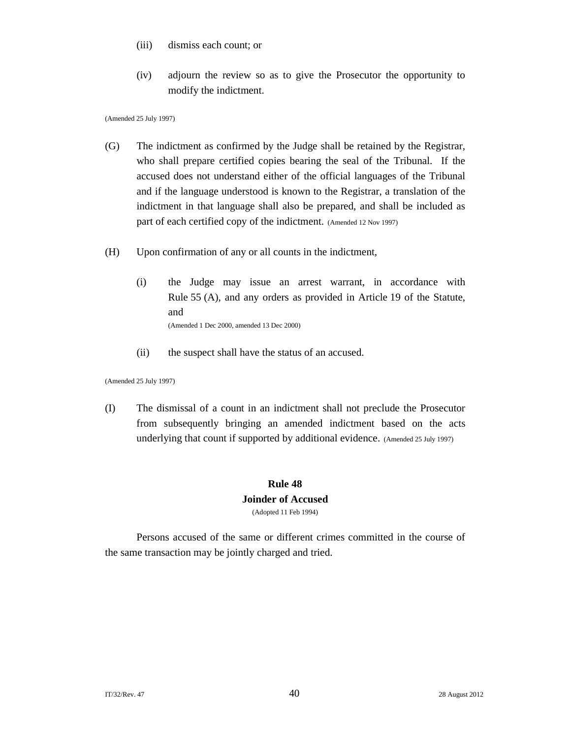(iii) dismiss each count; or

(iv) adjourn the review so as to give the Prosecutor the opportunity to modify the indictment.

(Amended 25 July 1997)

(G) The indictment as confirmed by the Judge shall be retained by the Registrar, who shall prepare certified copies bearing the seal of the Tribunal. If the accused does not understand either of the official languages of the Tribunal and if the language understood is known to the Registrar, a translation of the indictment in that language shall also be prepared, and shall be included as part of each certified copy of the indictment. (Amended 12 Nov 1997)

(H) Upon confirmation of any or all counts in the indictment,

(i) the Judge may issue an arrest warrant, in accordance with Rule 55 (A), and any orders as provided in Article 19 of the Statute, and
(Amended 1 Dec 2000, amended 13 Dec 2000)

(ii) the suspect shall have the status of an accused.

(Amended 25 July 1997)

(I) The dismissal of a count in an indictment shall not preclude the Prosecutor from subsequently bringing an amended indictment based on the acts underlying that count if supported by additional evidence. (Amended 25 July 1997)

### Rule 48
### Joinder of Accused
(Adopted 11 Feb 1994)

Persons accused of the same or different crimes committed in the course of the same transaction may be jointly charged and tried.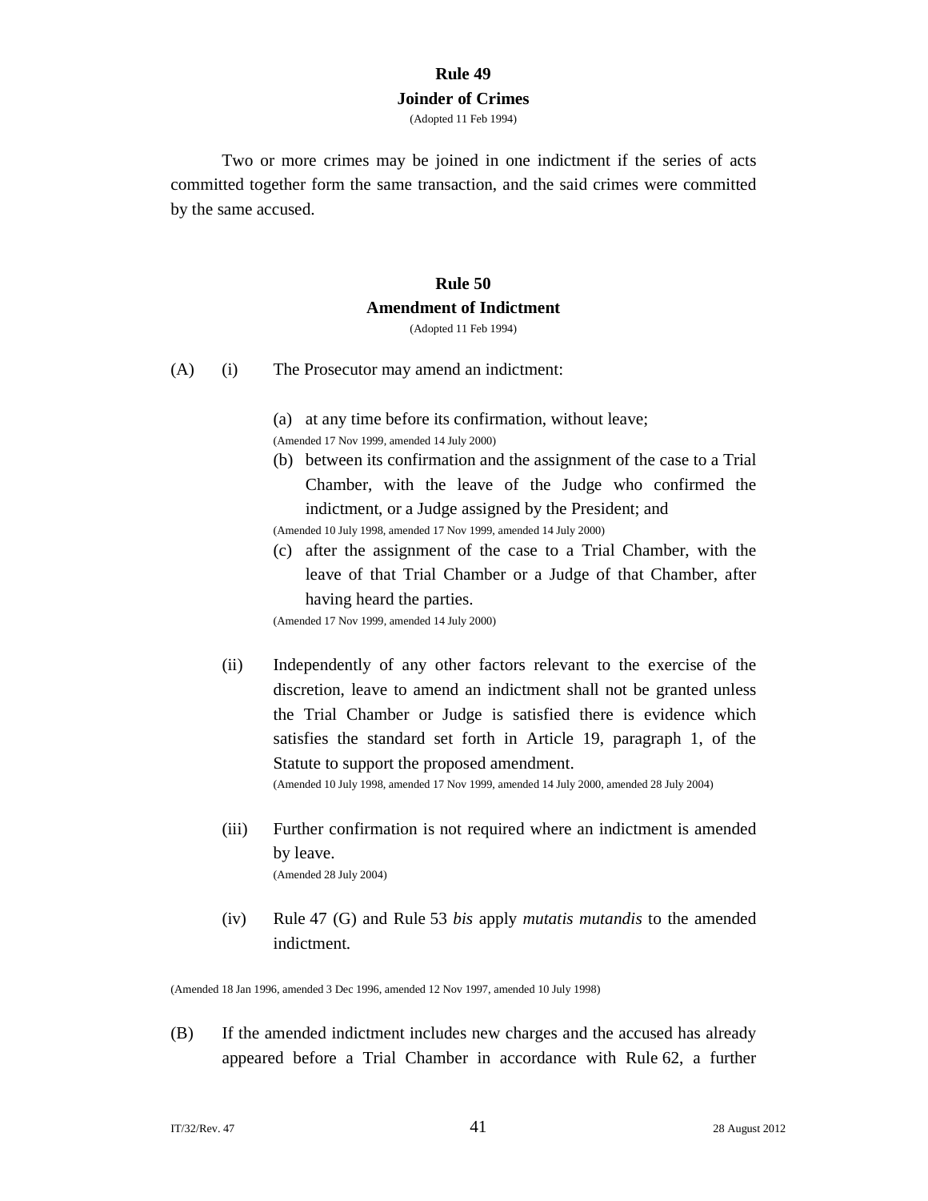## Rule 49
## Joinder of Crimes

(Adopted 11 Feb 1994)

Two or more crimes may be joined in one indictment if the series of acts committed together form the same transaction, and the said crimes were committed by the same accused.

## Rule 50
## Amendment of Indictment

(Adopted 11 Feb 1994)

(A) (i) The Prosecutor may amend an indictment:

(a) at any time before its confirmation, without leave;
(Amended 17 Nov 1999, amended 14 July 2000)

(b) between its confirmation and the assignment of the case to a Trial Chamber, with the leave of the Judge who confirmed the indictment, or a Judge assigned by the President; and
(Amended 10 July 1998, amended 17 Nov 1999, amended 14 July 2000)

(c) after the assignment of the case to a Trial Chamber, with the leave of that Trial Chamber or a Judge of that Chamber, after having heard the parties.
(Amended 17 Nov 1999, amended 14 July 2000)

(ii) Independently of any other factors relevant to the exercise of the discretion, leave to amend an indictment shall not be granted unless the Trial Chamber or Judge is satisfied there is evidence which satisfies the standard set forth in Article 19, paragraph 1, of the Statute to support the proposed amendment.
(Amended 10 July 1998, amended 17 Nov 1999, amended 14 July 2000, amended 28 July 2004)

(iii) Further confirmation is not required where an indictment is amended by leave.
(Amended 28 July 2004)

(iv) Rule 47 (G) and Rule 53 *bis* apply *mutatis mutandis* to the amended indictment.

(Amended 18 Jan 1996, amended 3 Dec 1996, amended 12 Nov 1997, amended 10 July 1998)

(B) If the amended indictment includes new charges and the accused has already appeared before a Trial Chamber in accordance with Rule 62, a further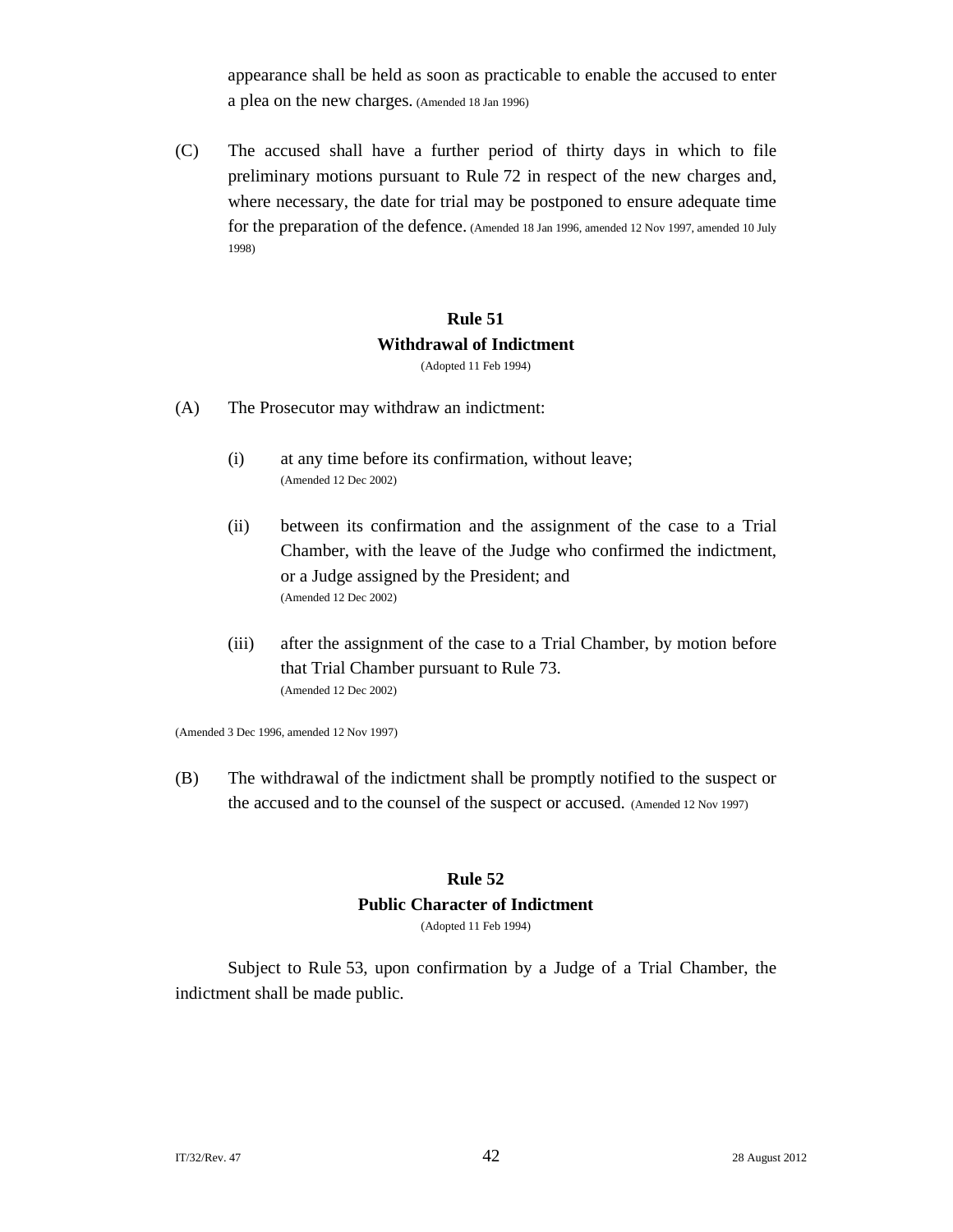appearance shall be held as soon as practicable to enable the accused to enter a plea on the new charges. (Amended 18 Jan 1996)

(C) The accused shall have a further period of thirty days in which to file preliminary motions pursuant to Rule 72 in respect of the new charges and, where necessary, the date for trial may be postponed to ensure adequate time for the preparation of the defence. (Amended 18 Jan 1996, amended 12 Nov 1997, amended 10 July 1998)

## Rule 51
## Withdrawal of Indictment

(Adopted 11 Feb 1994)

(A) The Prosecutor may withdraw an indictment:

(i) at any time before its confirmation, without leave;
(Amended 12 Dec 2002)

(ii) between its confirmation and the assignment of the case to a Trial Chamber, with the leave of the Judge who confirmed the indictment, or a Judge assigned by the President; and
(Amended 12 Dec 2002)

(iii) after the assignment of the case to a Trial Chamber, by motion before that Trial Chamber pursuant to Rule 73.
(Amended 12 Dec 2002)

(Amended 3 Dec 1996, amended 12 Nov 1997)

(B) The withdrawal of the indictment shall be promptly notified to the suspect or the accused and to the counsel of the suspect or accused. (Amended 12 Nov 1997)

## Rule 52
## Public Character of Indictment

(Adopted 11 Feb 1994)

Subject to Rule 53, upon confirmation by a Judge of a Trial Chamber, the indictment shall be made public.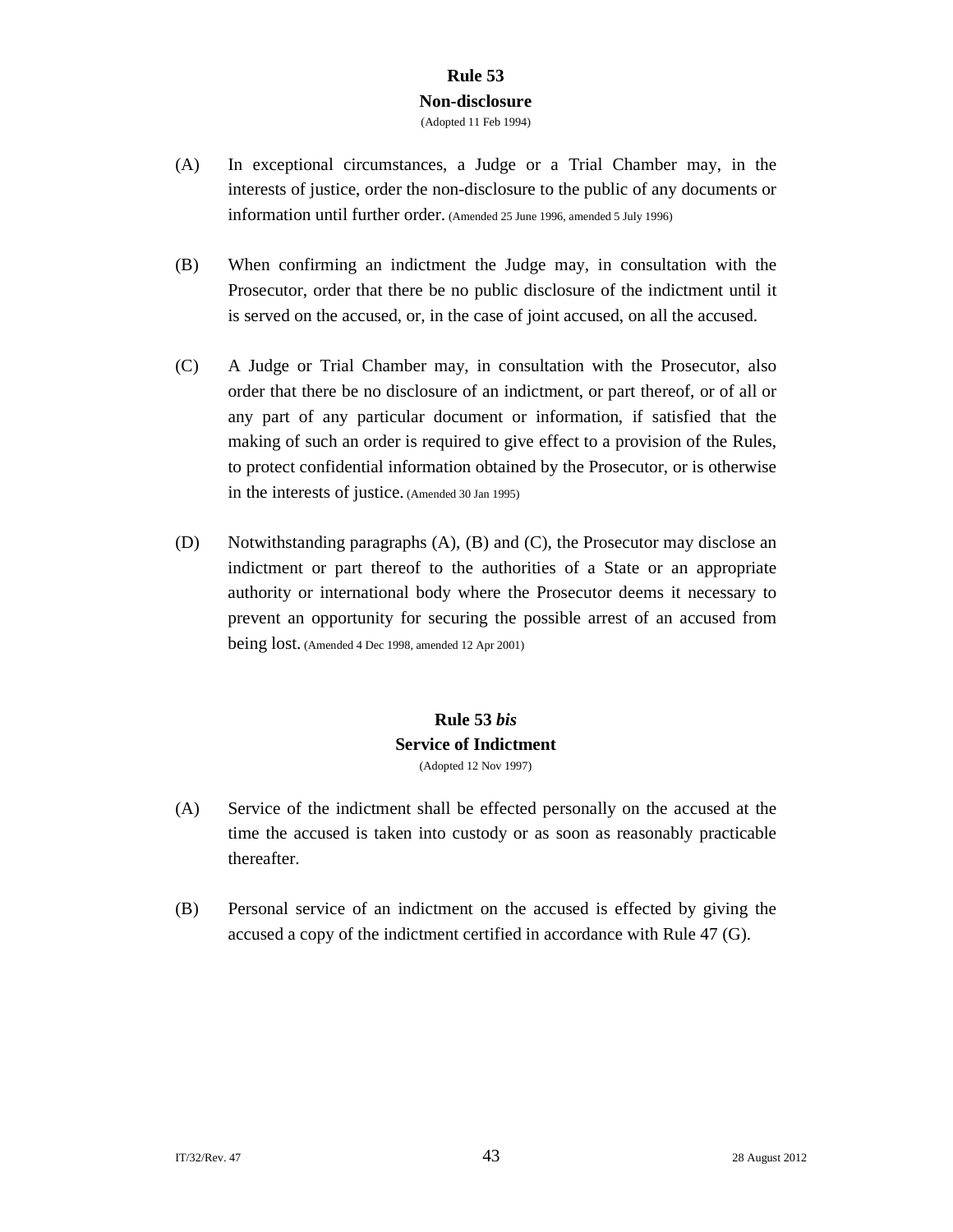## Rule 53
## Non-disclosure

(Adopted 11 Feb 1994)

(A) In exceptional circumstances, a Judge or a Trial Chamber may, in the interests of justice, order the non-disclosure to the public of any documents or information until further order. (Amended 25 June 1996, amended 5 July 1996)

(B) When confirming an indictment the Judge may, in consultation with the Prosecutor, order that there be no public disclosure of the indictment until it is served on the accused, or, in the case of joint accused, on all the accused.

(C) A Judge or Trial Chamber may, in consultation with the Prosecutor, also order that there be no disclosure of an indictment, or part thereof, or of all or any part of any particular document or information, if satisfied that the making of such an order is required to give effect to a provision of the Rules, to protect confidential information obtained by the Prosecutor, or is otherwise in the interests of justice. (Amended 30 Jan 1995)

(D) Notwithstanding paragraphs (A), (B) and (C), the Prosecutor may disclose an indictment or part thereof to the authorities of a State or an appropriate authority or international body where the Prosecutor deems it necessary to prevent an opportunity for securing the possible arrest of an accused from being lost. (Amended 4 Dec 1998, amended 12 Apr 2001)

## Rule 53 *bis*
## Service of Indictment

(Adopted 12 Nov 1997)

(A) Service of the indictment shall be effected personally on the accused at the time the accused is taken into custody or as soon as reasonably practicable thereafter.

(B) Personal service of an indictment on the accused is effected by giving the accused a copy of the indictment certified in accordance with Rule 47 (G).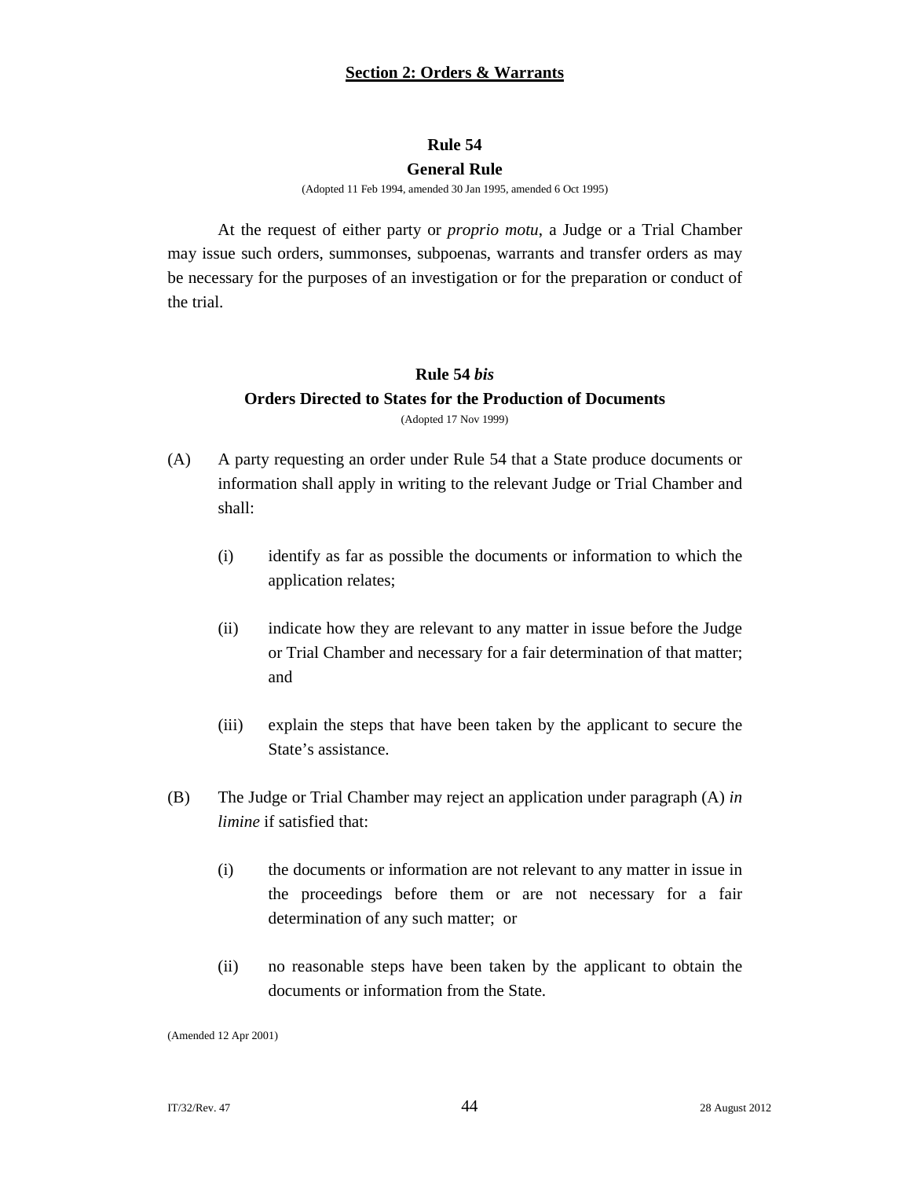## Section 2: Orders & Warrants

### Rule 54
### General Rule

(Adopted 11 Feb 1994, amended 30 Jan 1995, amended 6 Oct 1995)

At the request of either party or *proprio motu*, a Judge or a Trial Chamber may issue such orders, summonses, subpoenas, warrants and transfer orders as may be necessary for the purposes of an investigation or for the preparation or conduct of the trial.

### Rule 54 *bis*
### Orders Directed to States for the Production of Documents

(Adopted 17 Nov 1999)

(A) A party requesting an order under Rule 54 that a State produce documents or information shall apply in writing to the relevant Judge or Trial Chamber and shall:

(i) identify as far as possible the documents or information to which the application relates;

(ii) indicate how they are relevant to any matter in issue before the Judge or Trial Chamber and necessary for a fair determination of that matter; and

(iii) explain the steps that have been taken by the applicant to secure the State's assistance.

(B) The Judge or Trial Chamber may reject an application under paragraph (A) *in limine* if satisfied that:

(i) the documents or information are not relevant to any matter in issue in the proceedings before them or are not necessary for a fair determination of any such matter; or

(ii) no reasonable steps have been taken by the applicant to obtain the documents or information from the State.

(Amended 12 Apr 2001)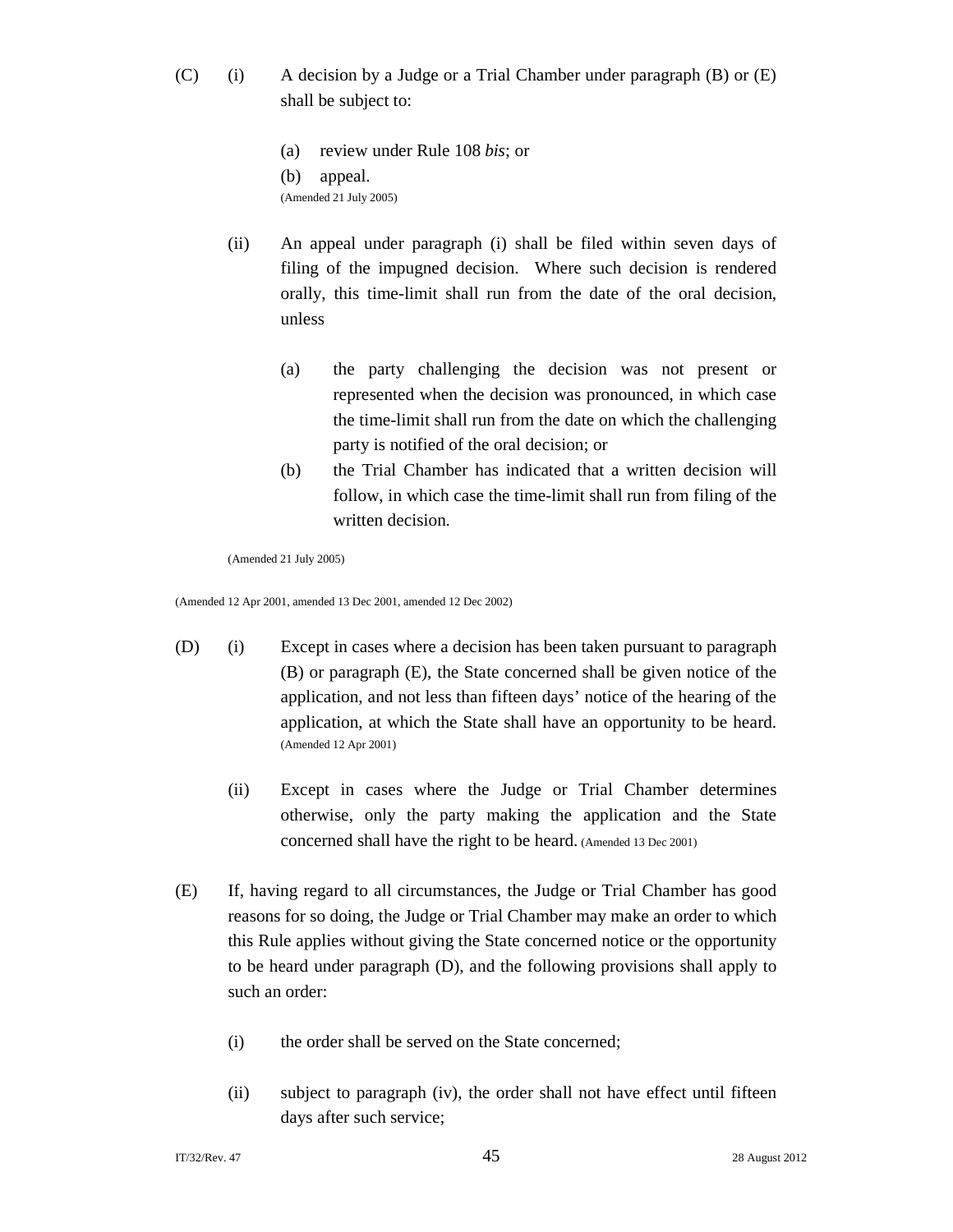(C) (i) A decision by a Judge or a Trial Chamber under paragraph (B) or (E) shall be subject to:

(a) review under Rule 108 *bis*; or

(b) appeal.

(Amended 21 July 2005)

(ii) An appeal under paragraph (i) shall be filed within seven days of filing of the impugned decision. Where such decision is rendered orally, this time-limit shall run from the date of the oral decision, unless

(a) the party challenging the decision was not present or represented when the decision was pronounced, in which case the time-limit shall run from the date on which the challenging party is notified of the oral decision; or

(b) the Trial Chamber has indicated that a written decision will follow, in which case the time-limit shall run from filing of the written decision.

(Amended 21 July 2005)

(Amended 12 Apr 2001, amended 13 Dec 2001, amended 12 Dec 2002)

(D) (i) Except in cases where a decision has been taken pursuant to paragraph (B) or paragraph (E), the State concerned shall be given notice of the application, and not less than fifteen days' notice of the hearing of the application, at which the State shall have an opportunity to be heard. (Amended 12 Apr 2001)

(ii) Except in cases where the Judge or Trial Chamber determines otherwise, only the party making the application and the State concerned shall have the right to be heard. (Amended 13 Dec 2001)

(E) If, having regard to all circumstances, the Judge or Trial Chamber has good reasons for so doing, the Judge or Trial Chamber may make an order to which this Rule applies without giving the State concerned notice or the opportunity to be heard under paragraph (D), and the following provisions shall apply to such an order:

(i) the order shall be served on the State concerned;

(ii) subject to paragraph (iv), the order shall not have effect until fifteen days after such service;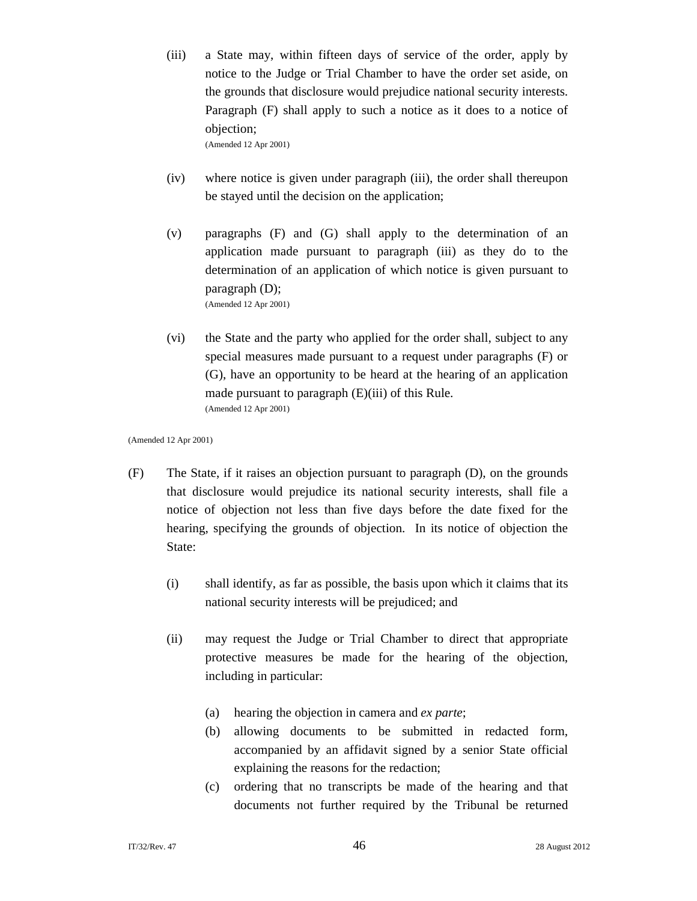(iii) a State may, within fifteen days of service of the order, apply by notice to the Judge or Trial Chamber to have the order set aside, on the grounds that disclosure would prejudice national security interests. Paragraph (F) shall apply to such a notice as it does to a notice of objection;
(Amended 12 Apr 2001)

(iv) where notice is given under paragraph (iii), the order shall thereupon be stayed until the decision on the application;

(v) paragraphs (F) and (G) shall apply to the determination of an application made pursuant to paragraph (iii) as they do to the determination of an application of which notice is given pursuant to paragraph (D);
(Amended 12 Apr 2001)

(vi) the State and the party who applied for the order shall, subject to any special measures made pursuant to a request under paragraphs (F) or (G), have an opportunity to be heard at the hearing of an application made pursuant to paragraph (E)(iii) of this Rule.
(Amended 12 Apr 2001)

(Amended 12 Apr 2001)

(F) The State, if it raises an objection pursuant to paragraph (D), on the grounds that disclosure would prejudice its national security interests, shall file a notice of objection not less than five days before the date fixed for the hearing, specifying the grounds of objection. In its notice of objection the State:

(i) shall identify, as far as possible, the basis upon which it claims that its national security interests will be prejudiced; and

(ii) may request the Judge or Trial Chamber to direct that appropriate protective measures be made for the hearing of the objection, including in particular:

(a) hearing the objection in camera and *ex parte*;
(b) allowing documents to be submitted in redacted form, accompanied by an affidavit signed by a senior State official explaining the reasons for the redaction;
(c) ordering that no transcripts be made of the hearing and that documents not further required by the Tribunal be returned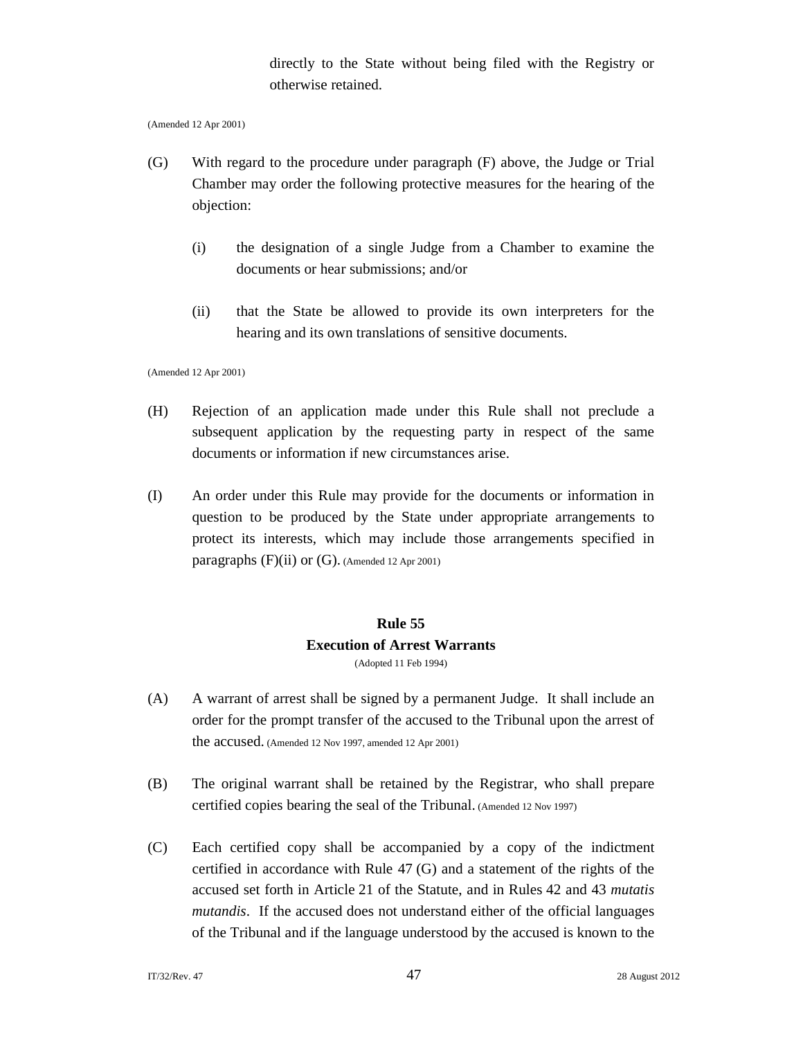directly to the State without being filed with the Registry or otherwise retained.

(Amended 12 Apr 2001)

(G) With regard to the procedure under paragraph (F) above, the Judge or Trial Chamber may order the following protective measures for the hearing of the objection:

(i) the designation of a single Judge from a Chamber to examine the documents or hear submissions; and/or

(ii) that the State be allowed to provide its own interpreters for the hearing and its own translations of sensitive documents.

(Amended 12 Apr 2001)

(H) Rejection of an application made under this Rule shall not preclude a subsequent application by the requesting party in respect of the same documents or information if new circumstances arise.

(I) An order under this Rule may provide for the documents or information in question to be produced by the State under appropriate arrangements to protect its interests, which may include those arrangements specified in paragraphs (F)(ii) or (G). (Amended 12 Apr 2001)

## Rule 55
## Execution of Arrest Warrants

(Adopted 11 Feb 1994)

(A) A warrant of arrest shall be signed by a permanent Judge. It shall include an order for the prompt transfer of the accused to the Tribunal upon the arrest of the accused. (Amended 12 Nov 1997, amended 12 Apr 2001)

(B) The original warrant shall be retained by the Registrar, who shall prepare certified copies bearing the seal of the Tribunal. (Amended 12 Nov 1997)

(C) Each certified copy shall be accompanied by a copy of the indictment certified in accordance with Rule 47 (G) and a statement of the rights of the accused set forth in Article 21 of the Statute, and in Rules 42 and 43 *mutatis mutandis*. If the accused does not understand either of the official languages of the Tribunal and if the language understood by the accused is known to the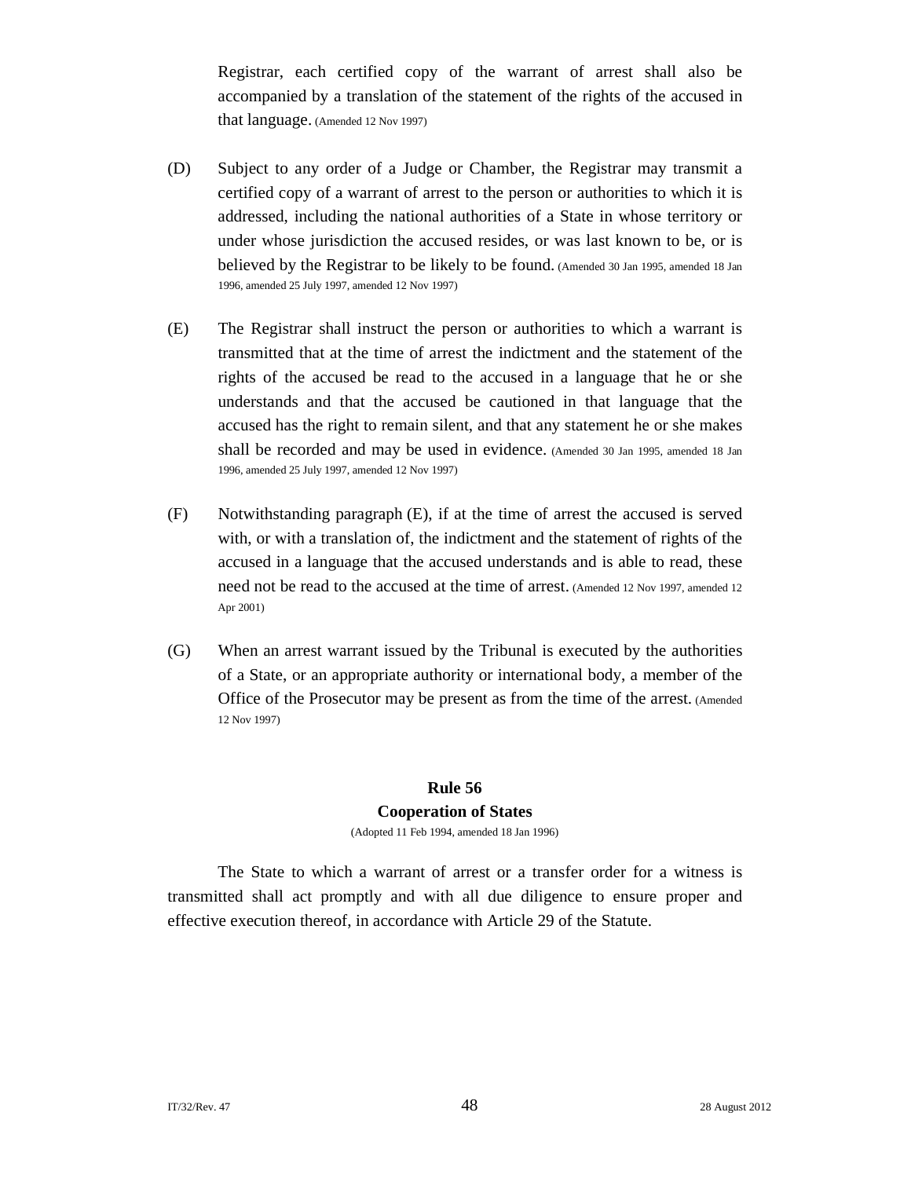Registrar, each certified copy of the warrant of arrest shall also be accompanied by a translation of the statement of the rights of the accused in that language. (Amended 12 Nov 1997)

(D) Subject to any order of a Judge or Chamber, the Registrar may transmit a certified copy of a warrant of arrest to the person or authorities to which it is addressed, including the national authorities of a State in whose territory or under whose jurisdiction the accused resides, or was last known to be, or is believed by the Registrar to be likely to be found. (Amended 30 Jan 1995, amended 18 Jan 1996, amended 25 July 1997, amended 12 Nov 1997)

(E) The Registrar shall instruct the person or authorities to which a warrant is transmitted that at the time of arrest the indictment and the statement of the rights of the accused be read to the accused in a language that he or she understands and that the accused be cautioned in that language that the accused has the right to remain silent, and that any statement he or she makes shall be recorded and may be used in evidence. (Amended 30 Jan 1995, amended 18 Jan 1996, amended 25 July 1997, amended 12 Nov 1997)

(F) Notwithstanding paragraph (E), if at the time of arrest the accused is served with, or with a translation of, the indictment and the statement of rights of the accused in a language that the accused understands and is able to read, these need not be read to the accused at the time of arrest. (Amended 12 Nov 1997, amended 12 Apr 2001)

(G) When an arrest warrant issued by the Tribunal is executed by the authorities of a State, or an appropriate authority or international body, a member of the Office of the Prosecutor may be present as from the time of the arrest. (Amended 12 Nov 1997)

## Rule 56
## Cooperation of States

(Adopted 11 Feb 1994, amended 18 Jan 1996)

The State to which a warrant of arrest or a transfer order for a witness is transmitted shall act promptly and with all due diligence to ensure proper and effective execution thereof, in accordance with Article 29 of the Statute.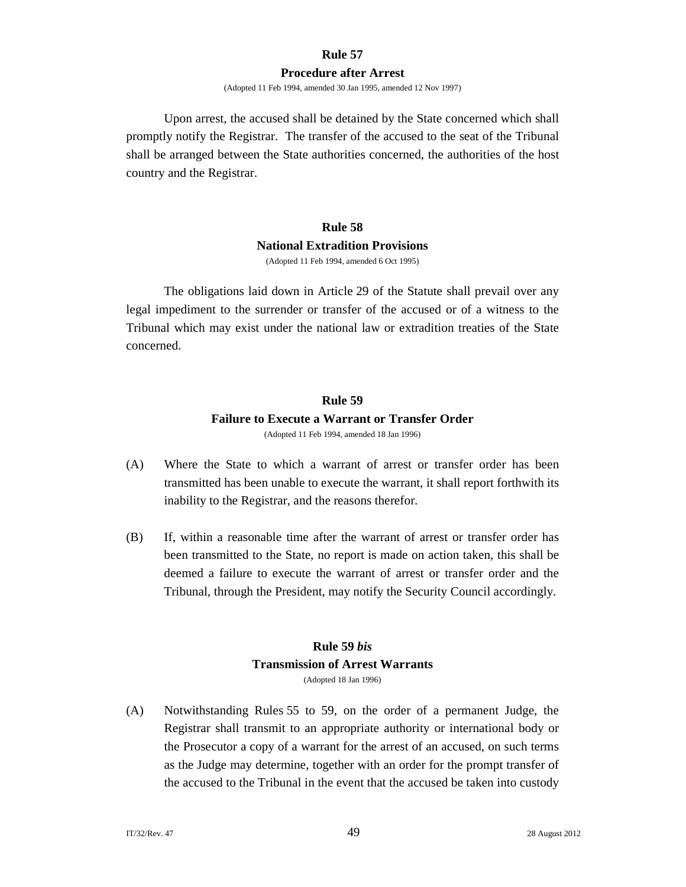## Rule 57

### Procedure after Arrest

(Adopted 11 Feb 1994, amended 30 Jan 1995, amended 12 Nov 1997)

Upon arrest, the accused shall be detained by the State concerned which shall promptly notify the Registrar. The transfer of the accused to the seat of the Tribunal shall be arranged between the State authorities concerned, the authorities of the host country and the Registrar.

## Rule 58

### National Extradition Provisions

(Adopted 11 Feb 1994, amended 6 Oct 1995)

The obligations laid down in Article 29 of the Statute shall prevail over any legal impediment to the surrender or transfer of the accused or of a witness to the Tribunal which may exist under the national law or extradition treaties of the State concerned.

## Rule 59

### Failure to Execute a Warrant or Transfer Order

(Adopted 11 Feb 1994, amended 18 Jan 1996)

(A) Where the State to which a warrant of arrest or transfer order has been transmitted has been unable to execute the warrant, it shall report forthwith its inability to the Registrar, and the reasons therefor.

(B) If, within a reasonable time after the warrant of arrest or transfer order has been transmitted to the State, no report is made on action taken, this shall be deemed a failure to execute the warrant of arrest or transfer order and the Tribunal, through the President, may notify the Security Council accordingly.

## Rule 59 *bis*

### Transmission of Arrest Warrants

(Adopted 18 Jan 1996)

(A) Notwithstanding Rules 55 to 59, on the order of a permanent Judge, the Registrar shall transmit to an appropriate authority or international body or the Prosecutor a copy of a warrant for the arrest of an accused, on such terms as the Judge may determine, together with an order for the prompt transfer of the accused to the Tribunal in the event that the accused be taken into custody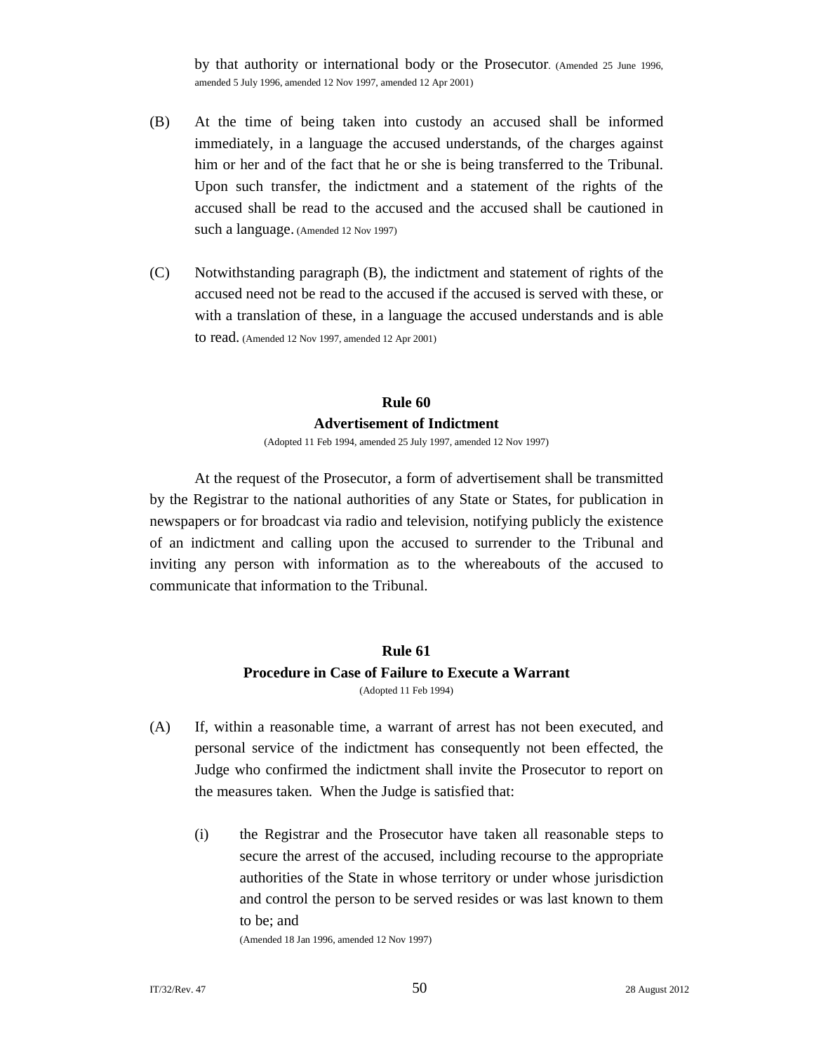by that authority or international body or the Prosecutor. (Amended 25 June 1996, amended 5 July 1996, amended 12 Nov 1997, amended 12 Apr 2001)

(B) At the time of being taken into custody an accused shall be informed immediately, in a language the accused understands, of the charges against him or her and of the fact that he or she is being transferred to the Tribunal. Upon such transfer, the indictment and a statement of the rights of the accused shall be read to the accused and the accused shall be cautioned in such a language. (Amended 12 Nov 1997)

(C) Notwithstanding paragraph (B), the indictment and statement of rights of the accused need not be read to the accused if the accused is served with these, or with a translation of these, in a language the accused understands and is able to read. (Amended 12 Nov 1997, amended 12 Apr 2001)

## Rule 60
## Advertisement of Indictment

(Adopted 11 Feb 1994, amended 25 July 1997, amended 12 Nov 1997)

At the request of the Prosecutor, a form of advertisement shall be transmitted by the Registrar to the national authorities of any State or States, for publication in newspapers or for broadcast via radio and television, notifying publicly the existence of an indictment and calling upon the accused to surrender to the Tribunal and inviting any person with information as to the whereabouts of the accused to communicate that information to the Tribunal.

## Rule 61
## Procedure in Case of Failure to Execute a Warrant

(Adopted 11 Feb 1994)

(A) If, within a reasonable time, a warrant of arrest has not been executed, and personal service of the indictment has consequently not been effected, the Judge who confirmed the indictment shall invite the Prosecutor to report on the measures taken. When the Judge is satisfied that:

  (i) the Registrar and the Prosecutor have taken all reasonable steps to secure the arrest of the accused, including recourse to the appropriate authorities of the State in whose territory or under whose jurisdiction and control the person to be served resides or was last known to them to be; and
  (Amended 18 Jan 1996, amended 12 Nov 1997)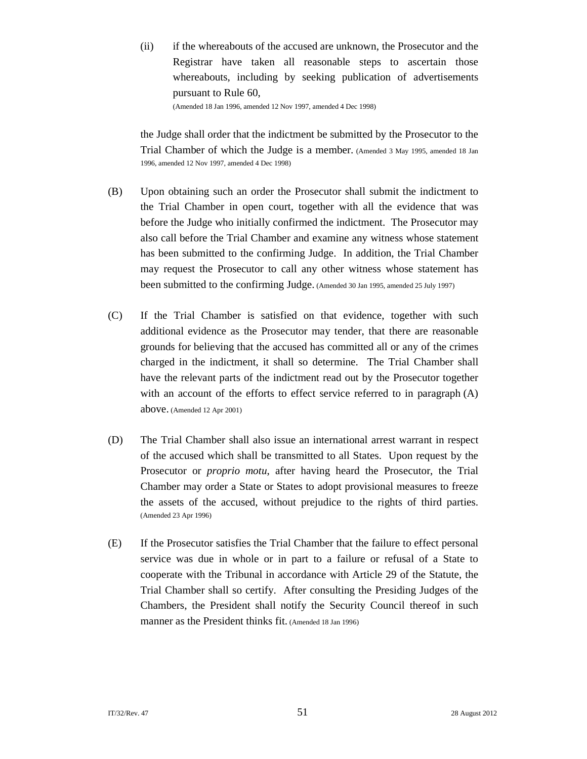(ii) if the whereabouts of the accused are unknown, the Prosecutor and the Registrar have taken all reasonable steps to ascertain those whereabouts, including by seeking publication of advertisements pursuant to Rule 60,
(Amended 18 Jan 1996, amended 12 Nov 1997, amended 4 Dec 1998)

the Judge shall order that the indictment be submitted by the Prosecutor to the Trial Chamber of which the Judge is a member. (Amended 3 May 1995, amended 18 Jan 1996, amended 12 Nov 1997, amended 4 Dec 1998)

(B) Upon obtaining such an order the Prosecutor shall submit the indictment to the Trial Chamber in open court, together with all the evidence that was before the Judge who initially confirmed the indictment. The Prosecutor may also call before the Trial Chamber and examine any witness whose statement has been submitted to the confirming Judge. In addition, the Trial Chamber may request the Prosecutor to call any other witness whose statement has been submitted to the confirming Judge. (Amended 30 Jan 1995, amended 25 July 1997)

(C) If the Trial Chamber is satisfied on that evidence, together with such additional evidence as the Prosecutor may tender, that there are reasonable grounds for believing that the accused has committed all or any of the crimes charged in the indictment, it shall so determine. The Trial Chamber shall have the relevant parts of the indictment read out by the Prosecutor together with an account of the efforts to effect service referred to in paragraph (A) above. (Amended 12 Apr 2001)

(D) The Trial Chamber shall also issue an international arrest warrant in respect of the accused which shall be transmitted to all States. Upon request by the Prosecutor or *proprio motu*, after having heard the Prosecutor, the Trial Chamber may order a State or States to adopt provisional measures to freeze the assets of the accused, without prejudice to the rights of third parties. (Amended 23 Apr 1996)

(E) If the Prosecutor satisfies the Trial Chamber that the failure to effect personal service was due in whole or in part to a failure or refusal of a State to cooperate with the Tribunal in accordance with Article 29 of the Statute, the Trial Chamber shall so certify. After consulting the Presiding Judges of the Chambers, the President shall notify the Security Council thereof in such manner as the President thinks fit. (Amended 18 Jan 1996)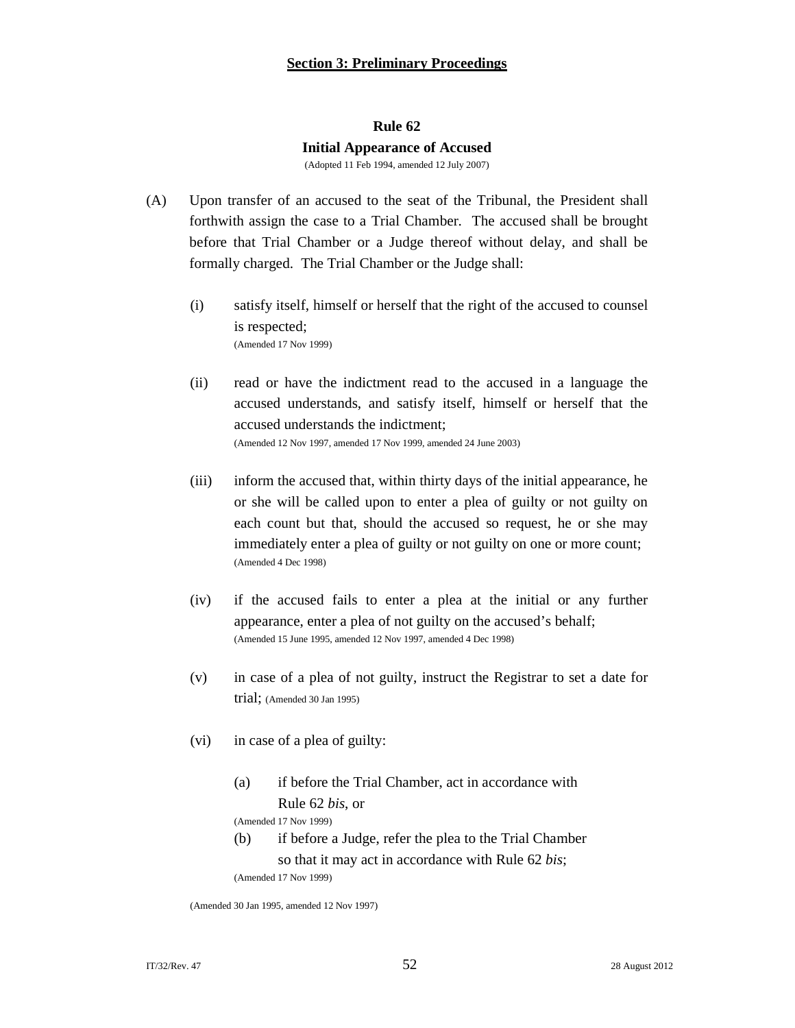## Section 3: Preliminary Proceedings

### Rule 62
### Initial Appearance of Accused

(Adopted 11 Feb 1994, amended 12 July 2007)

(A) Upon transfer of an accused to the seat of the Tribunal, the President shall forthwith assign the case to a Trial Chamber. The accused shall be brought before that Trial Chamber or a Judge thereof without delay, and shall be formally charged. The Trial Chamber or the Judge shall:

(i) satisfy itself, himself or herself that the right of the accused to counsel is respected;
(Amended 17 Nov 1999)

(ii) read or have the indictment read to the accused in a language the accused understands, and satisfy itself, himself or herself that the accused understands the indictment;
(Amended 12 Nov 1997, amended 17 Nov 1999, amended 24 June 2003)

(iii) inform the accused that, within thirty days of the initial appearance, he or she will be called upon to enter a plea of guilty or not guilty on each count but that, should the accused so request, he or she may immediately enter a plea of guilty or not guilty on one or more count;
(Amended 4 Dec 1998)

(iv) if the accused fails to enter a plea at the initial or any further appearance, enter a plea of not guilty on the accused's behalf;
(Amended 15 June 1995, amended 12 Nov 1997, amended 4 Dec 1998)

(v) in case of a plea of not guilty, instruct the Registrar to set a date for trial; (Amended 30 Jan 1995)

(vi) in case of a plea of guilty:

(a) if before the Trial Chamber, act in accordance with Rule 62 *bis*, or
(Amended 17 Nov 1999)

(b) if before a Judge, refer the plea to the Trial Chamber so that it may act in accordance with Rule 62 *bis*;
(Amended 17 Nov 1999)

(Amended 30 Jan 1995, amended 12 Nov 1997)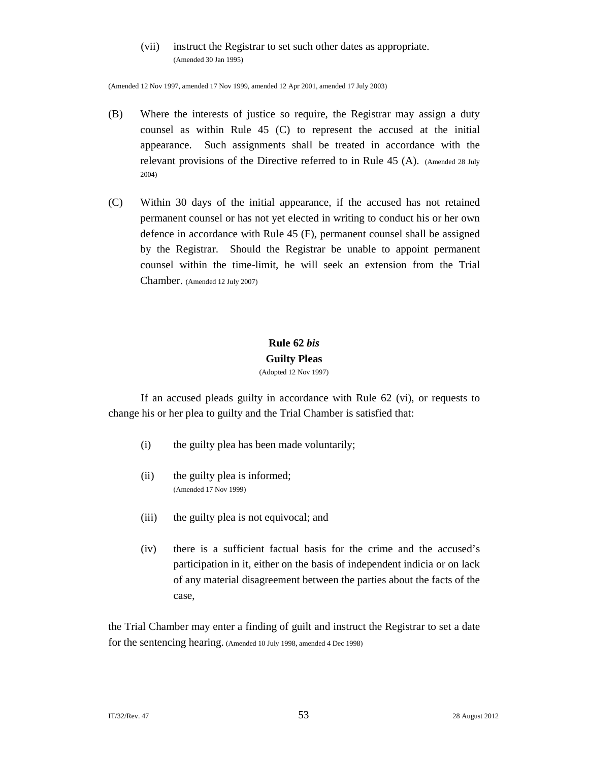(vii) instruct the Registrar to set such other dates as appropriate.
(Amended 30 Jan 1995)

(Amended 12 Nov 1997, amended 17 Nov 1999, amended 12 Apr 2001, amended 17 July 2003)

(B) Where the interests of justice so require, the Registrar may assign a duty counsel as within Rule 45 (C) to represent the accused at the initial appearance. Such assignments shall be treated in accordance with the relevant provisions of the Directive referred to in Rule 45 (A). (Amended 28 July 2004)

(C) Within 30 days of the initial appearance, if the accused has not retained permanent counsel or has not yet elected in writing to conduct his or her own defence in accordance with Rule 45 (F), permanent counsel shall be assigned by the Registrar. Should the Registrar be unable to appoint permanent counsel within the time-limit, he will seek an extension from the Trial Chamber. (Amended 12 July 2007)

## Rule 62 *bis*
## Guilty Pleas
(Adopted 12 Nov 1997)

If an accused pleads guilty in accordance with Rule 62 (vi), or requests to change his or her plea to guilty and the Trial Chamber is satisfied that:

(i) the guilty plea has been made voluntarily;

(ii) the guilty plea is informed;
(Amended 17 Nov 1999)

(iii) the guilty plea is not equivocal; and

(iv) there is a sufficient factual basis for the crime and the accused's participation in it, either on the basis of independent indicia or on lack of any material disagreement between the parties about the facts of the case,

the Trial Chamber may enter a finding of guilt and instruct the Registrar to set a date for the sentencing hearing. (Amended 10 July 1998, amended 4 Dec 1998)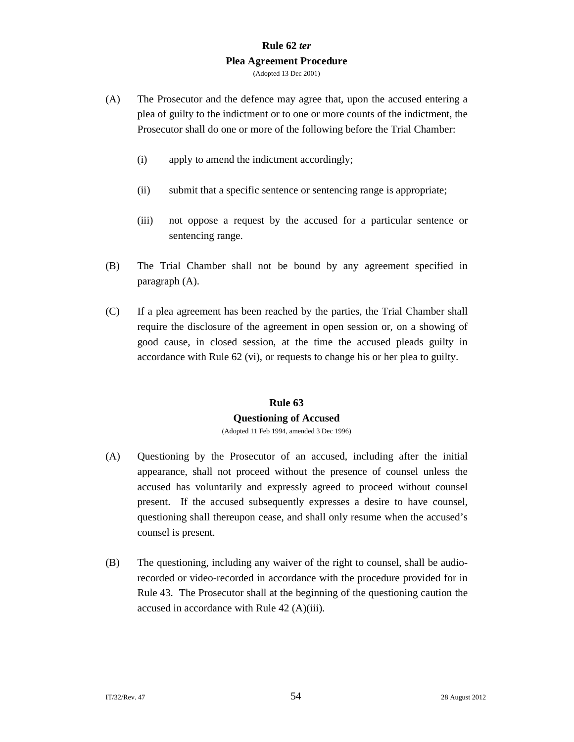## Rule 62 *ter*
### Plea Agreement Procedure
(Adopted 13 Dec 2001)

(A) The Prosecutor and the defence may agree that, upon the accused entering a plea of guilty to the indictment or to one or more counts of the indictment, the Prosecutor shall do one or more of the following before the Trial Chamber:

   (i) apply to amend the indictment accordingly;

   (ii) submit that a specific sentence or sentencing range is appropriate;

   (iii) not oppose a request by the accused for a particular sentence or sentencing range.

(B) The Trial Chamber shall not be bound by any agreement specified in paragraph (A).

(C) If a plea agreement has been reached by the parties, the Trial Chamber shall require the disclosure of the agreement in open session or, on a showing of good cause, in closed session, at the time the accused pleads guilty in accordance with Rule 62 (vi), or requests to change his or her plea to guilty.

## Rule 63
### Questioning of Accused
(Adopted 11 Feb 1994, amended 3 Dec 1996)

(A) Questioning by the Prosecutor of an accused, including after the initial appearance, shall not proceed without the presence of counsel unless the accused has voluntarily and expressly agreed to proceed without counsel present. If the accused subsequently expresses a desire to have counsel, questioning shall thereupon cease, and shall only resume when the accused's counsel is present.

(B) The questioning, including any waiver of the right to counsel, shall be audio-recorded or video-recorded in accordance with the procedure provided for in Rule 43. The Prosecutor shall at the beginning of the questioning caution the accused in accordance with Rule 42 (A)(iii).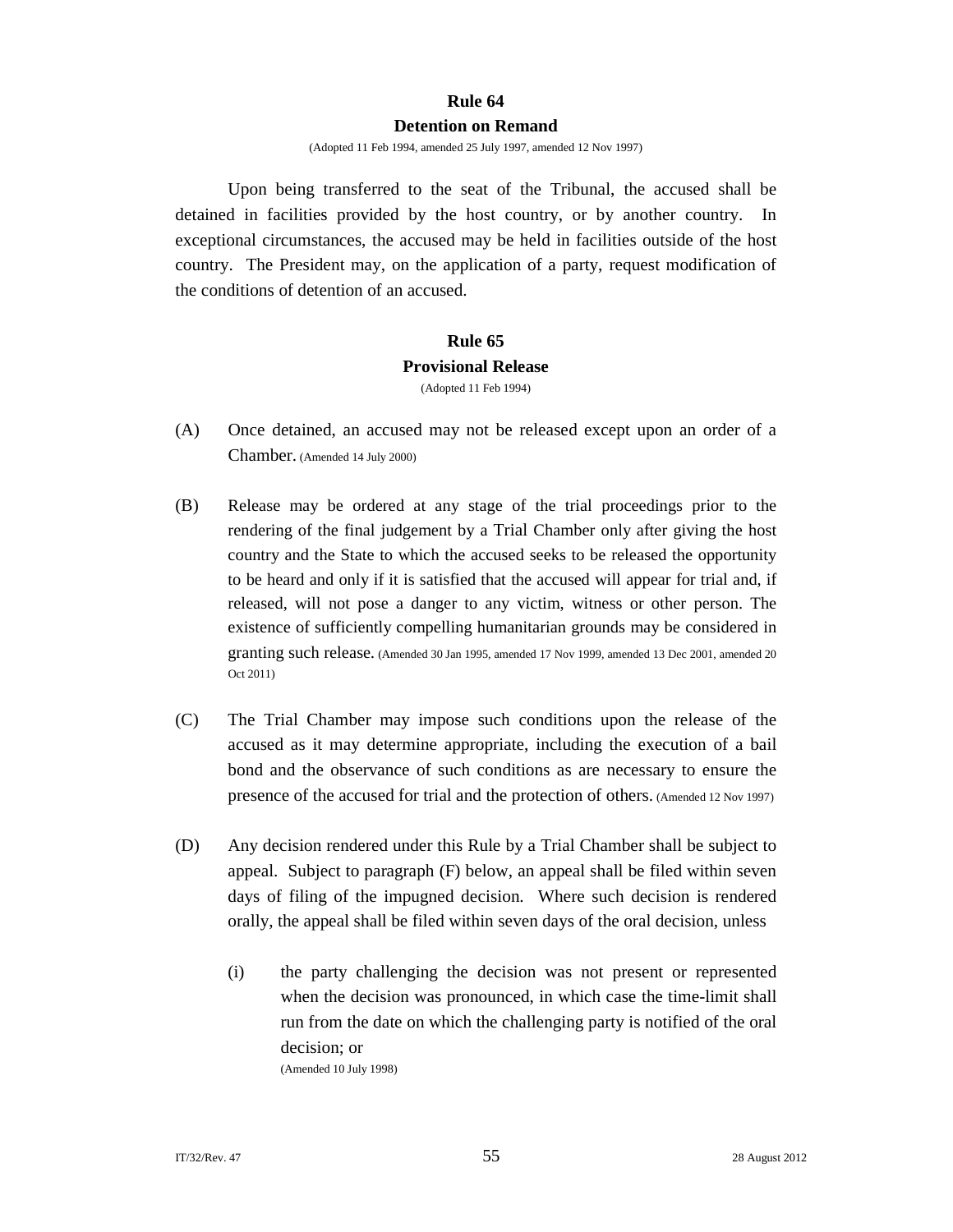## Rule 64
## Detention on Remand

(Adopted 11 Feb 1994, amended 25 July 1997, amended 12 Nov 1997)

Upon being transferred to the seat of the Tribunal, the accused shall be detained in facilities provided by the host country, or by another country. In exceptional circumstances, the accused may be held in facilities outside of the host country. The President may, on the application of a party, request modification of the conditions of detention of an accused.

## Rule 65
## Provisional Release

(Adopted 11 Feb 1994)

(A) Once detained, an accused may not be released except upon an order of a Chamber. (Amended 14 July 2000)

(B) Release may be ordered at any stage of the trial proceedings prior to the rendering of the final judgement by a Trial Chamber only after giving the host country and the State to which the accused seeks to be released the opportunity to be heard and only if it is satisfied that the accused will appear for trial and, if released, will not pose a danger to any victim, witness or other person. The existence of sufficiently compelling humanitarian grounds may be considered in granting such release. (Amended 30 Jan 1995, amended 17 Nov 1999, amended 13 Dec 2001, amended 20 Oct 2011)

(C) The Trial Chamber may impose such conditions upon the release of the accused as it may determine appropriate, including the execution of a bail bond and the observance of such conditions as are necessary to ensure the presence of the accused for trial and the protection of others. (Amended 12 Nov 1997)

(D) Any decision rendered under this Rule by a Trial Chamber shall be subject to appeal. Subject to paragraph (F) below, an appeal shall be filed within seven days of filing of the impugned decision. Where such decision is rendered orally, the appeal shall be filed within seven days of the oral decision, unless

(i) the party challenging the decision was not present or represented when the decision was pronounced, in which case the time-limit shall run from the date on which the challenging party is notified of the oral decision; or
(Amended 10 July 1998)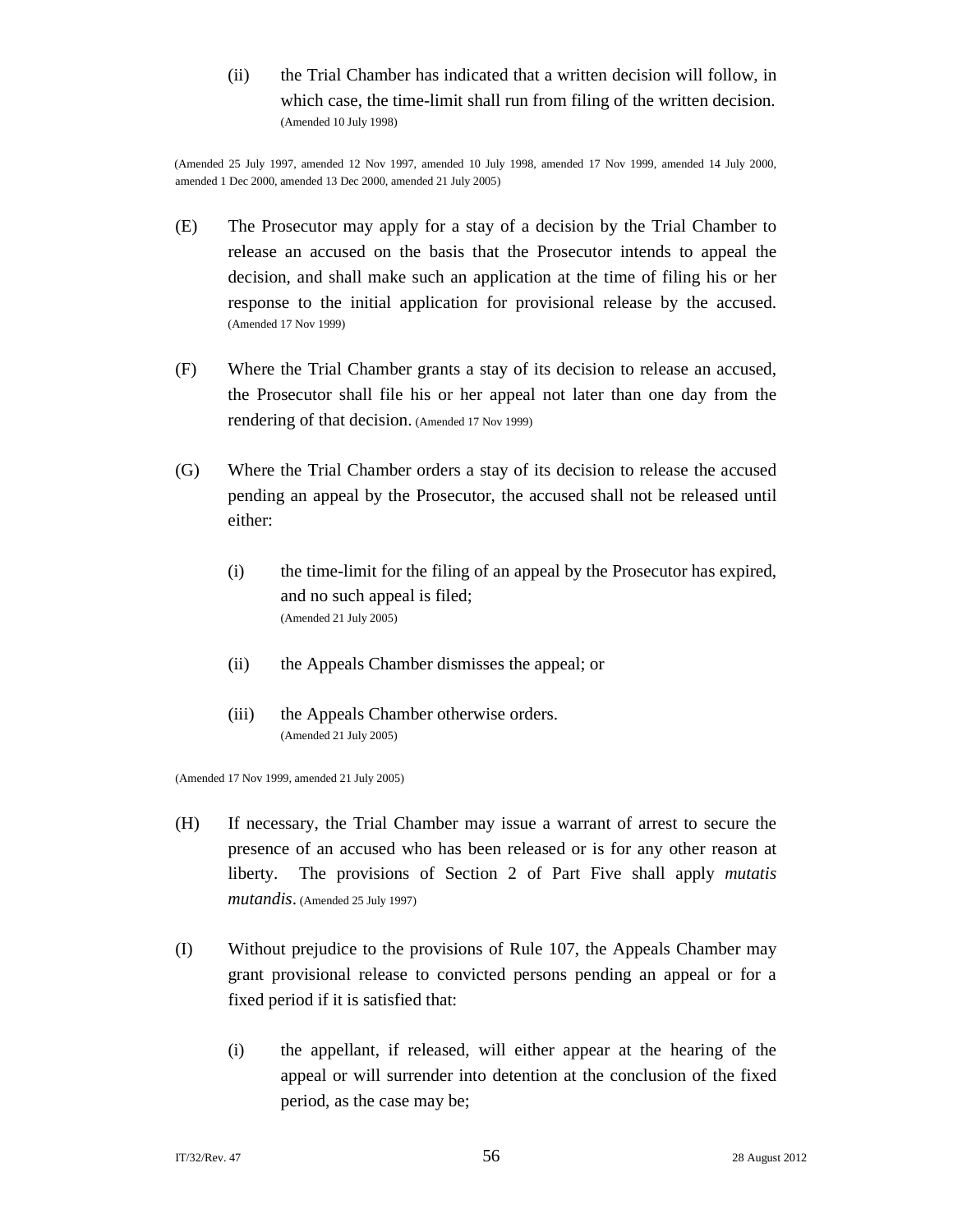(ii) the Trial Chamber has indicated that a written decision will follow, in which case, the time-limit shall run from filing of the written decision. (Amended 10 July 1998)

(Amended 25 July 1997, amended 12 Nov 1997, amended 10 July 1998, amended 17 Nov 1999, amended 14 July 2000, amended 1 Dec 2000, amended 13 Dec 2000, amended 21 July 2005)

(E) The Prosecutor may apply for a stay of a decision by the Trial Chamber to release an accused on the basis that the Prosecutor intends to appeal the decision, and shall make such an application at the time of filing his or her response to the initial application for provisional release by the accused. (Amended 17 Nov 1999)

(F) Where the Trial Chamber grants a stay of its decision to release an accused, the Prosecutor shall file his or her appeal not later than one day from the rendering of that decision. (Amended 17 Nov 1999)

(G) Where the Trial Chamber orders a stay of its decision to release the accused pending an appeal by the Prosecutor, the accused shall not be released until either:

(i) the time-limit for the filing of an appeal by the Prosecutor has expired, and no such appeal is filed; (Amended 21 July 2005)

(ii) the Appeals Chamber dismisses the appeal; or

(iii) the Appeals Chamber otherwise orders. (Amended 21 July 2005)

(Amended 17 Nov 1999, amended 21 July 2005)

(H) If necessary, the Trial Chamber may issue a warrant of arrest to secure the presence of an accused who has been released or is for any other reason at liberty. The provisions of Section 2 of Part Five shall apply *mutatis mutandis*. (Amended 25 July 1997)

(I) Without prejudice to the provisions of Rule 107, the Appeals Chamber may grant provisional release to convicted persons pending an appeal or for a fixed period if it is satisfied that:

(i) the appellant, if released, will either appear at the hearing of the appeal or will surrender into detention at the conclusion of the fixed period, as the case may be;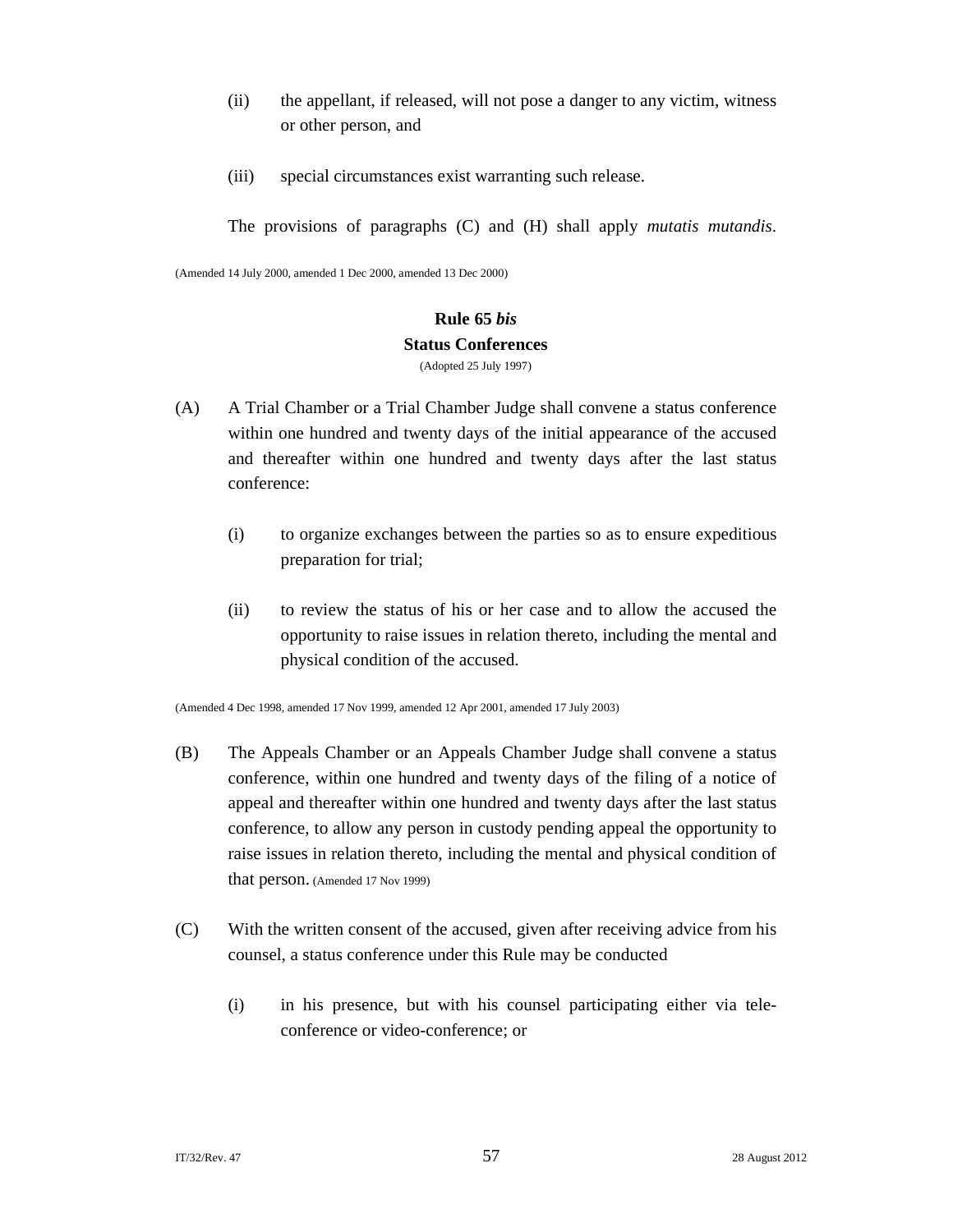(ii) the appellant, if released, will not pose a danger to any victim, witness or other person, and

(iii) special circumstances exist warranting such release.

The provisions of paragraphs (C) and (H) shall apply *mutatis mutandis*.

(Amended 14 July 2000, amended 1 Dec 2000, amended 13 Dec 2000)

## Rule 65 *bis*
## Status Conferences

(Adopted 25 July 1997)

(A) A Trial Chamber or a Trial Chamber Judge shall convene a status conference within one hundred and twenty days of the initial appearance of the accused and thereafter within one hundred and twenty days after the last status conference:

(i) to organize exchanges between the parties so as to ensure expeditious preparation for trial;

(ii) to review the status of his or her case and to allow the accused the opportunity to raise issues in relation thereto, including the mental and physical condition of the accused.

(Amended 4 Dec 1998, amended 17 Nov 1999, amended 12 Apr 2001, amended 17 July 2003)

(B) The Appeals Chamber or an Appeals Chamber Judge shall convene a status conference, within one hundred and twenty days of the filing of a notice of appeal and thereafter within one hundred and twenty days after the last status conference, to allow any person in custody pending appeal the opportunity to raise issues in relation thereto, including the mental and physical condition of that person. (Amended 17 Nov 1999)

(C) With the written consent of the accused, given after receiving advice from his counsel, a status conference under this Rule may be conducted

(i) in his presence, but with his counsel participating either via tele-conference or video-conference; or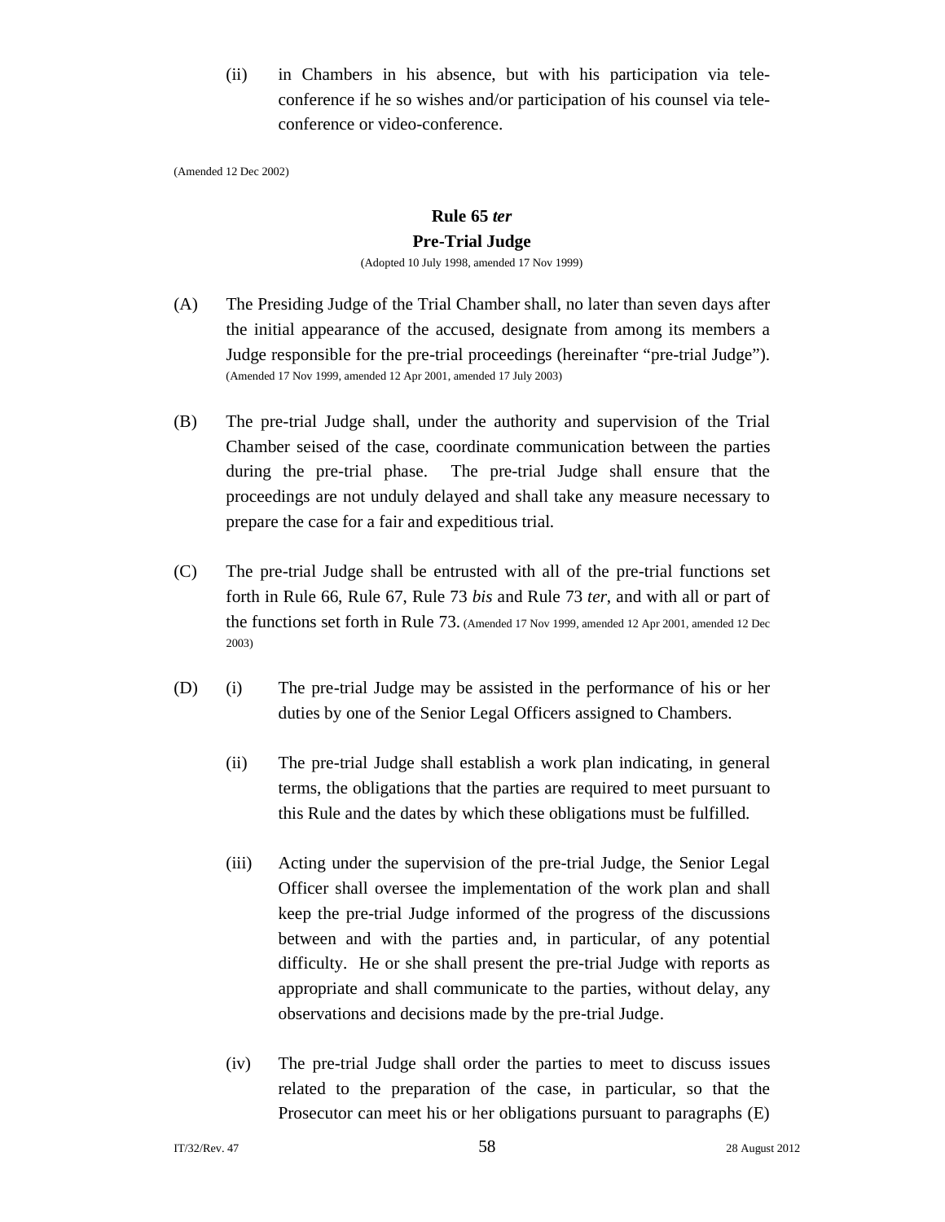(ii) in Chambers in his absence, but with his participation via tele-conference if he so wishes and/or participation of his counsel via tele-conference or video-conference.

(Amended 12 Dec 2002)

## Rule 65 *ter*
## Pre-Trial Judge

(Adopted 10 July 1998, amended 17 Nov 1999)

(A) The Presiding Judge of the Trial Chamber shall, no later than seven days after the initial appearance of the accused, designate from among its members a Judge responsible for the pre-trial proceedings (hereinafter "pre-trial Judge"). (Amended 17 Nov 1999, amended 12 Apr 2001, amended 17 July 2003)

(B) The pre-trial Judge shall, under the authority and supervision of the Trial Chamber seised of the case, coordinate communication between the parties during the pre-trial phase. The pre-trial Judge shall ensure that the proceedings are not unduly delayed and shall take any measure necessary to prepare the case for a fair and expeditious trial.

(C) The pre-trial Judge shall be entrusted with all of the pre-trial functions set forth in Rule 66, Rule 67, Rule 73 *bis* and Rule 73 *ter*, and with all or part of the functions set forth in Rule 73. (Amended 17 Nov 1999, amended 12 Apr 2001, amended 12 Dec 2003)

(D) (i) The pre-trial Judge may be assisted in the performance of his or her duties by one of the Senior Legal Officers assigned to Chambers.

(ii) The pre-trial Judge shall establish a work plan indicating, in general terms, the obligations that the parties are required to meet pursuant to this Rule and the dates by which these obligations must be fulfilled.

(iii) Acting under the supervision of the pre-trial Judge, the Senior Legal Officer shall oversee the implementation of the work plan and shall keep the pre-trial Judge informed of the progress of the discussions between and with the parties and, in particular, of any potential difficulty. He or she shall present the pre-trial Judge with reports as appropriate and shall communicate to the parties, without delay, any observations and decisions made by the pre-trial Judge.

(iv) The pre-trial Judge shall order the parties to meet to discuss issues related to the preparation of the case, in particular, so that the Prosecutor can meet his or her obligations pursuant to paragraphs (E)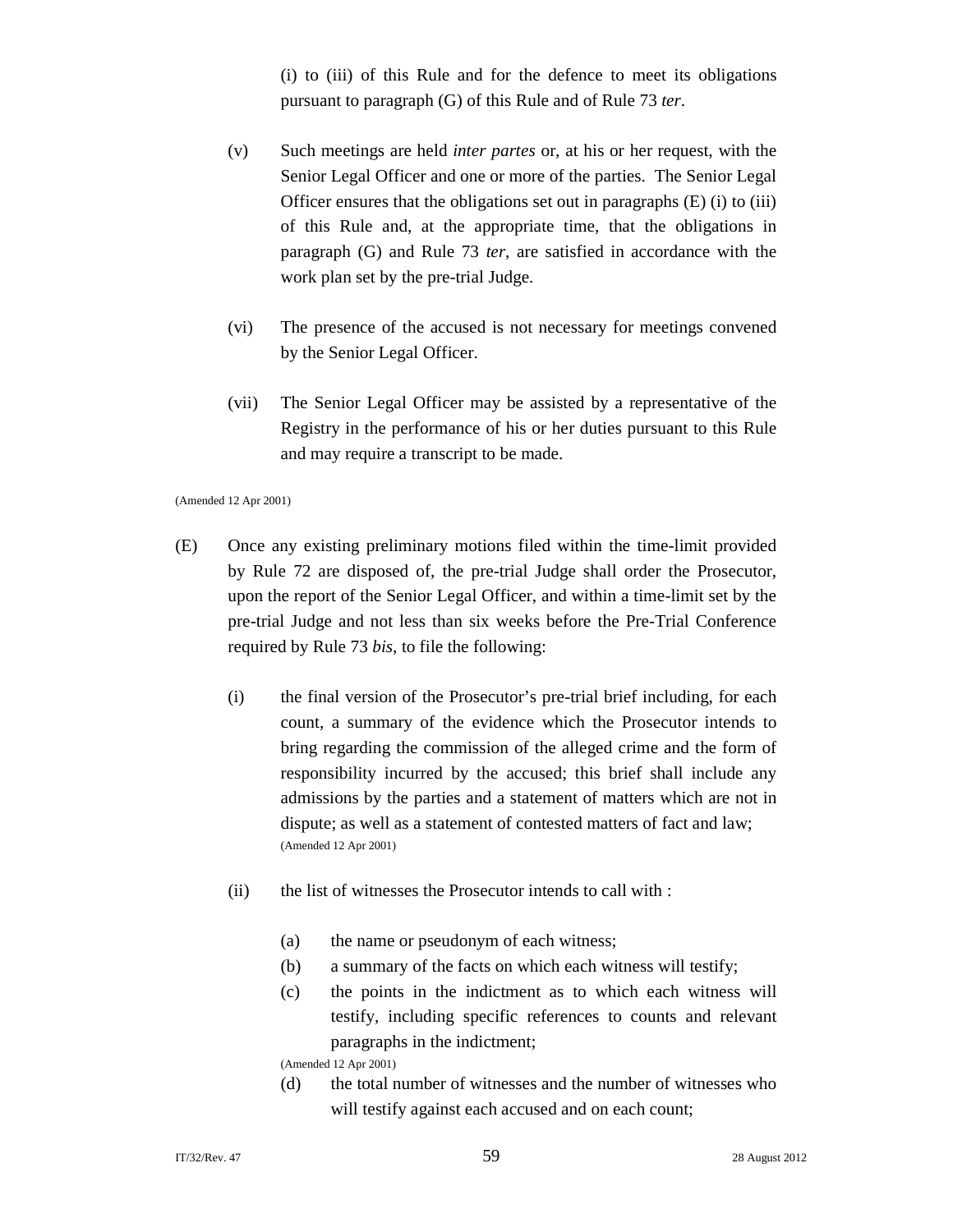(i) to (iii) of this Rule and for the defence to meet its obligations pursuant to paragraph (G) of this Rule and of Rule 73 *ter*.

(v) Such meetings are held *inter partes* or, at his or her request, with the Senior Legal Officer and one or more of the parties. The Senior Legal Officer ensures that the obligations set out in paragraphs (E) (i) to (iii) of this Rule and, at the appropriate time, that the obligations in paragraph (G) and Rule 73 *ter*, are satisfied in accordance with the work plan set by the pre-trial Judge.

(vi) The presence of the accused is not necessary for meetings convened by the Senior Legal Officer.

(vii) The Senior Legal Officer may be assisted by a representative of the Registry in the performance of his or her duties pursuant to this Rule and may require a transcript to be made.

(Amended 12 Apr 2001)

(E) Once any existing preliminary motions filed within the time-limit provided by Rule 72 are disposed of, the pre-trial Judge shall order the Prosecutor, upon the report of the Senior Legal Officer, and within a time-limit set by the pre-trial Judge and not less than six weeks before the Pre-Trial Conference required by Rule 73 *bis*, to file the following:

(i) the final version of the Prosecutor's pre-trial brief including, for each count, a summary of the evidence which the Prosecutor intends to bring regarding the commission of the alleged crime and the form of responsibility incurred by the accused; this brief shall include any admissions by the parties and a statement of matters which are not in dispute; as well as a statement of contested matters of fact and law;
(Amended 12 Apr 2001)

(ii) the list of witnesses the Prosecutor intends to call with :

(a) the name or pseudonym of each witness;

(b) a summary of the facts on which each witness will testify;

(c) the points in the indictment as to which each witness will testify, including specific references to counts and relevant paragraphs in the indictment;

(Amended 12 Apr 2001)

(d) the total number of witnesses and the number of witnesses who will testify against each accused and on each count;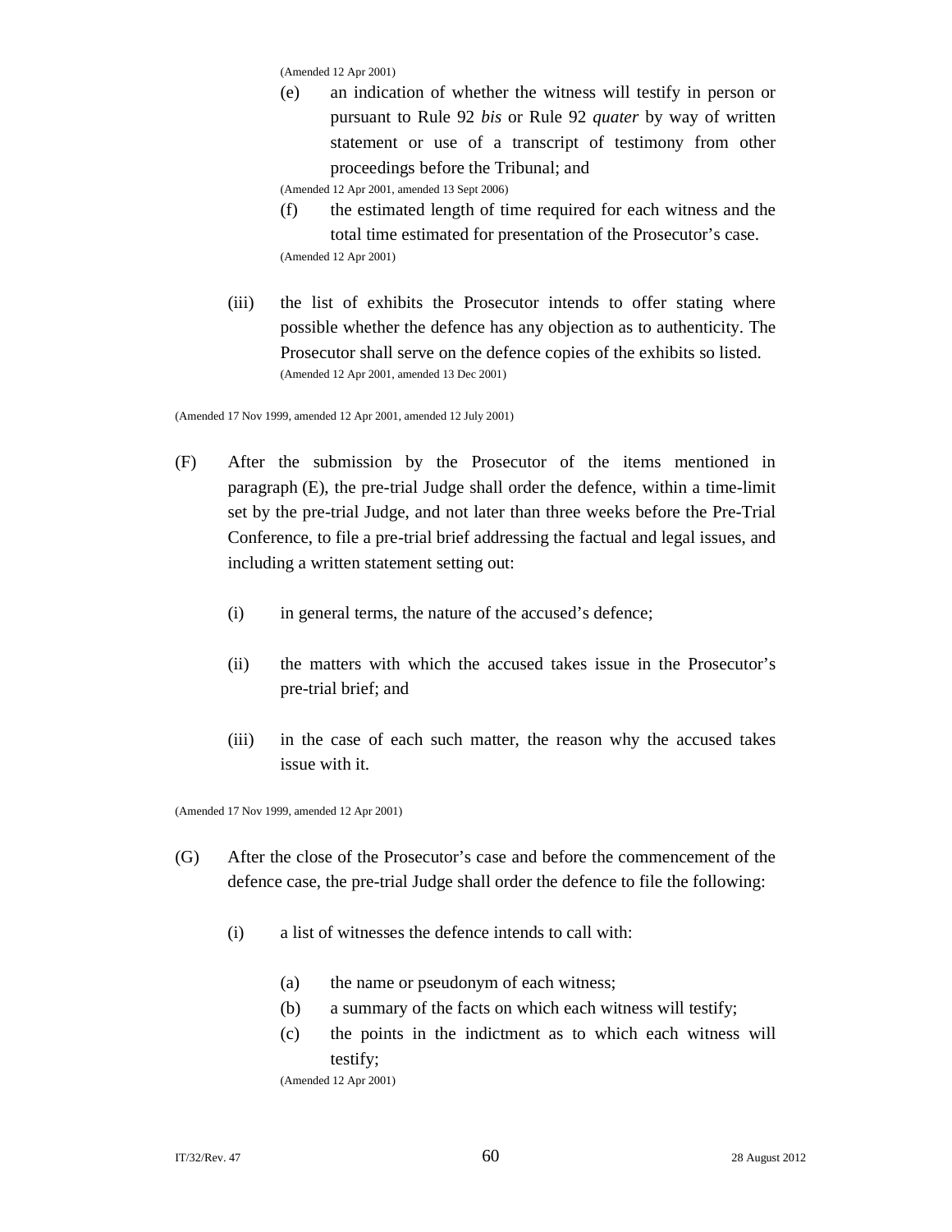(Amended 12 Apr 2001)

(e) an indication of whether the witness will testify in person or pursuant to Rule 92 *bis* or Rule 92 *quater* by way of written statement or use of a transcript of testimony from other proceedings before the Tribunal; and

(Amended 12 Apr 2001, amended 13 Sept 2006)

(f) the estimated length of time required for each witness and the total time estimated for presentation of the Prosecutor's case.

(Amended 12 Apr 2001)

(iii) the list of exhibits the Prosecutor intends to offer stating where possible whether the defence has any objection as to authenticity. The Prosecutor shall serve on the defence copies of the exhibits so listed.

(Amended 12 Apr 2001, amended 13 Dec 2001)

(Amended 17 Nov 1999, amended 12 Apr 2001, amended 12 July 2001)

(F) After the submission by the Prosecutor of the items mentioned in paragraph (E), the pre-trial Judge shall order the defence, within a time-limit set by the pre-trial Judge, and not later than three weeks before the Pre-Trial Conference, to file a pre-trial brief addressing the factual and legal issues, and including a written statement setting out:

(i) in general terms, the nature of the accused's defence;

(ii) the matters with which the accused takes issue in the Prosecutor's pre-trial brief; and

(iii) in the case of each such matter, the reason why the accused takes issue with it.

(Amended 17 Nov 1999, amended 12 Apr 2001)

(G) After the close of the Prosecutor's case and before the commencement of the defence case, the pre-trial Judge shall order the defence to file the following:

(i) a list of witnesses the defence intends to call with:

(a) the name or pseudonym of each witness;

(b) a summary of the facts on which each witness will testify;

(c) the points in the indictment as to which each witness will testify;

(Amended 12 Apr 2001)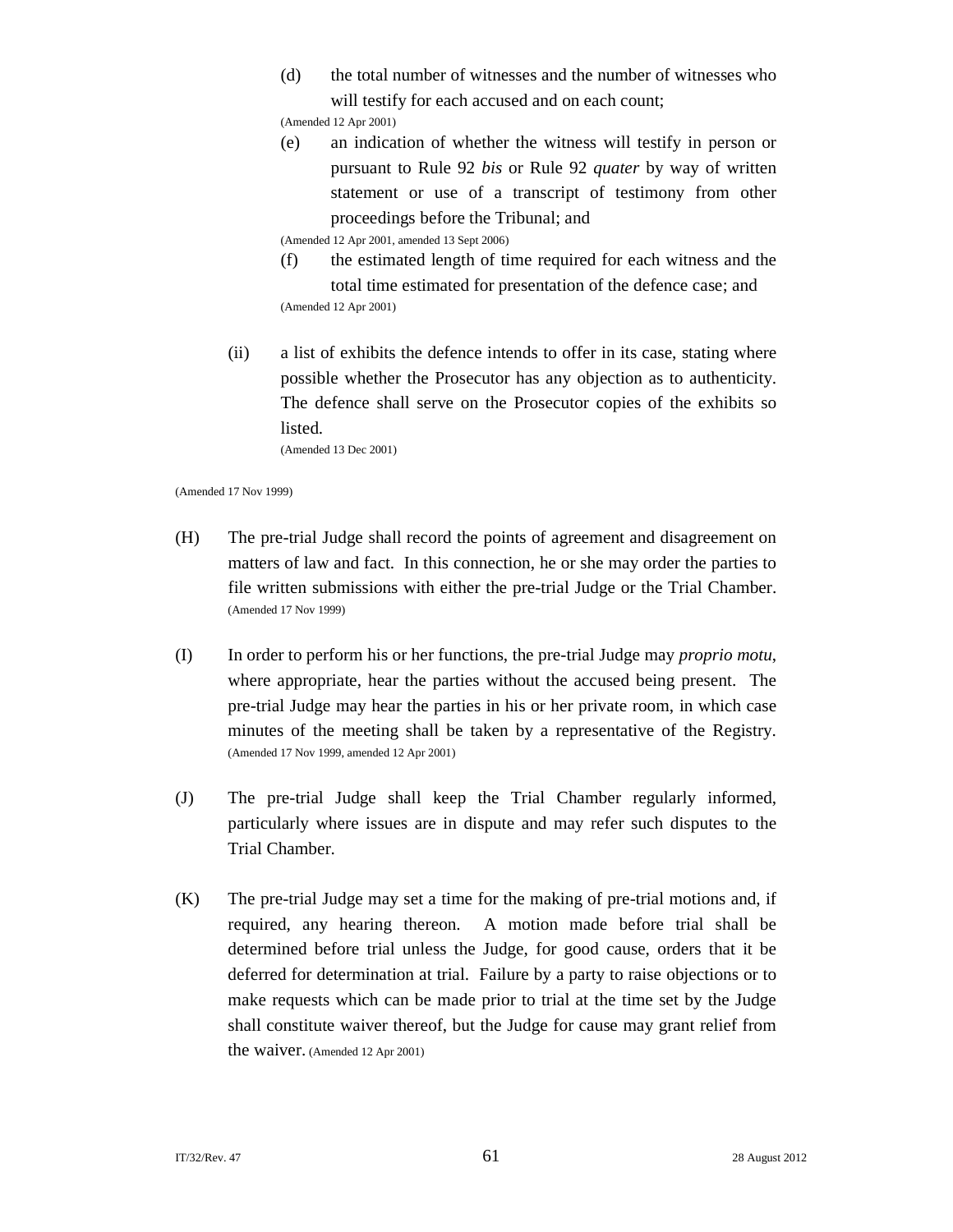(d) the total number of witnesses and the number of witnesses who will testify for each accused and on each count;
(Amended 12 Apr 2001)

(e) an indication of whether the witness will testify in person or pursuant to Rule 92 *bis* or Rule 92 *quater* by way of written statement or use of a transcript of testimony from other proceedings before the Tribunal; and
(Amended 12 Apr 2001, amended 13 Sept 2006)

(f) the estimated length of time required for each witness and the total time estimated for presentation of the defence case; and
(Amended 12 Apr 2001)

(ii) a list of exhibits the defence intends to offer in its case, stating where possible whether the Prosecutor has any objection as to authenticity. The defence shall serve on the Prosecutor copies of the exhibits so listed.
(Amended 13 Dec 2001)

(Amended 17 Nov 1999)

(H) The pre-trial Judge shall record the points of agreement and disagreement on matters of law and fact. In this connection, he or she may order the parties to file written submissions with either the pre-trial Judge or the Trial Chamber.
(Amended 17 Nov 1999)

(I) In order to perform his or her functions, the pre-trial Judge may *proprio motu*, where appropriate, hear the parties without the accused being present. The pre-trial Judge may hear the parties in his or her private room, in which case minutes of the meeting shall be taken by a representative of the Registry.
(Amended 17 Nov 1999, amended 12 Apr 2001)

(J) The pre-trial Judge shall keep the Trial Chamber regularly informed, particularly where issues are in dispute and may refer such disputes to the Trial Chamber.

(K) The pre-trial Judge may set a time for the making of pre-trial motions and, if required, any hearing thereon. A motion made before trial shall be determined before trial unless the Judge, for good cause, orders that it be deferred for determination at trial. Failure by a party to raise objections or to make requests which can be made prior to trial at the time set by the Judge shall constitute waiver thereof, but the Judge for cause may grant relief from the waiver. (Amended 12 Apr 2001)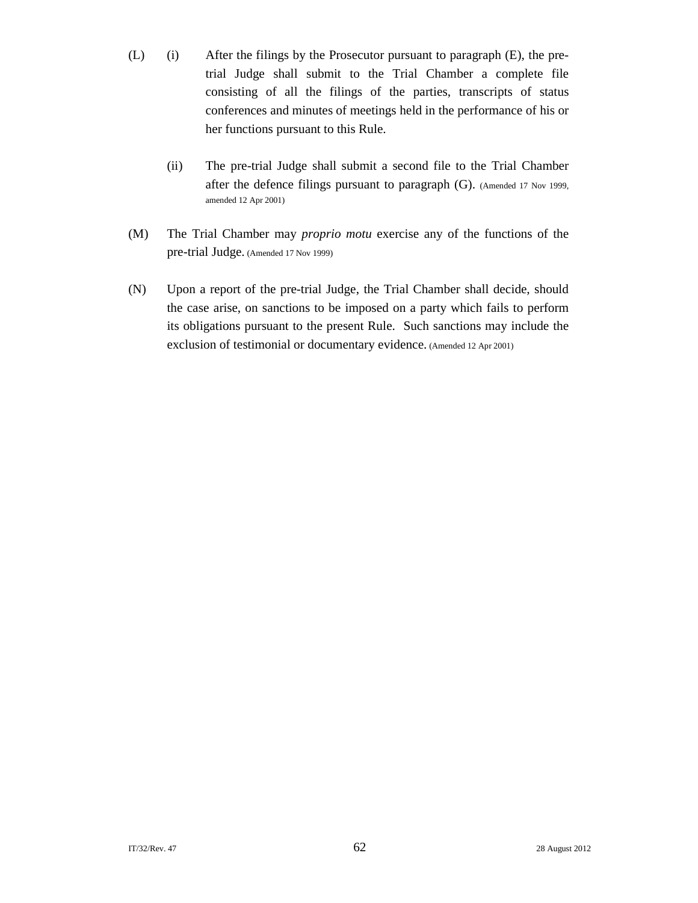(L) (i) After the filings by the Prosecutor pursuant to paragraph (E), the pre-trial Judge shall submit to the Trial Chamber a complete file consisting of all the filings of the parties, transcripts of status conferences and minutes of meetings held in the performance of his or her functions pursuant to this Rule.

(ii) The pre-trial Judge shall submit a second file to the Trial Chamber after the defence filings pursuant to paragraph (G). (Amended 17 Nov 1999, amended 12 Apr 2001)

(M) The Trial Chamber may *proprio motu* exercise any of the functions of the pre-trial Judge. (Amended 17 Nov 1999)

(N) Upon a report of the pre-trial Judge, the Trial Chamber shall decide, should the case arise, on sanctions to be imposed on a party which fails to perform its obligations pursuant to the present Rule. Such sanctions may include the exclusion of testimonial or documentary evidence. (Amended 12 Apr 2001)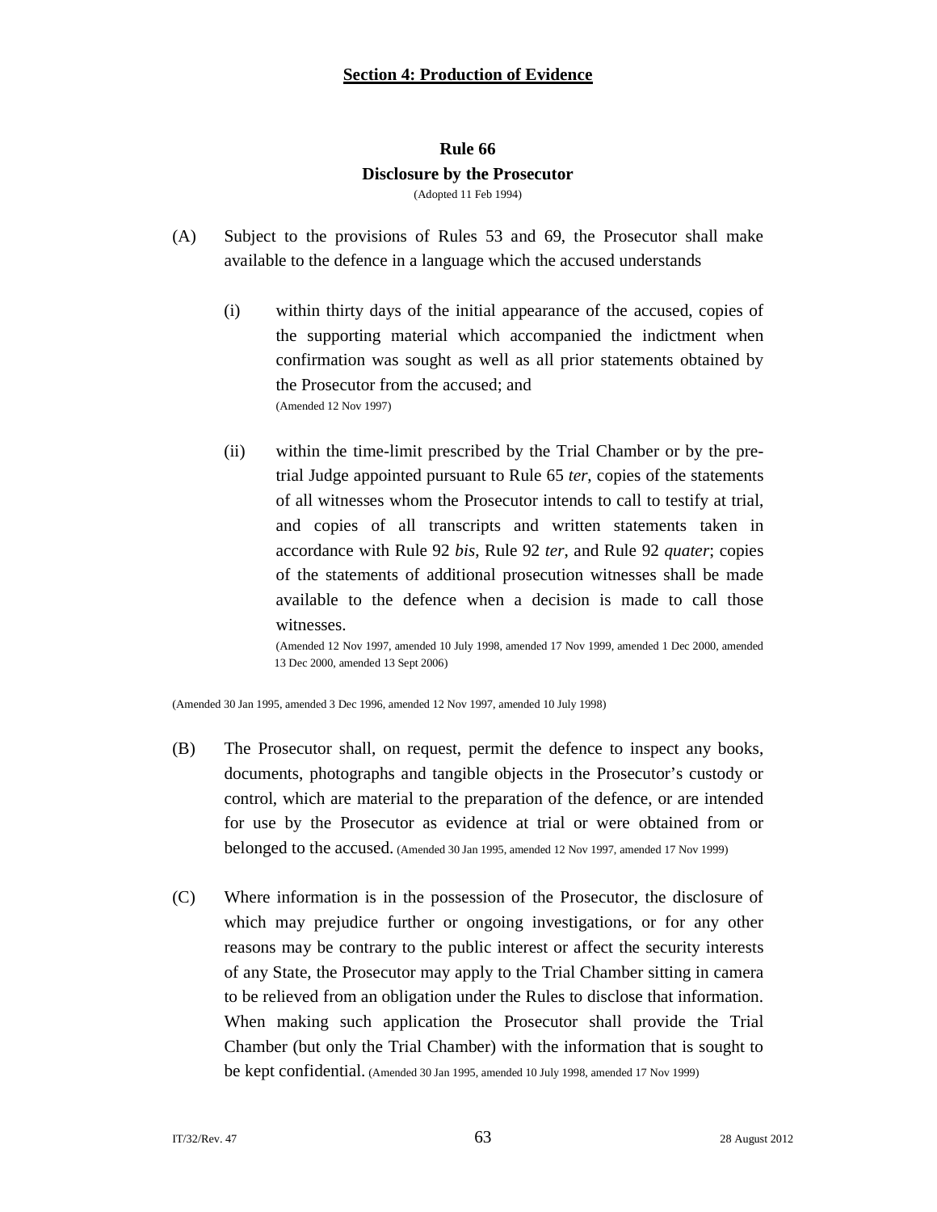## Section 4: Production of Evidence

### Rule 66
### Disclosure by the Prosecutor

(Adopted 11 Feb 1994)

(A) Subject to the provisions of Rules 53 and 69, the Prosecutor shall make available to the defence in a language which the accused understands

(i) within thirty days of the initial appearance of the accused, copies of the supporting material which accompanied the indictment when confirmation was sought as well as all prior statements obtained by the Prosecutor from the accused; and
(Amended 12 Nov 1997)

(ii) within the time-limit prescribed by the Trial Chamber or by the pre-trial Judge appointed pursuant to Rule 65 *ter*, copies of the statements of all witnesses whom the Prosecutor intends to call to testify at trial, and copies of all transcripts and written statements taken in accordance with Rule 92 *bis*, Rule 92 *ter*, and Rule 92 *quater*; copies of the statements of additional prosecution witnesses shall be made available to the defence when a decision is made to call those witnesses.
(Amended 12 Nov 1997, amended 10 July 1998, amended 17 Nov 1999, amended 1 Dec 2000, amended 13 Dec 2000, amended 13 Sept 2006)

(Amended 30 Jan 1995, amended 3 Dec 1996, amended 12 Nov 1997, amended 10 July 1998)

(B) The Prosecutor shall, on request, permit the defence to inspect any books, documents, photographs and tangible objects in the Prosecutor's custody or control, which are material to the preparation of the defence, or are intended for use by the Prosecutor as evidence at trial or were obtained from or belonged to the accused. (Amended 30 Jan 1995, amended 12 Nov 1997, amended 17 Nov 1999)

(C) Where information is in the possession of the Prosecutor, the disclosure of which may prejudice further or ongoing investigations, or for any other reasons may be contrary to the public interest or affect the security interests of any State, the Prosecutor may apply to the Trial Chamber sitting in camera to be relieved from an obligation under the Rules to disclose that information. When making such application the Prosecutor shall provide the Trial Chamber (but only the Trial Chamber) with the information that is sought to be kept confidential. (Amended 30 Jan 1995, amended 10 July 1998, amended 17 Nov 1999)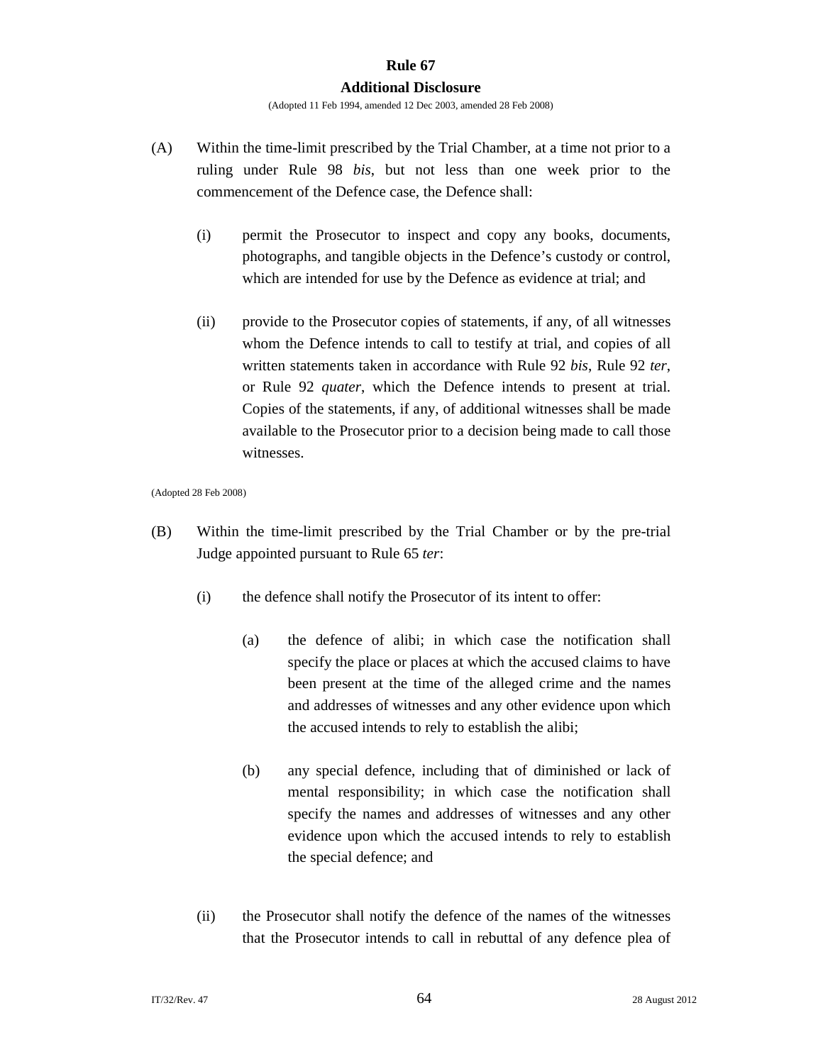## Rule 67

### Additional Disclosure

(Adopted 11 Feb 1994, amended 12 Dec 2003, amended 28 Feb 2008)

(A) Within the time-limit prescribed by the Trial Chamber, at a time not prior to a ruling under Rule 98 *bis*, but not less than one week prior to the commencement of the Defence case, the Defence shall:

(i) permit the Prosecutor to inspect and copy any books, documents, photographs, and tangible objects in the Defence's custody or control, which are intended for use by the Defence as evidence at trial; and

(ii) provide to the Prosecutor copies of statements, if any, of all witnesses whom the Defence intends to call to testify at trial, and copies of all written statements taken in accordance with Rule 92 *bis*, Rule 92 *ter*, or Rule 92 *quater*, which the Defence intends to present at trial. Copies of the statements, if any, of additional witnesses shall be made available to the Prosecutor prior to a decision being made to call those witnesses.

(Adopted 28 Feb 2008)

(B) Within the time-limit prescribed by the Trial Chamber or by the pre-trial Judge appointed pursuant to Rule 65 *ter*:

(i) the defence shall notify the Prosecutor of its intent to offer:

(a) the defence of alibi; in which case the notification shall specify the place or places at which the accused claims to have been present at the time of the alleged crime and the names and addresses of witnesses and any other evidence upon which the accused intends to rely to establish the alibi;

(b) any special defence, including that of diminished or lack of mental responsibility; in which case the notification shall specify the names and addresses of witnesses and any other evidence upon which the accused intends to rely to establish the special defence; and

(ii) the Prosecutor shall notify the defence of the names of the witnesses that the Prosecutor intends to call in rebuttal of any defence plea of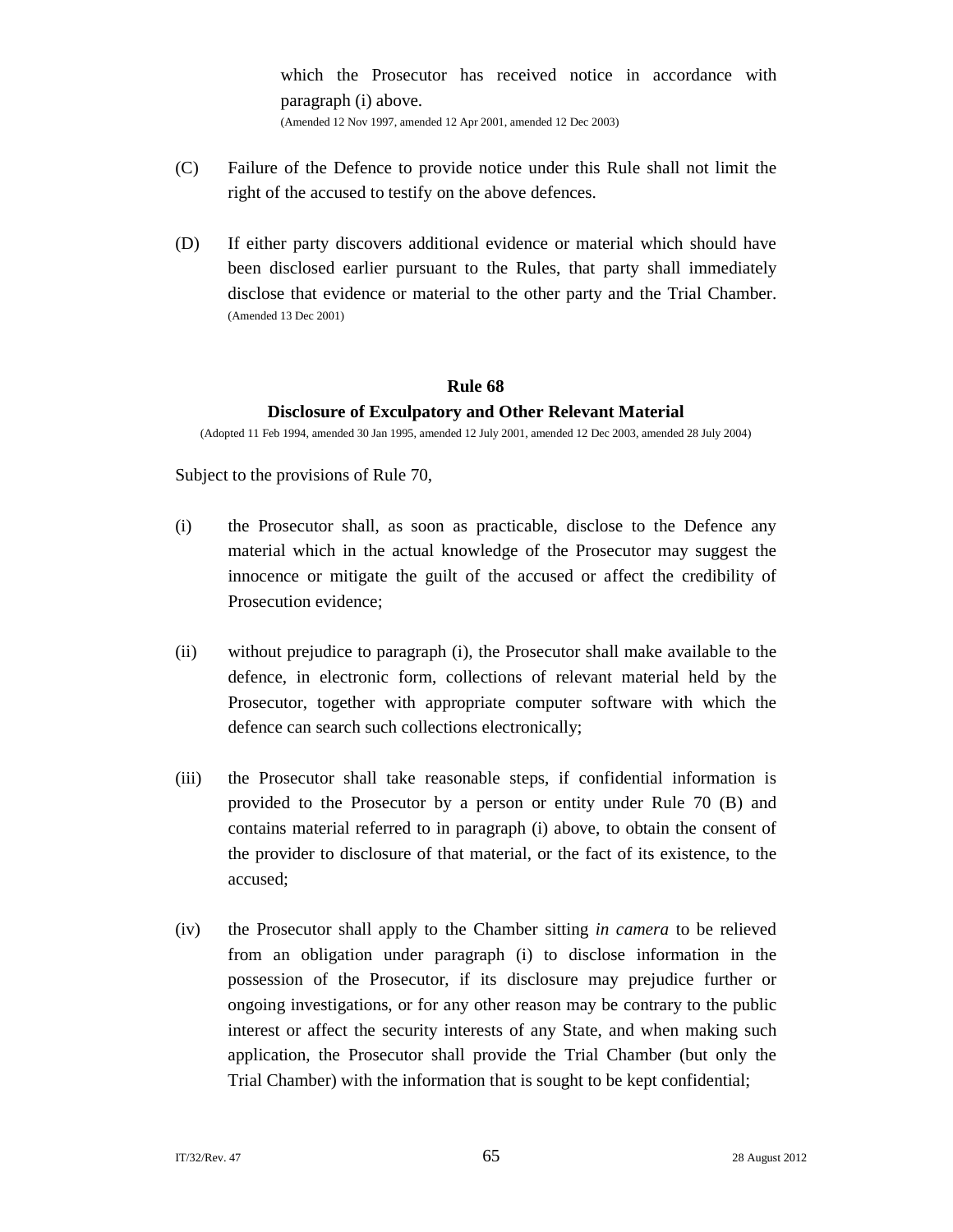which the Prosecutor has received notice in accordance with paragraph (i) above.
(Amended 12 Nov 1997, amended 12 Apr 2001, amended 12 Dec 2003)

(C) Failure of the Defence to provide notice under this Rule shall not limit the right of the accused to testify on the above defences.

(D) If either party discovers additional evidence or material which should have been disclosed earlier pursuant to the Rules, that party shall immediately disclose that evidence or material to the other party and the Trial Chamber. (Amended 13 Dec 2001)

### Rule 68
### Disclosure of Exculpatory and Other Relevant Material

(Adopted 11 Feb 1994, amended 30 Jan 1995, amended 12 July 2001, amended 12 Dec 2003, amended 28 July 2004)

Subject to the provisions of Rule 70,

(i) the Prosecutor shall, as soon as practicable, disclose to the Defence any material which in the actual knowledge of the Prosecutor may suggest the innocence or mitigate the guilt of the accused or affect the credibility of Prosecution evidence;

(ii) without prejudice to paragraph (i), the Prosecutor shall make available to the defence, in electronic form, collections of relevant material held by the Prosecutor, together with appropriate computer software with which the defence can search such collections electronically;

(iii) the Prosecutor shall take reasonable steps, if confidential information is provided to the Prosecutor by a person or entity under Rule 70 (B) and contains material referred to in paragraph (i) above, to obtain the consent of the provider to disclosure of that material, or the fact of its existence, to the accused;

(iv) the Prosecutor shall apply to the Chamber sitting *in camera* to be relieved from an obligation under paragraph (i) to disclose information in the possession of the Prosecutor, if its disclosure may prejudice further or ongoing investigations, or for any other reason may be contrary to the public interest or affect the security interests of any State, and when making such application, the Prosecutor shall provide the Trial Chamber (but only the Trial Chamber) with the information that is sought to be kept confidential;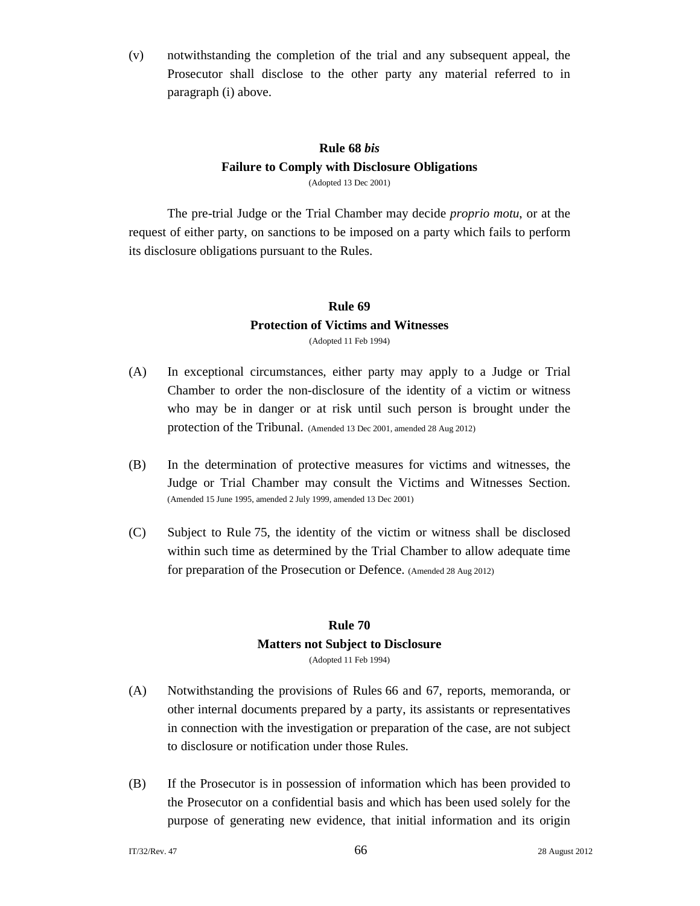(v) notwithstanding the completion of the trial and any subsequent appeal, the Prosecutor shall disclose to the other party any material referred to in paragraph (i) above.

## Rule 68 *bis*
## Failure to Comply with Disclosure Obligations

(Adopted 13 Dec 2001)

The pre-trial Judge or the Trial Chamber may decide *proprio motu*, or at the request of either party, on sanctions to be imposed on a party which fails to perform its disclosure obligations pursuant to the Rules.

## Rule 69
## Protection of Victims and Witnesses

(Adopted 11 Feb 1994)

(A) In exceptional circumstances, either party may apply to a Judge or Trial Chamber to order the non-disclosure of the identity of a victim or witness who may be in danger or at risk until such person is brought under the protection of the Tribunal. (Amended 13 Dec 2001, amended 28 Aug 2012)

(B) In the determination of protective measures for victims and witnesses, the Judge or Trial Chamber may consult the Victims and Witnesses Section. (Amended 15 June 1995, amended 2 July 1999, amended 13 Dec 2001)

(C) Subject to Rule 75, the identity of the victim or witness shall be disclosed within such time as determined by the Trial Chamber to allow adequate time for preparation of the Prosecution or Defence. (Amended 28 Aug 2012)

## Rule 70
## Matters not Subject to Disclosure

(Adopted 11 Feb 1994)

(A) Notwithstanding the provisions of Rules 66 and 67, reports, memoranda, or other internal documents prepared by a party, its assistants or representatives in connection with the investigation or preparation of the case, are not subject to disclosure or notification under those Rules.

(B) If the Prosecutor is in possession of information which has been provided to the Prosecutor on a confidential basis and which has been used solely for the purpose of generating new evidence, that initial information and its origin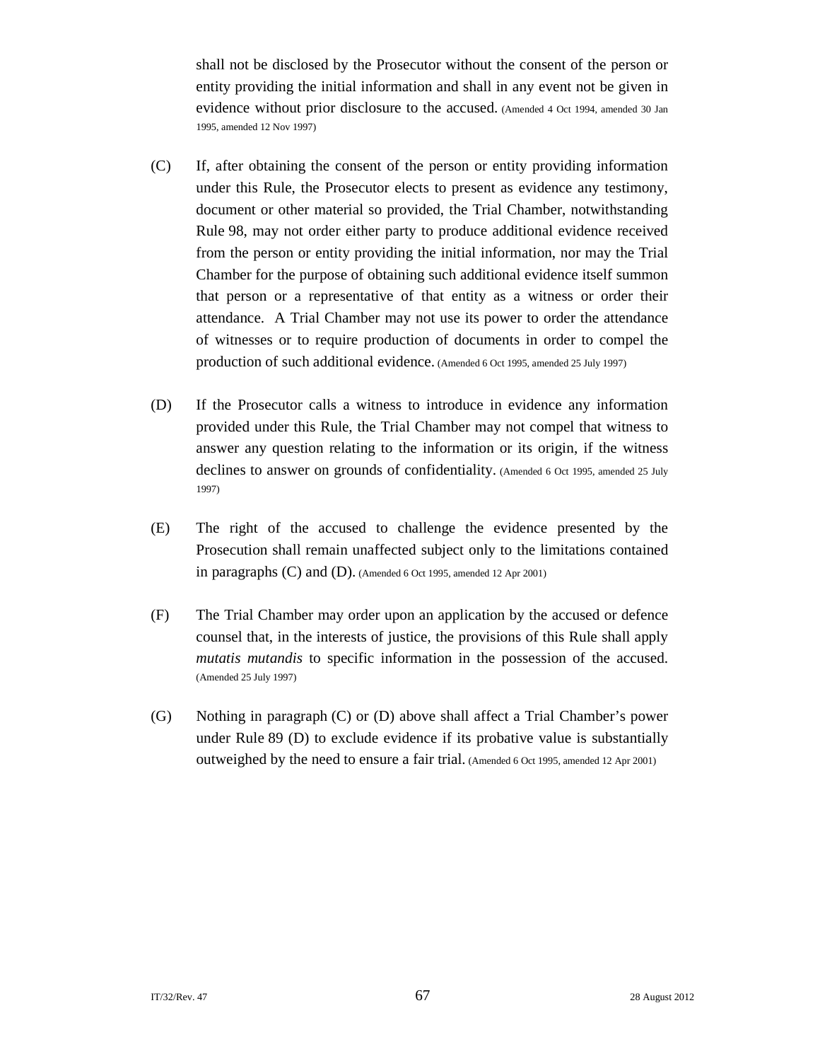shall not be disclosed by the Prosecutor without the consent of the person or entity providing the initial information and shall in any event not be given in evidence without prior disclosure to the accused. (Amended 4 Oct 1994, amended 30 Jan 1995, amended 12 Nov 1997)

(C) If, after obtaining the consent of the person or entity providing information under this Rule, the Prosecutor elects to present as evidence any testimony, document or other material so provided, the Trial Chamber, notwithstanding Rule 98, may not order either party to produce additional evidence received from the person or entity providing the initial information, nor may the Trial Chamber for the purpose of obtaining such additional evidence itself summon that person or a representative of that entity as a witness or order their attendance. A Trial Chamber may not use its power to order the attendance of witnesses or to require production of documents in order to compel the production of such additional evidence. (Amended 6 Oct 1995, amended 25 July 1997)

(D) If the Prosecutor calls a witness to introduce in evidence any information provided under this Rule, the Trial Chamber may not compel that witness to answer any question relating to the information or its origin, if the witness declines to answer on grounds of confidentiality. (Amended 6 Oct 1995, amended 25 July 1997)

(E) The right of the accused to challenge the evidence presented by the Prosecution shall remain unaffected subject only to the limitations contained in paragraphs (C) and (D). (Amended 6 Oct 1995, amended 12 Apr 2001)

(F) The Trial Chamber may order upon an application by the accused or defence counsel that, in the interests of justice, the provisions of this Rule shall apply *mutatis mutandis* to specific information in the possession of the accused. (Amended 25 July 1997)

(G) Nothing in paragraph (C) or (D) above shall affect a Trial Chamber's power under Rule 89 (D) to exclude evidence if its probative value is substantially outweighed by the need to ensure a fair trial. (Amended 6 Oct 1995, amended 12 Apr 2001)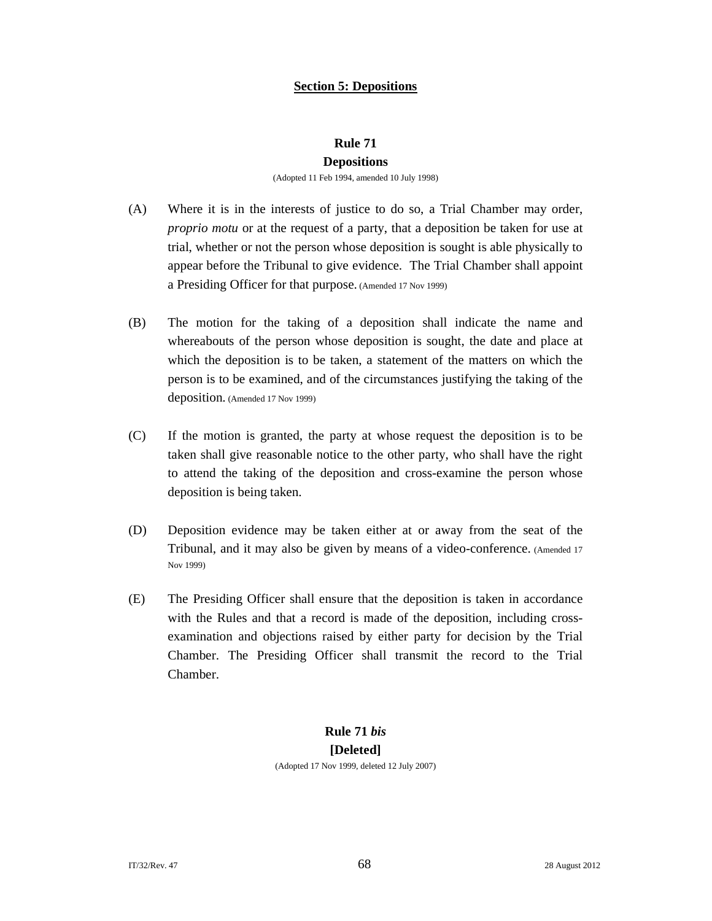## Section 5: Depositions

### Rule 71
### Depositions

(Adopted 11 Feb 1994, amended 10 July 1998)

(A) Where it is in the interests of justice to do so, a Trial Chamber may order, *proprio motu* or at the request of a party, that a deposition be taken for use at trial, whether or not the person whose deposition is sought is able physically to appear before the Tribunal to give evidence. The Trial Chamber shall appoint a Presiding Officer for that purpose. (Amended 17 Nov 1999)

(B) The motion for the taking of a deposition shall indicate the name and whereabouts of the person whose deposition is sought, the date and place at which the deposition is to be taken, a statement of the matters on which the person is to be examined, and of the circumstances justifying the taking of the deposition. (Amended 17 Nov 1999)

(C) If the motion is granted, the party at whose request the deposition is to be taken shall give reasonable notice to the other party, who shall have the right to attend the taking of the deposition and cross-examine the person whose deposition is being taken.

(D) Deposition evidence may be taken either at or away from the seat of the Tribunal, and it may also be given by means of a video-conference. (Amended 17 Nov 1999)

(E) The Presiding Officer shall ensure that the deposition is taken in accordance with the Rules and that a record is made of the deposition, including cross-examination and objections raised by either party for decision by the Trial Chamber. The Presiding Officer shall transmit the record to the Trial Chamber.

### Rule 71 *bis*
### [Deleted]

(Adopted 17 Nov 1999, deleted 12 July 2007)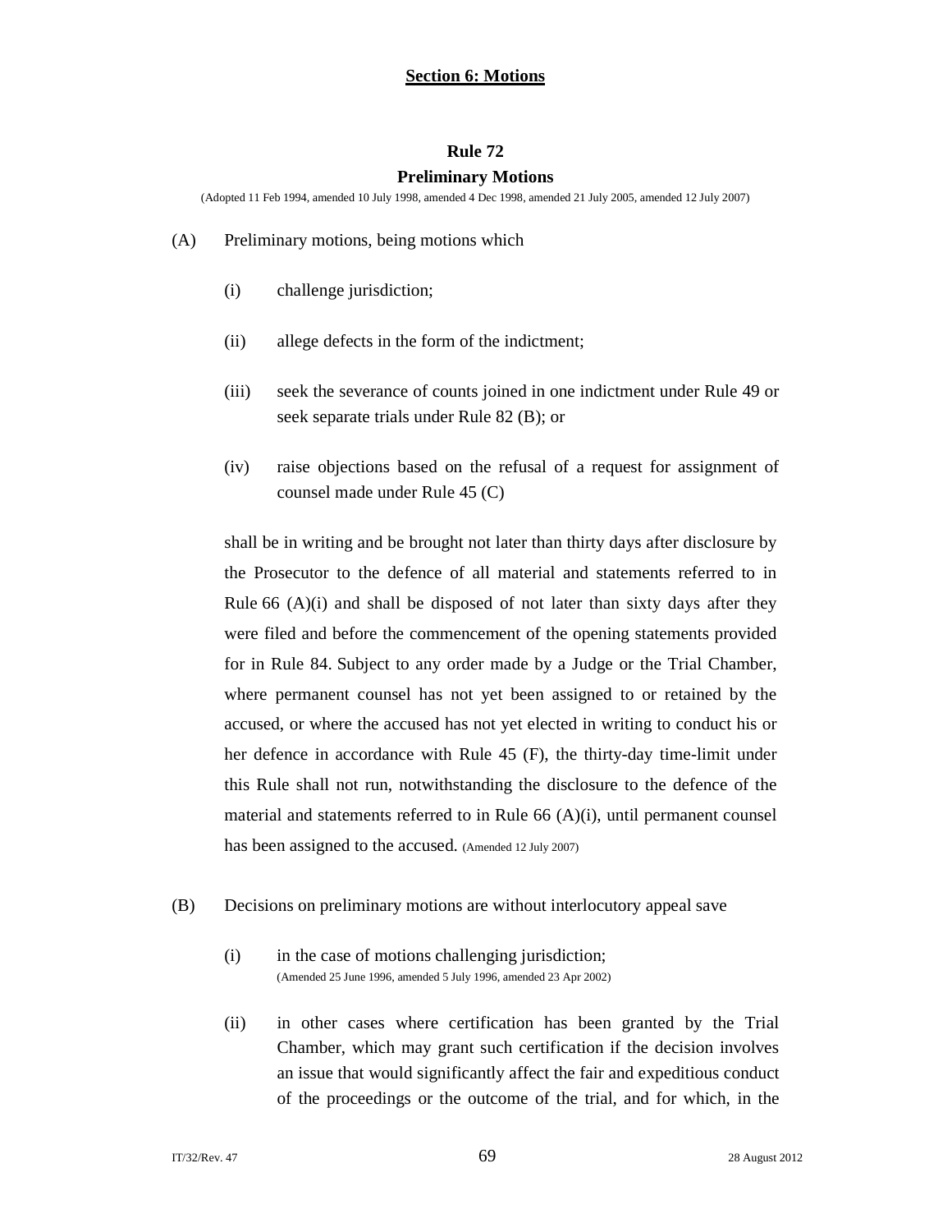## Section 6: Motions

### Rule 72
### Preliminary Motions

(Adopted 11 Feb 1994, amended 10 July 1998, amended 4 Dec 1998, amended 21 July 2005, amended 12 July 2007)

(A) Preliminary motions, being motions which

(i) challenge jurisdiction;

(ii) allege defects in the form of the indictment;

(iii) seek the severance of counts joined in one indictment under Rule 49 or seek separate trials under Rule 82 (B); or

(iv) raise objections based on the refusal of a request for assignment of counsel made under Rule 45 (C)

shall be in writing and be brought not later than thirty days after disclosure by the Prosecutor to the defence of all material and statements referred to in Rule 66 (A)(i) and shall be disposed of not later than sixty days after they were filed and before the commencement of the opening statements provided for in Rule 84. Subject to any order made by a Judge or the Trial Chamber, where permanent counsel has not yet been assigned to or retained by the accused, or where the accused has not yet elected in writing to conduct his or her defence in accordance with Rule 45 (F), the thirty-day time-limit under this Rule shall not run, notwithstanding the disclosure to the defence of the material and statements referred to in Rule 66 (A)(i), until permanent counsel has been assigned to the accused. (Amended 12 July 2007)

(B) Decisions on preliminary motions are without interlocutory appeal save

(i) in the case of motions challenging jurisdiction;
(Amended 25 June 1996, amended 5 July 1996, amended 23 Apr 2002)

(ii) in other cases where certification has been granted by the Trial Chamber, which may grant such certification if the decision involves an issue that would significantly affect the fair and expeditious conduct of the proceedings or the outcome of the trial, and for which, in the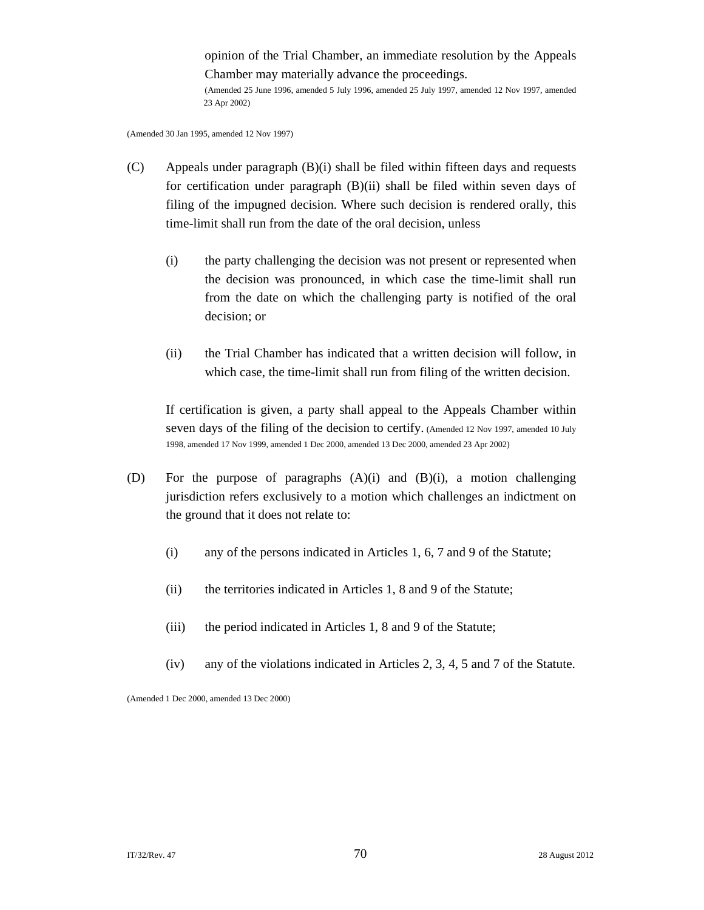opinion of the Trial Chamber, an immediate resolution by the Appeals Chamber may materially advance the proceedings.
(Amended 25 June 1996, amended 5 July 1996, amended 25 July 1997, amended 12 Nov 1997, amended 23 Apr 2002)

(Amended 30 Jan 1995, amended 12 Nov 1997)

(C) Appeals under paragraph (B)(i) shall be filed within fifteen days and requests for certification under paragraph (B)(ii) shall be filed within seven days of filing of the impugned decision. Where such decision is rendered orally, this time-limit shall run from the date of the oral decision, unless

(i) the party challenging the decision was not present or represented when the decision was pronounced, in which case the time-limit shall run from the date on which the challenging party is notified of the oral decision; or

(ii) the Trial Chamber has indicated that a written decision will follow, in which case, the time-limit shall run from filing of the written decision.

If certification is given, a party shall appeal to the Appeals Chamber within seven days of the filing of the decision to certify. (Amended 12 Nov 1997, amended 10 July 1998, amended 17 Nov 1999, amended 1 Dec 2000, amended 13 Dec 2000, amended 23 Apr 2002)

(D) For the purpose of paragraphs (A)(i) and (B)(i), a motion challenging jurisdiction refers exclusively to a motion which challenges an indictment on the ground that it does not relate to:

(i) any of the persons indicated in Articles 1, 6, 7 and 9 of the Statute;

(ii) the territories indicated in Articles 1, 8 and 9 of the Statute;

(iii) the period indicated in Articles 1, 8 and 9 of the Statute;

(iv) any of the violations indicated in Articles 2, 3, 4, 5 and 7 of the Statute.

(Amended 1 Dec 2000, amended 13 Dec 2000)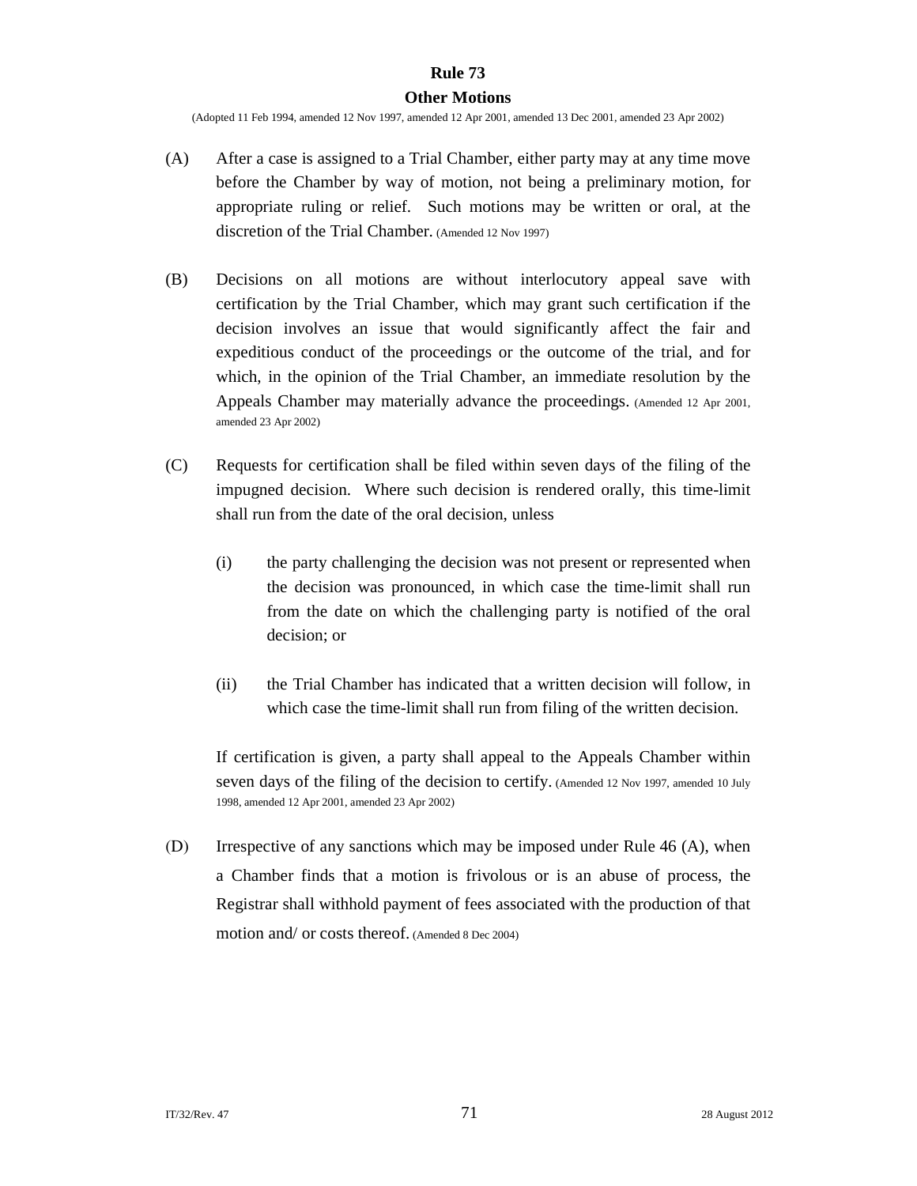## Rule 73
## Other Motions

(Adopted 11 Feb 1994, amended 12 Nov 1997, amended 12 Apr 2001, amended 13 Dec 2001, amended 23 Apr 2002)

(A) After a case is assigned to a Trial Chamber, either party may at any time move before the Chamber by way of motion, not being a preliminary motion, for appropriate ruling or relief. Such motions may be written or oral, at the discretion of the Trial Chamber. (Amended 12 Nov 1997)

(B) Decisions on all motions are without interlocutory appeal save with certification by the Trial Chamber, which may grant such certification if the decision involves an issue that would significantly affect the fair and expeditious conduct of the proceedings or the outcome of the trial, and for which, in the opinion of the Trial Chamber, an immediate resolution by the Appeals Chamber may materially advance the proceedings. (Amended 12 Apr 2001, amended 23 Apr 2002)

(C) Requests for certification shall be filed within seven days of the filing of the impugned decision. Where such decision is rendered orally, this time-limit shall run from the date of the oral decision, unless

(i) the party challenging the decision was not present or represented when the decision was pronounced, in which case the time-limit shall run from the date on which the challenging party is notified of the oral decision; or

(ii) the Trial Chamber has indicated that a written decision will follow, in which case the time-limit shall run from filing of the written decision.

If certification is given, a party shall appeal to the Appeals Chamber within seven days of the filing of the decision to certify. (Amended 12 Nov 1997, amended 10 July 1998, amended 12 Apr 2001, amended 23 Apr 2002)

(D) Irrespective of any sanctions which may be imposed under Rule 46 (A), when a Chamber finds that a motion is frivolous or is an abuse of process, the Registrar shall withhold payment of fees associated with the production of that motion and/ or costs thereof. (Amended 8 Dec 2004)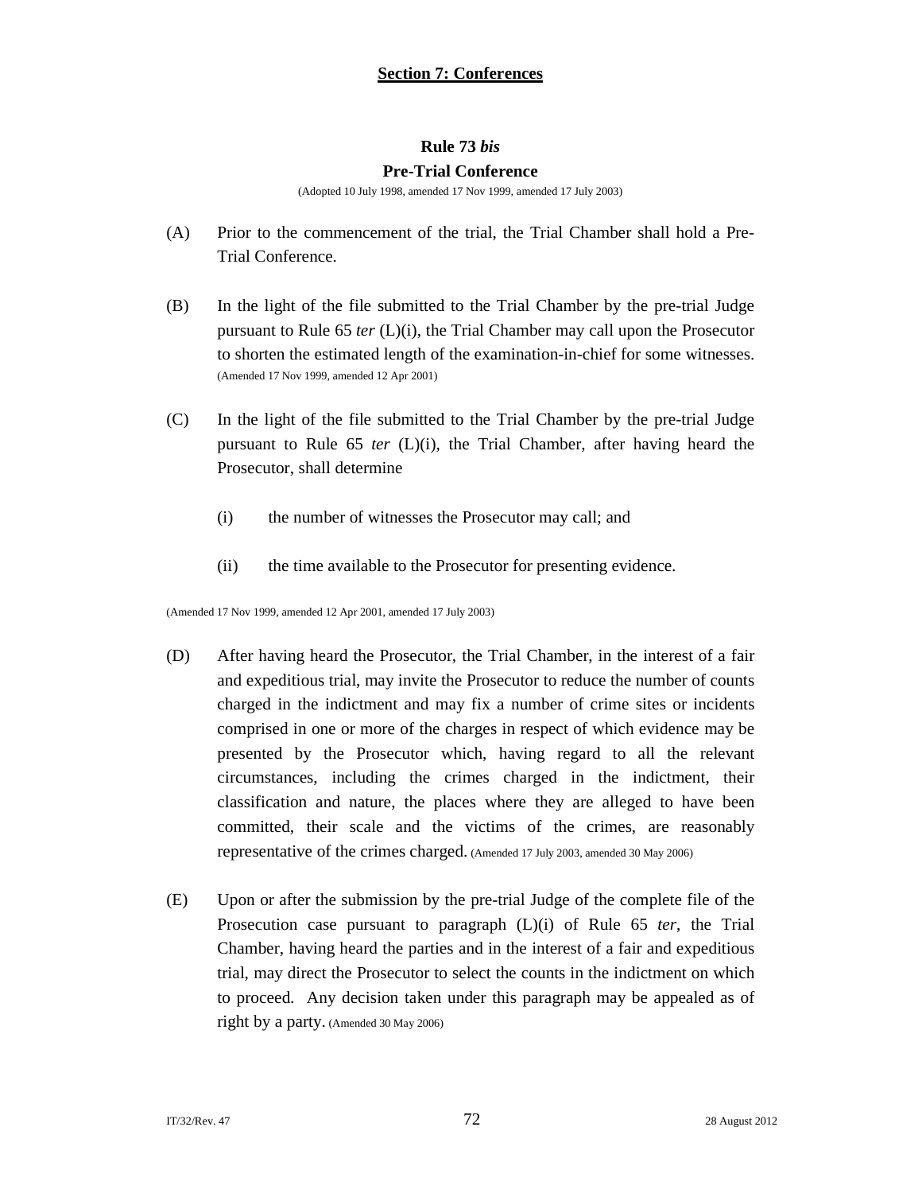## Section 7: Conferences

### Rule 73 *bis*

### Pre-Trial Conference

(Adopted 10 July 1998, amended 17 Nov 1999, amended 17 July 2003)

(A) Prior to the commencement of the trial, the Trial Chamber shall hold a Pre-Trial Conference.

(B) In the light of the file submitted to the Trial Chamber by the pre-trial Judge pursuant to Rule 65 *ter* (L)(i), the Trial Chamber may call upon the Prosecutor to shorten the estimated length of the examination-in-chief for some witnesses. (Amended 17 Nov 1999, amended 12 Apr 2001)

(C) In the light of the file submitted to the Trial Chamber by the pre-trial Judge pursuant to Rule 65 *ter* (L)(i), the Trial Chamber, after having heard the Prosecutor, shall determine

(i) the number of witnesses the Prosecutor may call; and

(ii) the time available to the Prosecutor for presenting evidence.

(Amended 17 Nov 1999, amended 12 Apr 2001, amended 17 July 2003)

(D) After having heard the Prosecutor, the Trial Chamber, in the interest of a fair and expeditious trial, may invite the Prosecutor to reduce the number of counts charged in the indictment and may fix a number of crime sites or incidents comprised in one or more of the charges in respect of which evidence may be presented by the Prosecutor which, having regard to all the relevant circumstances, including the crimes charged in the indictment, their classification and nature, the places where they are alleged to have been committed, their scale and the victims of the crimes, are reasonably representative of the crimes charged. (Amended 17 July 2003, amended 30 May 2006)

(E) Upon or after the submission by the pre-trial Judge of the complete file of the Prosecution case pursuant to paragraph (L)(i) of Rule 65 *ter*, the Trial Chamber, having heard the parties and in the interest of a fair and expeditious trial, may direct the Prosecutor to select the counts in the indictment on which to proceed. Any decision taken under this paragraph may be appealed as of right by a party. (Amended 30 May 2006)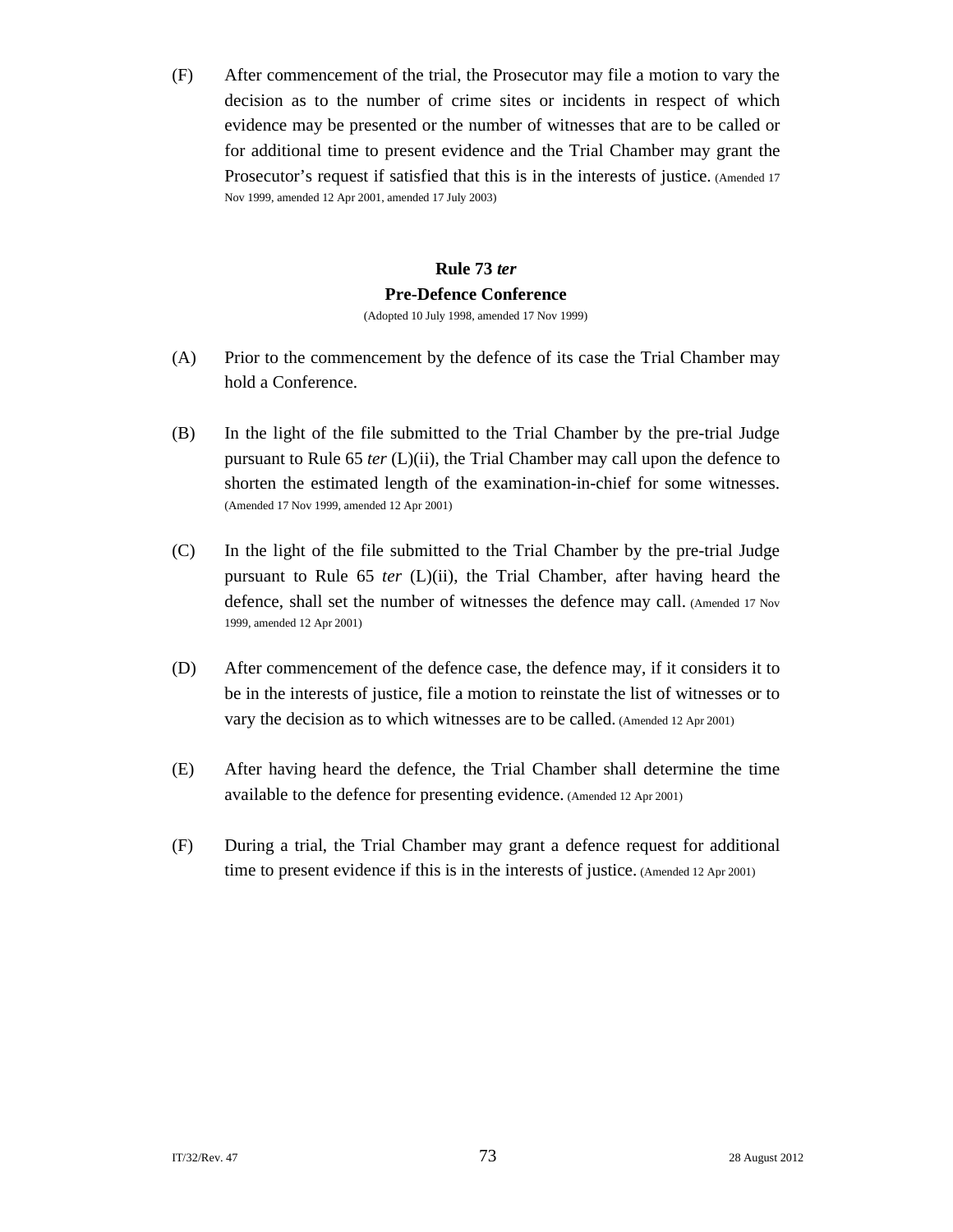(F) After commencement of the trial, the Prosecutor may file a motion to vary the decision as to the number of crime sites or incidents in respect of which evidence may be presented or the number of witnesses that are to be called or for additional time to present evidence and the Trial Chamber may grant the Prosecutor's request if satisfied that this is in the interests of justice. (Amended 17 Nov 1999, amended 12 Apr 2001, amended 17 July 2003)

## Rule 73 *ter*
## Pre-Defence Conference

(Adopted 10 July 1998, amended 17 Nov 1999)

(A) Prior to the commencement by the defence of its case the Trial Chamber may hold a Conference.

(B) In the light of the file submitted to the Trial Chamber by the pre-trial Judge pursuant to Rule 65 *ter* (L)(ii), the Trial Chamber may call upon the defence to shorten the estimated length of the examination-in-chief for some witnesses. (Amended 17 Nov 1999, amended 12 Apr 2001)

(C) In the light of the file submitted to the Trial Chamber by the pre-trial Judge pursuant to Rule 65 *ter* (L)(ii), the Trial Chamber, after having heard the defence, shall set the number of witnesses the defence may call. (Amended 17 Nov 1999, amended 12 Apr 2001)

(D) After commencement of the defence case, the defence may, if it considers it to be in the interests of justice, file a motion to reinstate the list of witnesses or to vary the decision as to which witnesses are to be called. (Amended 12 Apr 2001)

(E) After having heard the defence, the Trial Chamber shall determine the time available to the defence for presenting evidence. (Amended 12 Apr 2001)

(F) During a trial, the Trial Chamber may grant a defence request for additional time to present evidence if this is in the interests of justice. (Amended 12 Apr 2001)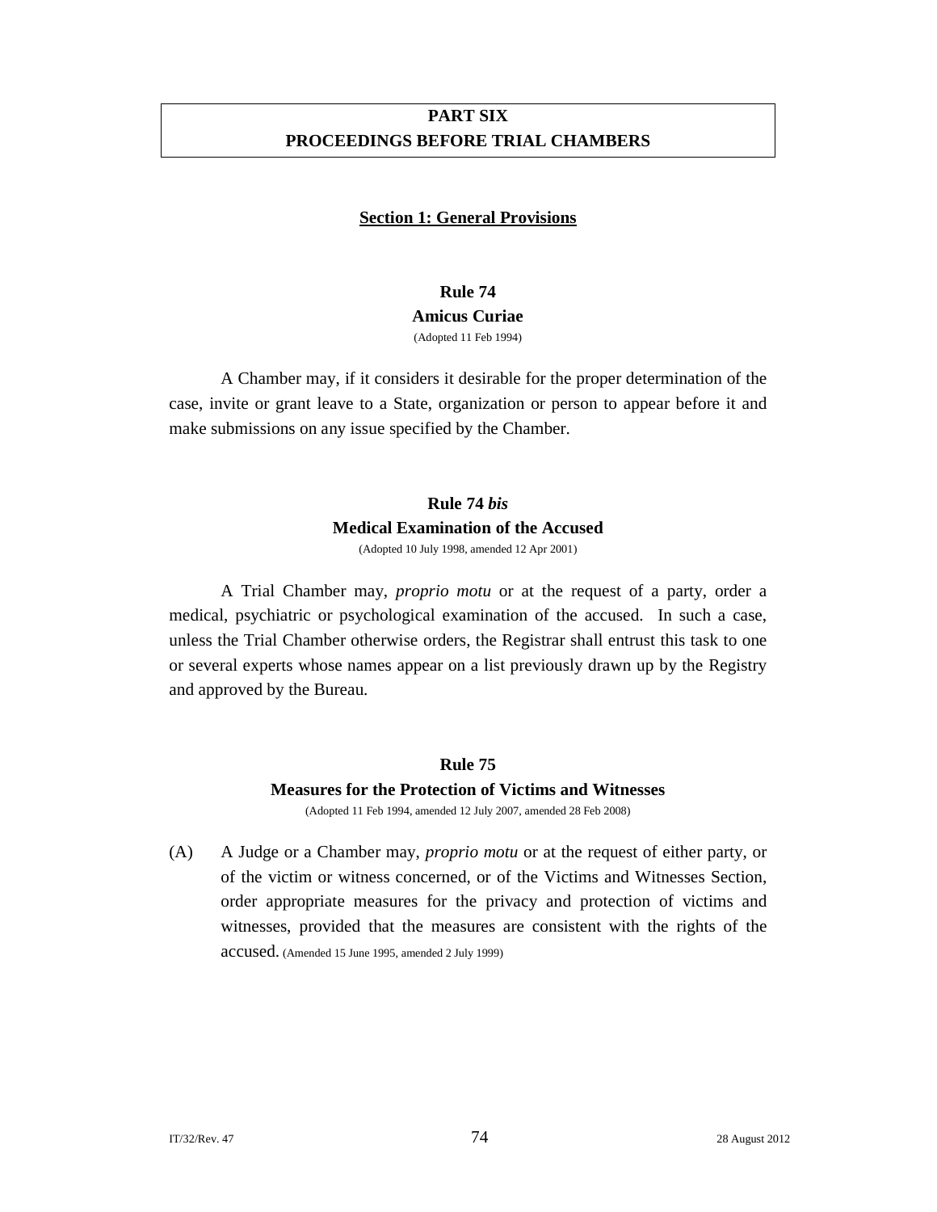# PART SIX
# PROCEEDINGS BEFORE TRIAL CHAMBERS

## Section 1: General Provisions

### Rule 74
### Amicus Curiae

(Adopted 11 Feb 1994)

A Chamber may, if it considers it desirable for the proper determination of the case, invite or grant leave to a State, organization or person to appear before it and make submissions on any issue specified by the Chamber.

### Rule 74 *bis*
### Medical Examination of the Accused

(Adopted 10 July 1998, amended 12 Apr 2001)

A Trial Chamber may, *proprio motu* or at the request of a party, order a medical, psychiatric or psychological examination of the accused. In such a case, unless the Trial Chamber otherwise orders, the Registrar shall entrust this task to one or several experts whose names appear on a list previously drawn up by the Registry and approved by the Bureau.

### Rule 75
### Measures for the Protection of Victims and Witnesses

(Adopted 11 Feb 1994, amended 12 July 2007, amended 28 Feb 2008)

(A) A Judge or a Chamber may, *proprio motu* or at the request of either party, or of the victim or witness concerned, or of the Victims and Witnesses Section, order appropriate measures for the privacy and protection of victims and witnesses, provided that the measures are consistent with the rights of the accused. (Amended 15 June 1995, amended 2 July 1999)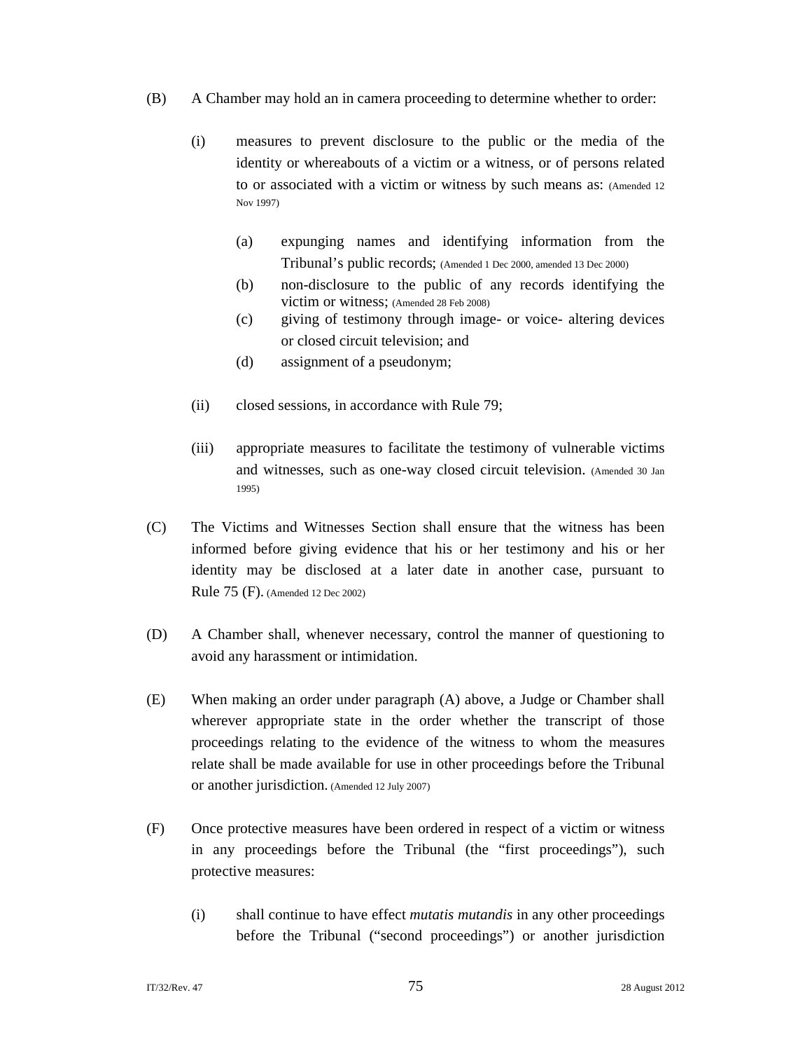(B) A Chamber may hold an in camera proceeding to determine whether to order:

(i) measures to prevent disclosure to the public or the media of the identity or whereabouts of a victim or a witness, or of persons related to or associated with a victim or witness by such means as: (Amended 12 Nov 1997)

(a) expunging names and identifying information from the Tribunal's public records; (Amended 1 Dec 2000, amended 13 Dec 2000)

(b) non-disclosure to the public of any records identifying the victim or witness; (Amended 28 Feb 2008)

(c) giving of testimony through image- or voice- altering devices or closed circuit television; and

(d) assignment of a pseudonym;

(ii) closed sessions, in accordance with Rule 79;

(iii) appropriate measures to facilitate the testimony of vulnerable victims and witnesses, such as one-way closed circuit television. (Amended 30 Jan 1995)

(C) The Victims and Witnesses Section shall ensure that the witness has been informed before giving evidence that his or her testimony and his or her identity may be disclosed at a later date in another case, pursuant to Rule 75 (F). (Amended 12 Dec 2002)

(D) A Chamber shall, whenever necessary, control the manner of questioning to avoid any harassment or intimidation.

(E) When making an order under paragraph (A) above, a Judge or Chamber shall wherever appropriate state in the order whether the transcript of those proceedings relating to the evidence of the witness to whom the measures relate shall be made available for use in other proceedings before the Tribunal or another jurisdiction. (Amended 12 July 2007)

(F) Once protective measures have been ordered in respect of a victim or witness in any proceedings before the Tribunal (the "first proceedings"), such protective measures:

(i) shall continue to have effect *mutatis mutandis* in any other proceedings before the Tribunal ("second proceedings") or another jurisdiction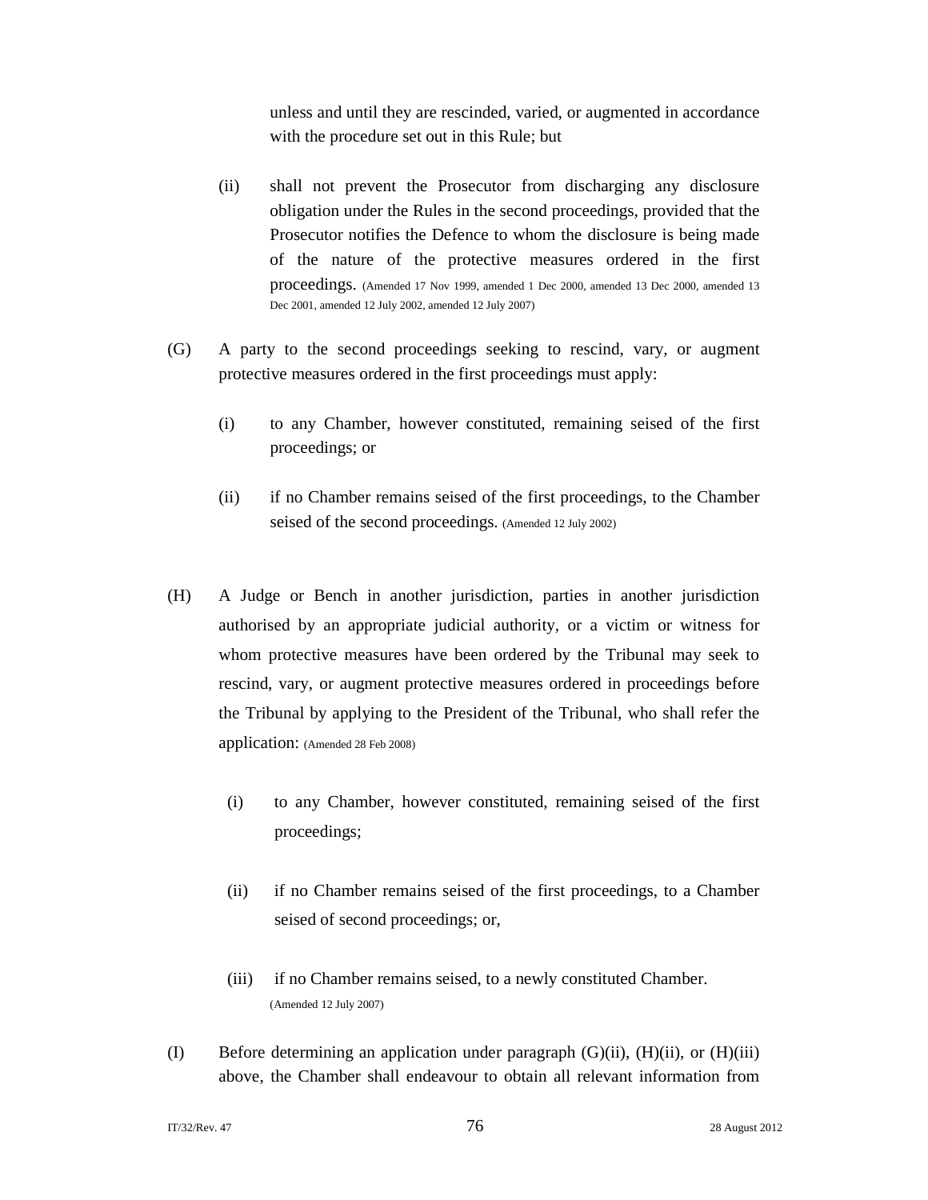unless and until they are rescinded, varied, or augmented in accordance with the procedure set out in this Rule; but

(ii) shall not prevent the Prosecutor from discharging any disclosure obligation under the Rules in the second proceedings, provided that the Prosecutor notifies the Defence to whom the disclosure is being made of the nature of the protective measures ordered in the first proceedings. (Amended 17 Nov 1999, amended 1 Dec 2000, amended 13 Dec 2000, amended 13 Dec 2001, amended 12 July 2002, amended 12 July 2007)

(G) A party to the second proceedings seeking to rescind, vary, or augment protective measures ordered in the first proceedings must apply:

(i) to any Chamber, however constituted, remaining seised of the first proceedings; or

(ii) if no Chamber remains seised of the first proceedings, to the Chamber seised of the second proceedings. (Amended 12 July 2002)

(H) A Judge or Bench in another jurisdiction, parties in another jurisdiction authorised by an appropriate judicial authority, or a victim or witness for whom protective measures have been ordered by the Tribunal may seek to rescind, vary, or augment protective measures ordered in proceedings before the Tribunal by applying to the President of the Tribunal, who shall refer the application: (Amended 28 Feb 2008)

(i) to any Chamber, however constituted, remaining seised of the first proceedings;

(ii) if no Chamber remains seised of the first proceedings, to a Chamber seised of second proceedings; or,

(iii) if no Chamber remains seised, to a newly constituted Chamber. (Amended 12 July 2007)

(I) Before determining an application under paragraph (G)(ii), (H)(ii), or (H)(iii) above, the Chamber shall endeavour to obtain all relevant information from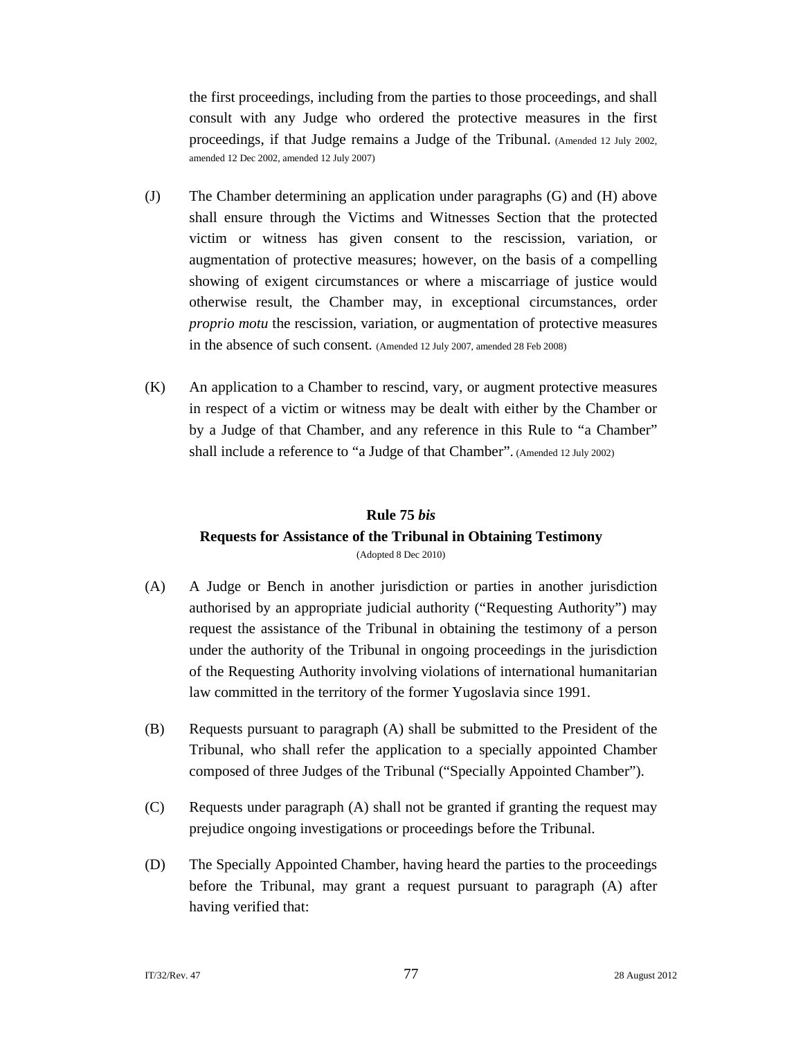the first proceedings, including from the parties to those proceedings, and shall consult with any Judge who ordered the protective measures in the first proceedings, if that Judge remains a Judge of the Tribunal. (Amended 12 July 2002, amended 12 Dec 2002, amended 12 July 2007)

(J) The Chamber determining an application under paragraphs (G) and (H) above shall ensure through the Victims and Witnesses Section that the protected victim or witness has given consent to the rescission, variation, or augmentation of protective measures; however, on the basis of a compelling showing of exigent circumstances or where a miscarriage of justice would otherwise result, the Chamber may, in exceptional circumstances, order *proprio motu* the rescission, variation, or augmentation of protective measures in the absence of such consent. (Amended 12 July 2007, amended 28 Feb 2008)

(K) An application to a Chamber to rescind, vary, or augment protective measures in respect of a victim or witness may be dealt with either by the Chamber or by a Judge of that Chamber, and any reference in this Rule to "a Chamber" shall include a reference to "a Judge of that Chamber". (Amended 12 July 2002)

## Rule 75 *bis*
## Requests for Assistance of the Tribunal in Obtaining Testimony

(Adopted 8 Dec 2010)

(A) A Judge or Bench in another jurisdiction or parties in another jurisdiction authorised by an appropriate judicial authority ("Requesting Authority") may request the assistance of the Tribunal in obtaining the testimony of a person under the authority of the Tribunal in ongoing proceedings in the jurisdiction of the Requesting Authority involving violations of international humanitarian law committed in the territory of the former Yugoslavia since 1991.

(B) Requests pursuant to paragraph (A) shall be submitted to the President of the Tribunal, who shall refer the application to a specially appointed Chamber composed of three Judges of the Tribunal ("Specially Appointed Chamber").

(C) Requests under paragraph (A) shall not be granted if granting the request may prejudice ongoing investigations or proceedings before the Tribunal.

(D) The Specially Appointed Chamber, having heard the parties to the proceedings before the Tribunal, may grant a request pursuant to paragraph (A) after having verified that: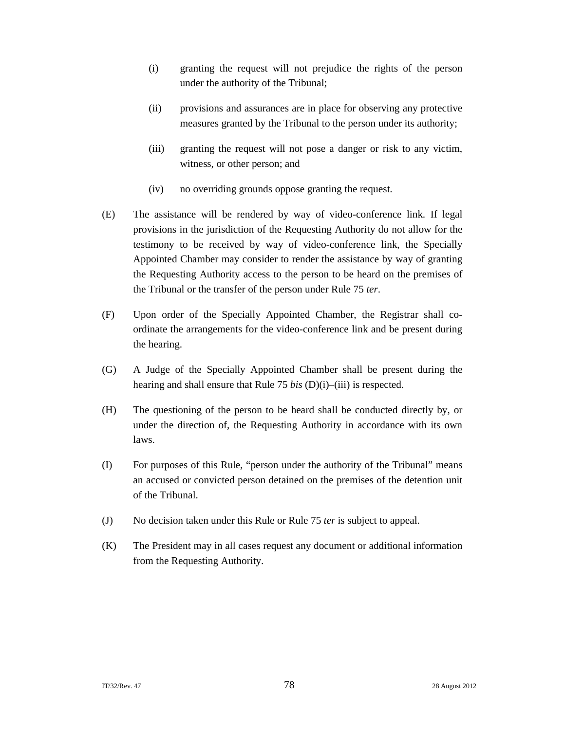(i) granting the request will not prejudice the rights of the person under the authority of the Tribunal;

(ii) provisions and assurances are in place for observing any protective measures granted by the Tribunal to the person under its authority;

(iii) granting the request will not pose a danger or risk to any victim, witness, or other person; and

(iv) no overriding grounds oppose granting the request.

(E) The assistance will be rendered by way of video-conference link. If legal provisions in the jurisdiction of the Requesting Authority do not allow for the testimony to be received by way of video-conference link, the Specially Appointed Chamber may consider to render the assistance by way of granting the Requesting Authority access to the person to be heard on the premises of the Tribunal or the transfer of the person under Rule 75 *ter*.

(F) Upon order of the Specially Appointed Chamber, the Registrar shall co-ordinate the arrangements for the video-conference link and be present during the hearing.

(G) A Judge of the Specially Appointed Chamber shall be present during the hearing and shall ensure that Rule 75 *bis* (D)(i)–(iii) is respected.

(H) The questioning of the person to be heard shall be conducted directly by, or under the direction of, the Requesting Authority in accordance with its own laws.

(I) For purposes of this Rule, "person under the authority of the Tribunal" means an accused or convicted person detained on the premises of the detention unit of the Tribunal.

(J) No decision taken under this Rule or Rule 75 *ter* is subject to appeal.

(K) The President may in all cases request any document or additional information from the Requesting Authority.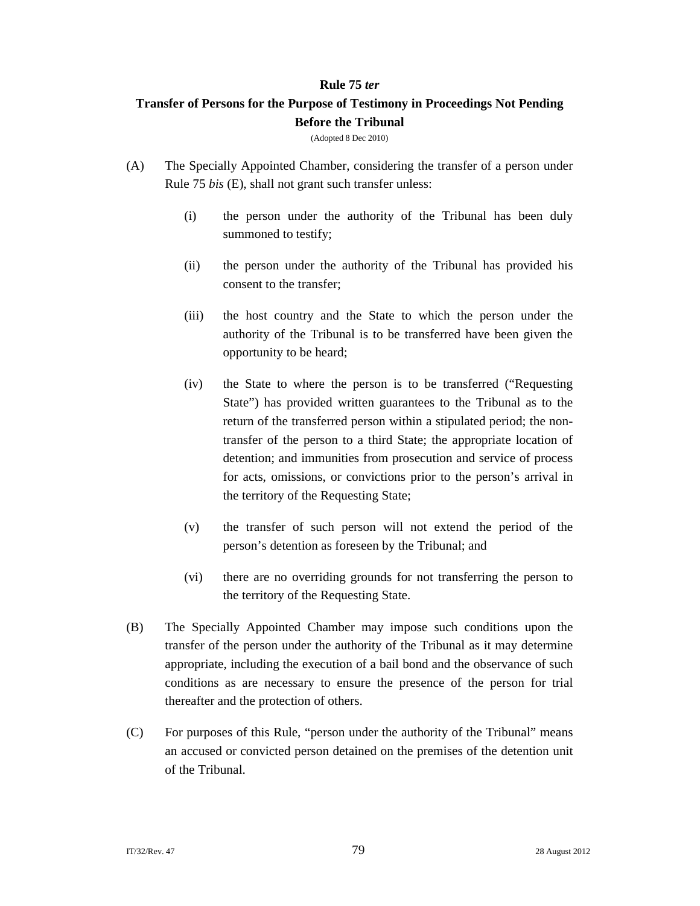## Rule 75 *ter*

## Transfer of Persons for the Purpose of Testimony in Proceedings Not Pending Before the Tribunal

(Adopted 8 Dec 2010)

(A) The Specially Appointed Chamber, considering the transfer of a person under Rule 75 *bis* (E), shall not grant such transfer unless:

  (i) the person under the authority of the Tribunal has been duly summoned to testify;

  (ii) the person under the authority of the Tribunal has provided his consent to the transfer;

  (iii) the host country and the State to which the person under the authority of the Tribunal is to be transferred have been given the opportunity to be heard;

  (iv) the State to where the person is to be transferred ("Requesting State") has provided written guarantees to the Tribunal as to the return of the transferred person within a stipulated period; the non-transfer of the person to a third State; the appropriate location of detention; and immunities from prosecution and service of process for acts, omissions, or convictions prior to the person's arrival in the territory of the Requesting State;

  (v) the transfer of such person will not extend the period of the person's detention as foreseen by the Tribunal; and

  (vi) there are no overriding grounds for not transferring the person to the territory of the Requesting State.

(B) The Specially Appointed Chamber may impose such conditions upon the transfer of the person under the authority of the Tribunal as it may determine appropriate, including the execution of a bail bond and the observance of such conditions as are necessary to ensure the presence of the person for trial thereafter and the protection of others.

(C) For purposes of this Rule, "person under the authority of the Tribunal" means an accused or convicted person detained on the premises of the detention unit of the Tribunal.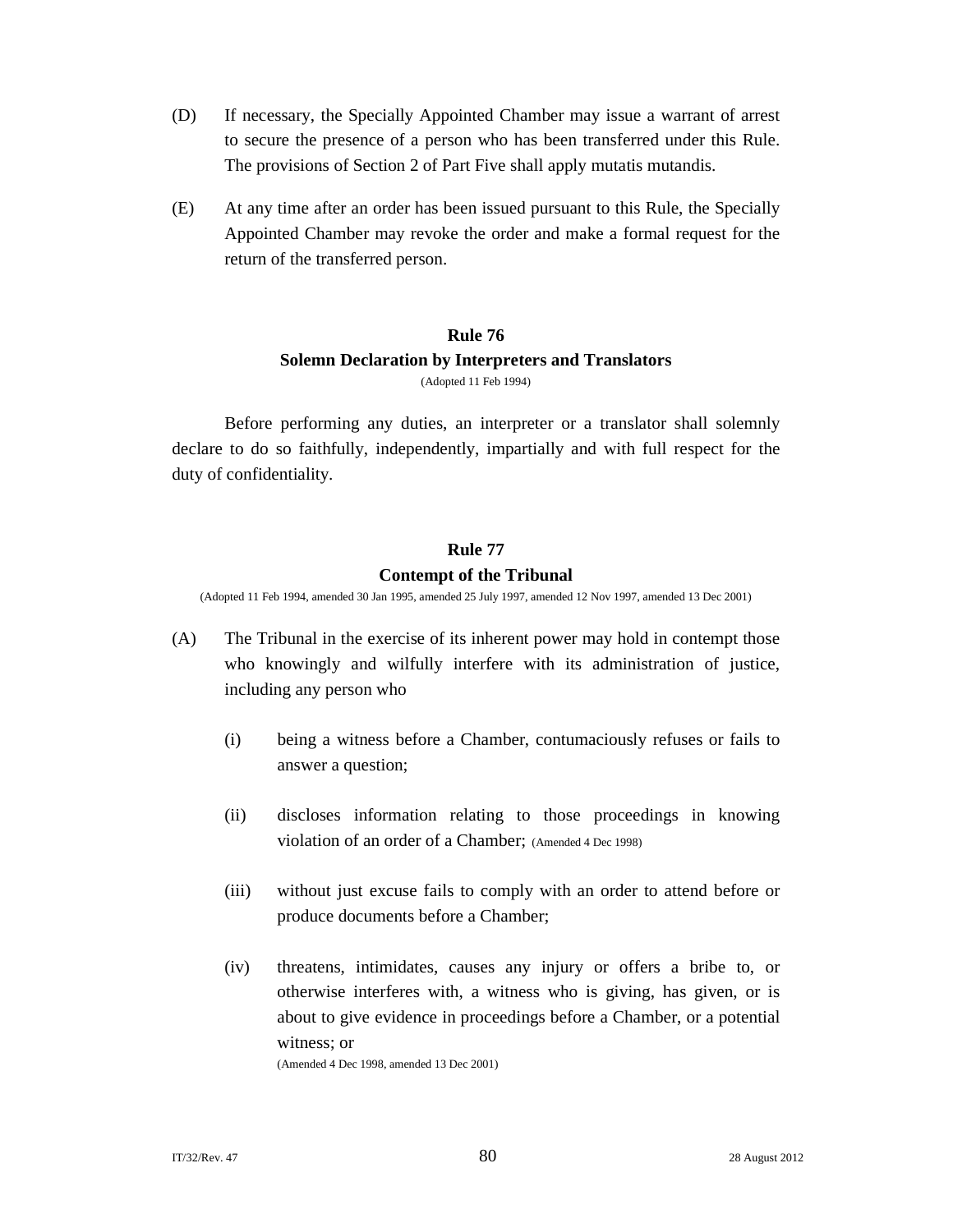(D) If necessary, the Specially Appointed Chamber may issue a warrant of arrest to secure the presence of a person who has been transferred under this Rule. The provisions of Section 2 of Part Five shall apply mutatis mutandis.

(E) At any time after an order has been issued pursuant to this Rule, the Specially Appointed Chamber may revoke the order and make a formal request for the return of the transferred person.

## Rule 76
## Solemn Declaration by Interpreters and Translators

(Adopted 11 Feb 1994)

Before performing any duties, an interpreter or a translator shall solemnly declare to do so faithfully, independently, impartially and with full respect for the duty of confidentiality.

## Rule 77
## Contempt of the Tribunal

(Adopted 11 Feb 1994, amended 30 Jan 1995, amended 25 July 1997, amended 12 Nov 1997, amended 13 Dec 2001)

(A) The Tribunal in the exercise of its inherent power may hold in contempt those who knowingly and wilfully interfere with its administration of justice, including any person who

(i) being a witness before a Chamber, contumaciously refuses or fails to answer a question;

(ii) discloses information relating to those proceedings in knowing violation of an order of a Chamber; (Amended 4 Dec 1998)

(iii) without just excuse fails to comply with an order to attend before or produce documents before a Chamber;

(iv) threatens, intimidates, causes any injury or offers a bribe to, or otherwise interferes with, a witness who is giving, has given, or is about to give evidence in proceedings before a Chamber, or a potential witness; or
(Amended 4 Dec 1998, amended 13 Dec 2001)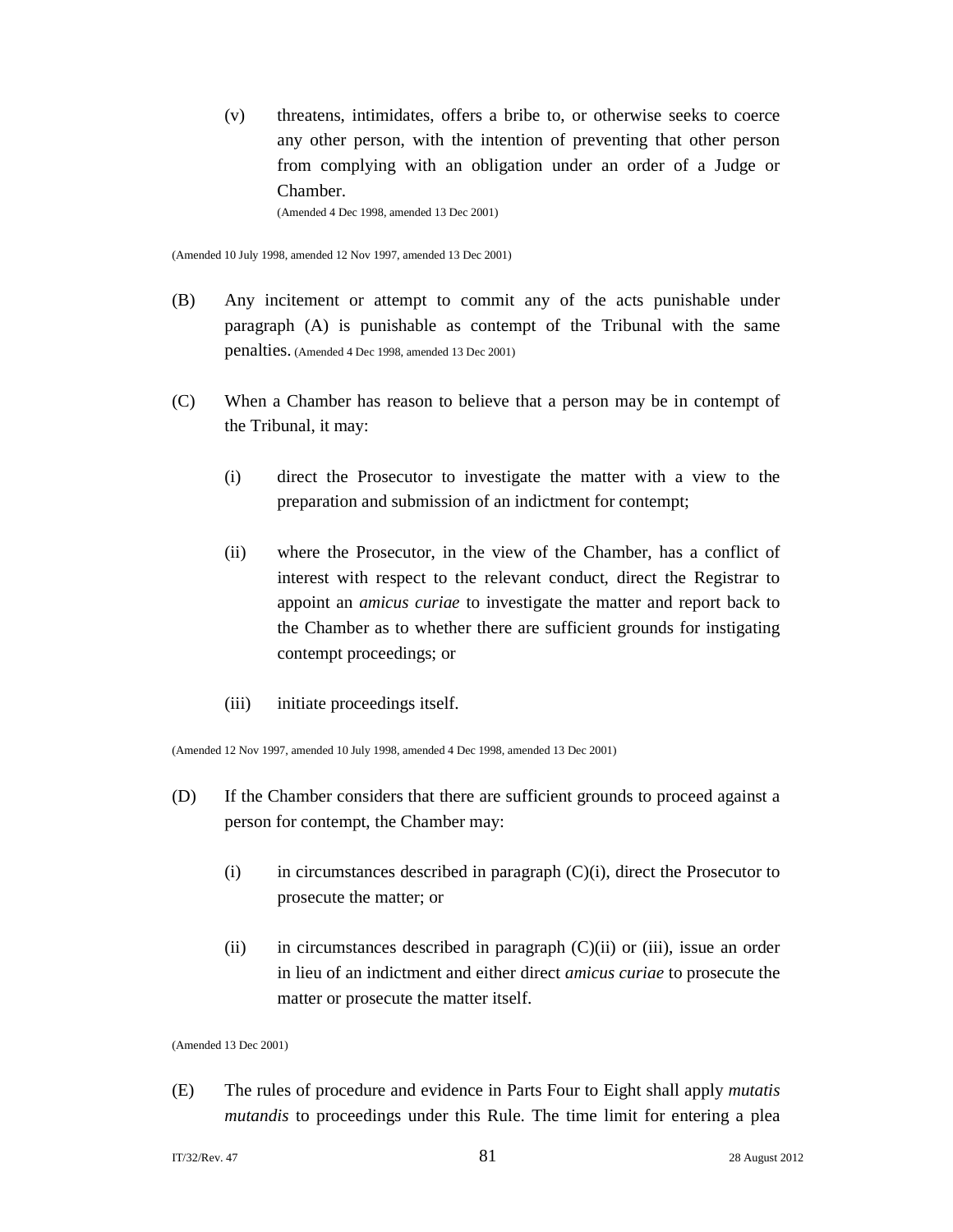(v) threatens, intimidates, offers a bribe to, or otherwise seeks to coerce any other person, with the intention of preventing that other person from complying with an obligation under an order of a Judge or Chamber.
(Amended 4 Dec 1998, amended 13 Dec 2001)

(Amended 10 July 1998, amended 12 Nov 1997, amended 13 Dec 2001)

(B) Any incitement or attempt to commit any of the acts punishable under paragraph (A) is punishable as contempt of the Tribunal with the same penalties. (Amended 4 Dec 1998, amended 13 Dec 2001)

(C) When a Chamber has reason to believe that a person may be in contempt of the Tribunal, it may:

(i) direct the Prosecutor to investigate the matter with a view to the preparation and submission of an indictment for contempt;

(ii) where the Prosecutor, in the view of the Chamber, has a conflict of interest with respect to the relevant conduct, direct the Registrar to appoint an *amicus curiae* to investigate the matter and report back to the Chamber as to whether there are sufficient grounds for instigating contempt proceedings; or

(iii) initiate proceedings itself.

(Amended 12 Nov 1997, amended 10 July 1998, amended 4 Dec 1998, amended 13 Dec 2001)

(D) If the Chamber considers that there are sufficient grounds to proceed against a person for contempt, the Chamber may:

(i) in circumstances described in paragraph (C)(i), direct the Prosecutor to prosecute the matter; or

(ii) in circumstances described in paragraph (C)(ii) or (iii), issue an order in lieu of an indictment and either direct *amicus curiae* to prosecute the matter or prosecute the matter itself.

(Amended 13 Dec 2001)

(E) The rules of procedure and evidence in Parts Four to Eight shall apply *mutatis mutandis* to proceedings under this Rule. The time limit for entering a plea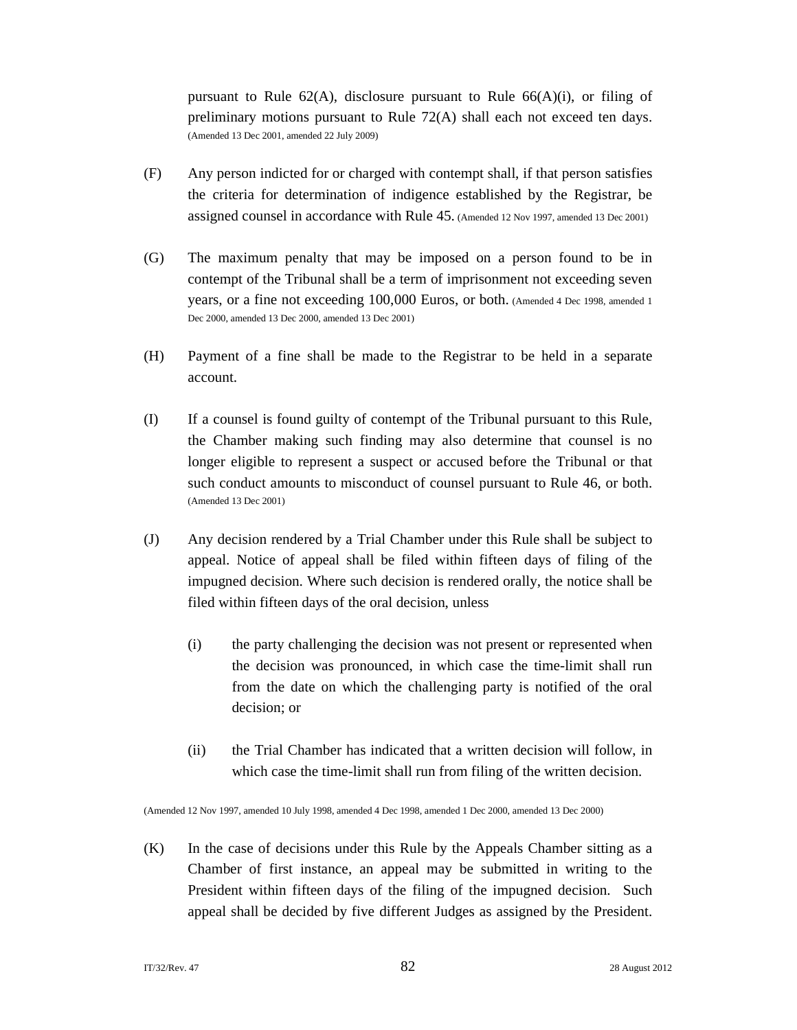pursuant to Rule 62(A), disclosure pursuant to Rule 66(A)(i), or filing of preliminary motions pursuant to Rule 72(A) shall each not exceed ten days. (Amended 13 Dec 2001, amended 22 July 2009)

(F) Any person indicted for or charged with contempt shall, if that person satisfies the criteria for determination of indigence established by the Registrar, be assigned counsel in accordance with Rule 45. (Amended 12 Nov 1997, amended 13 Dec 2001)

(G) The maximum penalty that may be imposed on a person found to be in contempt of the Tribunal shall be a term of imprisonment not exceeding seven years, or a fine not exceeding 100,000 Euros, or both. (Amended 4 Dec 1998, amended 1 Dec 2000, amended 13 Dec 2000, amended 13 Dec 2001)

(H) Payment of a fine shall be made to the Registrar to be held in a separate account.

(I) If a counsel is found guilty of contempt of the Tribunal pursuant to this Rule, the Chamber making such finding may also determine that counsel is no longer eligible to represent a suspect or accused before the Tribunal or that such conduct amounts to misconduct of counsel pursuant to Rule 46, or both. (Amended 13 Dec 2001)

(J) Any decision rendered by a Trial Chamber under this Rule shall be subject to appeal. Notice of appeal shall be filed within fifteen days of filing of the impugned decision. Where such decision is rendered orally, the notice shall be filed within fifteen days of the oral decision, unless

(i) the party challenging the decision was not present or represented when the decision was pronounced, in which case the time-limit shall run from the date on which the challenging party is notified of the oral decision; or

(ii) the Trial Chamber has indicated that a written decision will follow, in which case the time-limit shall run from filing of the written decision.

(Amended 12 Nov 1997, amended 10 July 1998, amended 4 Dec 1998, amended 1 Dec 2000, amended 13 Dec 2000)

(K) In the case of decisions under this Rule by the Appeals Chamber sitting as a Chamber of first instance, an appeal may be submitted in writing to the President within fifteen days of the filing of the impugned decision. Such appeal shall be decided by five different Judges as assigned by the President.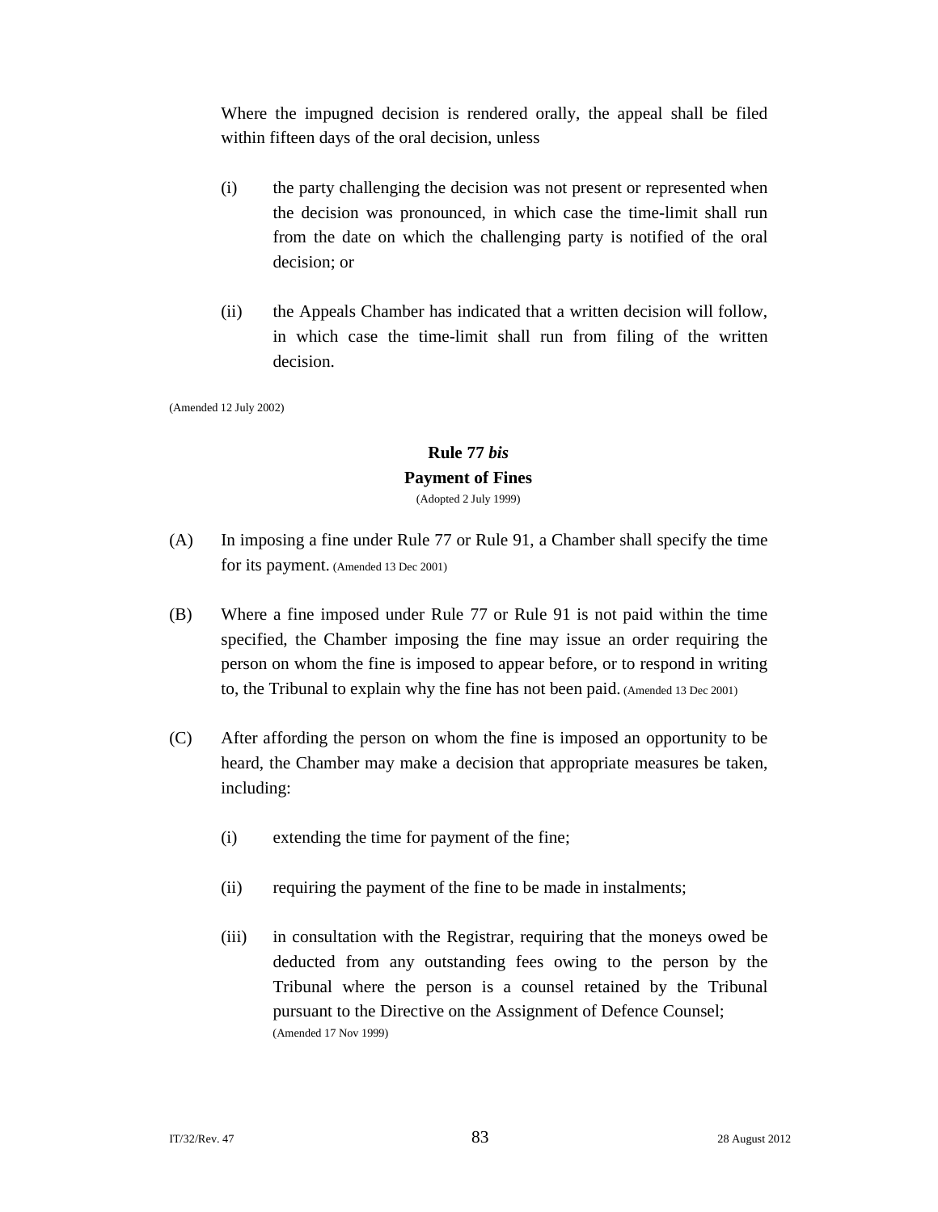Where the impugned decision is rendered orally, the appeal shall be filed within fifteen days of the oral decision, unless

(i) the party challenging the decision was not present or represented when the decision was pronounced, in which case the time-limit shall run from the date on which the challenging party is notified of the oral decision; or

(ii) the Appeals Chamber has indicated that a written decision will follow, in which case the time-limit shall run from filing of the written decision.

(Amended 12 July 2002)

### Rule 77 *bis*
### Payment of Fines

(Adopted 2 July 1999)

(A) In imposing a fine under Rule 77 or Rule 91, a Chamber shall specify the time for its payment. (Amended 13 Dec 2001)

(B) Where a fine imposed under Rule 77 or Rule 91 is not paid within the time specified, the Chamber imposing the fine may issue an order requiring the person on whom the fine is imposed to appear before, or to respond in writing to, the Tribunal to explain why the fine has not been paid. (Amended 13 Dec 2001)

(C) After affording the person on whom the fine is imposed an opportunity to be heard, the Chamber may make a decision that appropriate measures be taken, including:

(i) extending the time for payment of the fine;

(ii) requiring the payment of the fine to be made in instalments;

(iii) in consultation with the Registrar, requiring that the moneys owed be deducted from any outstanding fees owing to the person by the Tribunal where the person is a counsel retained by the Tribunal pursuant to the Directive on the Assignment of Defence Counsel; (Amended 17 Nov 1999)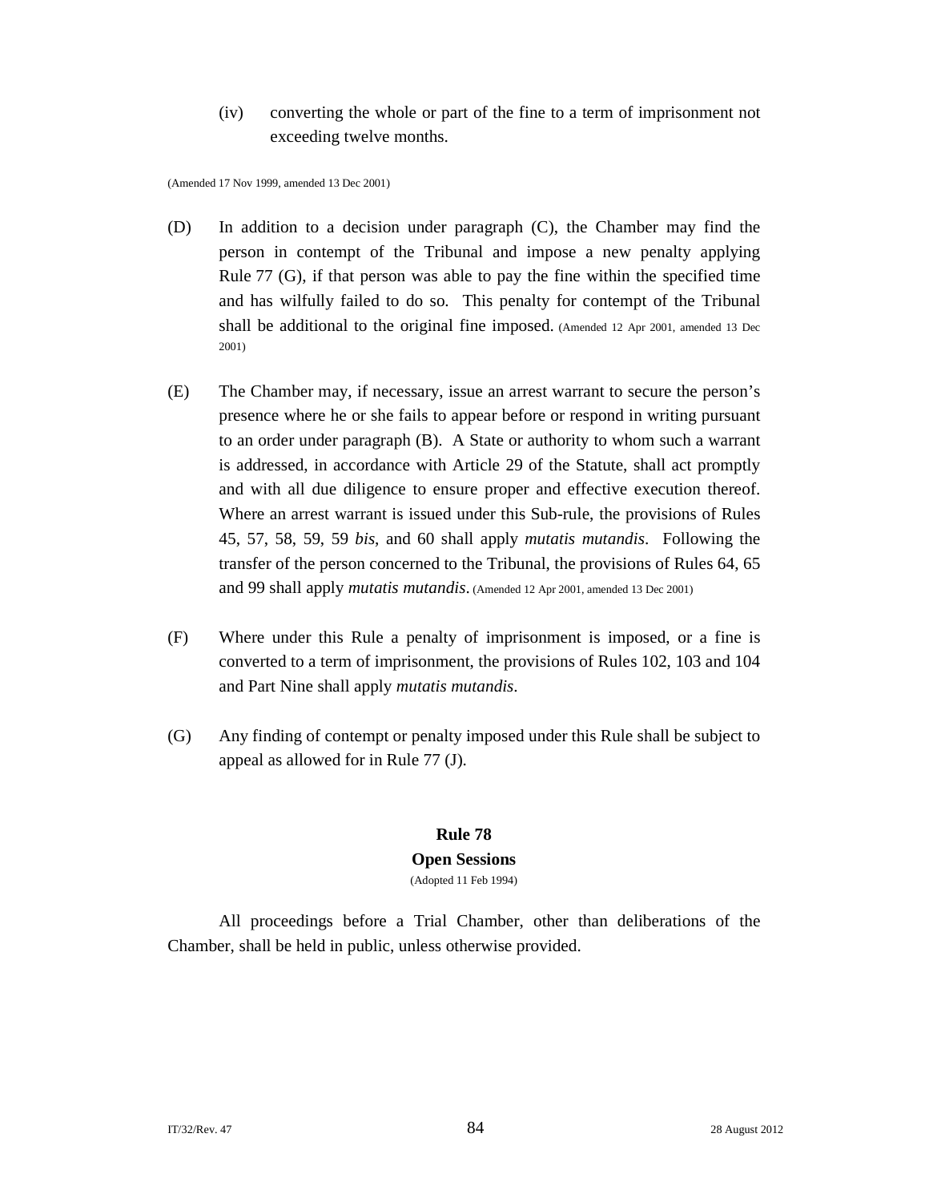(iv) converting the whole or part of the fine to a term of imprisonment not exceeding twelve months.

(Amended 17 Nov 1999, amended 13 Dec 2001)

(D) In addition to a decision under paragraph (C), the Chamber may find the person in contempt of the Tribunal and impose a new penalty applying Rule 77 (G), if that person was able to pay the fine within the specified time and has wilfully failed to do so. This penalty for contempt of the Tribunal shall be additional to the original fine imposed. (Amended 12 Apr 2001, amended 13 Dec 2001)

(E) The Chamber may, if necessary, issue an arrest warrant to secure the person's presence where he or she fails to appear before or respond in writing pursuant to an order under paragraph (B). A State or authority to whom such a warrant is addressed, in accordance with Article 29 of the Statute, shall act promptly and with all due diligence to ensure proper and effective execution thereof. Where an arrest warrant is issued under this Sub-rule, the provisions of Rules 45, 57, 58, 59, 59 *bis*, and 60 shall apply *mutatis mutandis*. Following the transfer of the person concerned to the Tribunal, the provisions of Rules 64, 65 and 99 shall apply *mutatis mutandis*. (Amended 12 Apr 2001, amended 13 Dec 2001)

(F) Where under this Rule a penalty of imprisonment is imposed, or a fine is converted to a term of imprisonment, the provisions of Rules 102, 103 and 104 and Part Nine shall apply *mutatis mutandis*.

(G) Any finding of contempt or penalty imposed under this Rule shall be subject to appeal as allowed for in Rule 77 (J).

## Rule 78
## Open Sessions
(Adopted 11 Feb 1994)

All proceedings before a Trial Chamber, other than deliberations of the Chamber, shall be held in public, unless otherwise provided.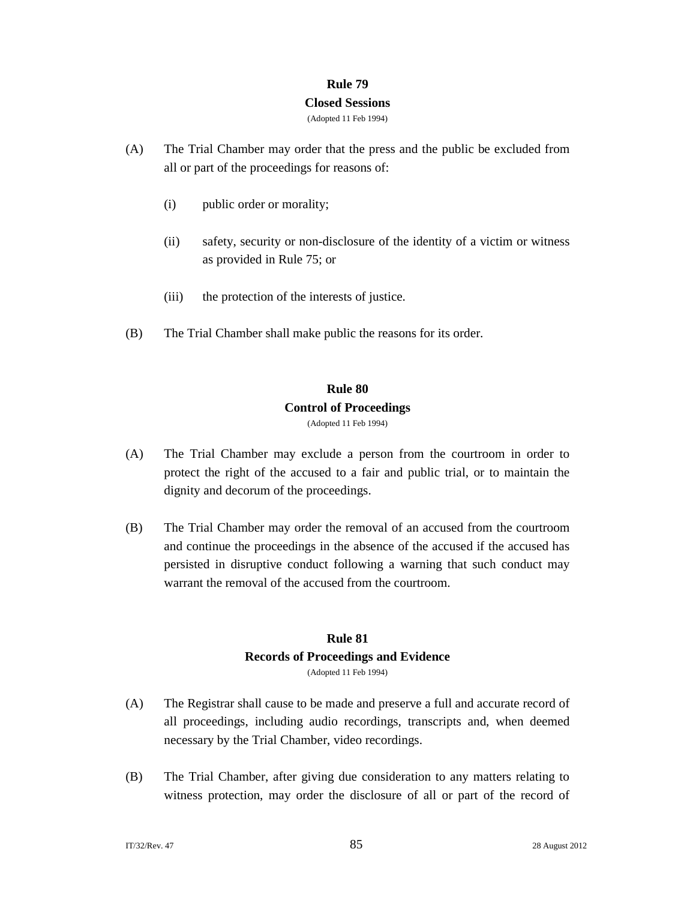## Rule 79

### Closed Sessions

(Adopted 11 Feb 1994)

(A) The Trial Chamber may order that the press and the public be excluded from all or part of the proceedings for reasons of:

(i) public order or morality;

(ii) safety, security or non-disclosure of the identity of a victim or witness as provided in Rule 75; or

(iii) the protection of the interests of justice.

(B) The Trial Chamber shall make public the reasons for its order.

## Rule 80

### Control of Proceedings

(Adopted 11 Feb 1994)

(A) The Trial Chamber may exclude a person from the courtroom in order to protect the right of the accused to a fair and public trial, or to maintain the dignity and decorum of the proceedings.

(B) The Trial Chamber may order the removal of an accused from the courtroom and continue the proceedings in the absence of the accused if the accused has persisted in disruptive conduct following a warning that such conduct may warrant the removal of the accused from the courtroom.

## Rule 81

### Records of Proceedings and Evidence

(Adopted 11 Feb 1994)

(A) The Registrar shall cause to be made and preserve a full and accurate record of all proceedings, including audio recordings, transcripts and, when deemed necessary by the Trial Chamber, video recordings.

(B) The Trial Chamber, after giving due consideration to any matters relating to witness protection, may order the disclosure of all or part of the record of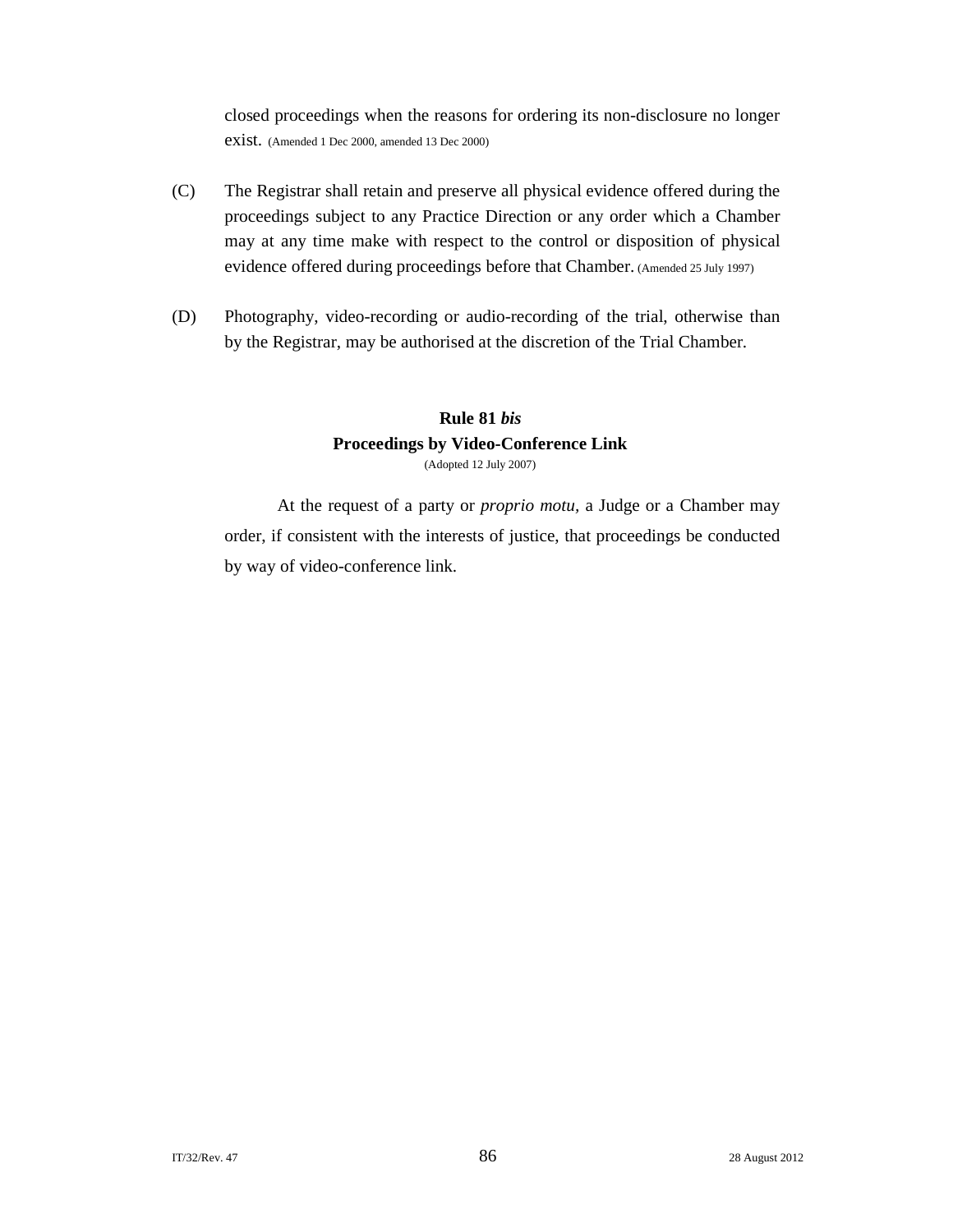closed proceedings when the reasons for ordering its non-disclosure no longer exist. (Amended 1 Dec 2000, amended 13 Dec 2000)

(C) The Registrar shall retain and preserve all physical evidence offered during the proceedings subject to any Practice Direction or any order which a Chamber may at any time make with respect to the control or disposition of physical evidence offered during proceedings before that Chamber. (Amended 25 July 1997)

(D) Photography, video-recording or audio-recording of the trial, otherwise than by the Registrar, may be authorised at the discretion of the Trial Chamber.

### Rule 81 *bis*
### Proceedings by Video-Conference Link

(Adopted 12 July 2007)

At the request of a party or *proprio motu*, a Judge or a Chamber may order, if consistent with the interests of justice, that proceedings be conducted by way of video-conference link.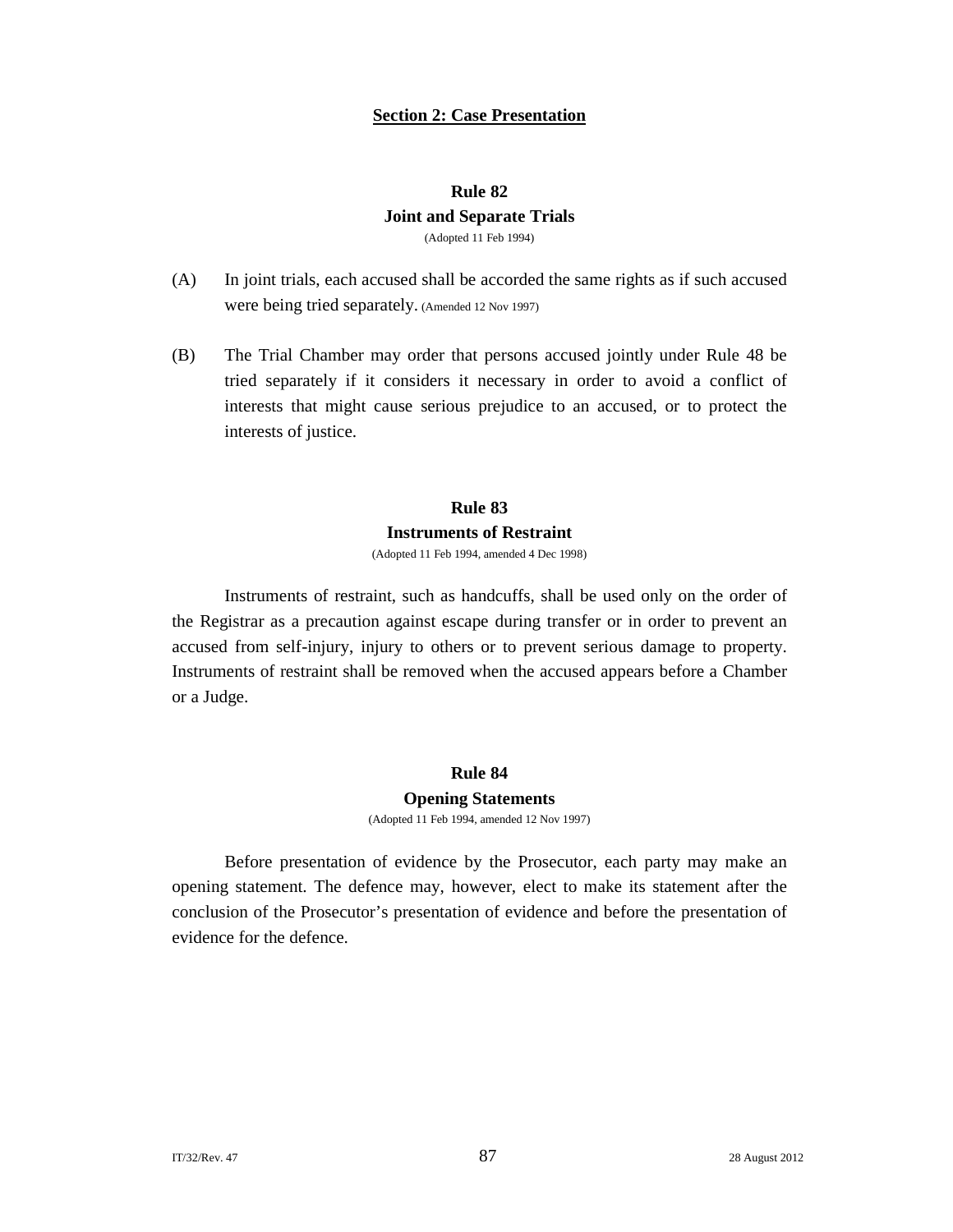## Section 2: Case Presentation

### Rule 82
### Joint and Separate Trials

(Adopted 11 Feb 1994)

(A) In joint trials, each accused shall be accorded the same rights as if such accused were being tried separately. (Amended 12 Nov 1997)

(B) The Trial Chamber may order that persons accused jointly under Rule 48 be tried separately if it considers it necessary in order to avoid a conflict of interests that might cause serious prejudice to an accused, or to protect the interests of justice.

### Rule 83
### Instruments of Restraint

(Adopted 11 Feb 1994, amended 4 Dec 1998)

Instruments of restraint, such as handcuffs, shall be used only on the order of the Registrar as a precaution against escape during transfer or in order to prevent an accused from self-injury, injury to others or to prevent serious damage to property. Instruments of restraint shall be removed when the accused appears before a Chamber or a Judge.

### Rule 84
### Opening Statements

(Adopted 11 Feb 1994, amended 12 Nov 1997)

Before presentation of evidence by the Prosecutor, each party may make an opening statement. The defence may, however, elect to make its statement after the conclusion of the Prosecutor's presentation of evidence and before the presentation of evidence for the defence.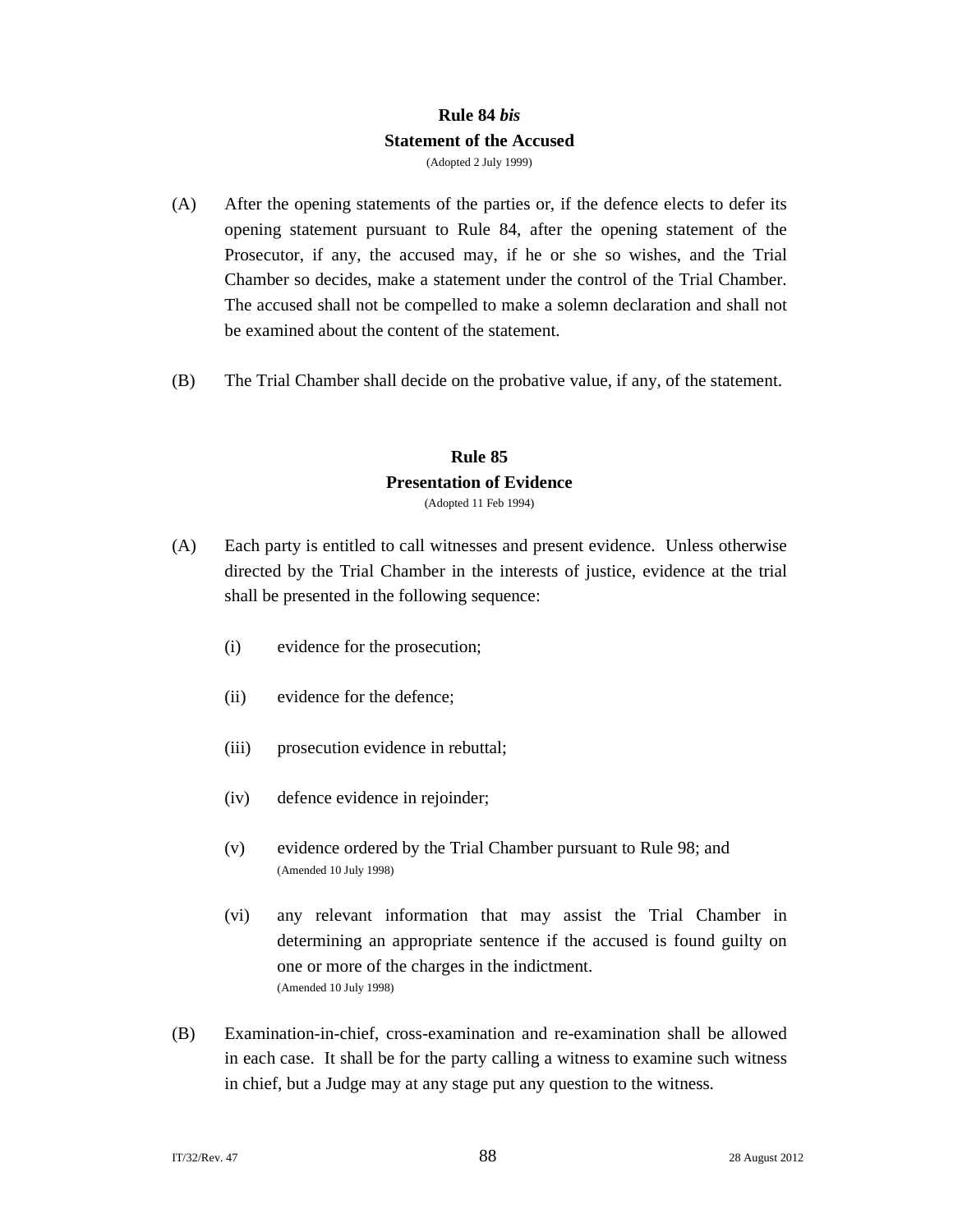## Rule 84 *bis*
## Statement of the Accused

(Adopted 2 July 1999)

(A) After the opening statements of the parties or, if the defence elects to defer its opening statement pursuant to Rule 84, after the opening statement of the Prosecutor, if any, the accused may, if he or she so wishes, and the Trial Chamber so decides, make a statement under the control of the Trial Chamber. The accused shall not be compelled to make a solemn declaration and shall not be examined about the content of the statement.

(B) The Trial Chamber shall decide on the probative value, if any, of the statement.

## Rule 85
## Presentation of Evidence

(Adopted 11 Feb 1994)

(A) Each party is entitled to call witnesses and present evidence. Unless otherwise directed by the Trial Chamber in the interests of justice, evidence at the trial shall be presented in the following sequence:

(i) evidence for the prosecution;

(ii) evidence for the defence;

(iii) prosecution evidence in rebuttal;

(iv) defence evidence in rejoinder;

(v) evidence ordered by the Trial Chamber pursuant to Rule 98; and
(Amended 10 July 1998)

(vi) any relevant information that may assist the Trial Chamber in determining an appropriate sentence if the accused is found guilty on one or more of the charges in the indictment.
(Amended 10 July 1998)

(B) Examination-in-chief, cross-examination and re-examination shall be allowed in each case. It shall be for the party calling a witness to examine such witness in chief, but a Judge may at any stage put any question to the witness.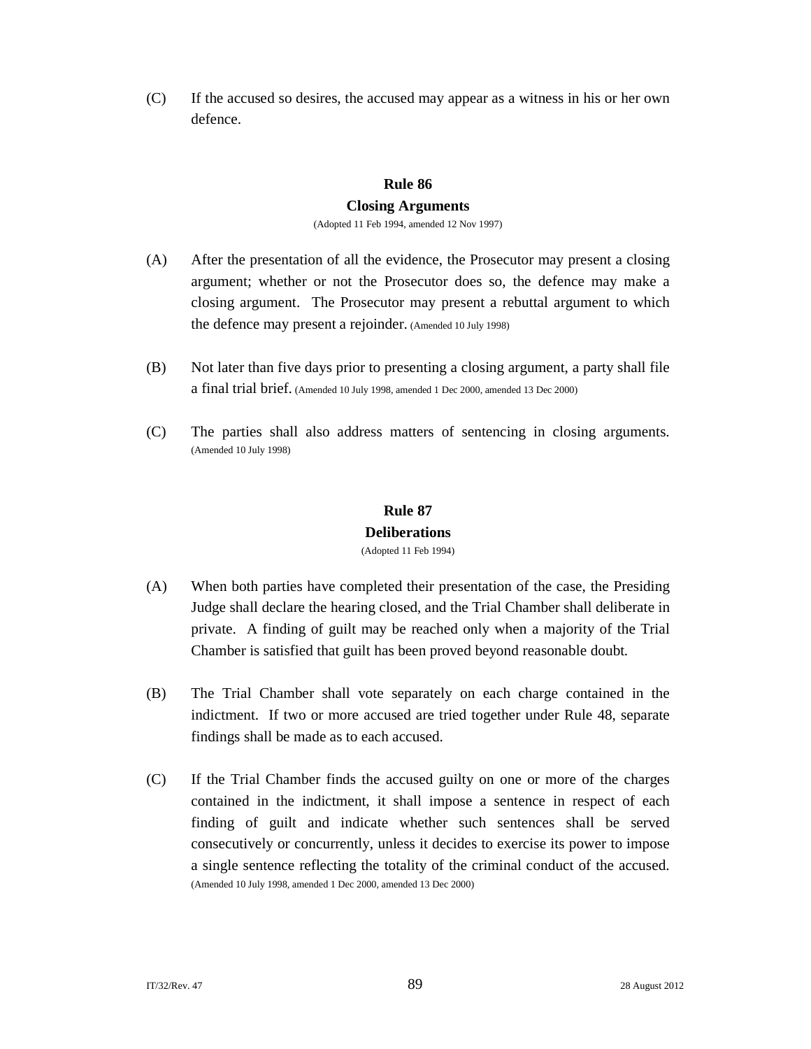(C) If the accused so desires, the accused may appear as a witness in his or her own defence.

## Rule 86

### Closing Arguments

(Adopted 11 Feb 1994, amended 12 Nov 1997)

(A) After the presentation of all the evidence, the Prosecutor may present a closing argument; whether or not the Prosecutor does so, the defence may make a closing argument. The Prosecutor may present a rebuttal argument to which the defence may present a rejoinder. (Amended 10 July 1998)

(B) Not later than five days prior to presenting a closing argument, a party shall file a final trial brief. (Amended 10 July 1998, amended 1 Dec 2000, amended 13 Dec 2000)

(C) The parties shall also address matters of sentencing in closing arguments. (Amended 10 July 1998)

## Rule 87

### Deliberations

(Adopted 11 Feb 1994)

(A) When both parties have completed their presentation of the case, the Presiding Judge shall declare the hearing closed, and the Trial Chamber shall deliberate in private. A finding of guilt may be reached only when a majority of the Trial Chamber is satisfied that guilt has been proved beyond reasonable doubt.

(B) The Trial Chamber shall vote separately on each charge contained in the indictment. If two or more accused are tried together under Rule 48, separate findings shall be made as to each accused.

(C) If the Trial Chamber finds the accused guilty on one or more of the charges contained in the indictment, it shall impose a sentence in respect of each finding of guilt and indicate whether such sentences shall be served consecutively or concurrently, unless it decides to exercise its power to impose a single sentence reflecting the totality of the criminal conduct of the accused. (Amended 10 July 1998, amended 1 Dec 2000, amended 13 Dec 2000)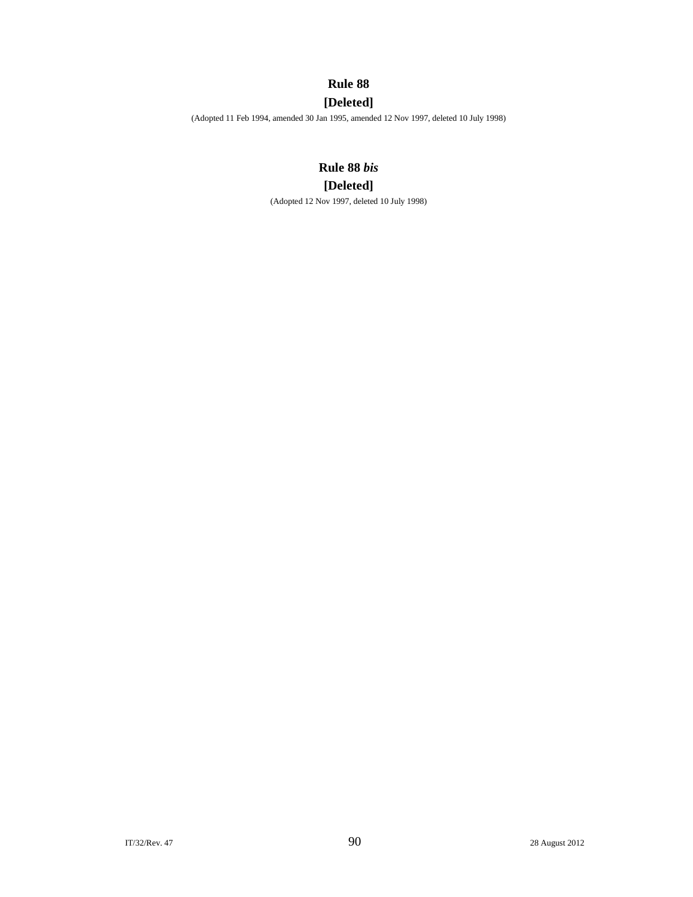## Rule 88

## [Deleted]

(Adopted 11 Feb 1994, amended 30 Jan 1995, amended 12 Nov 1997, deleted 10 July 1998)

## Rule 88 *bis*

## [Deleted]

(Adopted 12 Nov 1997, deleted 10 July 1998)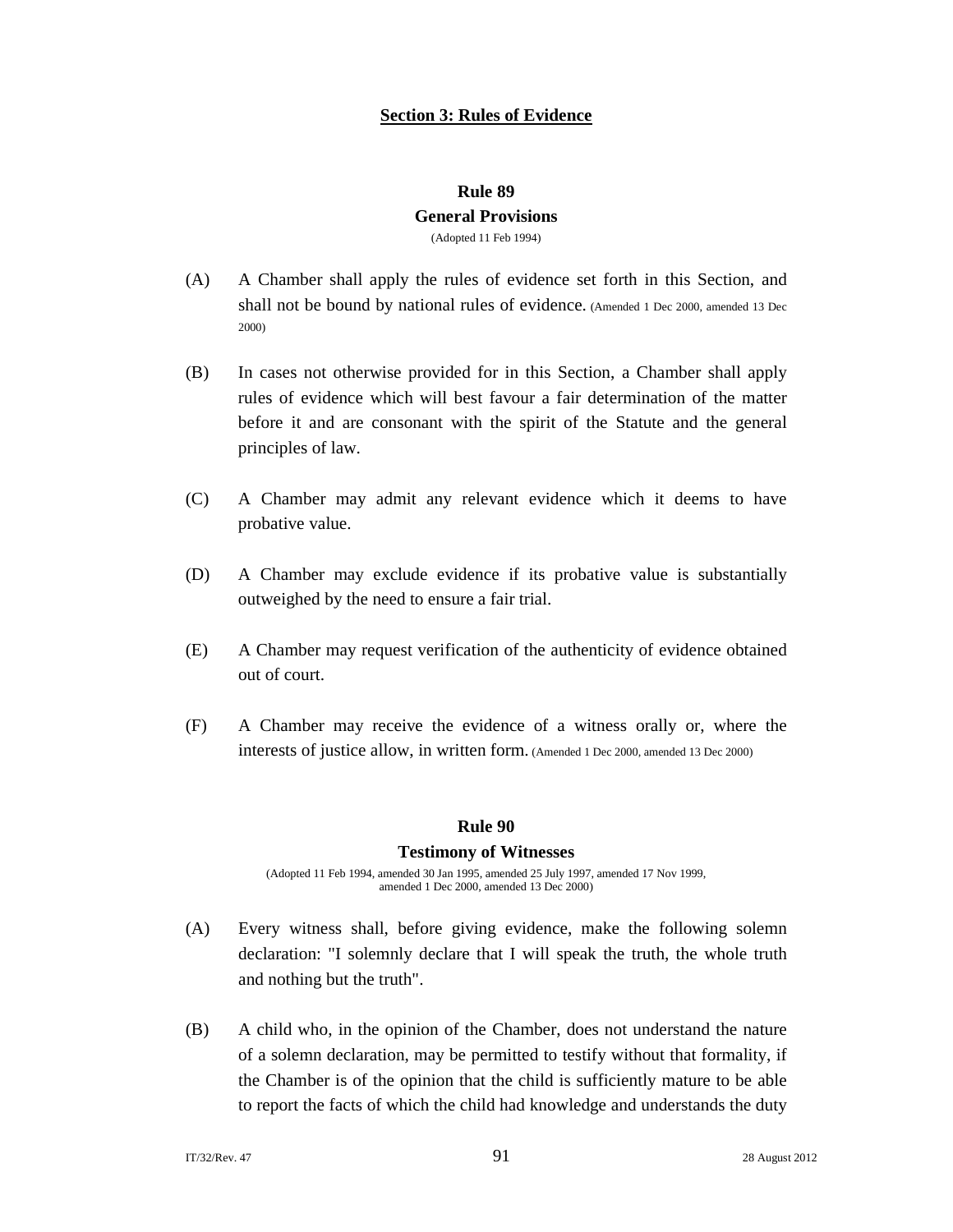## Section 3: Rules of Evidence

### Rule 89
### General Provisions
(Adopted 11 Feb 1994)

(A) A Chamber shall apply the rules of evidence set forth in this Section, and shall not be bound by national rules of evidence. (Amended 1 Dec 2000, amended 13 Dec 2000)

(B) In cases not otherwise provided for in this Section, a Chamber shall apply rules of evidence which will best favour a fair determination of the matter before it and are consonant with the spirit of the Statute and the general principles of law.

(C) A Chamber may admit any relevant evidence which it deems to have probative value.

(D) A Chamber may exclude evidence if its probative value is substantially outweighed by the need to ensure a fair trial.

(E) A Chamber may request verification of the authenticity of evidence obtained out of court.

(F) A Chamber may receive the evidence of a witness orally or, where the interests of justice allow, in written form. (Amended 1 Dec 2000, amended 13 Dec 2000)

### Rule 90
### Testimony of Witnesses
(Adopted 11 Feb 1994, amended 30 Jan 1995, amended 25 July 1997, amended 17 Nov 1999, amended 1 Dec 2000, amended 13 Dec 2000)

(A) Every witness shall, before giving evidence, make the following solemn declaration: "I solemnly declare that I will speak the truth, the whole truth and nothing but the truth".

(B) A child who, in the opinion of the Chamber, does not understand the nature of a solemn declaration, may be permitted to testify without that formality, if the Chamber is of the opinion that the child is sufficiently mature to be able to report the facts of which the child had knowledge and understands the duty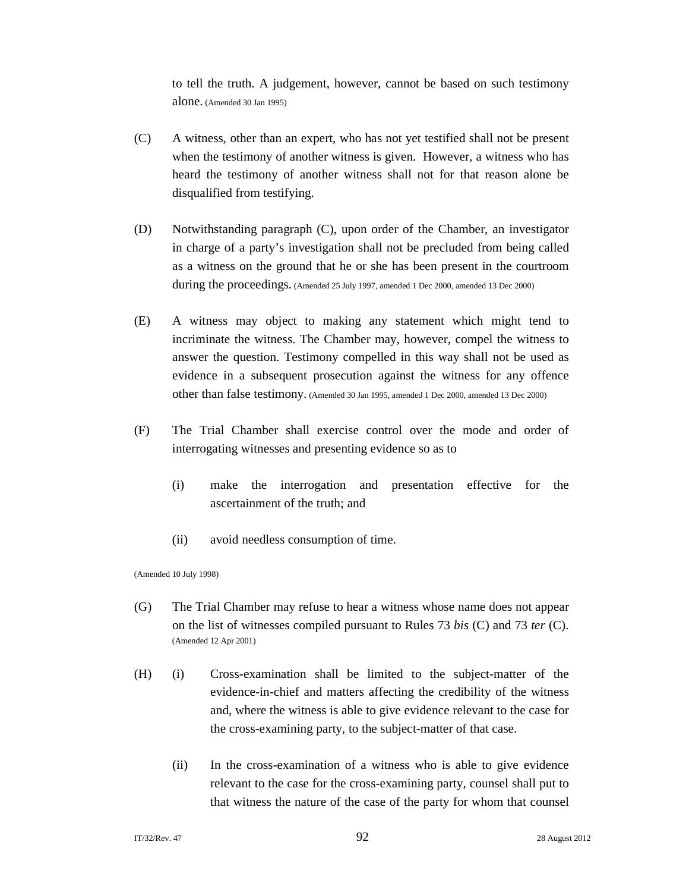to tell the truth. A judgement, however, cannot be based on such testimony alone. (Amended 30 Jan 1995)

(C) A witness, other than an expert, who has not yet testified shall not be present when the testimony of another witness is given. However, a witness who has heard the testimony of another witness shall not for that reason alone be disqualified from testifying.

(D) Notwithstanding paragraph (C), upon order of the Chamber, an investigator in charge of a party's investigation shall not be precluded from being called as a witness on the ground that he or she has been present in the courtroom during the proceedings. (Amended 25 July 1997, amended 1 Dec 2000, amended 13 Dec 2000)

(E) A witness may object to making any statement which might tend to incriminate the witness. The Chamber may, however, compel the witness to answer the question. Testimony compelled in this way shall not be used as evidence in a subsequent prosecution against the witness for any offence other than false testimony. (Amended 30 Jan 1995, amended 1 Dec 2000, amended 13 Dec 2000)

(F) The Trial Chamber shall exercise control over the mode and order of interrogating witnesses and presenting evidence so as to

(i) make the interrogation and presentation effective for the ascertainment of the truth; and

(ii) avoid needless consumption of time.

(Amended 10 July 1998)

(G) The Trial Chamber may refuse to hear a witness whose name does not appear on the list of witnesses compiled pursuant to Rules 73 *bis* (C) and 73 *ter* (C). (Amended 12 Apr 2001)

(H) (i) Cross-examination shall be limited to the subject-matter of the evidence-in-chief and matters affecting the credibility of the witness and, where the witness is able to give evidence relevant to the case for the cross-examining party, to the subject-matter of that case.

(ii) In the cross-examination of a witness who is able to give evidence relevant to the case for the cross-examining party, counsel shall put to that witness the nature of the case of the party for whom that counsel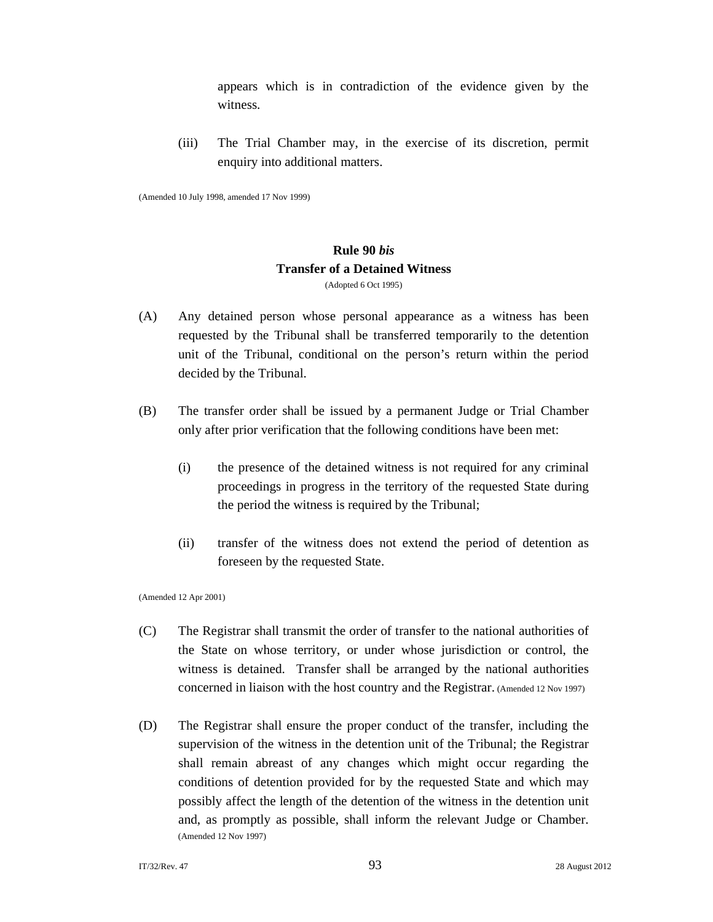appears which is in contradiction of the evidence given by the witness.

(iii) The Trial Chamber may, in the exercise of its discretion, permit enquiry into additional matters.

(Amended 10 July 1998, amended 17 Nov 1999)

**Rule 90 *bis***
**Transfer of a Detained Witness**
(Adopted 6 Oct 1995)

(A) Any detained person whose personal appearance as a witness has been requested by the Tribunal shall be transferred temporarily to the detention unit of the Tribunal, conditional on the person's return within the period decided by the Tribunal.

(B) The transfer order shall be issued by a permanent Judge or Trial Chamber only after prior verification that the following conditions have been met:

(i) the presence of the detained witness is not required for any criminal proceedings in progress in the territory of the requested State during the period the witness is required by the Tribunal;

(ii) transfer of the witness does not extend the period of detention as foreseen by the requested State.

(Amended 12 Apr 2001)

(C) The Registrar shall transmit the order of transfer to the national authorities of the State on whose territory, or under whose jurisdiction or control, the witness is detained. Transfer shall be arranged by the national authorities concerned in liaison with the host country and the Registrar. (Amended 12 Nov 1997)

(D) The Registrar shall ensure the proper conduct of the transfer, including the supervision of the witness in the detention unit of the Tribunal; the Registrar shall remain abreast of any changes which might occur regarding the conditions of detention provided for by the requested State and which may possibly affect the length of the detention of the witness in the detention unit and, as promptly as possible, shall inform the relevant Judge or Chamber. (Amended 12 Nov 1997)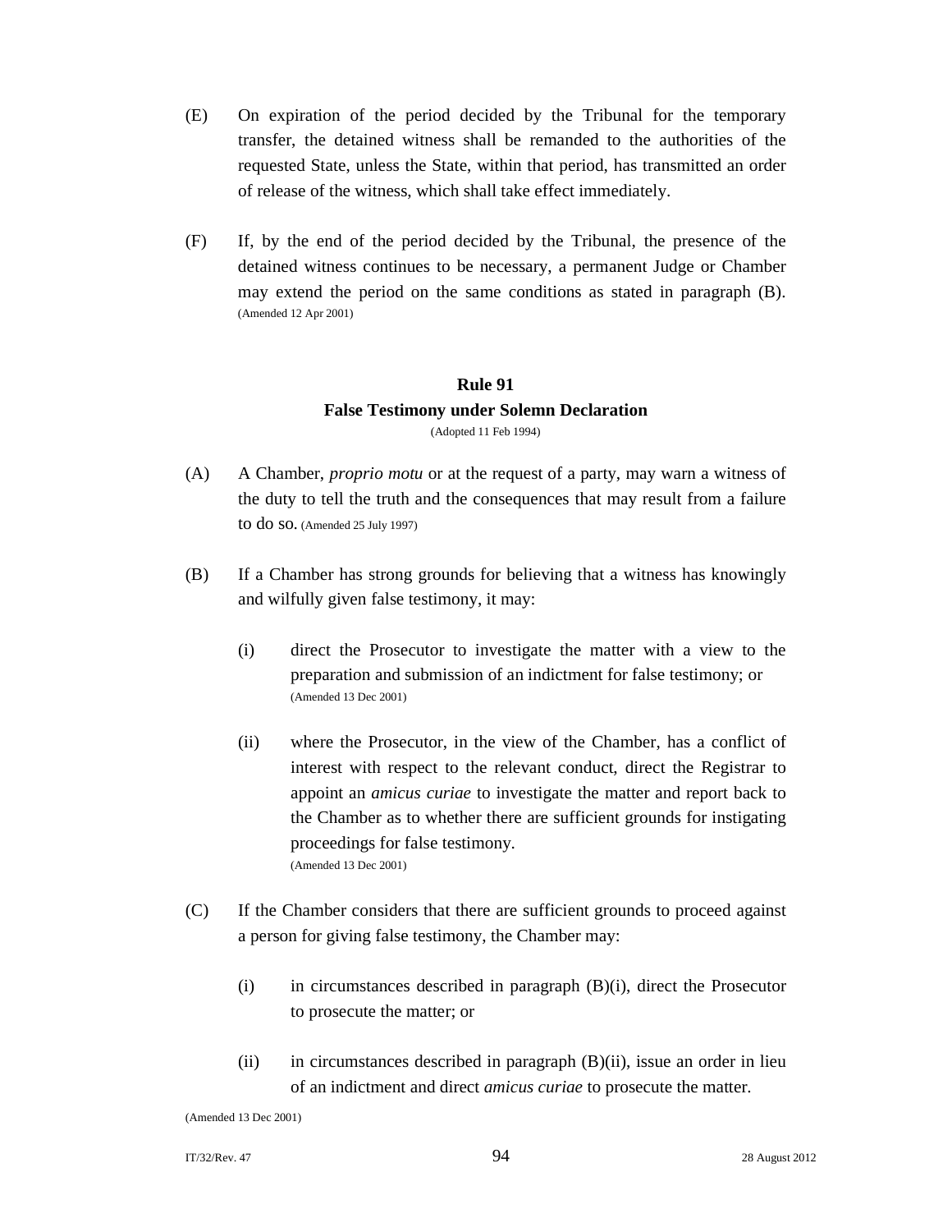(E) On expiration of the period decided by the Tribunal for the temporary transfer, the detained witness shall be remanded to the authorities of the requested State, unless the State, within that period, has transmitted an order of release of the witness, which shall take effect immediately.

(F) If, by the end of the period decided by the Tribunal, the presence of the detained witness continues to be necessary, a permanent Judge or Chamber may extend the period on the same conditions as stated in paragraph (B). (Amended 12 Apr 2001)

### Rule 91
### False Testimony under Solemn Declaration

(Adopted 11 Feb 1994)

(A) A Chamber, *proprio motu* or at the request of a party, may warn a witness of the duty to tell the truth and the consequences that may result from a failure to do so. (Amended 25 July 1997)

(B) If a Chamber has strong grounds for believing that a witness has knowingly and wilfully given false testimony, it may:

(i) direct the Prosecutor to investigate the matter with a view to the preparation and submission of an indictment for false testimony; or (Amended 13 Dec 2001)

(ii) where the Prosecutor, in the view of the Chamber, has a conflict of interest with respect to the relevant conduct, direct the Registrar to appoint an *amicus curiae* to investigate the matter and report back to the Chamber as to whether there are sufficient grounds for instigating proceedings for false testimony. (Amended 13 Dec 2001)

(C) If the Chamber considers that there are sufficient grounds to proceed against a person for giving false testimony, the Chamber may:

(i) in circumstances described in paragraph (B)(i), direct the Prosecutor to prosecute the matter; or

(ii) in circumstances described in paragraph (B)(ii), issue an order in lieu of an indictment and direct *amicus curiae* to prosecute the matter.

(Amended 13 Dec 2001)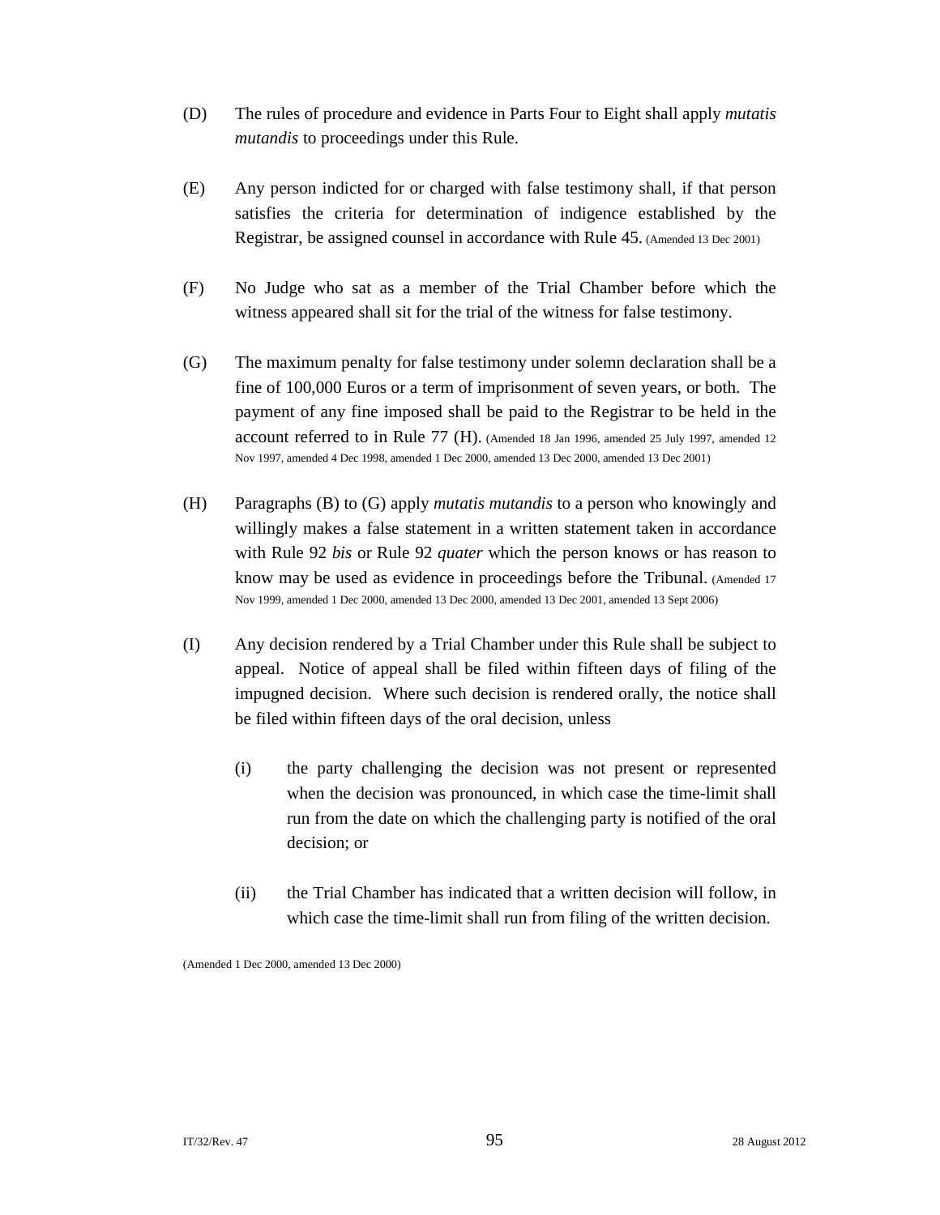(D) The rules of procedure and evidence in Parts Four to Eight shall apply *mutatis mutandis* to proceedings under this Rule.

(E) Any person indicted for or charged with false testimony shall, if that person satisfies the criteria for determination of indigence established by the Registrar, be assigned counsel in accordance with Rule 45. (Amended 13 Dec 2001)

(F) No Judge who sat as a member of the Trial Chamber before which the witness appeared shall sit for the trial of the witness for false testimony.

(G) The maximum penalty for false testimony under solemn declaration shall be a fine of 100,000 Euros or a term of imprisonment of seven years, or both. The payment of any fine imposed shall be paid to the Registrar to be held in the account referred to in Rule 77 (H). (Amended 18 Jan 1996, amended 25 July 1997, amended 12 Nov 1997, amended 4 Dec 1998, amended 1 Dec 2000, amended 13 Dec 2000, amended 13 Dec 2001)

(H) Paragraphs (B) to (G) apply *mutatis mutandis* to a person who knowingly and willingly makes a false statement in a written statement taken in accordance with Rule 92 *bis* or Rule 92 *quater* which the person knows or has reason to know may be used as evidence in proceedings before the Tribunal. (Amended 17 Nov 1999, amended 1 Dec 2000, amended 13 Dec 2000, amended 13 Dec 2001, amended 13 Sept 2006)

(I) Any decision rendered by a Trial Chamber under this Rule shall be subject to appeal. Notice of appeal shall be filed within fifteen days of filing of the impugned decision. Where such decision is rendered orally, the notice shall be filed within fifteen days of the oral decision, unless

  (i) the party challenging the decision was not present or represented when the decision was pronounced, in which case the time-limit shall run from the date on which the challenging party is notified of the oral decision; or

  (ii) the Trial Chamber has indicated that a written decision will follow, in which case the time-limit shall run from filing of the written decision.

(Amended 1 Dec 2000, amended 13 Dec 2000)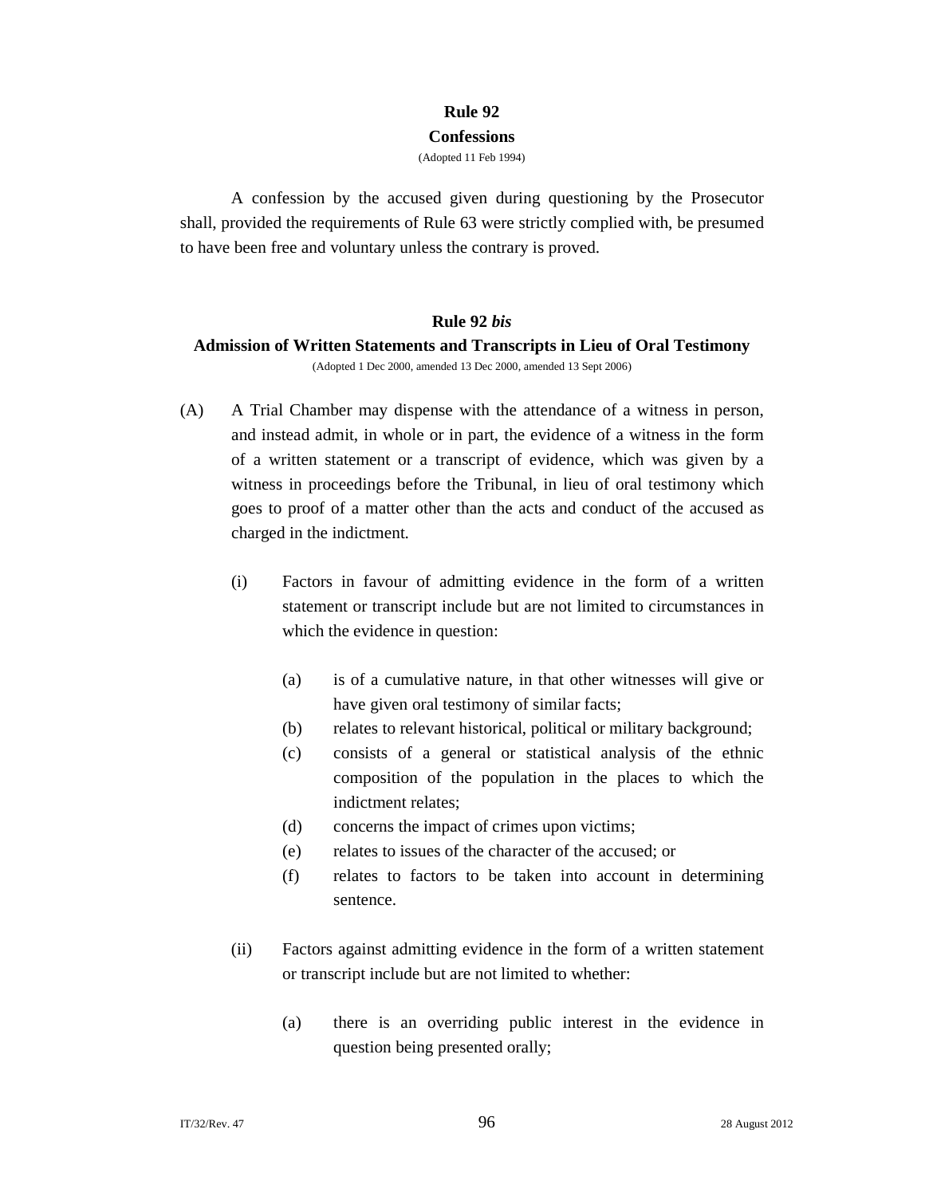## Rule 92
## Confessions

(Adopted 11 Feb 1994)

A confession by the accused given during questioning by the Prosecutor shall, provided the requirements of Rule 63 were strictly complied with, be presumed to have been free and voluntary unless the contrary is proved.

## Rule 92 *bis*
## Admission of Written Statements and Transcripts in Lieu of Oral Testimony

(Adopted 1 Dec 2000, amended 13 Dec 2000, amended 13 Sept 2006)

(A) A Trial Chamber may dispense with the attendance of a witness in person, and instead admit, in whole or in part, the evidence of a witness in the form of a written statement or a transcript of evidence, which was given by a witness in proceedings before the Tribunal, in lieu of oral testimony which goes to proof of a matter other than the acts and conduct of the accused as charged in the indictment.

   (i) Factors in favour of admitting evidence in the form of a written statement or transcript include but are not limited to circumstances in which the evidence in question:

      (a) is of a cumulative nature, in that other witnesses will give or have given oral testimony of similar facts;
      (b) relates to relevant historical, political or military background;
      (c) consists of a general or statistical analysis of the ethnic composition of the population in the places to which the indictment relates;
      (d) concerns the impact of crimes upon victims;
      (e) relates to issues of the character of the accused; or
      (f) relates to factors to be taken into account in determining sentence.

   (ii) Factors against admitting evidence in the form of a written statement or transcript include but are not limited to whether:

      (a) there is an overriding public interest in the evidence in question being presented orally;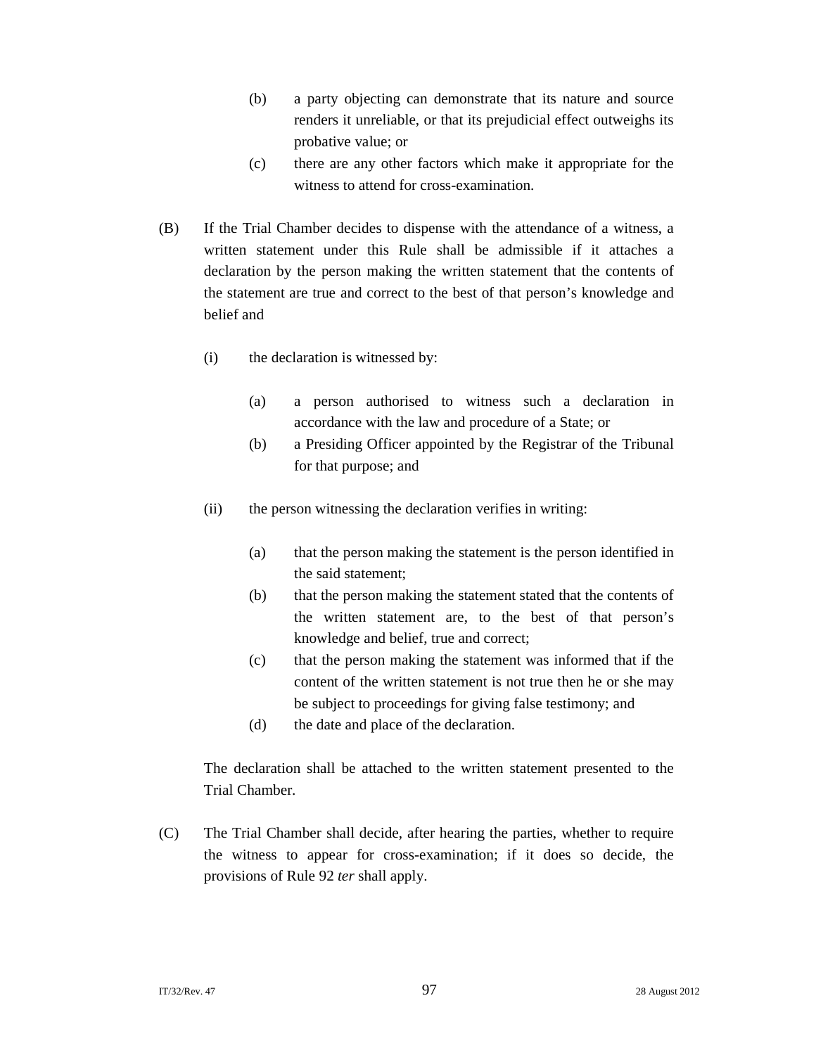(b) a party objecting can demonstrate that its nature and source renders it unreliable, or that its prejudicial effect outweighs its probative value; or

(c) there are any other factors which make it appropriate for the witness to attend for cross-examination.

(B) If the Trial Chamber decides to dispense with the attendance of a witness, a written statement under this Rule shall be admissible if it attaches a declaration by the person making the written statement that the contents of the statement are true and correct to the best of that person's knowledge and belief and

(i) the declaration is witnessed by:

(a) a person authorised to witness such a declaration in accordance with the law and procedure of a State; or

(b) a Presiding Officer appointed by the Registrar of the Tribunal for that purpose; and

(ii) the person witnessing the declaration verifies in writing:

(a) that the person making the statement is the person identified in the said statement;

(b) that the person making the statement stated that the contents of the written statement are, to the best of that person's knowledge and belief, true and correct;

(c) that the person making the statement was informed that if the content of the written statement is not true then he or she may be subject to proceedings for giving false testimony; and

(d) the date and place of the declaration.

The declaration shall be attached to the written statement presented to the Trial Chamber.

(C) The Trial Chamber shall decide, after hearing the parties, whether to require the witness to appear for cross-examination; if it does so decide, the provisions of Rule 92 *ter* shall apply.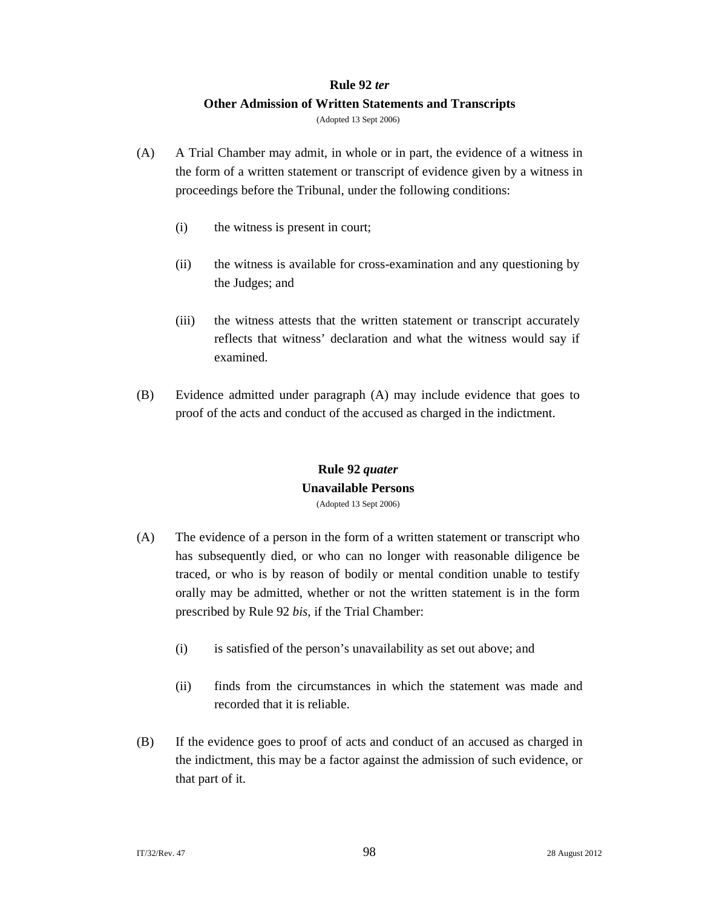## Rule 92 *ter*

## Other Admission of Written Statements and Transcripts

(Adopted 13 Sept 2006)

(A) A Trial Chamber may admit, in whole or in part, the evidence of a witness in the form of a written statement or transcript of evidence given by a witness in proceedings before the Tribunal, under the following conditions:

(i) the witness is present in court;

(ii) the witness is available for cross-examination and any questioning by the Judges; and

(iii) the witness attests that the written statement or transcript accurately reflects that witness' declaration and what the witness would say if examined.

(B) Evidence admitted under paragraph (A) may include evidence that goes to proof of the acts and conduct of the accused as charged in the indictment.

## Rule 92 *quater*

## Unavailable Persons

(Adopted 13 Sept 2006)

(A) The evidence of a person in the form of a written statement or transcript who has subsequently died, or who can no longer with reasonable diligence be traced, or who is by reason of bodily or mental condition unable to testify orally may be admitted, whether or not the written statement is in the form prescribed by Rule 92 *bis*, if the Trial Chamber:

(i) is satisfied of the person's unavailability as set out above; and

(ii) finds from the circumstances in which the statement was made and recorded that it is reliable.

(B) If the evidence goes to proof of acts and conduct of an accused as charged in the indictment, this may be a factor against the admission of such evidence, or that part of it.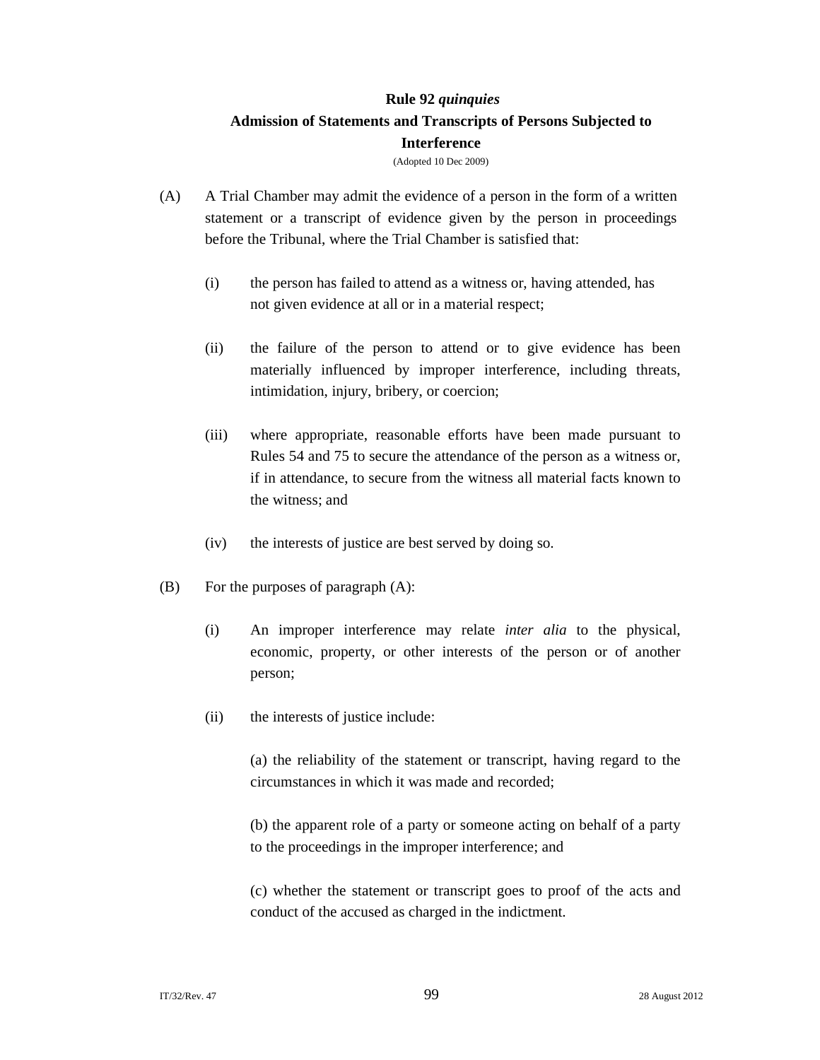### Rule 92 *quinquies*
### Admission of Statements and Transcripts of Persons Subjected to Interference

(Adopted 10 Dec 2009)

(A) A Trial Chamber may admit the evidence of a person in the form of a written statement or a transcript of evidence given by the person in proceedings before the Tribunal, where the Trial Chamber is satisfied that:

(i) the person has failed to attend as a witness or, having attended, has not given evidence at all or in a material respect;

(ii) the failure of the person to attend or to give evidence has been materially influenced by improper interference, including threats, intimidation, injury, bribery, or coercion;

(iii) where appropriate, reasonable efforts have been made pursuant to Rules 54 and 75 to secure the attendance of the person as a witness or, if in attendance, to secure from the witness all material facts known to the witness; and

(iv) the interests of justice are best served by doing so.

(B) For the purposes of paragraph (A):

(i) An improper interference may relate *inter alia* to the physical, economic, property, or other interests of the person or of another person;

(ii) the interests of justice include:

(a) the reliability of the statement or transcript, having regard to the circumstances in which it was made and recorded;

(b) the apparent role of a party or someone acting on behalf of a party to the proceedings in the improper interference; and

(c) whether the statement or transcript goes to proof of the acts and conduct of the accused as charged in the indictment.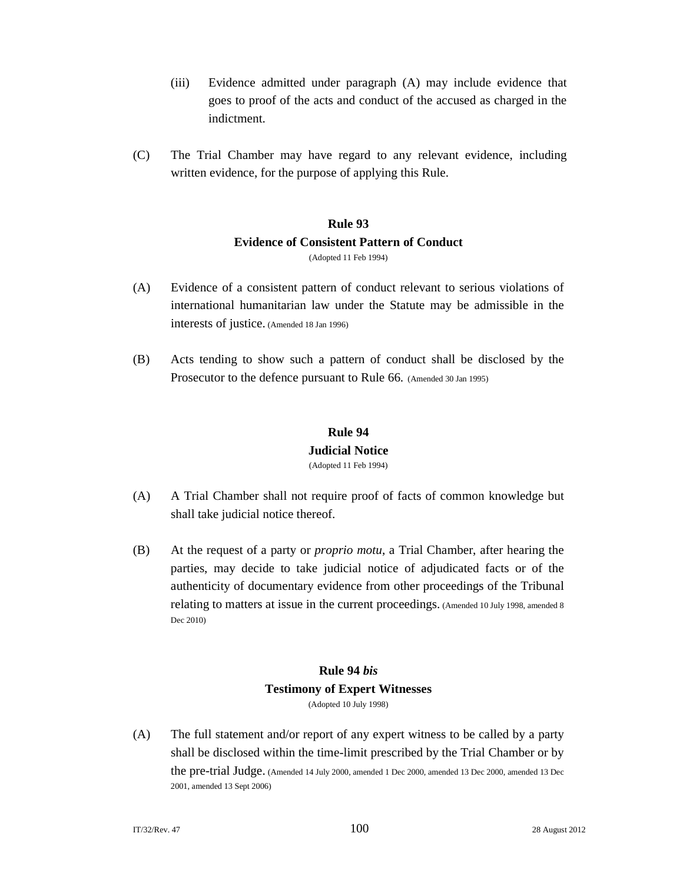(iii) Evidence admitted under paragraph (A) may include evidence that goes to proof of the acts and conduct of the accused as charged in the indictment.

(C) The Trial Chamber may have regard to any relevant evidence, including written evidence, for the purpose of applying this Rule.

## Rule 93
## Evidence of Consistent Pattern of Conduct

(Adopted 11 Feb 1994)

(A) Evidence of a consistent pattern of conduct relevant to serious violations of international humanitarian law under the Statute may be admissible in the interests of justice. (Amended 18 Jan 1996)

(B) Acts tending to show such a pattern of conduct shall be disclosed by the Prosecutor to the defence pursuant to Rule 66. (Amended 30 Jan 1995)

## Rule 94
## Judicial Notice

(Adopted 11 Feb 1994)

(A) A Trial Chamber shall not require proof of facts of common knowledge but shall take judicial notice thereof.

(B) At the request of a party or *proprio motu*, a Trial Chamber, after hearing the parties, may decide to take judicial notice of adjudicated facts or of the authenticity of documentary evidence from other proceedings of the Tribunal relating to matters at issue in the current proceedings. (Amended 10 July 1998, amended 8 Dec 2010)

## Rule 94 *bis*
## Testimony of Expert Witnesses

(Adopted 10 July 1998)

(A) The full statement and/or report of any expert witness to be called by a party shall be disclosed within the time-limit prescribed by the Trial Chamber or by the pre-trial Judge. (Amended 14 July 2000, amended 1 Dec 2000, amended 13 Dec 2000, amended 13 Dec 2001, amended 13 Sept 2006)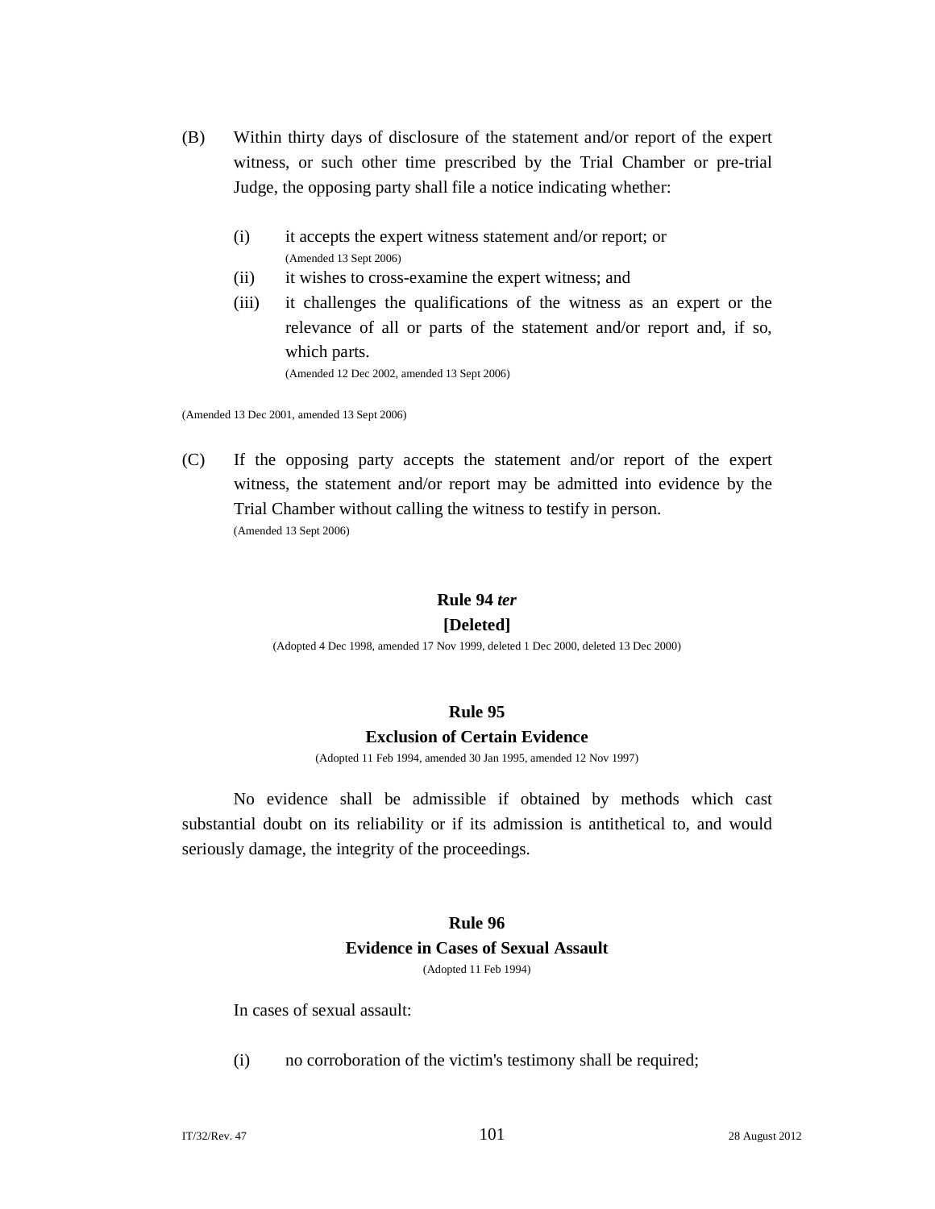(B) Within thirty days of disclosure of the statement and/or report of the expert witness, or such other time prescribed by the Trial Chamber or pre-trial Judge, the opposing party shall file a notice indicating whether:

(i) it accepts the expert witness statement and/or report; or
(Amended 13 Sept 2006)

(ii) it wishes to cross-examine the expert witness; and

(iii) it challenges the qualifications of the witness as an expert or the relevance of all or parts of the statement and/or report and, if so, which parts.
(Amended 12 Dec 2002, amended 13 Sept 2006)

(Amended 13 Dec 2001, amended 13 Sept 2006)

(C) If the opposing party accepts the statement and/or report of the expert witness, the statement and/or report may be admitted into evidence by the Trial Chamber without calling the witness to testify in person.
(Amended 13 Sept 2006)

### Rule 94 *ter*
### [Deleted]

(Adopted 4 Dec 1998, amended 17 Nov 1999, deleted 1 Dec 2000, deleted 13 Dec 2000)

### Rule 95
### Exclusion of Certain Evidence

(Adopted 11 Feb 1994, amended 30 Jan 1995, amended 12 Nov 1997)

No evidence shall be admissible if obtained by methods which cast substantial doubt on its reliability or if its admission is antithetical to, and would seriously damage, the integrity of the proceedings.

### Rule 96
### Evidence in Cases of Sexual Assault

(Adopted 11 Feb 1994)

In cases of sexual assault:

(i) no corroboration of the victim's testimony shall be required;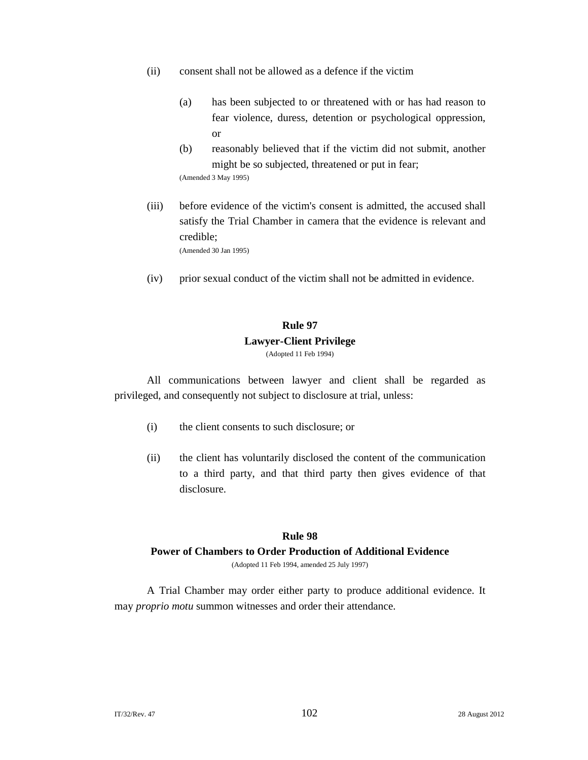(ii) consent shall not be allowed as a defence if the victim

   (a) has been subjected to or threatened with or has had reason to fear violence, duress, detention or psychological oppression, or

   (b) reasonably believed that if the victim did not submit, another might be so subjected, threatened or put in fear;

   (Amended 3 May 1995)

(iii) before evidence of the victim's consent is admitted, the accused shall satisfy the Trial Chamber in camera that the evidence is relevant and credible;

   (Amended 30 Jan 1995)

(iv) prior sexual conduct of the victim shall not be admitted in evidence.

## Rule 97
## Lawyer-Client Privilege

(Adopted 11 Feb 1994)

All communications between lawyer and client shall be regarded as privileged, and consequently not subject to disclosure at trial, unless:

(i) the client consents to such disclosure; or

(ii) the client has voluntarily disclosed the content of the communication to a third party, and that third party then gives evidence of that disclosure.

## Rule 98
## Power of Chambers to Order Production of Additional Evidence

(Adopted 11 Feb 1994, amended 25 July 1997)

A Trial Chamber may order either party to produce additional evidence. It may *proprio motu* summon witnesses and order their attendance.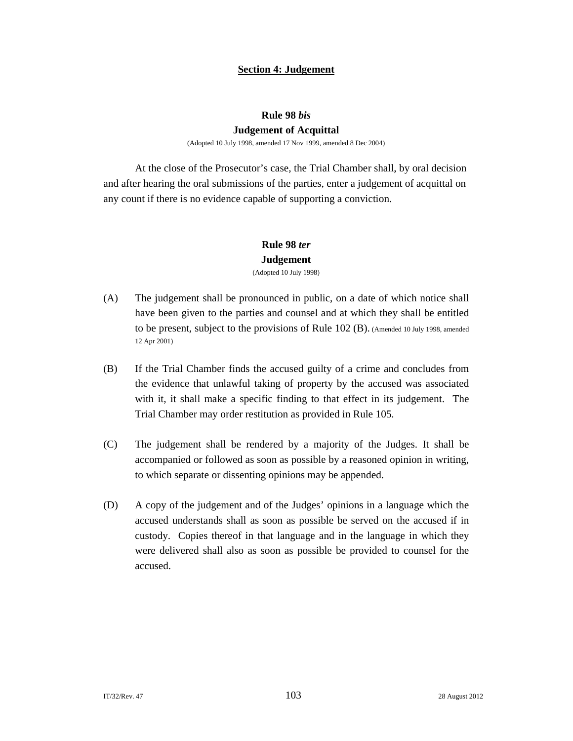## Section 4: Judgement

### Rule 98 *bis*
### Judgement of Acquittal

(Adopted 10 July 1998, amended 17 Nov 1999, amended 8 Dec 2004)

At the close of the Prosecutor's case, the Trial Chamber shall, by oral decision and after hearing the oral submissions of the parties, enter a judgement of acquittal on any count if there is no evidence capable of supporting a conviction.

### Rule 98 *ter*
### Judgement

(Adopted 10 July 1998)

(A) The judgement shall be pronounced in public, on a date of which notice shall have been given to the parties and counsel and at which they shall be entitled to be present, subject to the provisions of Rule 102 (B). (Amended 10 July 1998, amended 12 Apr 2001)

(B) If the Trial Chamber finds the accused guilty of a crime and concludes from the evidence that unlawful taking of property by the accused was associated with it, it shall make a specific finding to that effect in its judgement. The Trial Chamber may order restitution as provided in Rule 105.

(C) The judgement shall be rendered by a majority of the Judges. It shall be accompanied or followed as soon as possible by a reasoned opinion in writing, to which separate or dissenting opinions may be appended.

(D) A copy of the judgement and of the Judges' opinions in a language which the accused understands shall as soon as possible be served on the accused if in custody. Copies thereof in that language and in the language in which they were delivered shall also as soon as possible be provided to counsel for the accused.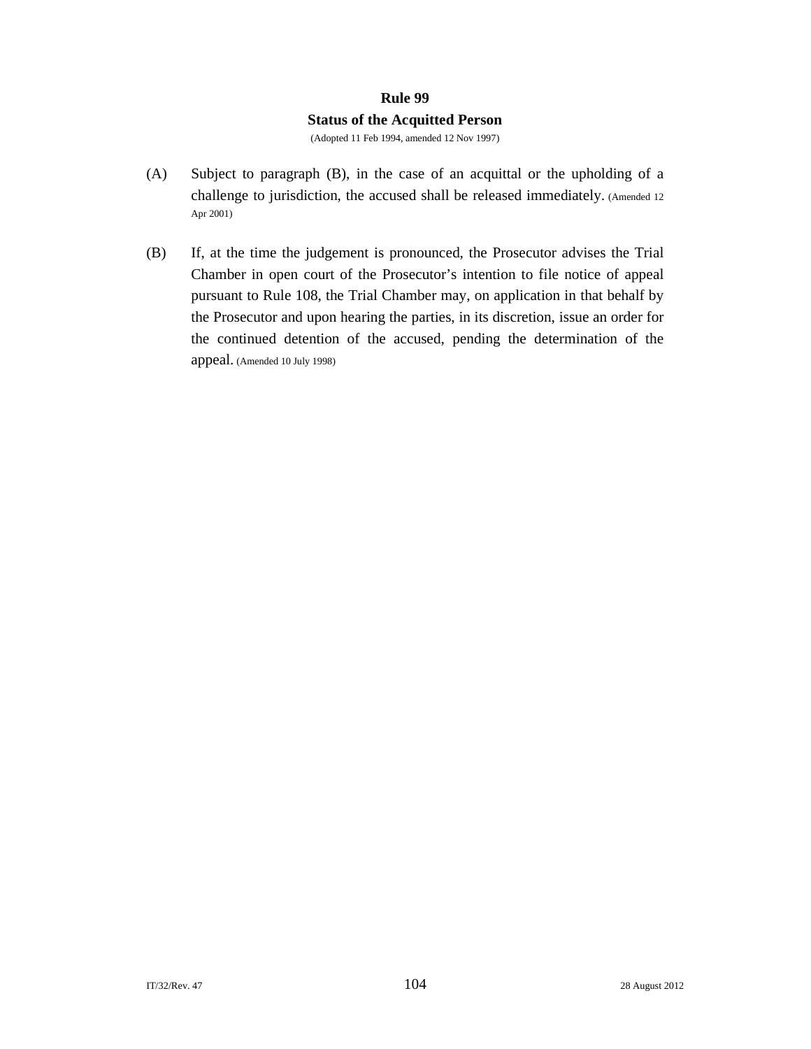## Rule 99

### Status of the Acquitted Person

(Adopted 11 Feb 1994, amended 12 Nov 1997)

(A) Subject to paragraph (B), in the case of an acquittal or the upholding of a challenge to jurisdiction, the accused shall be released immediately. (Amended 12 Apr 2001)

(B) If, at the time the judgement is pronounced, the Prosecutor advises the Trial Chamber in open court of the Prosecutor's intention to file notice of appeal pursuant to Rule 108, the Trial Chamber may, on application in that behalf by the Prosecutor and upon hearing the parties, in its discretion, issue an order for the continued detention of the accused, pending the determination of the appeal. (Amended 10 July 1998)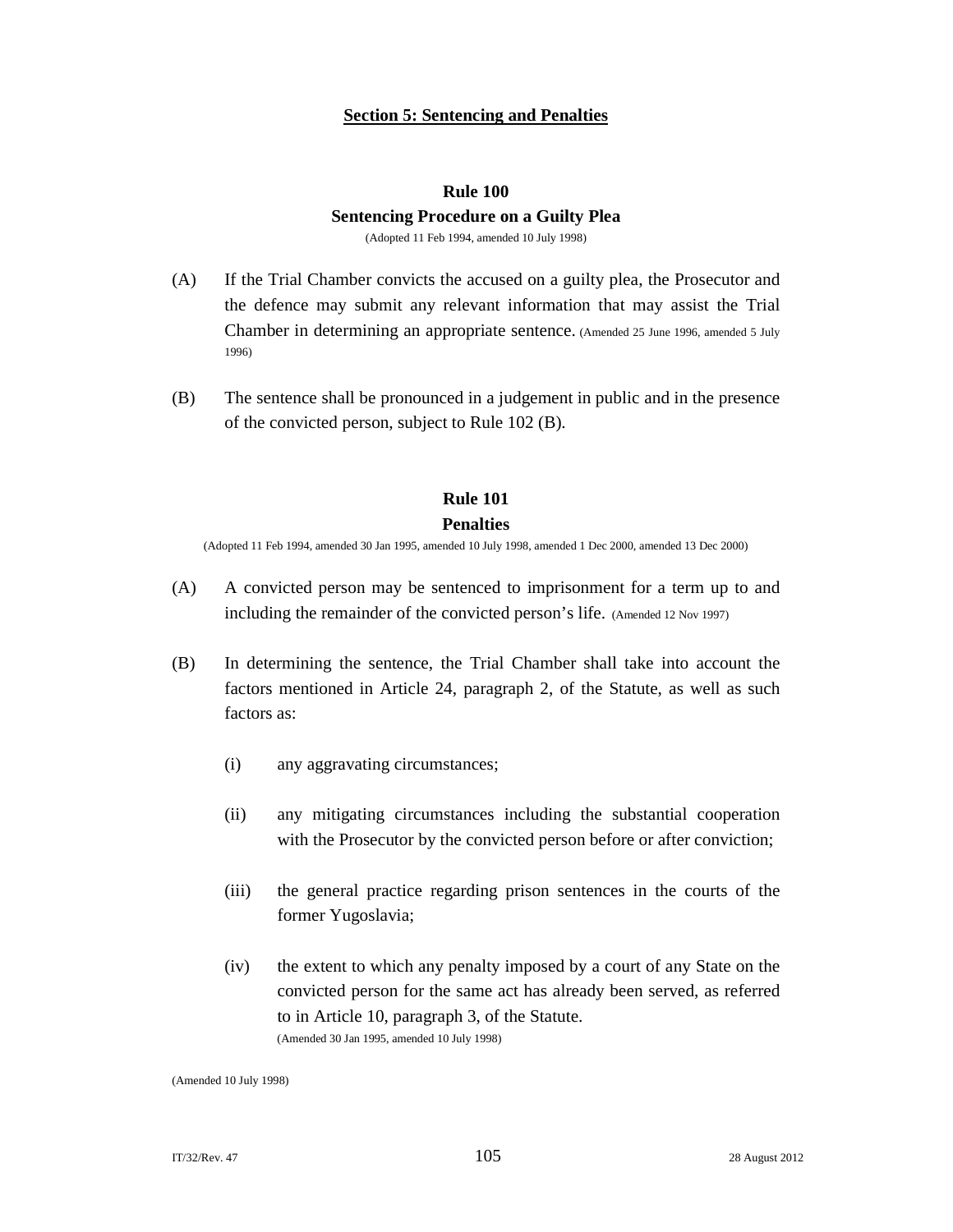## Section 5: Sentencing and Penalties

### Rule 100
### Sentencing Procedure on a Guilty Plea

(Adopted 11 Feb 1994, amended 10 July 1998)

(A) If the Trial Chamber convicts the accused on a guilty plea, the Prosecutor and the defence may submit any relevant information that may assist the Trial Chamber in determining an appropriate sentence. (Amended 25 June 1996, amended 5 July 1996)

(B) The sentence shall be pronounced in a judgement in public and in the presence of the convicted person, subject to Rule 102 (B).

### Rule 101
### Penalties

(Adopted 11 Feb 1994, amended 30 Jan 1995, amended 10 July 1998, amended 1 Dec 2000, amended 13 Dec 2000)

(A) A convicted person may be sentenced to imprisonment for a term up to and including the remainder of the convicted person's life. (Amended 12 Nov 1997)

(B) In determining the sentence, the Trial Chamber shall take into account the factors mentioned in Article 24, paragraph 2, of the Statute, as well as such factors as:

(i) any aggravating circumstances;

(ii) any mitigating circumstances including the substantial cooperation with the Prosecutor by the convicted person before or after conviction;

(iii) the general practice regarding prison sentences in the courts of the former Yugoslavia;

(iv) the extent to which any penalty imposed by a court of any State on the convicted person for the same act has already been served, as referred to in Article 10, paragraph 3, of the Statute.
(Amended 30 Jan 1995, amended 10 July 1998)

(Amended 10 July 1998)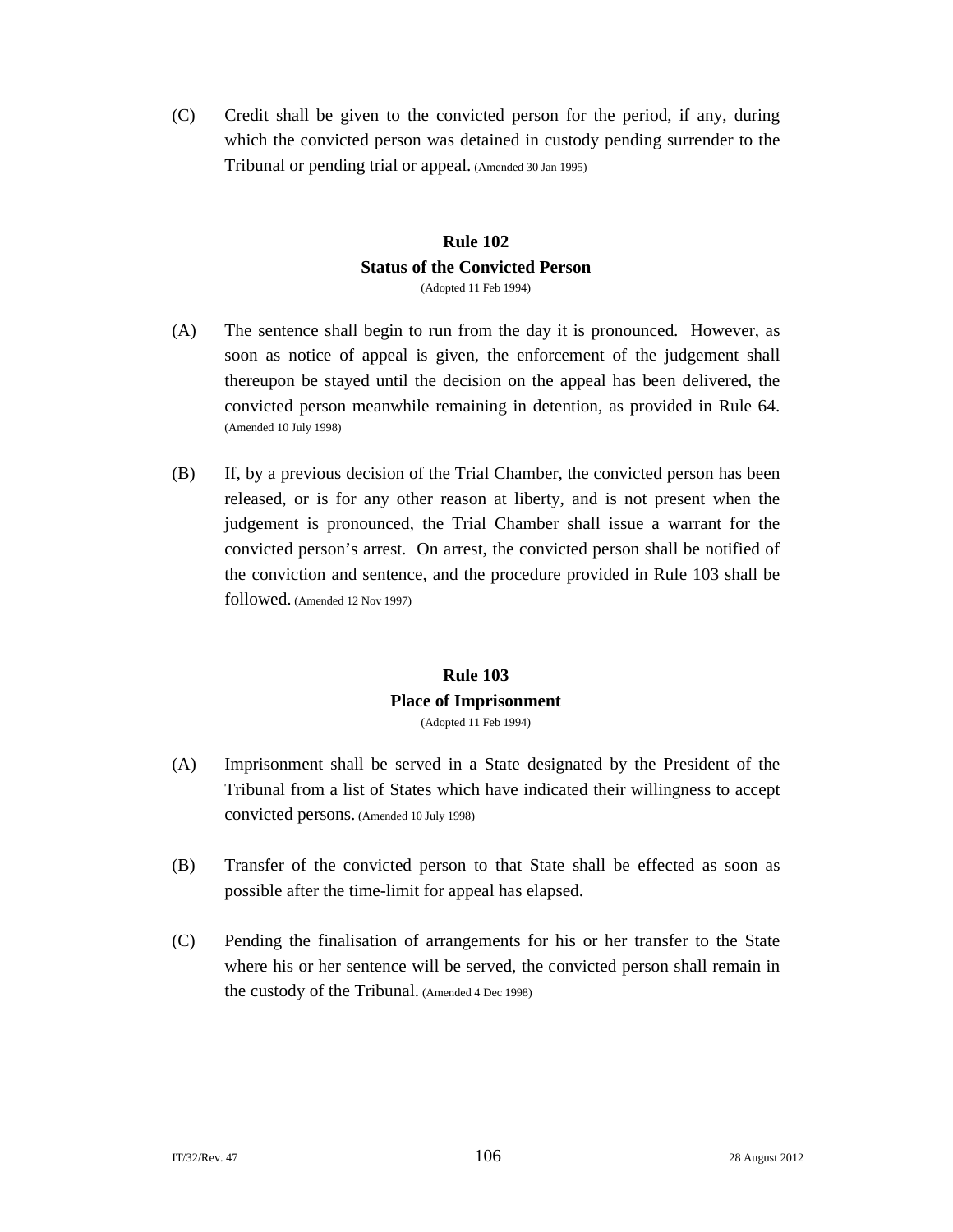(C) Credit shall be given to the convicted person for the period, if any, during which the convicted person was detained in custody pending surrender to the Tribunal or pending trial or appeal. (Amended 30 Jan 1995)

## Rule 102
## Status of the Convicted Person

(Adopted 11 Feb 1994)

(A) The sentence shall begin to run from the day it is pronounced. However, as soon as notice of appeal is given, the enforcement of the judgement shall thereupon be stayed until the decision on the appeal has been delivered, the convicted person meanwhile remaining in detention, as provided in Rule 64. (Amended 10 July 1998)

(B) If, by a previous decision of the Trial Chamber, the convicted person has been released, or is for any other reason at liberty, and is not present when the judgement is pronounced, the Trial Chamber shall issue a warrant for the convicted person's arrest. On arrest, the convicted person shall be notified of the conviction and sentence, and the procedure provided in Rule 103 shall be followed. (Amended 12 Nov 1997)

## Rule 103
## Place of Imprisonment

(Adopted 11 Feb 1994)

(A) Imprisonment shall be served in a State designated by the President of the Tribunal from a list of States which have indicated their willingness to accept convicted persons. (Amended 10 July 1998)

(B) Transfer of the convicted person to that State shall be effected as soon as possible after the time-limit for appeal has elapsed.

(C) Pending the finalisation of arrangements for his or her transfer to the State where his or her sentence will be served, the convicted person shall remain in the custody of the Tribunal. (Amended 4 Dec 1998)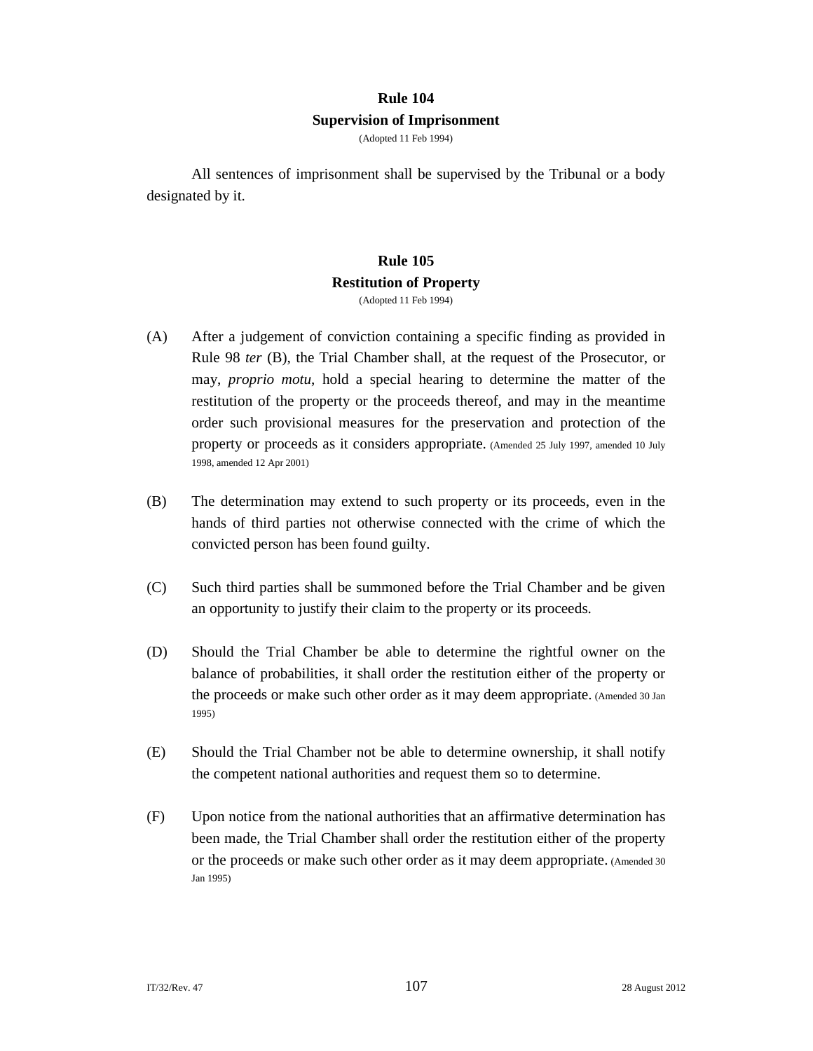## Rule 104
### Supervision of Imprisonment
(Adopted 11 Feb 1994)

All sentences of imprisonment shall be supervised by the Tribunal or a body designated by it.

## Rule 105
### Restitution of Property
(Adopted 11 Feb 1994)

(A) After a judgement of conviction containing a specific finding as provided in Rule 98 *ter* (B), the Trial Chamber shall, at the request of the Prosecutor, or may, *proprio motu*, hold a special hearing to determine the matter of the restitution of the property or the proceeds thereof, and may in the meantime order such provisional measures for the preservation and protection of the property or proceeds as it considers appropriate. (Amended 25 July 1997, amended 10 July 1998, amended 12 Apr 2001)

(B) The determination may extend to such property or its proceeds, even in the hands of third parties not otherwise connected with the crime of which the convicted person has been found guilty.

(C) Such third parties shall be summoned before the Trial Chamber and be given an opportunity to justify their claim to the property or its proceeds.

(D) Should the Trial Chamber be able to determine the rightful owner on the balance of probabilities, it shall order the restitution either of the property or the proceeds or make such other order as it may deem appropriate. (Amended 30 Jan 1995)

(E) Should the Trial Chamber not be able to determine ownership, it shall notify the competent national authorities and request them so to determine.

(F) Upon notice from the national authorities that an affirmative determination has been made, the Trial Chamber shall order the restitution either of the property or the proceeds or make such other order as it may deem appropriate. (Amended 30 Jan 1995)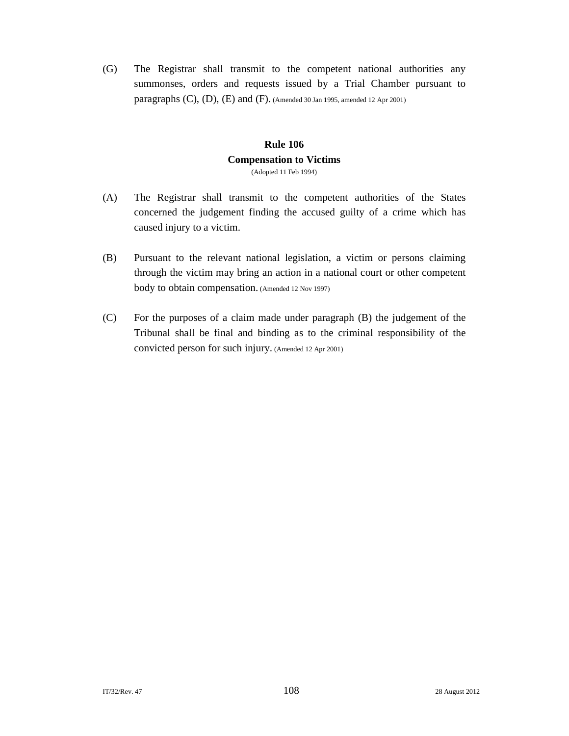(G) The Registrar shall transmit to the competent national authorities any summonses, orders and requests issued by a Trial Chamber pursuant to paragraphs (C), (D), (E) and (F). (Amended 30 Jan 1995, amended 12 Apr 2001)

## Rule 106
## Compensation to Victims

(Adopted 11 Feb 1994)

(A) The Registrar shall transmit to the competent authorities of the States concerned the judgement finding the accused guilty of a crime which has caused injury to a victim.

(B) Pursuant to the relevant national legislation, a victim or persons claiming through the victim may bring an action in a national court or other competent body to obtain compensation. (Amended 12 Nov 1997)

(C) For the purposes of a claim made under paragraph (B) the judgement of the Tribunal shall be final and binding as to the criminal responsibility of the convicted person for such injury. (Amended 12 Apr 2001)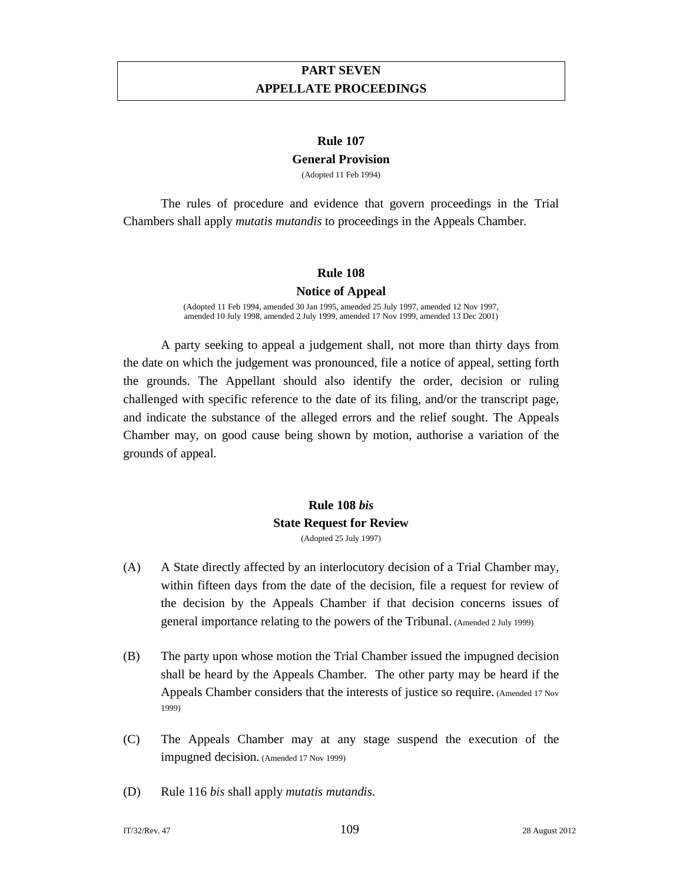# PART SEVEN
# APPELLATE PROCEEDINGS

## Rule 107
## General Provision

(Adopted 11 Feb 1994)

The rules of procedure and evidence that govern proceedings in the Trial Chambers shall apply *mutatis mutandis* to proceedings in the Appeals Chamber.

## Rule 108
## Notice of Appeal

(Adopted 11 Feb 1994, amended 30 Jan 1995, amended 25 July 1997, amended 12 Nov 1997, amended 10 July 1998, amended 2 July 1999, amended 17 Nov 1999, amended 13 Dec 2001)

A party seeking to appeal a judgement shall, not more than thirty days from the date on which the judgement was pronounced, file a notice of appeal, setting forth the grounds. The Appellant should also identify the order, decision or ruling challenged with specific reference to the date of its filing, and/or the transcript page, and indicate the substance of the alleged errors and the relief sought. The Appeals Chamber may, on good cause being shown by motion, authorise a variation of the grounds of appeal.

## Rule 108 *bis*
## State Request for Review

(Adopted 25 July 1997)

(A) A State directly affected by an interlocutory decision of a Trial Chamber may, within fifteen days from the date of the decision, file a request for review of the decision by the Appeals Chamber if that decision concerns issues of general importance relating to the powers of the Tribunal. (Amended 2 July 1999)

(B) The party upon whose motion the Trial Chamber issued the impugned decision shall be heard by the Appeals Chamber. The other party may be heard if the Appeals Chamber considers that the interests of justice so require. (Amended 17 Nov 1999)

(C) The Appeals Chamber may at any stage suspend the execution of the impugned decision. (Amended 17 Nov 1999)

(D) Rule 116 *bis* shall apply *mutatis mutandis*.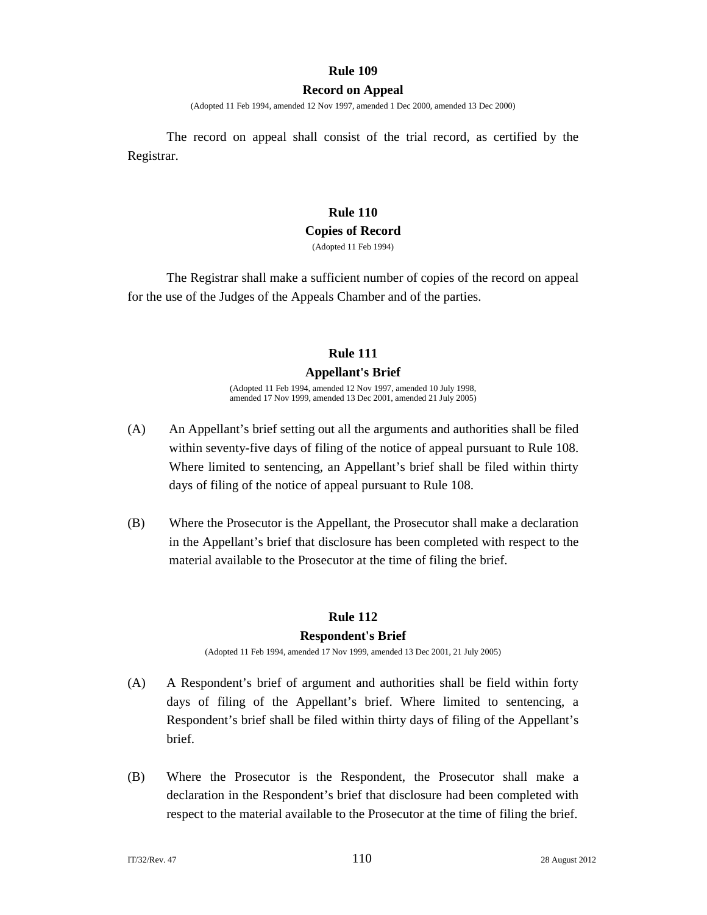## Rule 109

### Record on Appeal

(Adopted 11 Feb 1994, amended 12 Nov 1997, amended 1 Dec 2000, amended 13 Dec 2000)

The record on appeal shall consist of the trial record, as certified by the Registrar.

## Rule 110

### Copies of Record

(Adopted 11 Feb 1994)

The Registrar shall make a sufficient number of copies of the record on appeal for the use of the Judges of the Appeals Chamber and of the parties.

## Rule 111

### Appellant's Brief

(Adopted 11 Feb 1994, amended 12 Nov 1997, amended 10 July 1998, amended 17 Nov 1999, amended 13 Dec 2001, amended 21 July 2005)

(A) An Appellant's brief setting out all the arguments and authorities shall be filed within seventy-five days of filing of the notice of appeal pursuant to Rule 108. Where limited to sentencing, an Appellant's brief shall be filed within thirty days of filing of the notice of appeal pursuant to Rule 108.

(B) Where the Prosecutor is the Appellant, the Prosecutor shall make a declaration in the Appellant's brief that disclosure has been completed with respect to the material available to the Prosecutor at the time of filing the brief.

## Rule 112

### Respondent's Brief

(Adopted 11 Feb 1994, amended 17 Nov 1999, amended 13 Dec 2001, 21 July 2005)

(A) A Respondent's brief of argument and authorities shall be field within forty days of filing of the Appellant's brief. Where limited to sentencing, a Respondent's brief shall be filed within thirty days of filing of the Appellant's brief.

(B) Where the Prosecutor is the Respondent, the Prosecutor shall make a declaration in the Respondent's brief that disclosure had been completed with respect to the material available to the Prosecutor at the time of filing the brief.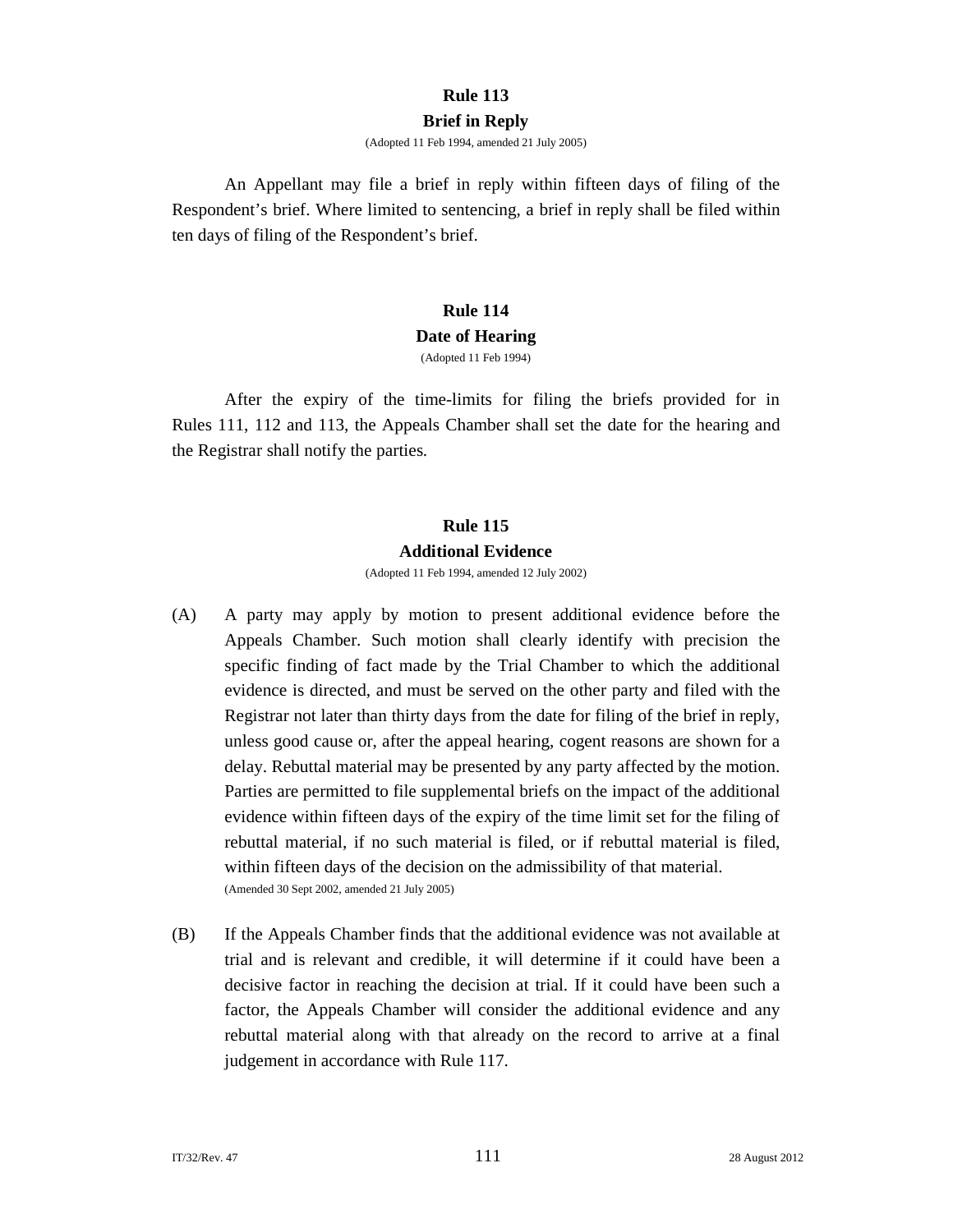## Rule 113

### Brief in Reply

(Adopted 11 Feb 1994, amended 21 July 2005)

An Appellant may file a brief in reply within fifteen days of filing of the Respondent's brief. Where limited to sentencing, a brief in reply shall be filed within ten days of filing of the Respondent's brief.

## Rule 114

### Date of Hearing

(Adopted 11 Feb 1994)

After the expiry of the time-limits for filing the briefs provided for in Rules 111, 112 and 113, the Appeals Chamber shall set the date for the hearing and the Registrar shall notify the parties.

## Rule 115

### Additional Evidence

(Adopted 11 Feb 1994, amended 12 July 2002)

(A) A party may apply by motion to present additional evidence before the Appeals Chamber. Such motion shall clearly identify with precision the specific finding of fact made by the Trial Chamber to which the additional evidence is directed, and must be served on the other party and filed with the Registrar not later than thirty days from the date for filing of the brief in reply, unless good cause or, after the appeal hearing, cogent reasons are shown for a delay. Rebuttal material may be presented by any party affected by the motion. Parties are permitted to file supplemental briefs on the impact of the additional evidence within fifteen days of the expiry of the time limit set for the filing of rebuttal material, if no such material is filed, or if rebuttal material is filed, within fifteen days of the decision on the admissibility of that material.
(Amended 30 Sept 2002, amended 21 July 2005)

(B) If the Appeals Chamber finds that the additional evidence was not available at trial and is relevant and credible, it will determine if it could have been a decisive factor in reaching the decision at trial. If it could have been such a factor, the Appeals Chamber will consider the additional evidence and any rebuttal material along with that already on the record to arrive at a final judgement in accordance with Rule 117.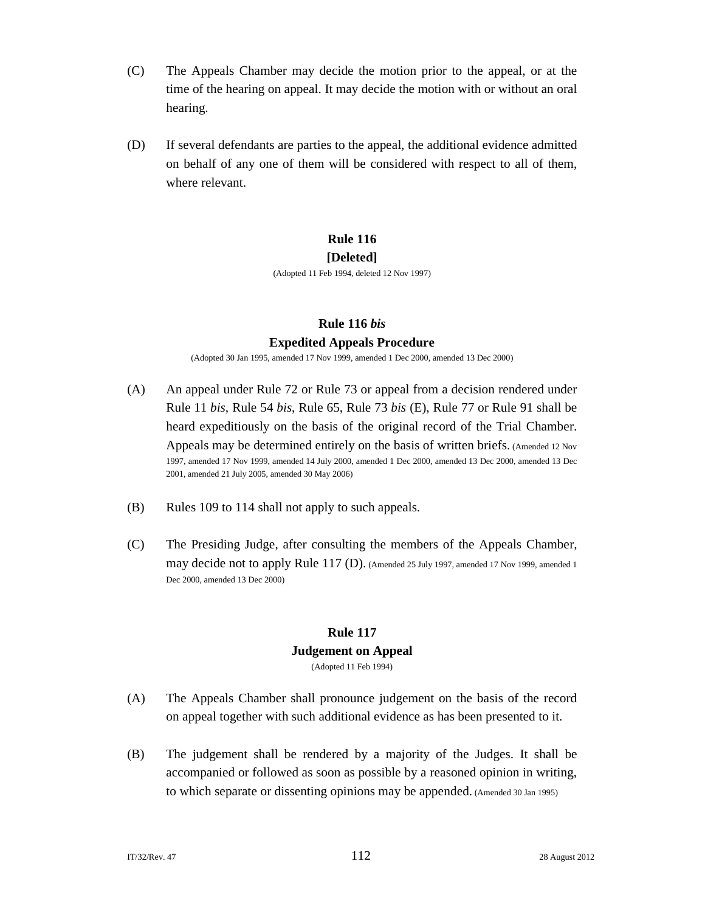(C) The Appeals Chamber may decide the motion prior to the appeal, or at the time of the hearing on appeal. It may decide the motion with or without an oral hearing.

(D) If several defendants are parties to the appeal, the additional evidence admitted on behalf of any one of them will be considered with respect to all of them, where relevant.

### Rule 116
### [Deleted]

(Adopted 11 Feb 1994, deleted 12 Nov 1997)

### Rule 116 *bis*
### Expedited Appeals Procedure

(Adopted 30 Jan 1995, amended 17 Nov 1999, amended 1 Dec 2000, amended 13 Dec 2000)

(A) An appeal under Rule 72 or Rule 73 or appeal from a decision rendered under Rule 11 *bis*, Rule 54 *bis*, Rule 65, Rule 73 *bis* (E), Rule 77 or Rule 91 shall be heard expeditiously on the basis of the original record of the Trial Chamber. Appeals may be determined entirely on the basis of written briefs. (Amended 12 Nov 1997, amended 17 Nov 1999, amended 14 July 2000, amended 1 Dec 2000, amended 13 Dec 2000, amended 13 Dec 2001, amended 21 July 2005, amended 30 May 2006)

(B) Rules 109 to 114 shall not apply to such appeals.

(C) The Presiding Judge, after consulting the members of the Appeals Chamber, may decide not to apply Rule 117 (D). (Amended 25 July 1997, amended 17 Nov 1999, amended 1 Dec 2000, amended 13 Dec 2000)

### Rule 117
### Judgement on Appeal

(Adopted 11 Feb 1994)

(A) The Appeals Chamber shall pronounce judgement on the basis of the record on appeal together with such additional evidence as has been presented to it.

(B) The judgement shall be rendered by a majority of the Judges. It shall be accompanied or followed as soon as possible by a reasoned opinion in writing, to which separate or dissenting opinions may be appended. (Amended 30 Jan 1995)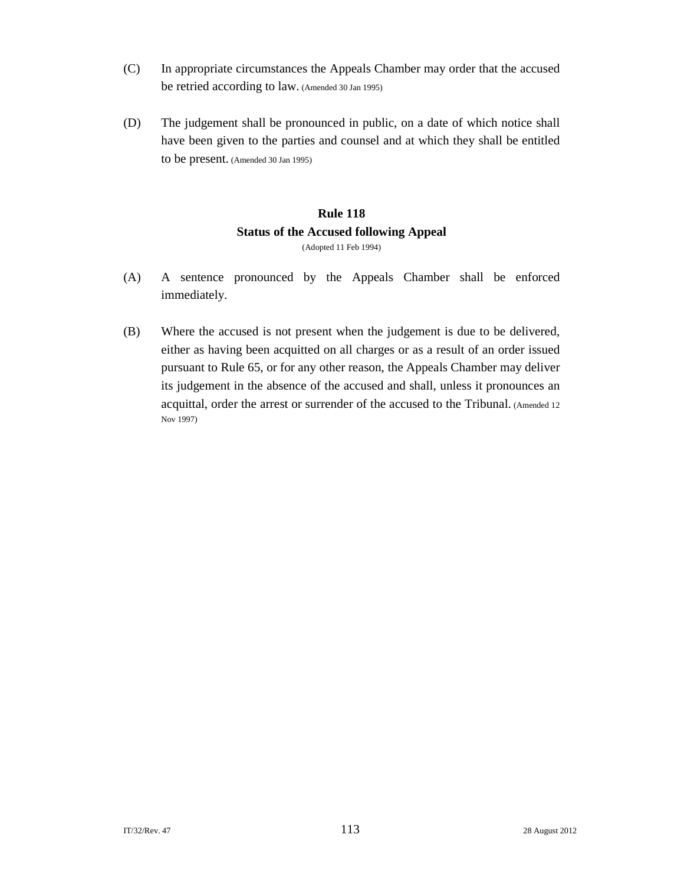(C) In appropriate circumstances the Appeals Chamber may order that the accused be retried according to law. (Amended 30 Jan 1995)

(D) The judgement shall be pronounced in public, on a date of which notice shall have been given to the parties and counsel and at which they shall be entitled to be present. (Amended 30 Jan 1995)

## Rule 118
## Status of the Accused following Appeal

(Adopted 11 Feb 1994)

(A) A sentence pronounced by the Appeals Chamber shall be enforced immediately.

(B) Where the accused is not present when the judgement is due to be delivered, either as having been acquitted on all charges or as a result of an order issued pursuant to Rule 65, or for any other reason, the Appeals Chamber may deliver its judgement in the absence of the accused and shall, unless it pronounces an acquittal, order the arrest or surrender of the accused to the Tribunal. (Amended 12 Nov 1997)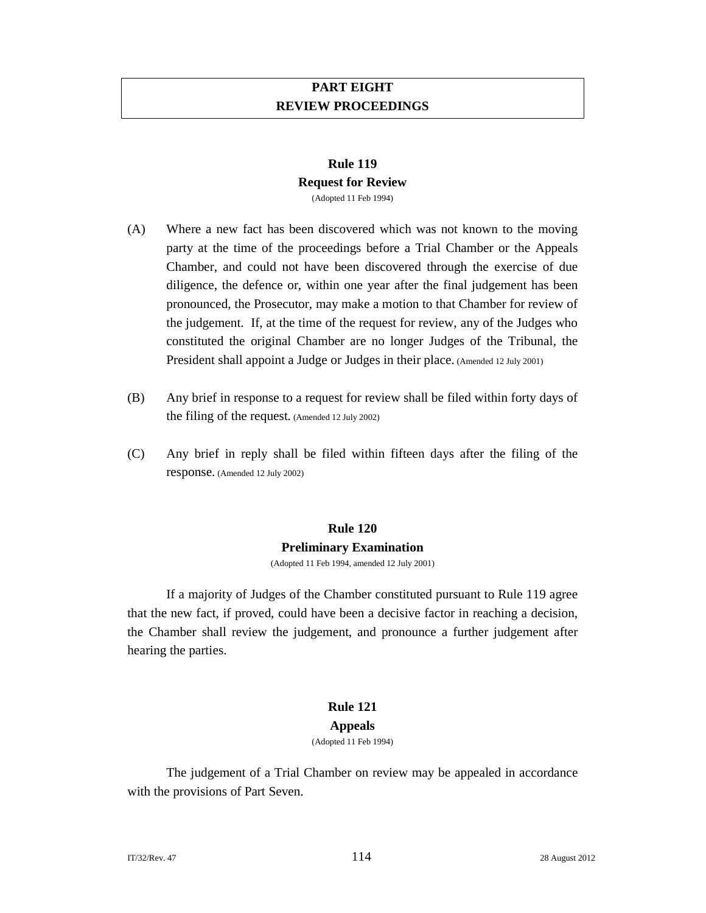# PART EIGHT
# REVIEW PROCEEDINGS

## Rule 119
## Request for Review

(Adopted 11 Feb 1994)

(A) Where a new fact has been discovered which was not known to the moving party at the time of the proceedings before a Trial Chamber or the Appeals Chamber, and could not have been discovered through the exercise of due diligence, the defence or, within one year after the final judgement has been pronounced, the Prosecutor, may make a motion to that Chamber for review of the judgement. If, at the time of the request for review, any of the Judges who constituted the original Chamber are no longer Judges of the Tribunal, the President shall appoint a Judge or Judges in their place. (Amended 12 July 2001)

(B) Any brief in response to a request for review shall be filed within forty days of the filing of the request. (Amended 12 July 2002)

(C) Any brief in reply shall be filed within fifteen days after the filing of the response. (Amended 12 July 2002)

## Rule 120
## Preliminary Examination

(Adopted 11 Feb 1994, amended 12 July 2001)

If a majority of Judges of the Chamber constituted pursuant to Rule 119 agree that the new fact, if proved, could have been a decisive factor in reaching a decision, the Chamber shall review the judgement, and pronounce a further judgement after hearing the parties.

## Rule 121
## Appeals

(Adopted 11 Feb 1994)

The judgement of a Trial Chamber on review may be appealed in accordance with the provisions of Part Seven.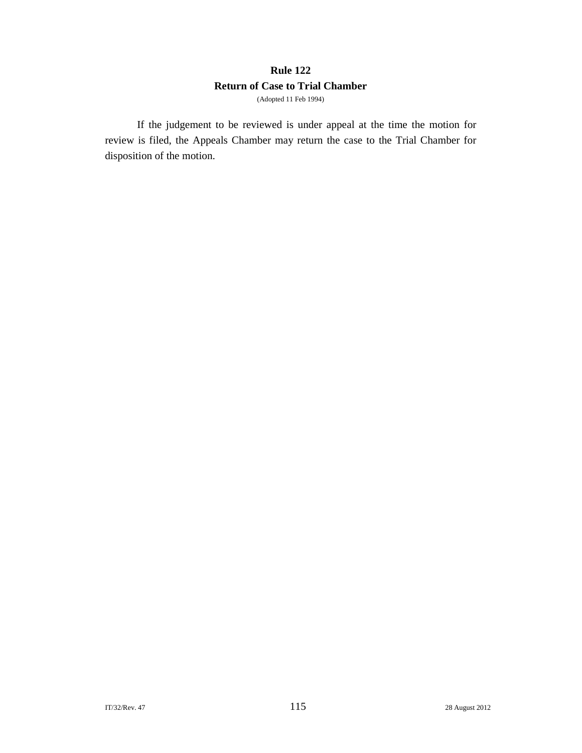# Rule 122

## Return of Case to Trial Chamber

(Adopted 11 Feb 1994)

If the judgement to be reviewed is under appeal at the time the motion for review is filed, the Appeals Chamber may return the case to the Trial Chamber for disposition of the motion.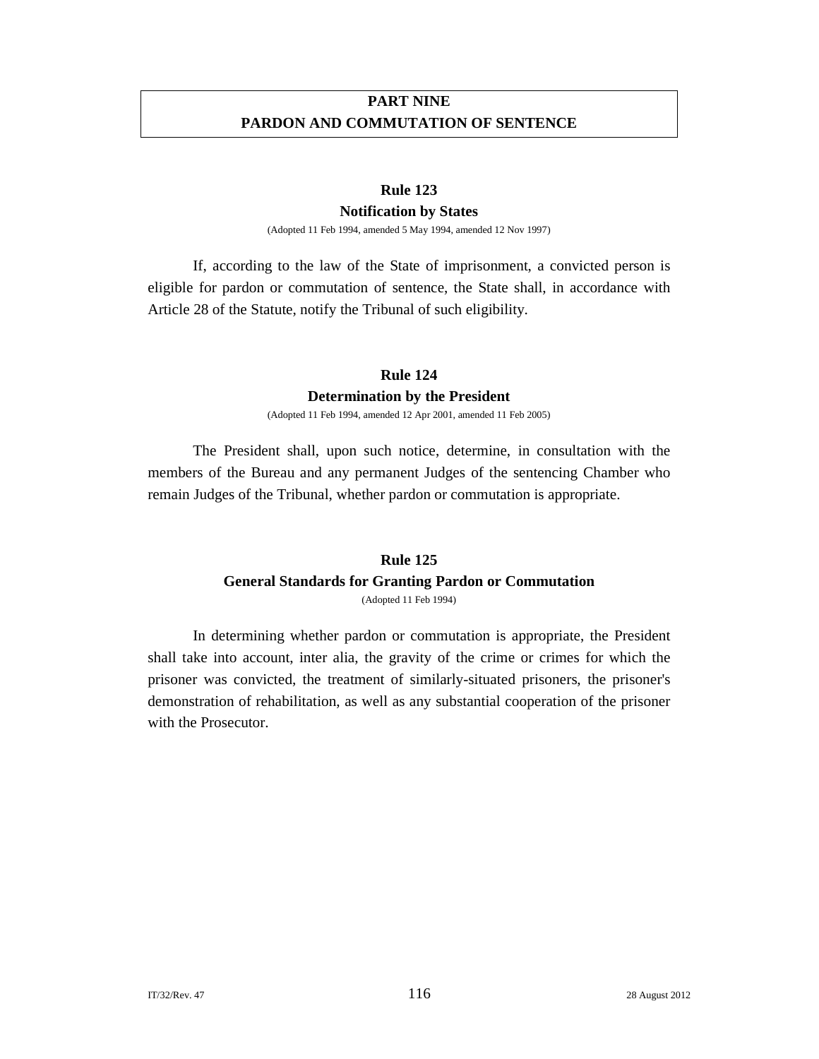# PART NINE
# PARDON AND COMMUTATION OF SENTENCE

## Rule 123
### Notification by States

(Adopted 11 Feb 1994, amended 5 May 1994, amended 12 Nov 1997)

If, according to the law of the State of imprisonment, a convicted person is eligible for pardon or commutation of sentence, the State shall, in accordance with Article 28 of the Statute, notify the Tribunal of such eligibility.

## Rule 124
### Determination by the President

(Adopted 11 Feb 1994, amended 12 Apr 2001, amended 11 Feb 2005)

The President shall, upon such notice, determine, in consultation with the members of the Bureau and any permanent Judges of the sentencing Chamber who remain Judges of the Tribunal, whether pardon or commutation is appropriate.

## Rule 125
### General Standards for Granting Pardon or Commutation

(Adopted 11 Feb 1994)

In determining whether pardon or commutation is appropriate, the President shall take into account, inter alia, the gravity of the crime or crimes for which the prisoner was convicted, the treatment of similarly-situated prisoners, the prisoner's demonstration of rehabilitation, as well as any substantial cooperation of the prisoner with the Prosecutor.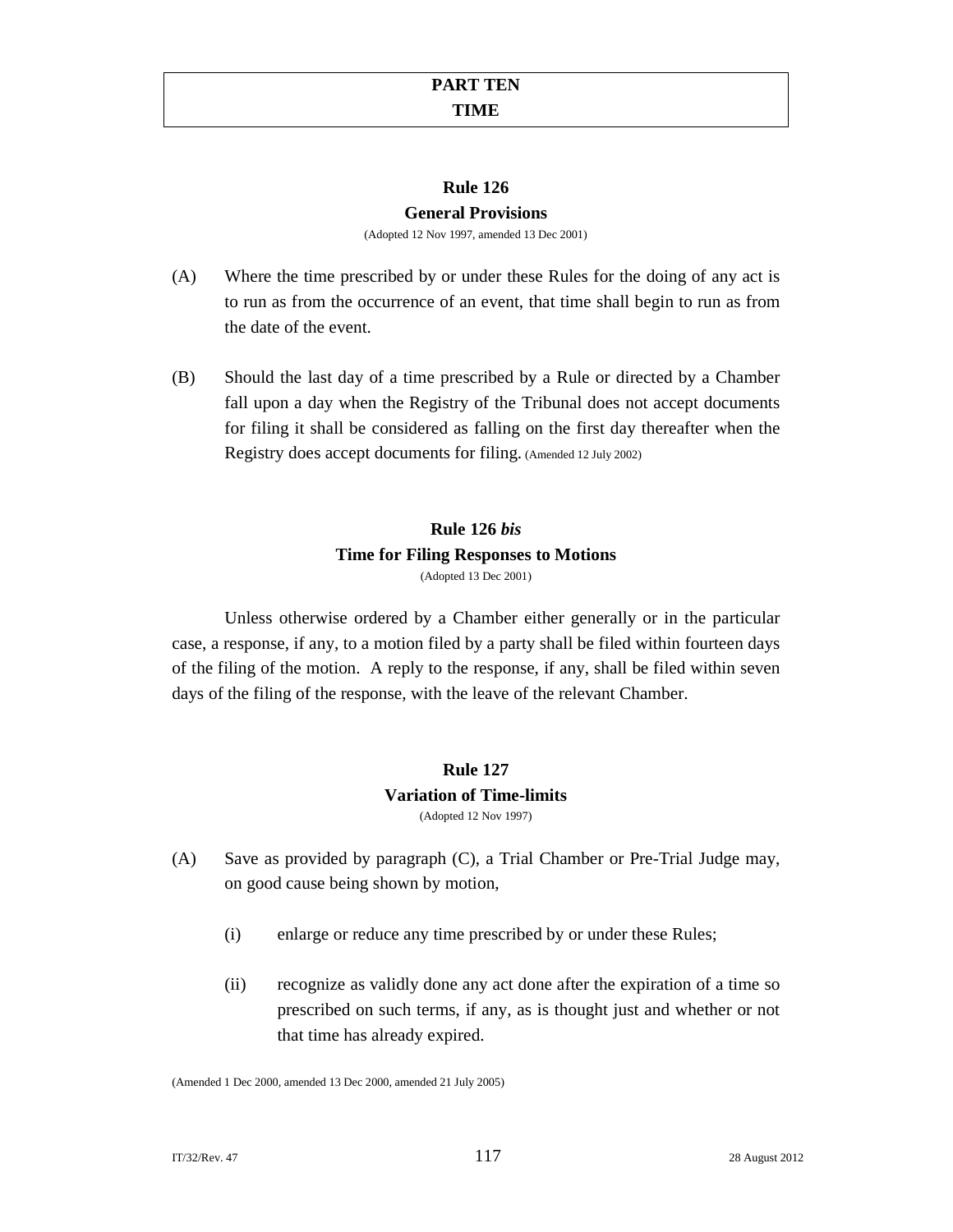# PART TEN
# TIME

## Rule 126
## General Provisions

(Adopted 12 Nov 1997, amended 13 Dec 2001)

(A) Where the time prescribed by or under these Rules for the doing of any act is to run as from the occurrence of an event, that time shall begin to run as from the date of the event.

(B) Should the last day of a time prescribed by a Rule or directed by a Chamber fall upon a day when the Registry of the Tribunal does not accept documents for filing it shall be considered as falling on the first day thereafter when the Registry does accept documents for filing. (Amended 12 July 2002)

## Rule 126 *bis*
## Time for Filing Responses to Motions

(Adopted 13 Dec 2001)

Unless otherwise ordered by a Chamber either generally or in the particular case, a response, if any, to a motion filed by a party shall be filed within fourteen days of the filing of the motion. A reply to the response, if any, shall be filed within seven days of the filing of the response, with the leave of the relevant Chamber.

## Rule 127
## Variation of Time-limits

(Adopted 12 Nov 1997)

(A) Save as provided by paragraph (C), a Trial Chamber or Pre-Trial Judge may, on good cause being shown by motion,

(i) enlarge or reduce any time prescribed by or under these Rules;

(ii) recognize as validly done any act done after the expiration of a time so prescribed on such terms, if any, as is thought just and whether or not that time has already expired.

(Amended 1 Dec 2000, amended 13 Dec 2000, amended 21 July 2005)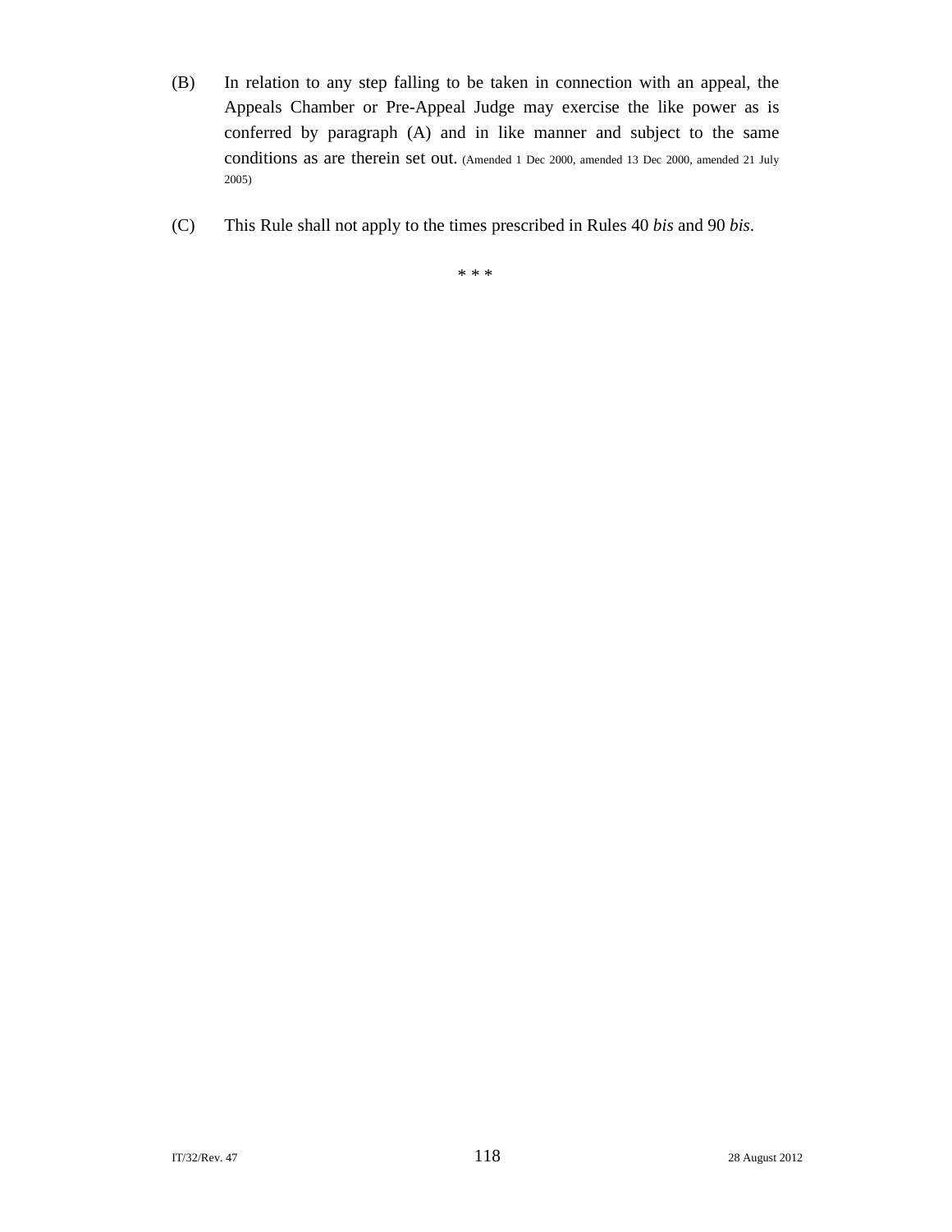(B) In relation to any step falling to be taken in connection with an appeal, the Appeals Chamber or Pre-Appeal Judge may exercise the like power as is conferred by paragraph (A) and in like manner and subject to the same conditions as are therein set out. (Amended 1 Dec 2000, amended 13 Dec 2000, amended 21 July 2005)

(C) This Rule shall not apply to the times prescribed in Rules 40 *bis* and 90 *bis*.

\* \* \*